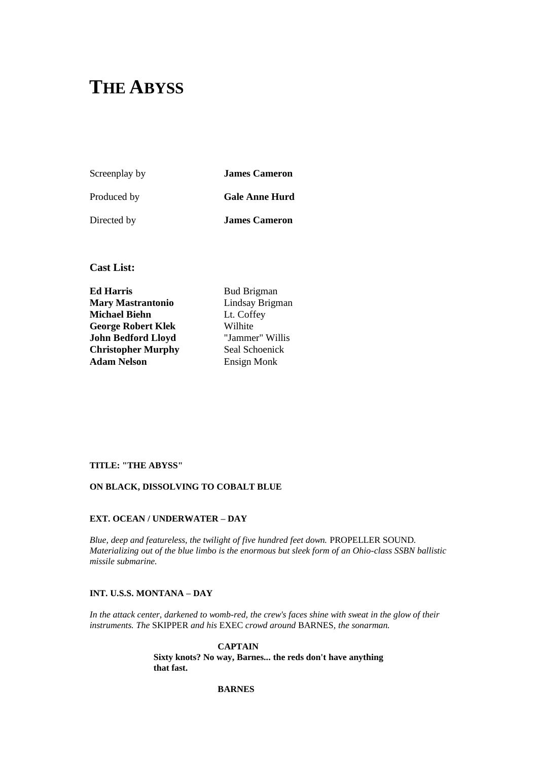# THE ABYSS

| | |
|---|---|
| Screenplay by | **James Cameron** |
| Produced by | **Gale Anne Hurd** |
| Directed by | **James Cameron** |

### Cast List:

| | |
|---|---|
| **Ed Harris** | Bud Brigman |
| **Mary Mastrantonio** | Lindsay Brigman |
| **Michael Biehn** | Lt. Coffey |
| **George Robert Klek** | Wilhite |
| **John Bedford Lloyd** | "Jammer" Willis |
| **Christopher Murphy** | Seal Schoenick |
| **Adam Nelson** | Ensign Monk |

**TITLE: "THE ABYSS"**

**ON BLACK, DISSOLVING TO COBALT BLUE**

**EXT. OCEAN / UNDERWATER – DAY**

*Blue, deep and featureless, the twilight of five hundred feet down.* PROPELLER SOUND. *Materializing out of the blue limbo is the enormous but sleek form of an Ohio-class SSBN ballistic missile submarine.*

**INT. U.S.S. MONTANA – DAY**

*In the attack center, darkened to womb-red, the crew's faces shine with sweat in the glow of their instruments. The* SKIPPER *and his* EXEC *crowd around* BARNES*, the sonarman.*

**CAPTAIN**

**Sixty knots? No way, Barnes... the reds don't have anything that fast.**

**BARNES**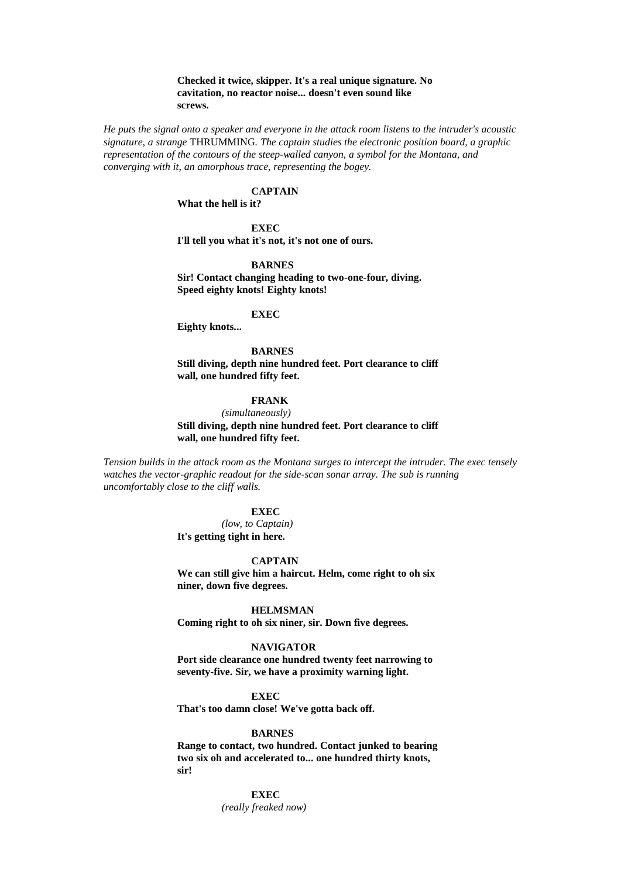**Checked it twice, skipper. It's a real unique signature. No cavitation, no reactor noise... doesn't even sound like screws.**

*He puts the signal onto a speaker and everyone in the attack room listens to the intruder's acoustic signature, a strange* THRUMMING. *The captain studies the electronic position board, a graphic representation of the contours of the steep-walled canyon, a symbol for the Montana, and converging with it, an amorphous trace, representing the bogey.*

**CAPTAIN**

**What the hell is it?**

**EXEC**

**I'll tell you what it's not, it's not one of ours.**

**BARNES**

**Sir! Contact changing heading to two-one-four, diving. Speed eighty knots! Eighty knots!**

**EXEC**

**Eighty knots...**

**BARNES**

**Still diving, depth nine hundred feet. Port clearance to cliff wall, one hundred fifty feet.**

**FRANK**

*(simultaneously)*

**Still diving, depth nine hundred feet. Port clearance to cliff wall, one hundred fifty feet.**

*Tension builds in the attack room as the Montana surges to intercept the intruder. The exec tensely watches the vector-graphic readout for the side-scan sonar array. The sub is running uncomfortably close to the cliff walls.*

**EXEC**

*(low, to Captain)*

**It's getting tight in here.**

**CAPTAIN**

**We can still give him a haircut. Helm, come right to oh six niner, down five degrees.**

**HELMSMAN**

**Coming right to oh six niner, sir. Down five degrees.**

**NAVIGATOR**

**Port side clearance one hundred twenty feet narrowing to seventy-five. Sir, we have a proximity warning light.**

**EXEC**

**That's too damn close! We've gotta back off.**

**BARNES**

**Range to contact, two hundred. Contact junked to bearing two six oh and accelerated to... one hundred thirty knots, sir!**

**EXEC**

*(really freaked now)*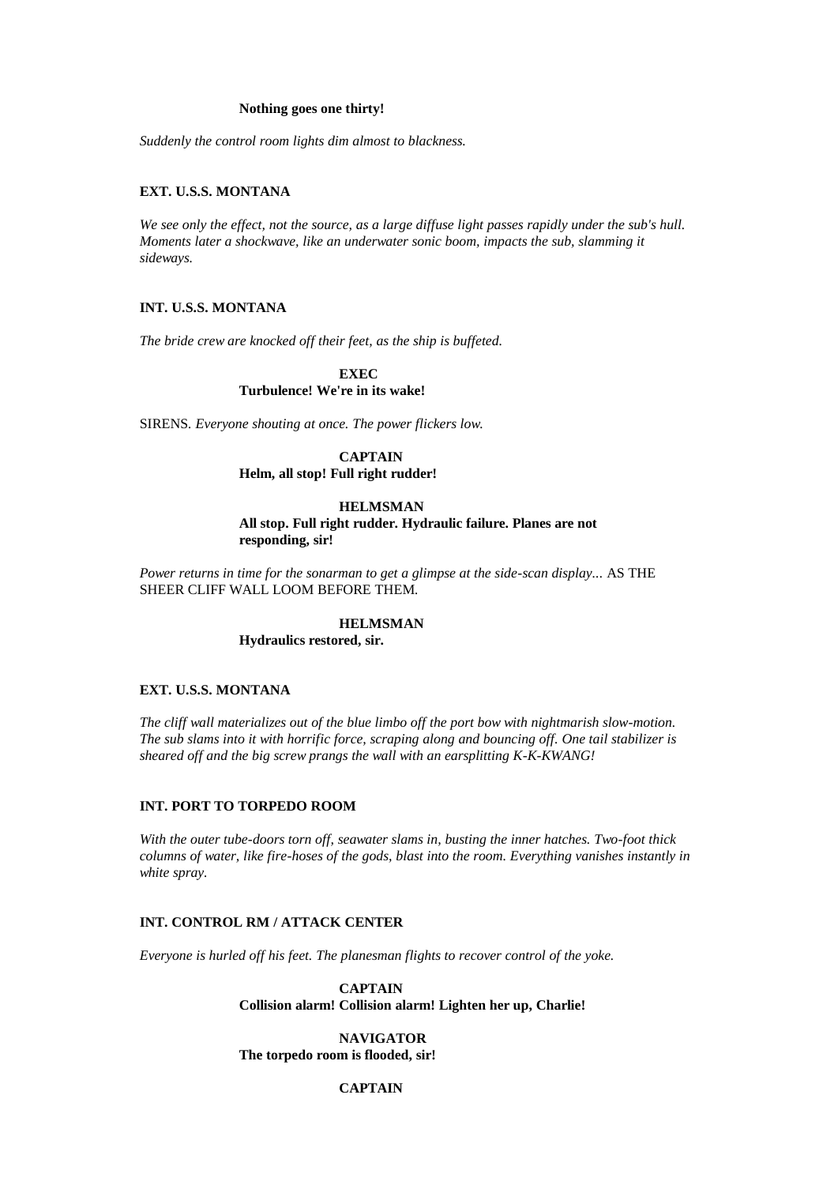**Nothing goes one thirty!**

*Suddenly the control room lights dim almost to blackness.*

**EXT. U.S.S. MONTANA**

*We see only the effect, not the source, as a large diffuse light passes rapidly under the sub's hull. Moments later a shockwave, like an underwater sonic boom, impacts the sub, slamming it sideways.*

**INT. U.S.S. MONTANA**

*The bride crew are knocked off their feet, as the ship is buffeted.*

**EXEC**
**Turbulence! We're in its wake!**

SIRENS. *Everyone shouting at once. The power flickers low.*

**CAPTAIN**
**Helm, all stop! Full right rudder!**

**HELMSMAN**
**All stop. Full right rudder. Hydraulic failure. Planes are not responding, sir!**

*Power returns in time for the sonarman to get a glimpse at the side-scan display...* AS THE SHEER CLIFF WALL LOOM BEFORE THEM.

**HELMSMAN**
**Hydraulics restored, sir.**

**EXT. U.S.S. MONTANA**

*The cliff wall materializes out of the blue limbo off the port bow with nightmarish slow-motion. The sub slams into it with horrific force, scraping along and bouncing off. One tail stabilizer is sheared off and the big screw prangs the wall with an earsplitting K-K-KWANG!*

**INT. PORT TO TORPEDO ROOM**

*With the outer tube-doors torn off, seawater slams in, busting the inner hatches. Two-foot thick columns of water, like fire-hoses of the gods, blast into the room. Everything vanishes instantly in white spray.*

**INT. CONTROL RM / ATTACK CENTER**

*Everyone is hurled off his feet. The planesman flights to recover control of the yoke.*

**CAPTAIN**
**Collision alarm! Collision alarm! Lighten her up, Charlie!**

**NAVIGATOR**
**The torpedo room is flooded, sir!**

**CAPTAIN**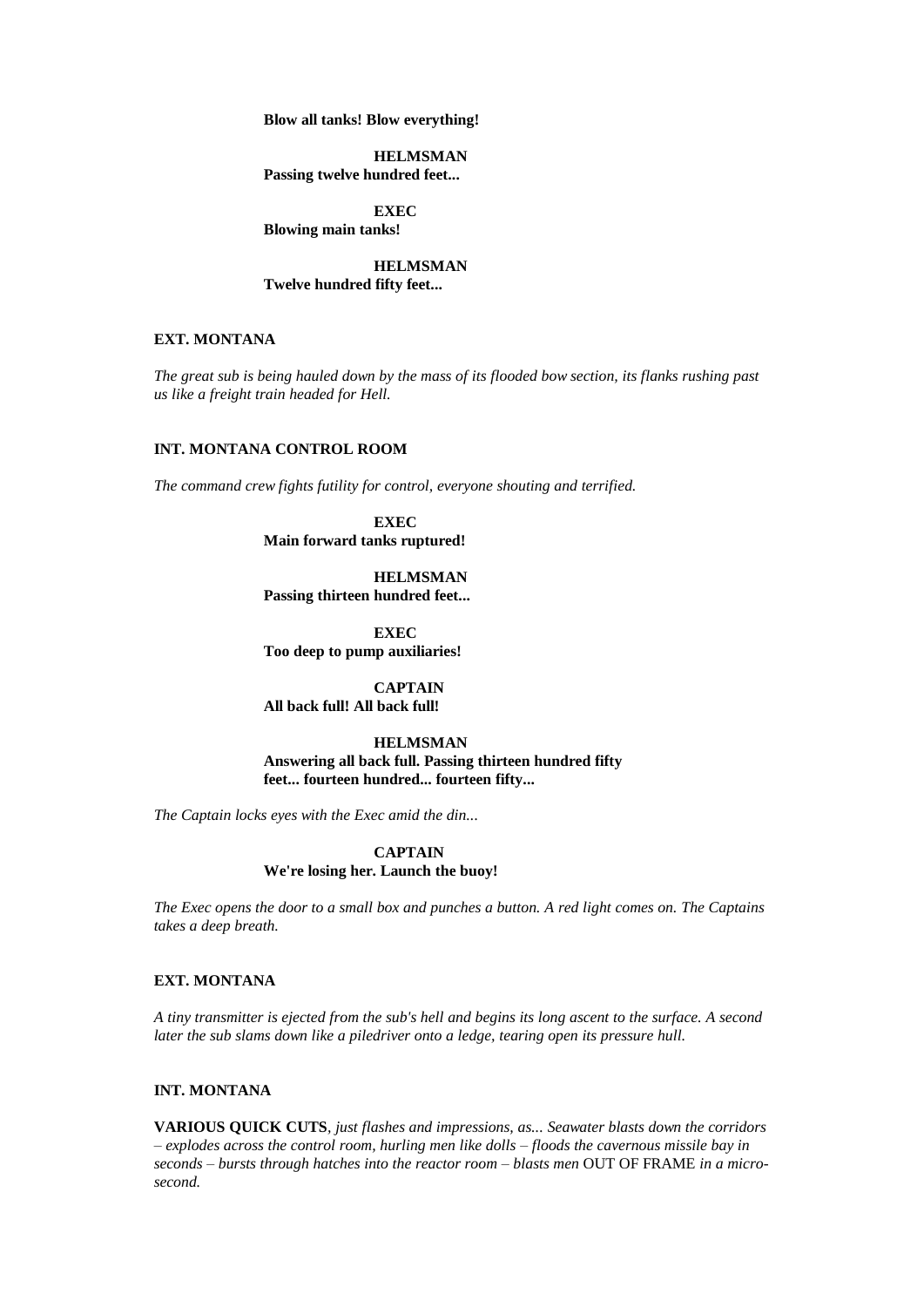**Blow all tanks! Blow everything!**

**HELMSMAN**
**Passing twelve hundred feet...**

**EXEC**
**Blowing main tanks!**

**HELMSMAN**
**Twelve hundred fifty feet...**

**EXT. MONTANA**

*The great sub is being hauled down by the mass of its flooded bow section, its flanks rushing past us like a freight train headed for Hell.*

**INT. MONTANA CONTROL ROOM**

*The command crew fights futility for control, everyone shouting and terrified.*

**EXEC**
**Main forward tanks ruptured!**

**HELMSMAN**
**Passing thirteen hundred feet...**

**EXEC**
**Too deep to pump auxiliaries!**

**CAPTAIN**
**All back full! All back full!**

**HELMSMAN**
**Answering all back full. Passing thirteen hundred fifty feet... fourteen hundred... fourteen fifty...**

*The Captain locks eyes with the Exec amid the din...*

**CAPTAIN**
**We're losing her. Launch the buoy!**

*The Exec opens the door to a small box and punches a button. A red light comes on. The Captains takes a deep breath.*

**EXT. MONTANA**

*A tiny transmitter is ejected from the sub's hell and begins its long ascent to the surface. A second later the sub slams down like a piledriver onto a ledge, tearing open its pressure hull.*

**INT. MONTANA**

**VARIOUS QUICK CUTS**, *just flashes and impressions, as... Seawater blasts down the corridors – explodes across the control room, hurling men like dolls – floods the cavernous missile bay in seconds – bursts through hatches into the reactor room – blasts men* OUT OF FRAME *in a micro-second.*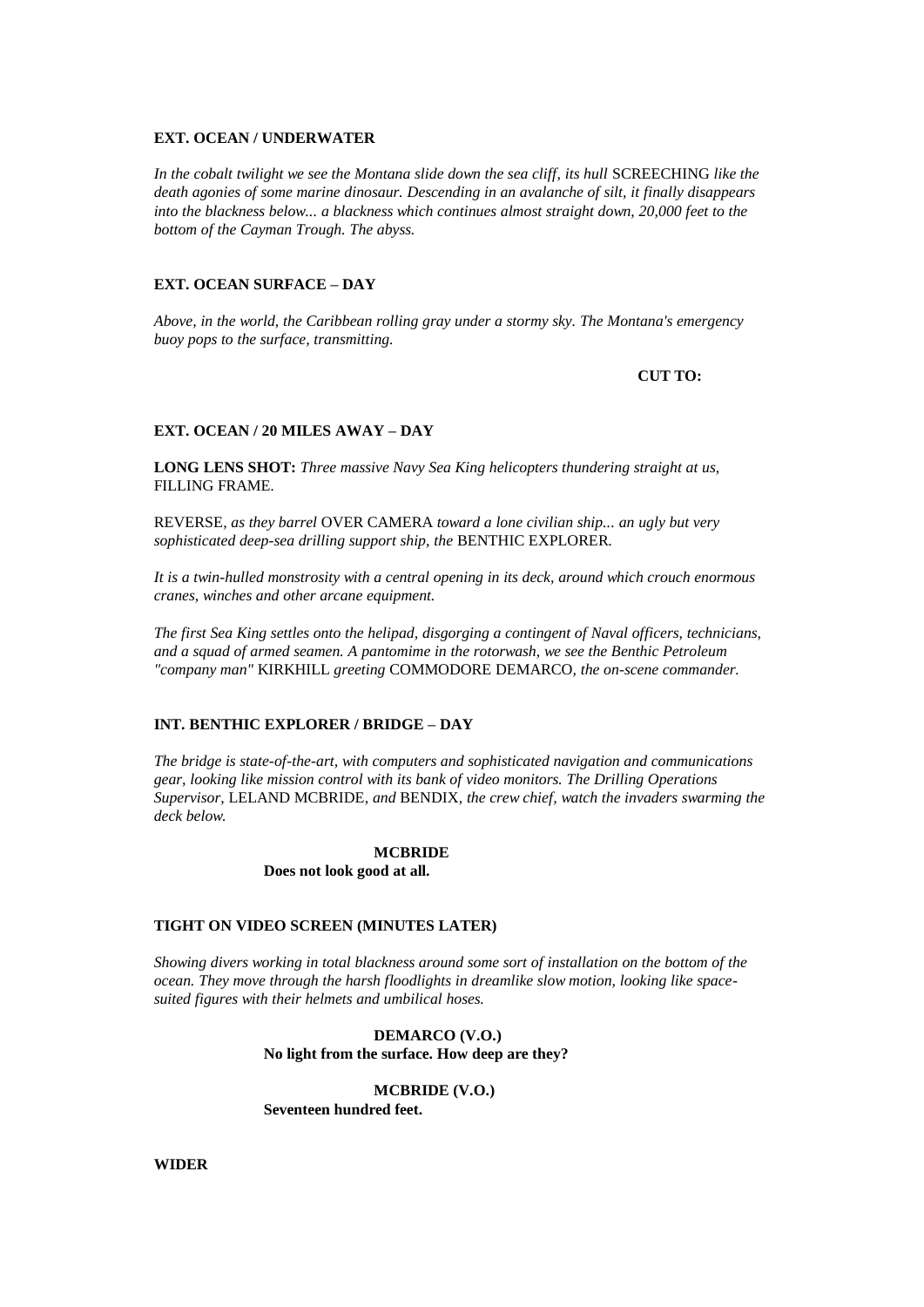**EXT. OCEAN / UNDERWATER**

*In the cobalt twilight we see the Montana slide down the sea cliff, its hull* SCREECHING *like the death agonies of some marine dinosaur. Descending in an avalanche of silt, it finally disappears into the blackness below... a blackness which continues almost straight down, 20,000 feet to the bottom of the Cayman Trough. The abyss.*

**EXT. OCEAN SURFACE – DAY**

*Above, in the world, the Caribbean rolling gray under a stormy sky. The Montana's emergency buoy pops to the surface, transmitting.*

**CUT TO:**

**EXT. OCEAN / 20 MILES AWAY – DAY**

**LONG LENS SHOT:** *Three massive Navy Sea King helicopters thundering straight at us,* FILLING FRAME.

REVERSE, *as they barrel* OVER CAMERA *toward a lone civilian ship... an ugly but very sophisticated deep-sea drilling support ship, the* BENTHIC EXPLORER*.*

*It is a twin-hulled monstrosity with a central opening in its deck, around which crouch enormous cranes, winches and other arcane equipment.*

*The first Sea King settles onto the helipad, disgorging a contingent of Naval officers, technicians, and a squad of armed seamen. A pantomime in the rotorwash, we see the Benthic Petroleum "company man"* KIRKHILL *greeting* COMMODORE DEMARCO*, the on-scene commander.*

**INT. BENTHIC EXPLORER / BRIDGE – DAY**

*The bridge is state-of-the-art, with computers and sophisticated navigation and communications gear, looking like mission control with its bank of video monitors. The Drilling Operations Supervisor,* LELAND MCBRIDE*, and* BENDIX*, the crew chief, watch the invaders swarming the deck below.*

**MCBRIDE**
**Does not look good at all.**

**TIGHT ON VIDEO SCREEN (MINUTES LATER)**

*Showing divers working in total blackness around some sort of installation on the bottom of the ocean. They move through the harsh floodlights in dreamlike slow motion, looking like space-suited figures with their helmets and umbilical hoses.*

**DEMARCO (V.O.)**
**No light from the surface. How deep are they?**

**MCBRIDE (V.O.)**
**Seventeen hundred feet.**

**WIDER**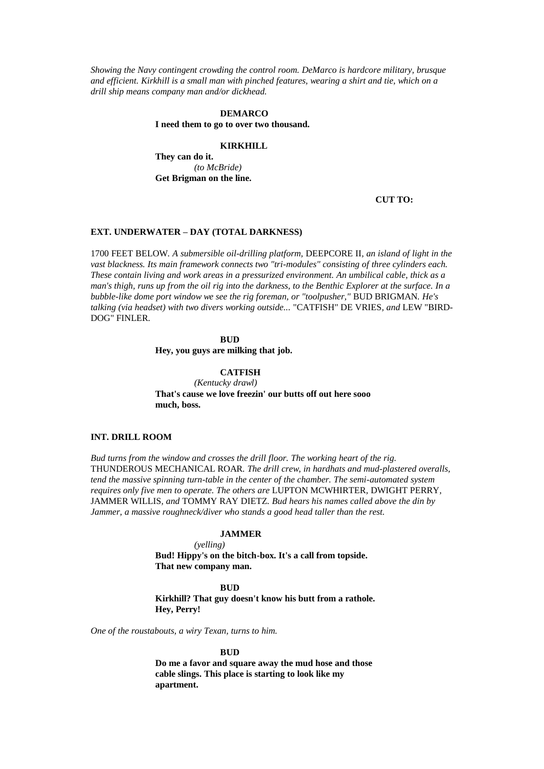*Showing the Navy contingent crowding the control room. DeMarco is hardcore military, brusque and efficient. Kirkhill is a small man with pinched features, wearing a shirt and tie, which on a drill ship means company man and/or dickhead.*

**DEMARCO**
**I need them to go to over two thousand.**

**KIRKHILL**
**They can do it.**
*(to McBride)*
**Get Brigman on the line.**

**CUT TO:**

**EXT. UNDERWATER – DAY (TOTAL DARKNESS)**

1700 FEET BELOW. *A submersible oil-drilling platform,* DEEPCORE II*, an island of light in the vast blackness. Its main framework connects two "tri-modules" consisting of three cylinders each. These contain living and work areas in a pressurized environment. An umbilical cable, thick as a man's thigh, runs up from the oil rig into the darkness, to the Benthic Explorer at the surface. In a bubble-like dome port window we see the rig foreman, or "toolpusher,"* BUD BRIGMAN*. He's talking (via headset) with two divers working outside...* "CATFISH" DE VRIES*, and* LEW "BIRD-DOG" FINLER.

**BUD**
**Hey, you guys are milking that job.**

**CATFISH**
*(Kentucky drawl)*
**That's cause we love freezin' our butts off out here sooo much, boss.**

**INT. DRILL ROOM**

*Bud turns from the window and crosses the drill floor. The working heart of the rig.* THUNDEROUS MECHANICAL ROAR. *The drill crew, in hardhats and mud-plastered overalls, tend the massive spinning turn-table in the center of the chamber. The semi-automated system requires only five men to operate. The others are* LUPTON MCWHIRTER, DWIGHT PERRY, JAMMER WILLIS*, and* TOMMY RAY DIETZ. *Bud hears his names called above the din by Jammer, a massive roughneck/diver who stands a good head taller than the rest.*

**JAMMER**
*(yelling)*
**Bud! Hippy's on the bitch-box. It's a call from topside. That new company man.**

**BUD**
**Kirkhill? That guy doesn't know his butt from a rathole. Hey, Perry!**

*One of the roustabouts, a wiry Texan, turns to him.*

**BUD**
**Do me a favor and square away the mud hose and those cable slings. This place is starting to look like my apartment.**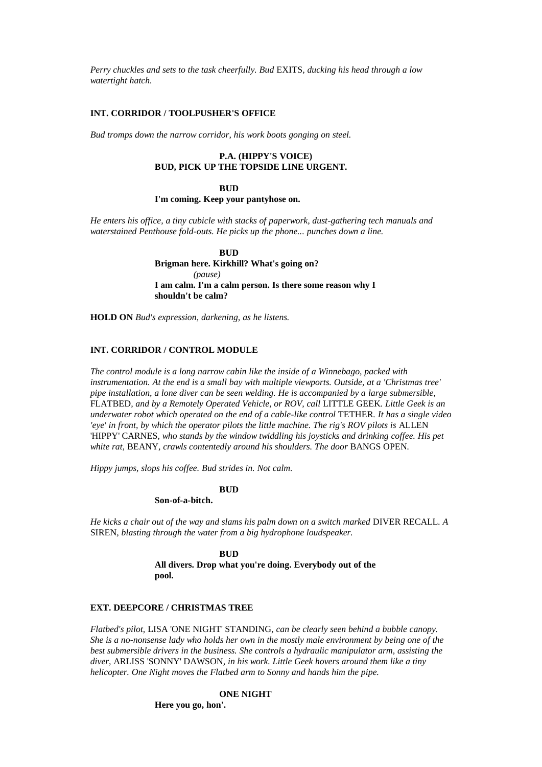*Perry chuckles and sets to the task cheerfully. Bud* EXITS*, ducking his head through a low watertight hatch.*

**INT. CORRIDOR / TOOLPUSHER'S OFFICE**

*Bud tromps down the narrow corridor, his work boots gonging on steel.*

**P.A. (HIPPY'S VOICE)**
**BUD, PICK UP THE TOPSIDE LINE URGENT.**

**BUD**
**I'm coming. Keep your pantyhose on.**

*He enters his office, a tiny cubicle with stacks of paperwork, dust-gathering tech manuals and waterstained Penthouse fold-outs. He picks up the phone... punches down a line.*

**BUD**
**Brigman here. Kirkhill? What's going on?**
*(pause)*
**I am calm. I'm a calm person. Is there some reason why I shouldn't be calm?**

**HOLD ON** *Bud's expression, darkening, as he listens.*

**INT. CORRIDOR / CONTROL MODULE**

*The control module is a long narrow cabin like the inside of a Winnebago, packed with instrumentation. At the end is a small bay with multiple viewports. Outside, at a 'Christmas tree' pipe installation, a lone diver can be seen welding. He is accompanied by a large submersible,* FLATBED*, and by a Remotely Operated Vehicle, or ROV, call* LITTLE GEEK*. Little Geek is an underwater robot which operated on the end of a cable-like control* TETHER*. It has a single video 'eye' in front, by which the operator pilots the little machine. The rig's ROV pilots is* ALLEN 'HIPPY' CARNES*, who stands by the window twiddling his joysticks and drinking coffee. His pet white rat,* BEANY*, crawls contentedly around his shoulders. The door* BANGS OPEN*.*

*Hippy jumps, slops his coffee. Bud strides in. Not calm.*

**BUD**
**Son-of-a-bitch.**

*He kicks a chair out of the way and slams his palm down on a switch marked* DIVER RECALL*. A* SIREN*, blasting through the water from a big hydrophone loudspeaker.*

**BUD**
**All divers. Drop what you're doing. Everybody out of the pool.**

**EXT. DEEPCORE / CHRISTMAS TREE**

*Flatbed's pilot,* LISA 'ONE NIGHT' STANDING*, can be clearly seen behind a bubble canopy. She is a no-nonsense lady who holds her own in the mostly male environment by being one of the best submersible drivers in the business. She controls a hydraulic manipulator arm, assisting the diver,* ARLISS 'SONNY' DAWSON*, in his work. Little Geek hovers around them like a tiny helicopter. One Night moves the Flatbed arm to Sonny and hands him the pipe.*

**ONE NIGHT**
**Here you go, hon'.**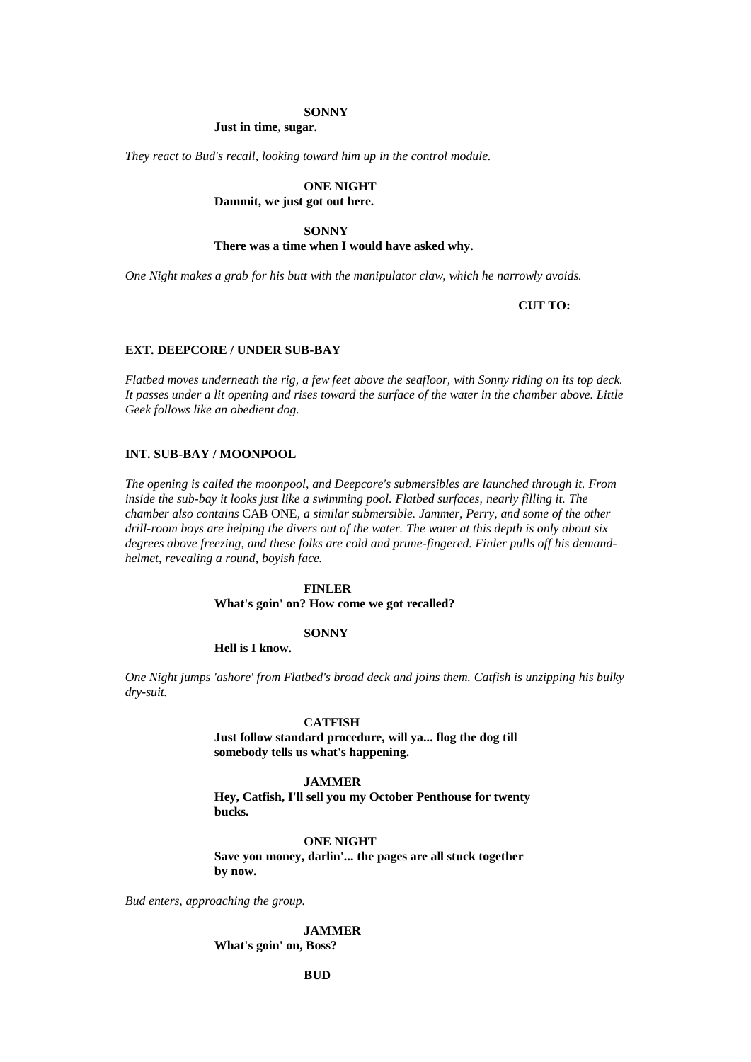**SONNY**
**Just in time, sugar.**

*They react to Bud's recall, looking toward him up in the control module.*

**ONE NIGHT**
**Dammit, we just got out here.**

**SONNY**
**There was a time when I would have asked why.**

*One Night makes a grab for his butt with the manipulator claw, which he narrowly avoids.*

**CUT TO:**

**EXT. DEEPCORE / UNDER SUB-BAY**

*Flatbed moves underneath the rig, a few feet above the seafloor, with Sonny riding on its top deck. It passes under a lit opening and rises toward the surface of the water in the chamber above. Little Geek follows like an obedient dog.*

**INT. SUB-BAY / MOONPOOL**

*The opening is called the moonpool, and Deepcore's submersibles are launched through it. From inside the sub-bay it looks just like a swimming pool. Flatbed surfaces, nearly filling it. The chamber also contains* CAB ONE*, a similar submersible. Jammer, Perry, and some of the other drill-room boys are helping the divers out of the water. The water at this depth is only about six degrees above freezing, and these folks are cold and prune-fingered. Finler pulls off his demand-helmet, revealing a round, boyish face.*

**FINLER**
**What's goin' on? How come we got recalled?**

**SONNY**
**Hell is I know.**

*One Night jumps 'ashore' from Flatbed's broad deck and joins them. Catfish is unzipping his bulky dry-suit.*

**CATFISH**
**Just follow standard procedure, will ya... flog the dog till somebody tells us what's happening.**

**JAMMER**
**Hey, Catfish, I'll sell you my October Penthouse for twenty bucks.**

**ONE NIGHT**
**Save you money, darlin'... the pages are all stuck together by now.**

*Bud enters, approaching the group.*

**JAMMER**
**What's goin' on, Boss?**

**BUD**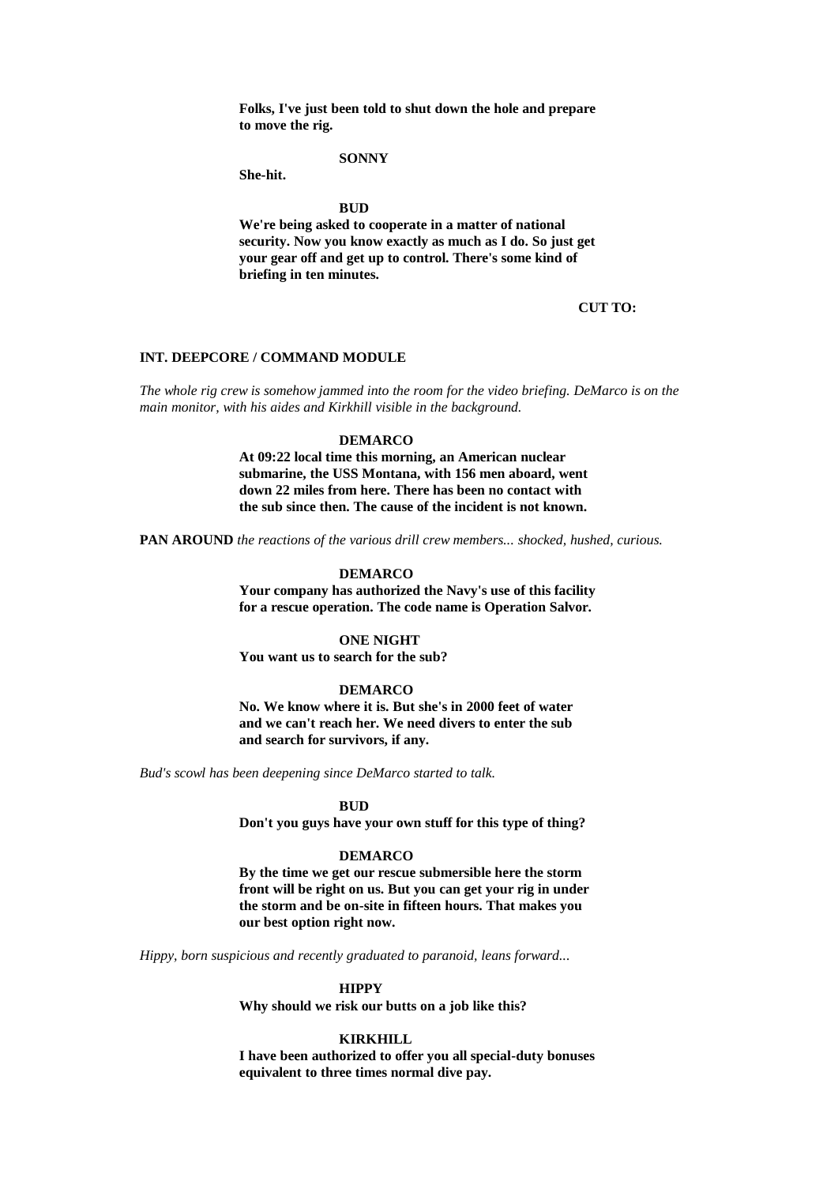**Folks, I've just been told to shut down the hole and prepare to move the rig.**

**SONNY**

**She-hit.**

**BUD**

**We're being asked to cooperate in a matter of national security. Now you know exactly as much as I do. So just get your gear off and get up to control. There's some kind of briefing in ten minutes.**

**CUT TO:**

**INT. DEEPCORE / COMMAND MODULE**

*The whole rig crew is somehow jammed into the room for the video briefing. DeMarco is on the main monitor, with his aides and Kirkhill visible in the background.*

**DEMARCO**

**At 09:22 local time this morning, an American nuclear submarine, the USS Montana, with 156 men aboard, went down 22 miles from here. There has been no contact with the sub since then. The cause of the incident is not known.**

**PAN AROUND** *the reactions of the various drill crew members... shocked, hushed, curious.*

**DEMARCO**

**Your company has authorized the Navy's use of this facility for a rescue operation. The code name is Operation Salvor.**

**ONE NIGHT**

**You want us to search for the sub?**

**DEMARCO**

**No. We know where it is. But she's in 2000 feet of water and we can't reach her. We need divers to enter the sub and search for survivors, if any.**

*Bud's scowl has been deepening since DeMarco started to talk.*

**BUD**

**Don't you guys have your own stuff for this type of thing?**

**DEMARCO**

**By the time we get our rescue submersible here the storm front will be right on us. But you can get your rig in under the storm and be on-site in fifteen hours. That makes you our best option right now.**

*Hippy, born suspicious and recently graduated to paranoid, leans forward...*

**HIPPY**

**Why should we risk our butts on a job like this?**

**KIRKHILL**

**I have been authorized to offer you all special-duty bonuses equivalent to three times normal dive pay.**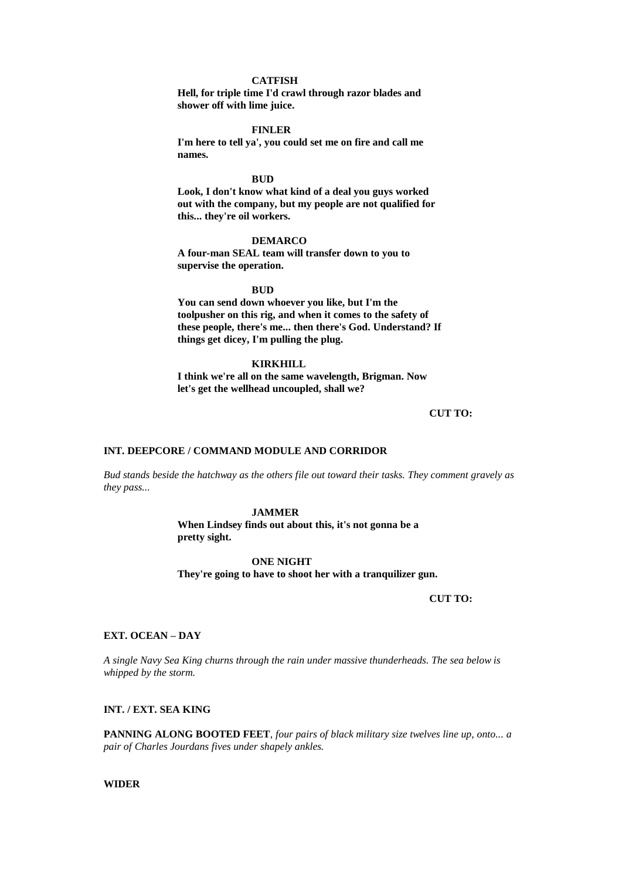**CATFISH**

**Hell, for triple time I'd crawl through razor blades and shower off with lime juice.**

**FINLER**

**I'm here to tell ya', you could set me on fire and call me names.**

**BUD**

**Look, I don't know what kind of a deal you guys worked out with the company, but my people are not qualified for this... they're oil workers.**

**DEMARCO**

**A four-man SEAL team will transfer down to you to supervise the operation.**

**BUD**

**You can send down whoever you like, but I'm the toolpusher on this rig, and when it comes to the safety of these people, there's me... then there's God. Understand? If things get dicey, I'm pulling the plug.**

**KIRKHILL**

**I think we're all on the same wavelength, Brigman. Now let's get the wellhead uncoupled, shall we?**

**CUT TO:**

**INT. DEEPCORE / COMMAND MODULE AND CORRIDOR**

*Bud stands beside the hatchway as the others file out toward their tasks. They comment gravely as they pass...*

**JAMMER**

**When Lindsey finds out about this, it's not gonna be a pretty sight.**

**ONE NIGHT**

**They're going to have to shoot her with a tranquilizer gun.**

**CUT TO:**

**EXT. OCEAN – DAY**

*A single Navy Sea King churns through the rain under massive thunderheads. The sea below is whipped by the storm.*

**INT. / EXT. SEA KING**

**PANNING ALONG BOOTED FEET**, *four pairs of black military size twelves line up, onto... a pair of Charles Jourdans fives under shapely ankles.*

**WIDER**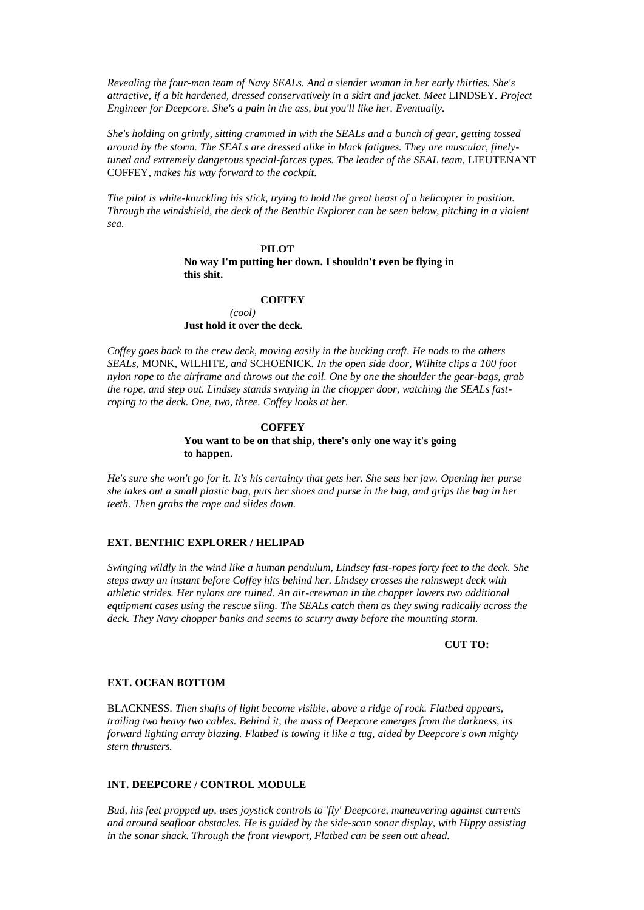*Revealing the four-man team of Navy SEALs. And a slender woman in her early thirties. She's attractive, if a bit hardened, dressed conservatively in a skirt and jacket. Meet* LINDSEY*. Project Engineer for Deepcore. She's a pain in the ass, but you'll like her. Eventually.*

*She's holding on grimly, sitting crammed in with the SEALs and a bunch of gear, getting tossed around by the storm. The SEALs are dressed alike in black fatigues. They are muscular, finely-tuned and extremely dangerous special-forces types. The leader of the SEAL team,* LIEUTENANT COFFEY*, makes his way forward to the cockpit.*

*The pilot is white-knuckling his stick, trying to hold the great beast of a helicopter in position. Through the windshield, the deck of the Benthic Explorer can be seen below, pitching in a violent sea.*

**PILOT**
**No way I'm putting her down. I shouldn't even be flying in this shit.**

**COFFEY**
*(cool)*
**Just hold it over the deck.**

*Coffey goes back to the crew deck, moving easily in the bucking craft. He nods to the others SEALs,* MONK*,* WILHITE*, and* SCHOENICK*. In the open side door, Wilhite clips a 100 foot nylon rope to the airframe and throws out the coil. One by one the shoulder the gear-bags, grab the rope, and step out. Lindsey stands swaying in the chopper door, watching the SEALs fast-roping to the deck. One, two, three. Coffey looks at her.*

**COFFEY**
**You want to be on that ship, there's only one way it's going to happen.**

*He's sure she won't go for it. It's his certainty that gets her. She sets her jaw. Opening her purse she takes out a small plastic bag, puts her shoes and purse in the bag, and grips the bag in her teeth. Then grabs the rope and slides down.*

**EXT. BENTHIC EXPLORER / HELIPAD**

*Swinging wildly in the wind like a human pendulum, Lindsey fast-ropes forty feet to the deck. She steps away an instant before Coffey hits behind her. Lindsey crosses the rainswept deck with athletic strides. Her nylons are ruined. An air-crewman in the chopper lowers two additional equipment cases using the rescue sling. The SEALs catch them as they swing radically across the deck. They Navy chopper banks and seems to scurry away before the mounting storm.*

**CUT TO:**

**EXT. OCEAN BOTTOM**

BLACKNESS*. Then shafts of light become visible, above a ridge of rock. Flatbed appears, trailing two heavy two cables. Behind it, the mass of Deepcore emerges from the darkness, its forward lighting array blazing. Flatbed is towing it like a tug, aided by Deepcore's own mighty stern thrusters.*

**INT. DEEPCORE / CONTROL MODULE**

*Bud, his feet propped up, uses joystick controls to 'fly' Deepcore, maneuvering against currents and around seafloor obstacles. He is guided by the side-scan sonar display, with Hippy assisting in the sonar shack. Through the front viewport, Flatbed can be seen out ahead.*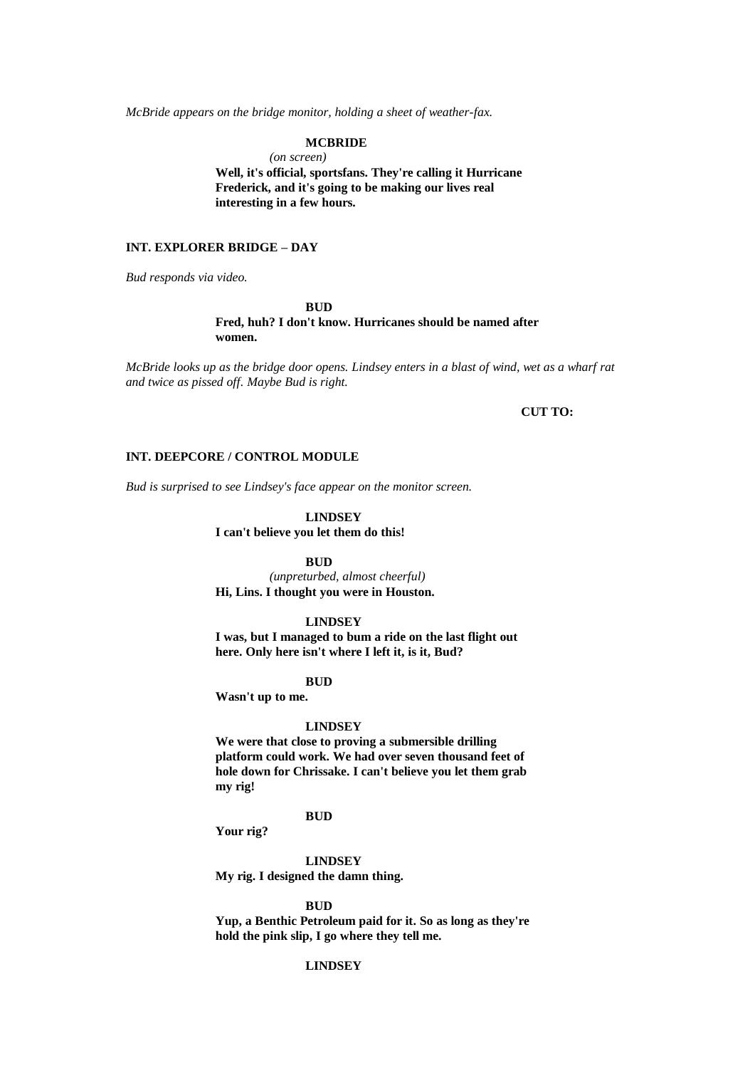*McBride appears on the bridge monitor, holding a sheet of weather-fax.*

**MCBRIDE**
*(on screen)*
**Well, it's official, sportsfans. They're calling it Hurricane Frederick, and it's going to be making our lives real interesting in a few hours.**

**INT. EXPLORER BRIDGE – DAY**

*Bud responds via video.*

**BUD**
**Fred, huh? I don't know. Hurricanes should be named after women.**

*McBride looks up as the bridge door opens. Lindsey enters in a blast of wind, wet as a wharf rat and twice as pissed off. Maybe Bud is right.*

**CUT TO:**

**INT. DEEPCORE / CONTROL MODULE**

*Bud is surprised to see Lindsey's face appear on the monitor screen.*

**LINDSEY**
**I can't believe you let them do this!**

**BUD**
*(unpreturbed, almost cheerful)*
**Hi, Lins. I thought you were in Houston.**

**LINDSEY**
**I was, but I managed to bum a ride on the last flight out here. Only here isn't where I left it, is it, Bud?**

**BUD**
**Wasn't up to me.**

**LINDSEY**
**We were that close to proving a submersible drilling platform could work. We had over seven thousand feet of hole down for Chrissake. I can't believe you let them grab my rig!**

**BUD**
**Your rig?**

**LINDSEY**
**My rig. I designed the damn thing.**

**BUD**
**Yup, a Benthic Petroleum paid for it. So as long as they're hold the pink slip, I go where they tell me.**

**LINDSEY**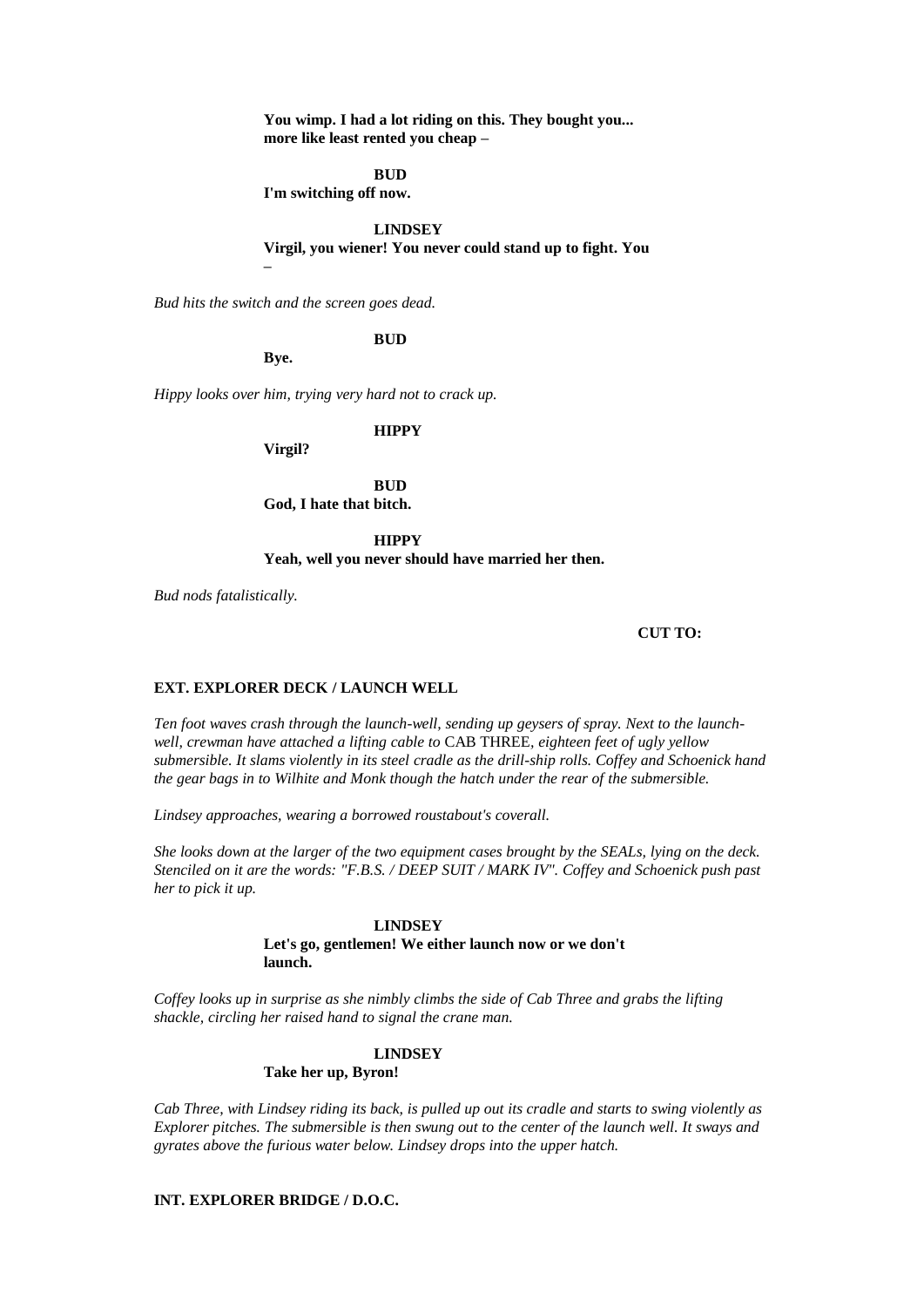**You wimp. I had a lot riding on this. They bought you... more like least rented you cheap –**

**BUD**
**I'm switching off now.**

**LINDSEY**
**Virgil, you wiener! You never could stand up to fight. You –**

*Bud hits the switch and the screen goes dead.*

**BUD**
**Bye.**

*Hippy looks over him, trying very hard not to crack up.*

**HIPPY**
**Virgil?**

**BUD**
**God, I hate that bitch.**

**HIPPY**
**Yeah, well you never should have married her then.**

*Bud nods fatalistically.*

**CUT TO:**

**EXT. EXPLORER DECK / LAUNCH WELL**

*Ten foot waves crash through the launch-well, sending up geysers of spray. Next to the launch-well, crewman have attached a lifting cable to* CAB THREE, *eighteen feet of ugly yellow submersible. It slams violently in its steel cradle as the drill-ship rolls. Coffey and Schoenick hand the gear bags in to Wilhite and Monk though the hatch under the rear of the submersible.*

*Lindsey approaches, wearing a borrowed roustabout's coverall.*

*She looks down at the larger of the two equipment cases brought by the SEALs, lying on the deck. Stenciled on it are the words: "F.B.S. / DEEP SUIT / MARK IV". Coffey and Schoenick push past her to pick it up.*

**LINDSEY**
**Let's go, gentlemen! We either launch now or we don't launch.**

*Coffey looks up in surprise as she nimbly climbs the side of Cab Three and grabs the lifting shackle, circling her raised hand to signal the crane man.*

**LINDSEY**
**Take her up, Byron!**

*Cab Three, with Lindsey riding its back, is pulled up out its cradle and starts to swing violently as Explorer pitches. The submersible is then swung out to the center of the launch well. It sways and gyrates above the furious water below. Lindsey drops into the upper hatch.*

**INT. EXPLORER BRIDGE / D.O.C.**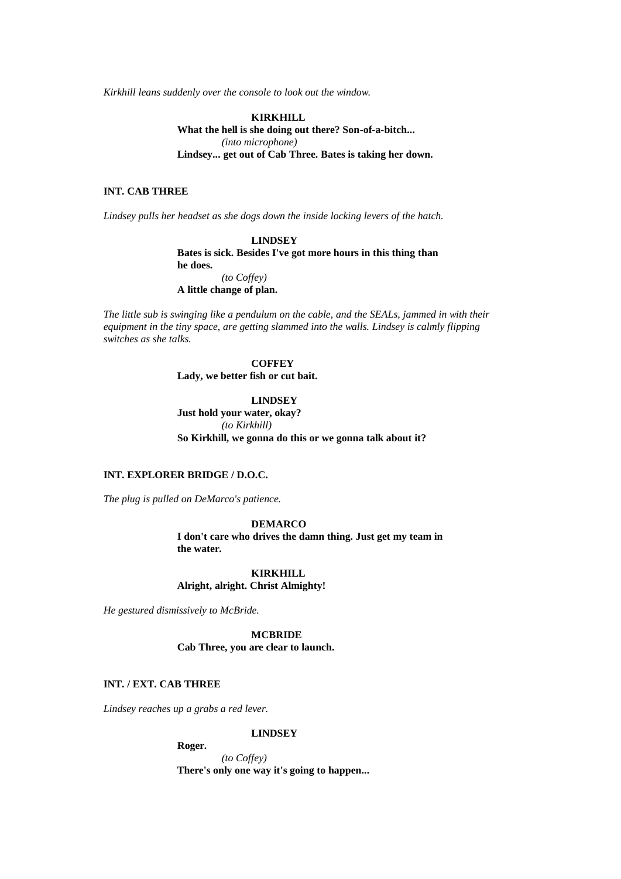*Kirkhill leans suddenly over the console to look out the window.*

**KIRKHILL**
**What the hell is she doing out there? Son-of-a-bitch...**
*(into microphone)*
**Lindsey... get out of Cab Three. Bates is taking her down.**

**INT. CAB THREE**

*Lindsey pulls her headset as she dogs down the inside locking levers of the hatch.*

**LINDSEY**
**Bates is sick. Besides I've got more hours in this thing than he does.**
*(to Coffey)*
**A little change of plan.**

*The little sub is swinging like a pendulum on the cable, and the SEALs, jammed in with their equipment in the tiny space, are getting slammed into the walls. Lindsey is calmly flipping switches as she talks.*

**COFFEY**
**Lady, we better fish or cut bait.**

**LINDSEY**
**Just hold your water, okay?**
*(to Kirkhill)*
**So Kirkhill, we gonna do this or we gonna talk about it?**

**INT. EXPLORER BRIDGE / D.O.C.**

*The plug is pulled on DeMarco's patience.*

**DEMARCO**
**I don't care who drives the damn thing. Just get my team in the water.**

**KIRKHILL**
**Alright, alright. Christ Almighty!**

*He gestured dismissively to McBride.*

**MCBRIDE**
**Cab Three, you are clear to launch.**

**INT. / EXT. CAB THREE**

*Lindsey reaches up a grabs a red lever.*

**LINDSEY**
**Roger.**
*(to Coffey)*
**There's only one way it's going to happen...**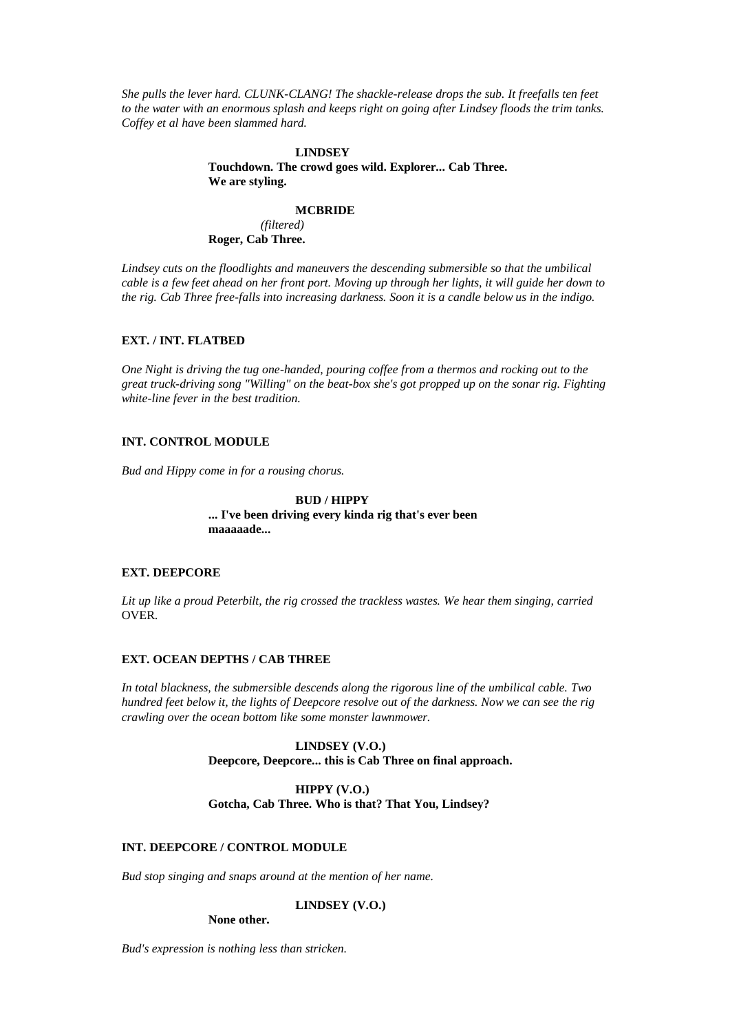*She pulls the lever hard. CLUNK-CLANG! The shackle-release drops the sub. It freefalls ten feet to the water with an enormous splash and keeps right on going after Lindsey floods the trim tanks. Coffey et al have been slammed hard.*

**LINDSEY**
**Touchdown. The crowd goes wild. Explorer... Cab Three. We are styling.**

**MCBRIDE**
*(filtered)*
**Roger, Cab Three.**

*Lindsey cuts on the floodlights and maneuvers the descending submersible so that the umbilical cable is a few feet ahead on her front port. Moving up through her lights, it will guide her down to the rig. Cab Three free-falls into increasing darkness. Soon it is a candle below us in the indigo.*

**EXT. / INT. FLATBED**

*One Night is driving the tug one-handed, pouring coffee from a thermos and rocking out to the great truck-driving song "Willing" on the beat-box she's got propped up on the sonar rig. Fighting white-line fever in the best tradition.*

**INT. CONTROL MODULE**

*Bud and Hippy come in for a rousing chorus.*

**BUD / HIPPY**
**... I've been driving every kinda rig that's ever been maaaaade...**

**EXT. DEEPCORE**

*Lit up like a proud Peterbilt, the rig crossed the trackless wastes. We hear them singing, carried* OVER.

**EXT. OCEAN DEPTHS / CAB THREE**

*In total blackness, the submersible descends along the rigorous line of the umbilical cable. Two hundred feet below it, the lights of Deepcore resolve out of the darkness. Now we can see the rig crawling over the ocean bottom like some monster lawnmower.*

**LINDSEY (V.O.)**
**Deepcore, Deepcore... this is Cab Three on final approach.**

**HIPPY (V.O.)**
**Gotcha, Cab Three. Who is that? That You, Lindsey?**

**INT. DEEPCORE / CONTROL MODULE**

*Bud stop singing and snaps around at the mention of her name.*

**LINDSEY (V.O.)**
**None other.**

*Bud's expression is nothing less than stricken.*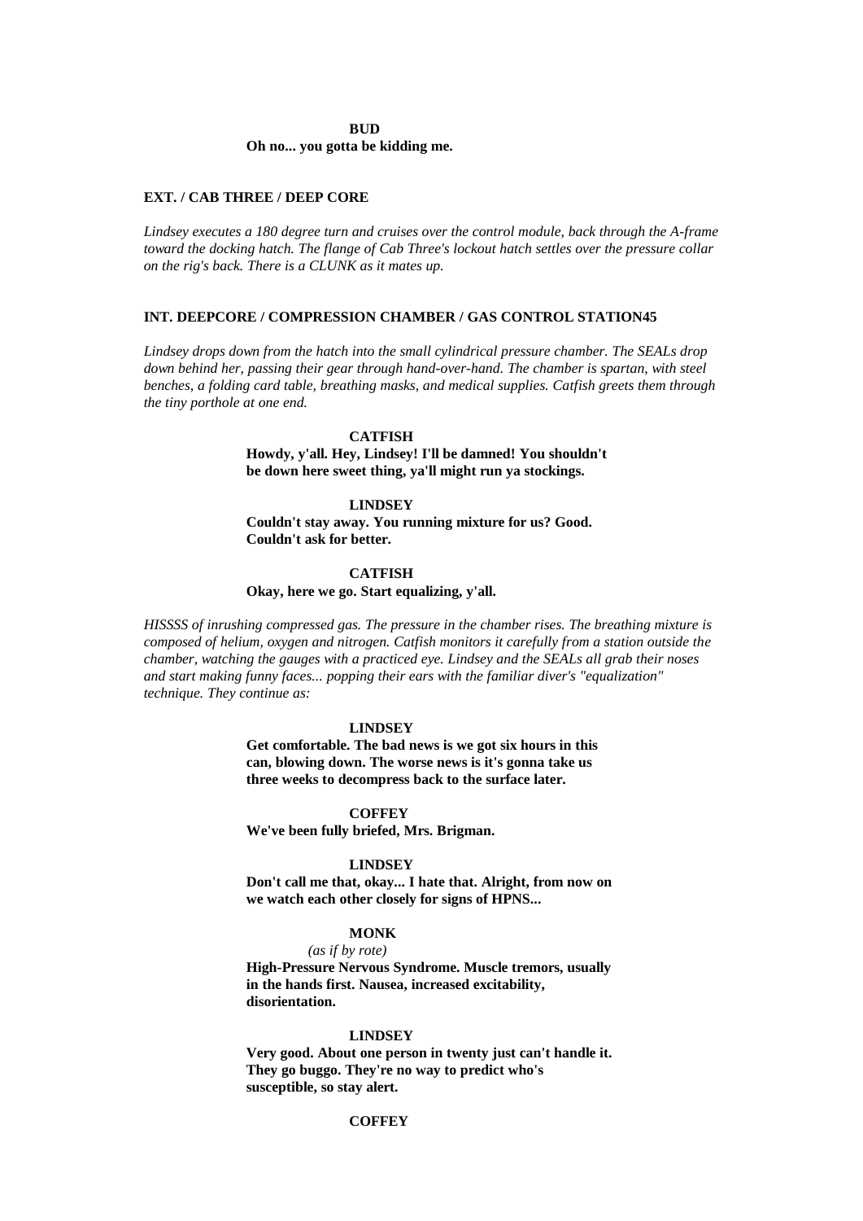**BUD**
**Oh no... you gotta be kidding me.**

**EXT. / CAB THREE / DEEP CORE**

*Lindsey executes a 180 degree turn and cruises over the control module, back through the A-frame toward the docking hatch. The flange of Cab Three's lockout hatch settles over the pressure collar on the rig's back. There is a CLUNK as it mates up.*

**INT. DEEPCORE / COMPRESSION CHAMBER / GAS CONTROL STATION45**

*Lindsey drops down from the hatch into the small cylindrical pressure chamber. The SEALs drop down behind her, passing their gear through hand-over-hand. The chamber is spartan, with steel benches, a folding card table, breathing masks, and medical supplies. Catfish greets them through the tiny porthole at one end.*

**CATFISH**
**Howdy, y'all. Hey, Lindsey! I'll be damned! You shouldn't be down here sweet thing, ya'll might run ya stockings.**

**LINDSEY**
**Couldn't stay away. You running mixture for us? Good. Couldn't ask for better.**

**CATFISH**
**Okay, here we go. Start equalizing, y'all.**

*HISSSS of inrushing compressed gas. The pressure in the chamber rises. The breathing mixture is composed of helium, oxygen and nitrogen. Catfish monitors it carefully from a station outside the chamber, watching the gauges with a practiced eye. Lindsey and the SEALs all grab their noses and start making funny faces... popping their ears with the familiar diver's "equalization" technique. They continue as:*

**LINDSEY**
**Get comfortable. The bad news is we got six hours in this can, blowing down. The worse news is it's gonna take us three weeks to decompress back to the surface later.**

**COFFEY**
**We've been fully briefed, Mrs. Brigman.**

**LINDSEY**
**Don't call me that, okay... I hate that. Alright, from now on we watch each other closely for signs of HPNS...**

**MONK**
*(as if by rote)*
**High-Pressure Nervous Syndrome. Muscle tremors, usually in the hands first. Nausea, increased excitability, disorientation.**

**LINDSEY**
**Very good. About one person in twenty just can't handle it. They go buggo. They're no way to predict who's susceptible, so stay alert.**

**COFFEY**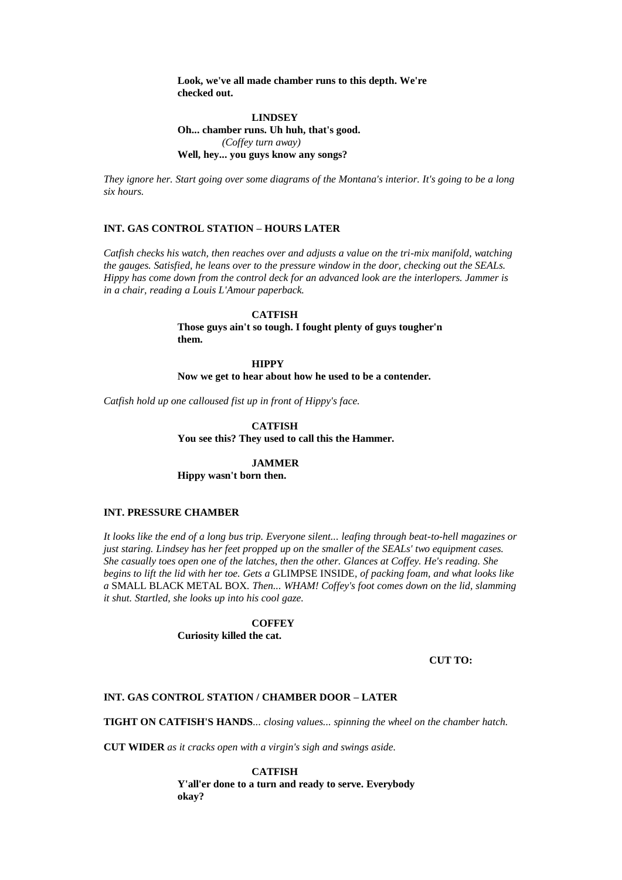**Look, we've all made chamber runs to this depth. We're checked out.**

**LINDSEY**
**Oh... chamber runs. Uh huh, that's good.**
*(Coffey turn away)*
**Well, hey... you guys know any songs?**

*They ignore her. Start going over some diagrams of the Montana's interior. It's going to be a long six hours.*

**INT. GAS CONTROL STATION – HOURS LATER**

*Catfish checks his watch, then reaches over and adjusts a value on the tri-mix manifold, watching the gauges. Satisfied, he leans over to the pressure window in the door, checking out the SEALs. Hippy has come down from the control deck for an advanced look are the interlopers. Jammer is in a chair, reading a Louis L'Amour paperback.*

**CATFISH**
**Those guys ain't so tough. I fought plenty of guys tougher'n them.**

**HIPPY**
**Now we get to hear about how he used to be a contender.**

*Catfish hold up one calloused fist up in front of Hippy's face.*

**CATFISH**
**You see this? They used to call this the Hammer.**

**JAMMER**
**Hippy wasn't born then.**

**INT. PRESSURE CHAMBER**

*It looks like the end of a long bus trip. Everyone silent... leafing through beat-to-hell magazines or just staring. Lindsey has her feet propped up on the smaller of the SEALs' two equipment cases. She casually toes open one of the latches, then the other. Glances at Coffey. He's reading. She begins to lift the lid with her toe. Gets a* GLIMPSE INSIDE, *of packing foam, and what looks like a* SMALL BLACK METAL BOX. *Then... WHAM! Coffey's foot comes down on the lid, slamming it shut. Startled, she looks up into his cool gaze.*

**COFFEY**
**Curiosity killed the cat.**

**CUT TO:**

**INT. GAS CONTROL STATION / CHAMBER DOOR – LATER**

**TIGHT ON CATFISH'S HANDS**... *closing values... spinning the wheel on the chamber hatch.*

**CUT WIDER** *as it cracks open with a virgin's sigh and swings aside.*

**CATFISH**
**Y'all'er done to a turn and ready to serve. Everybody okay?**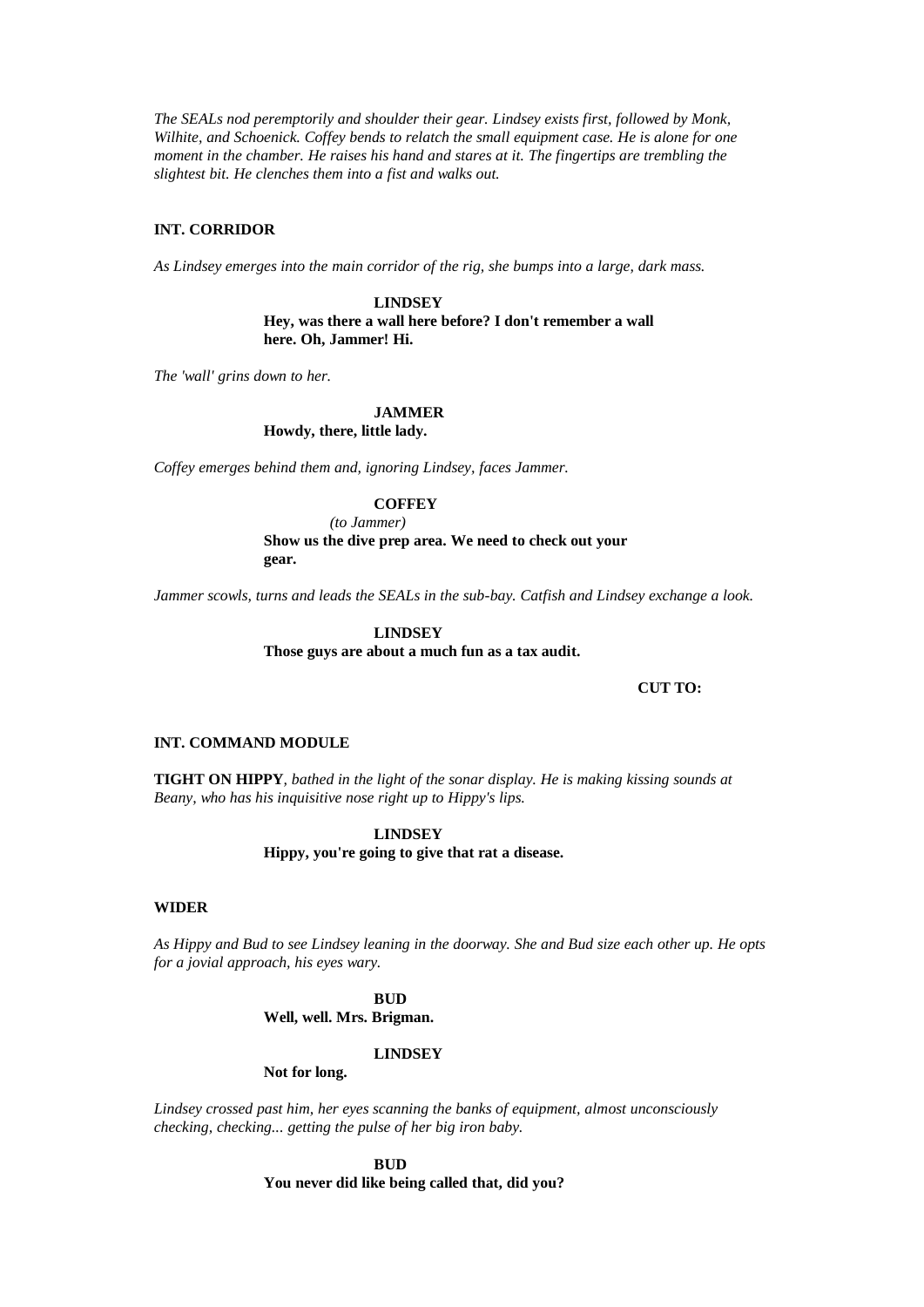*The SEALs nod peremptorily and shoulder their gear. Lindsey exists first, followed by Monk, Wilhite, and Schoenick. Coffey bends to relatch the small equipment case. He is alone for one moment in the chamber. He raises his hand and stares at it. The fingertips are trembling the slightest bit. He clenches them into a fist and walks out.*

**INT. CORRIDOR**

*As Lindsey emerges into the main corridor of the rig, she bumps into a large, dark mass.*

**LINDSEY**
**Hey, was there a wall here before? I don't remember a wall here. Oh, Jammer! Hi.**

*The 'wall' grins down to her.*

**JAMMER**
**Howdy, there, little lady.**

*Coffey emerges behind them and, ignoring Lindsey, faces Jammer.*

**COFFEY**
*(to Jammer)*
**Show us the dive prep area. We need to check out your gear.**

*Jammer scowls, turns and leads the SEALs in the sub-bay. Catfish and Lindsey exchange a look.*

**LINDSEY**
**Those guys are about a much fun as a tax audit.**

**CUT TO:**

**INT. COMMAND MODULE**

**TIGHT ON HIPPY**, *bathed in the light of the sonar display. He is making kissing sounds at Beany, who has his inquisitive nose right up to Hippy's lips.*

**LINDSEY**
**Hippy, you're going to give that rat a disease.**

**WIDER**

*As Hippy and Bud to see Lindsey leaning in the doorway. She and Bud size each other up. He opts for a jovial approach, his eyes wary.*

**BUD**
**Well, well. Mrs. Brigman.**

**LINDSEY**
**Not for long.**

*Lindsey crossed past him, her eyes scanning the banks of equipment, almost unconsciously checking, checking... getting the pulse of her big iron baby.*

**BUD**
**You never did like being called that, did you?**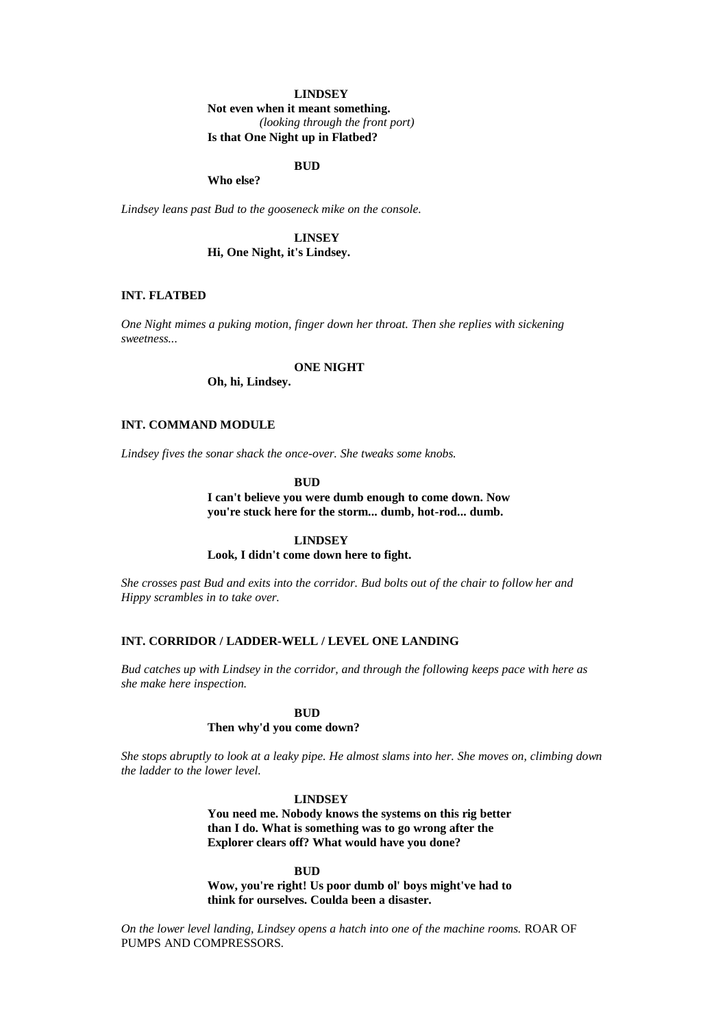**LINDSEY**

**Not even when it meant something.**

*(looking through the front port)*

**Is that One Night up in Flatbed?**

**BUD**

**Who else?**

*Lindsey leans past Bud to the gooseneck mike on the console.*

**LINSEY**

**Hi, One Night, it's Lindsey.**

**INT. FLATBED**

*One Night mimes a puking motion, finger down her throat. Then she replies with sickening sweetness...*

**ONE NIGHT**

**Oh, hi, Lindsey.**

**INT. COMMAND MODULE**

*Lindsey fives the sonar shack the once-over. She tweaks some knobs.*

**BUD**

**I can't believe you were dumb enough to come down. Now you're stuck here for the storm... dumb, hot-rod... dumb.**

**LINDSEY**

**Look, I didn't come down here to fight.**

*She crosses past Bud and exits into the corridor. Bud bolts out of the chair to follow her and Hippy scrambles in to take over.*

**INT. CORRIDOR / LADDER-WELL / LEVEL ONE LANDING**

*Bud catches up with Lindsey in the corridor, and through the following keeps pace with here as she make here inspection.*

**BUD**

**Then why'd you come down?**

*She stops abruptly to look at a leaky pipe. He almost slams into her. She moves on, climbing down the ladder to the lower level.*

**LINDSEY**

**You need me. Nobody knows the systems on this rig better than I do. What is something was to go wrong after the Explorer clears off? What would have you done?**

**BUD**

**Wow, you're right! Us poor dumb ol' boys might've had to think for ourselves. Coulda been a disaster.**

*On the lower level landing, Lindsey opens a hatch into one of the machine rooms.* ROAR OF PUMPS AND COMPRESSORS.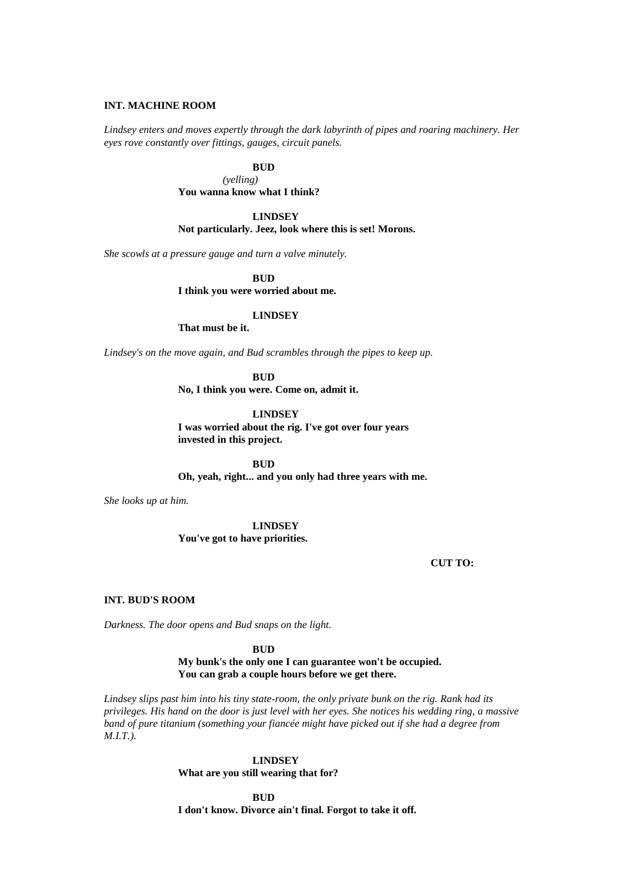**INT. MACHINE ROOM**

*Lindsey enters and moves expertly through the dark labyrinth of pipes and roaring machinery. Her eyes rove constantly over fittings, gauges, circuit panels.*

**BUD**
*(yelling)*
**You wanna know what I think?**

**LINDSEY**
**Not particularly. Jeez, look where this is set! Morons.**

*She scowls at a pressure gauge and turn a valve minutely.*

**BUD**
**I think you were worried about me.**

**LINDSEY**
**That must be it.**

*Lindsey's on the move again, and Bud scrambles through the pipes to keep up.*

**BUD**
**No, I think you were. Come on, admit it.**

**LINDSEY**
**I was worried about the rig. I've got over four years invested in this project.**

**BUD**
**Oh, yeah, right... and you only had three years with me.**

*She looks up at him.*

**LINDSEY**
**You've got to have priorities.**

**CUT TO:**

**INT. BUD'S ROOM**

*Darkness. The door opens and Bud snaps on the light.*

**BUD**
**My bunk's the only one I can guarantee won't be occupied. You can grab a couple hours before we get there.**

*Lindsey slips past him into his tiny state-room, the only private bunk on the rig. Rank had its privileges. His hand on the door is just level with her eyes. She notices his wedding ring, a massive band of pure titanium (something your fiancée might have picked out if she had a degree from M.I.T.).*

**LINDSEY**
**What are you still wearing that for?**

**BUD**
**I don't know. Divorce ain't final. Forgot to take it off.**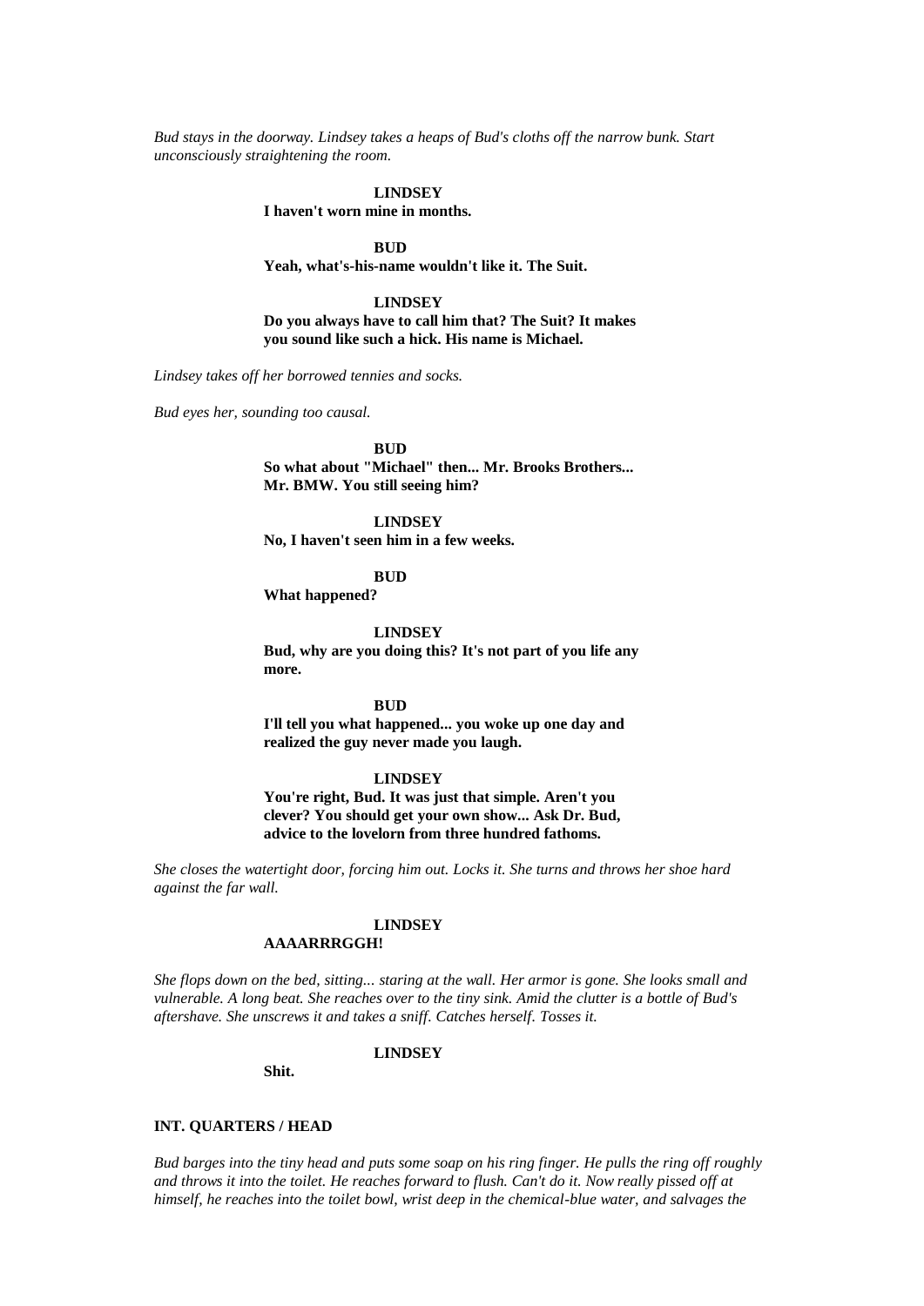*Bud stays in the doorway. Lindsey takes a heaps of Bud's cloths off the narrow bunk. Start unconsciously straightening the room.*

**LINDSEY**
**I haven't worn mine in months.**

**BUD**
**Yeah, what's-his-name wouldn't like it. The Suit.**

**LINDSEY**
**Do you always have to call him that? The Suit? It makes you sound like such a hick. His name is Michael.**

*Lindsey takes off her borrowed tennies and socks.*

*Bud eyes her, sounding too causal.*

**BUD**
**So what about "Michael" then... Mr. Brooks Brothers... Mr. BMW. You still seeing him?**

**LINDSEY**
**No, I haven't seen him in a few weeks.**

**BUD**
**What happened?**

**LINDSEY**
**Bud, why are you doing this? It's not part of you life any more.**

**BUD**
**I'll tell you what happened... you woke up one day and realized the guy never made you laugh.**

**LINDSEY**
**You're right, Bud. It was just that simple. Aren't you clever? You should get your own show... Ask Dr. Bud, advice to the lovelorn from three hundred fathoms.**

*She closes the watertight door, forcing him out. Locks it. She turns and throws her shoe hard against the far wall.*

**LINDSEY**
**AAAARRRGGH!**

*She flops down on the bed, sitting... staring at the wall. Her armor is gone. She looks small and vulnerable. A long beat. She reaches over to the tiny sink. Amid the clutter is a bottle of Bud's aftershave. She unscrews it and takes a sniff. Catches herself. Tosses it.*

**LINDSEY**
**Shit.**

**INT. QUARTERS / HEAD**

*Bud barges into the tiny head and puts some soap on his ring finger. He pulls the ring off roughly and throws it into the toilet. He reaches forward to flush. Can't do it. Now really pissed off at himself, he reaches into the toilet bowl, wrist deep in the chemical-blue water, and salvages the*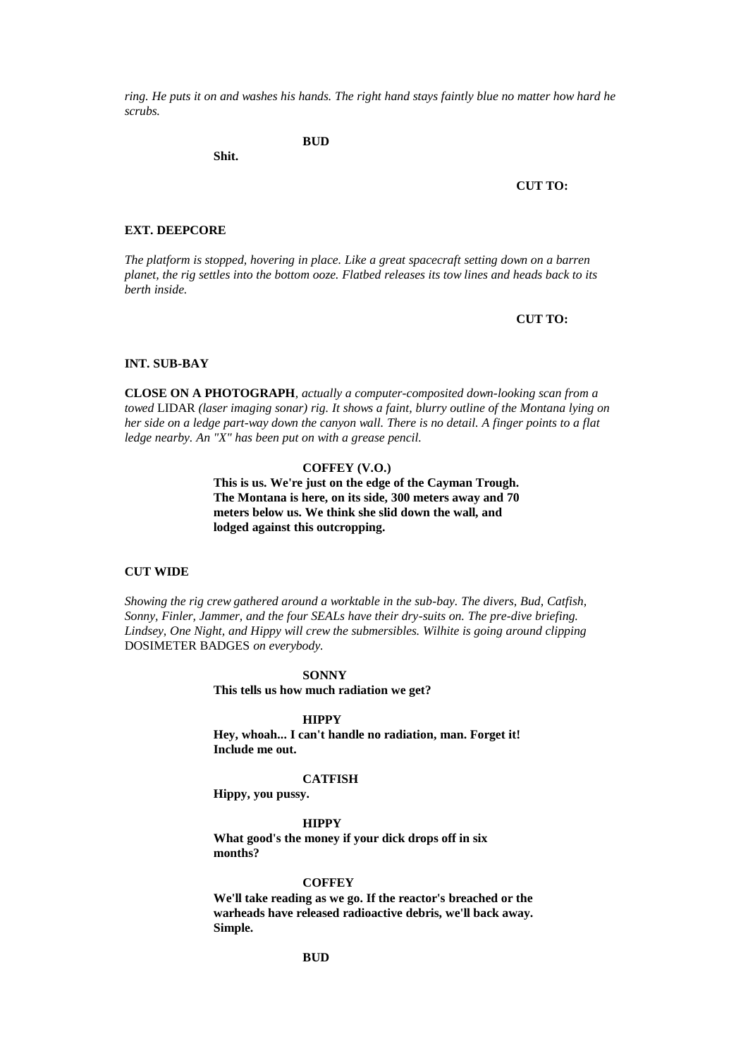*ring. He puts it on and washes his hands. The right hand stays faintly blue no matter how hard he scrubs.*

**BUD**

**Shit.**

**CUT TO:**

**EXT. DEEPCORE**

*The platform is stopped, hovering in place. Like a great spacecraft setting down on a barren planet, the rig settles into the bottom ooze. Flatbed releases its tow lines and heads back to its berth inside.*

**CUT TO:**

**INT. SUB-BAY**

**CLOSE ON A PHOTOGRAPH**, *actually a computer-composited down-looking scan from a towed* LIDAR *(laser imaging sonar) rig. It shows a faint, blurry outline of the Montana lying on her side on a ledge part-way down the canyon wall. There is no detail. A finger points to a flat ledge nearby. An "X" has been put on with a grease pencil.*

**COFFEY (V.O.)**

**This is us. We're just on the edge of the Cayman Trough. The Montana is here, on its side, 300 meters away and 70 meters below us. We think she slid down the wall, and lodged against this outcropping.**

**CUT WIDE**

*Showing the rig crew gathered around a worktable in the sub-bay. The divers, Bud, Catfish, Sonny, Finler, Jammer, and the four SEALs have their dry-suits on. The pre-dive briefing. Lindsey, One Night, and Hippy will crew the submersibles. Wilhite is going around clipping* DOSIMETER BADGES *on everybody.*

**SONNY**

**This tells us how much radiation we get?**

**HIPPY**

**Hey, whoah... I can't handle no radiation, man. Forget it! Include me out.**

**CATFISH**

**Hippy, you pussy.**

**HIPPY**

**What good's the money if your dick drops off in six months?**

**COFFEY**

**We'll take reading as we go. If the reactor's breached or the warheads have released radioactive debris, we'll back away. Simple.**

**BUD**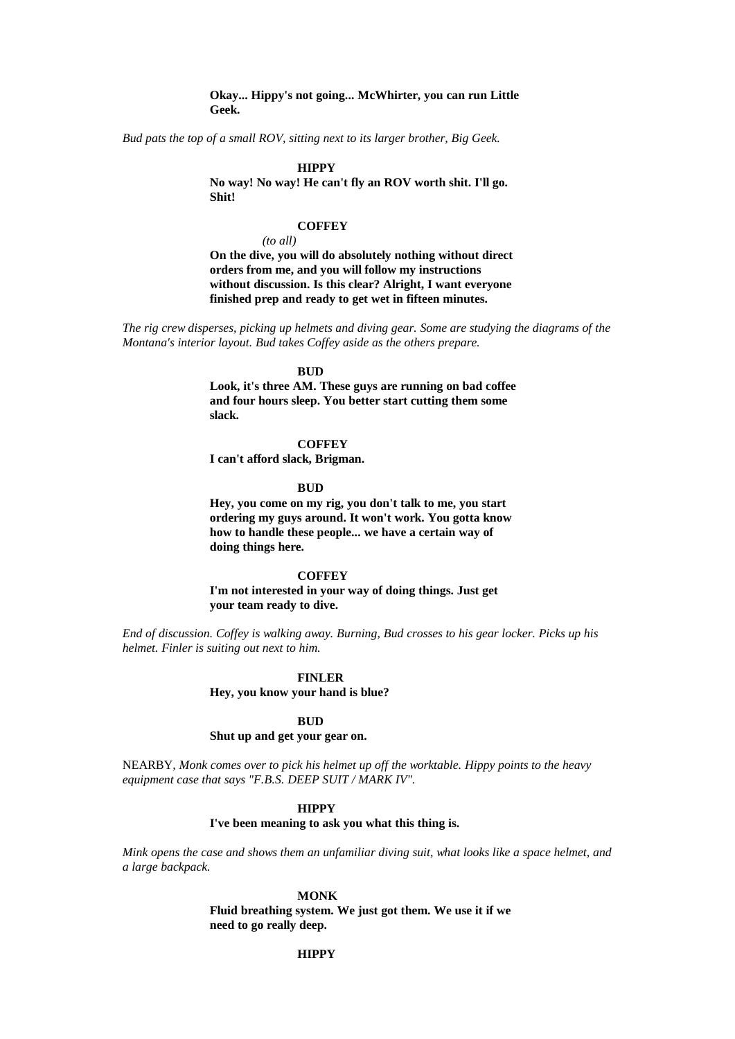**Okay... Hippy's not going... McWhirter, you can run Little Geek.**

*Bud pats the top of a small ROV, sitting next to its larger brother, Big Geek.*

**HIPPY**

**No way! No way! He can't fly an ROV worth shit. I'll go. Shit!**

**COFFEY**

*(to all)*

**On the dive, you will do absolutely nothing without direct orders from me, and you will follow my instructions without discussion. Is this clear? Alright, I want everyone finished prep and ready to get wet in fifteen minutes.**

*The rig crew disperses, picking up helmets and diving gear. Some are studying the diagrams of the Montana's interior layout. Bud takes Coffey aside as the others prepare.*

**BUD**

**Look, it's three AM. These guys are running on bad coffee and four hours sleep. You better start cutting them some slack.**

**COFFEY**

**I can't afford slack, Brigman.**

**BUD**

**Hey, you come on my rig, you don't talk to me, you start ordering my guys around. It won't work. You gotta know how to handle these people... we have a certain way of doing things here.**

**COFFEY**

**I'm not interested in your way of doing things. Just get your team ready to dive.**

*End of discussion. Coffey is walking away. Burning, Bud crosses to his gear locker. Picks up his helmet. Finler is suiting out next to him.*

**FINLER**

**Hey, you know your hand is blue?**

**BUD**

**Shut up and get your gear on.**

NEARBY, *Monk comes over to pick his helmet up off the worktable. Hippy points to the heavy equipment case that says "F.B.S. DEEP SUIT / MARK IV".*

**HIPPY**

**I've been meaning to ask you what this thing is.**

*Mink opens the case and shows them an unfamiliar diving suit, what looks like a space helmet, and a large backpack.*

**MONK**

**Fluid breathing system. We just got them. We use it if we need to go really deep.**

**HIPPY**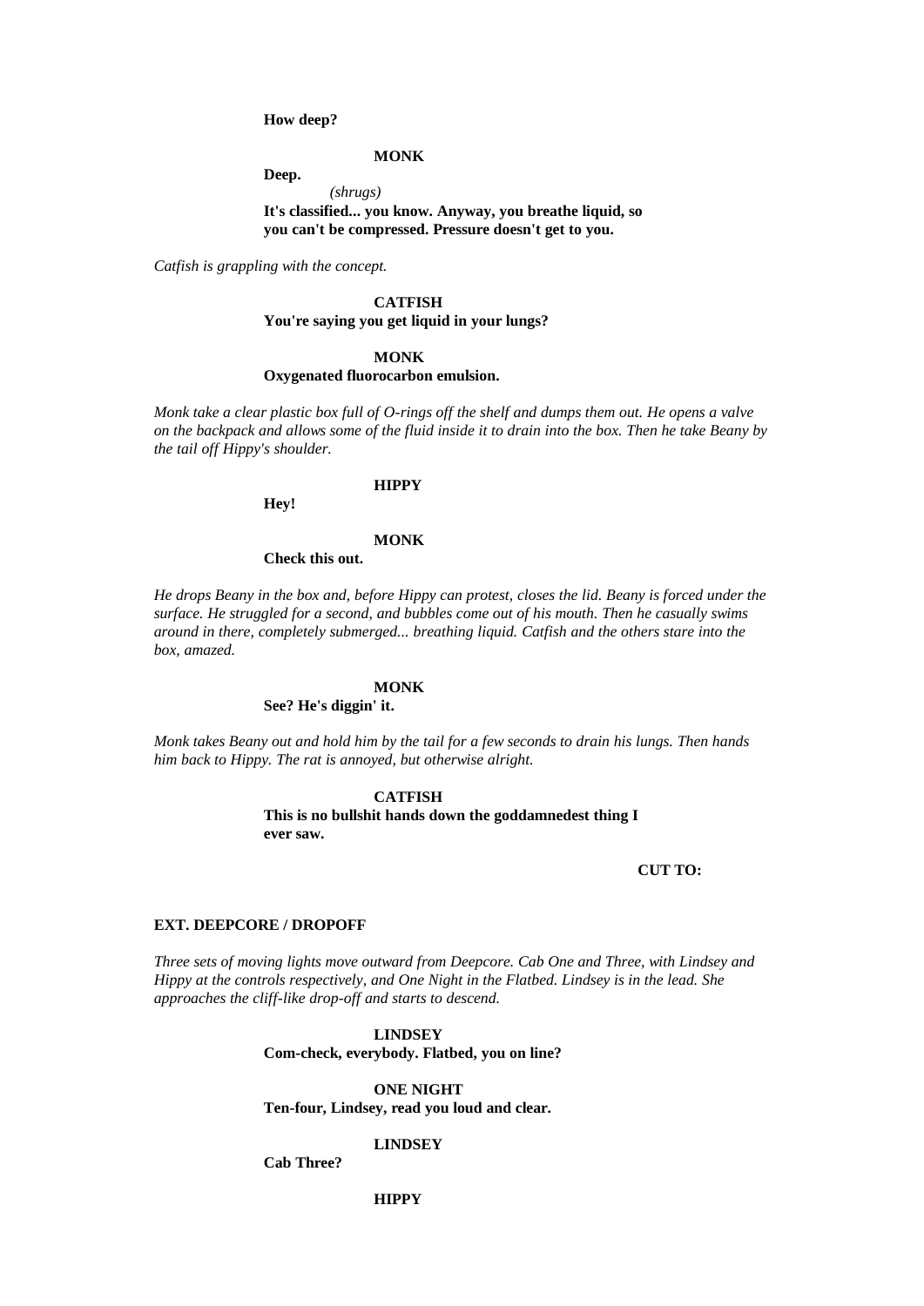**How deep?**

**MONK**

**Deep.**

*(shrugs)*

**It's classified... you know. Anyway, you breathe liquid, so you can't be compressed. Pressure doesn't get to you.**

*Catfish is grappling with the concept.*

**CATFISH**

**You're saying you get liquid in your lungs?**

**MONK**

**Oxygenated fluorocarbon emulsion.**

*Monk take a clear plastic box full of O-rings off the shelf and dumps them out. He opens a valve on the backpack and allows some of the fluid inside it to drain into the box. Then he take Beany by the tail off Hippy's shoulder.*

**HIPPY**

**Hey!**

**MONK**

**Check this out.**

*He drops Beany in the box and, before Hippy can protest, closes the lid. Beany is forced under the surface. He struggled for a second, and bubbles come out of his mouth. Then he casually swims around in there, completely submerged... breathing liquid. Catfish and the others stare into the box, amazed.*

**MONK**

**See? He's diggin' it.**

*Monk takes Beany out and hold him by the tail for a few seconds to drain his lungs. Then hands him back to Hippy. The rat is annoyed, but otherwise alright.*

**CATFISH**

**This is no bullshit hands down the goddamnedest thing I ever saw.**

**CUT TO:**

**EXT. DEEPCORE / DROPOFF**

*Three sets of moving lights move outward from Deepcore. Cab One and Three, with Lindsey and Hippy at the controls respectively, and One Night in the Flatbed. Lindsey is in the lead. She approaches the cliff-like drop-off and starts to descend.*

**LINDSEY**

**Com-check, everybody. Flatbed, you on line?**

**ONE NIGHT**

**Ten-four, Lindsey, read you loud and clear.**

**LINDSEY**

**Cab Three?**

**HIPPY**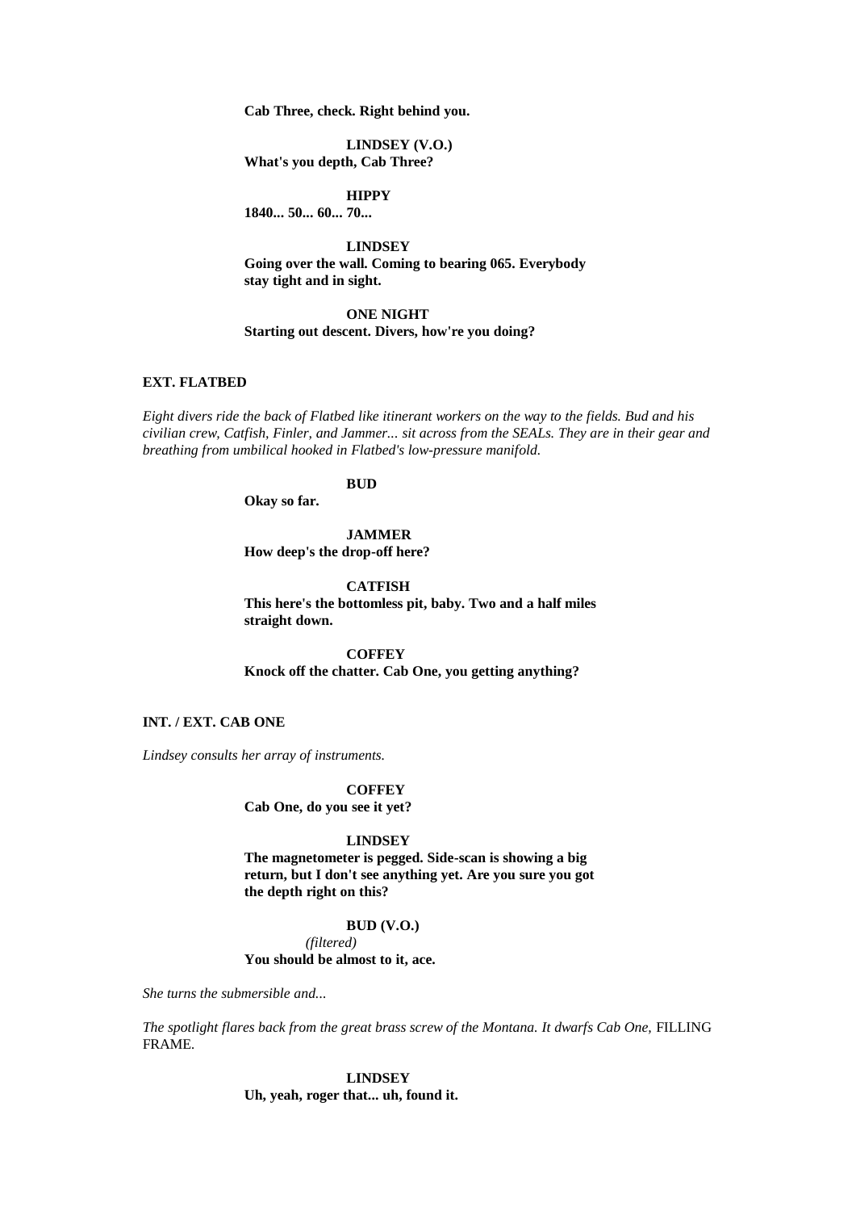**Cab Three, check. Right behind you.**

**LINDSEY (V.O.)**
**What's you depth, Cab Three?**

**HIPPY**
**1840... 50... 60... 70...**

**LINDSEY**
**Going over the wall. Coming to bearing 065. Everybody stay tight and in sight.**

**ONE NIGHT**
**Starting out descent. Divers, how're you doing?**

**EXT. FLATBED**

*Eight divers ride the back of Flatbed like itinerant workers on the way to the fields. Bud and his civilian crew, Catfish, Finler, and Jammer... sit across from the SEALs. They are in their gear and breathing from umbilical hooked in Flatbed's low-pressure manifold.*

**BUD**
**Okay so far.**

**JAMMER**
**How deep's the drop-off here?**

**CATFISH**
**This here's the bottomless pit, baby. Two and a half miles straight down.**

**COFFEY**
**Knock off the chatter. Cab One, you getting anything?**

**INT. / EXT. CAB ONE**

*Lindsey consults her array of instruments.*

**COFFEY**
**Cab One, do you see it yet?**

**LINDSEY**
**The magnetometer is pegged. Side-scan is showing a big return, but I don't see anything yet. Are you sure you got the depth right on this?**

**BUD (V.O.)**
*(filtered)*
**You should be almost to it, ace.**

*She turns the submersible and...*

*The spotlight flares back from the great brass screw of the Montana. It dwarfs Cab One,* FILLING FRAME.

**LINDSEY**
**Uh, yeah, roger that... uh, found it.**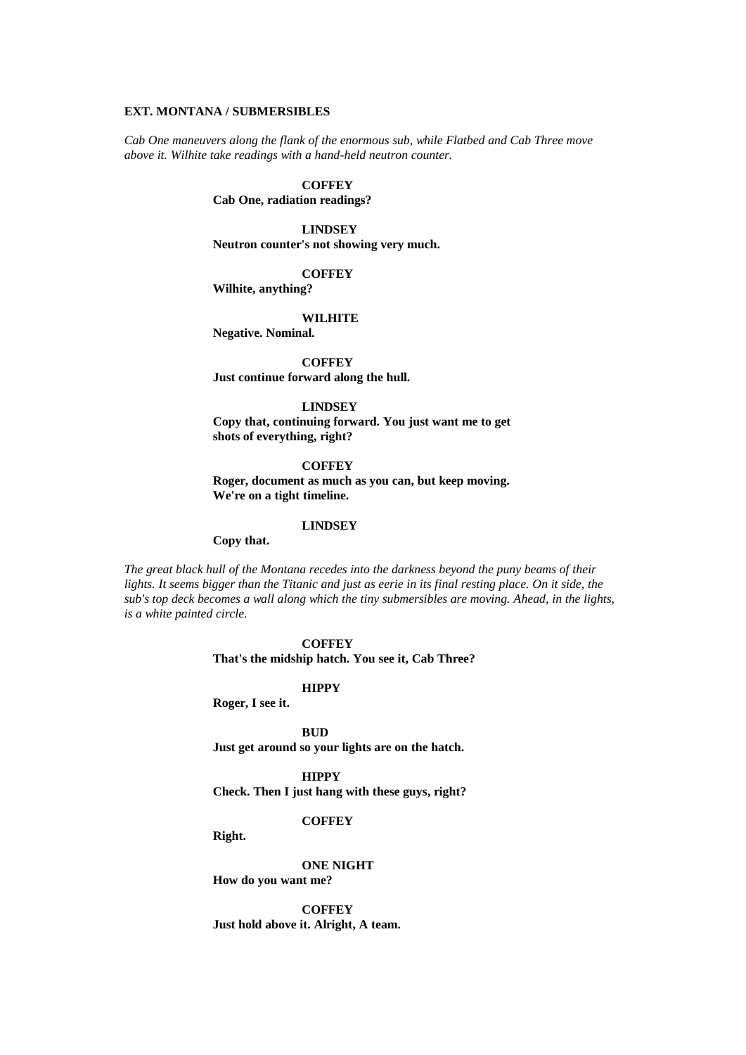**EXT. MONTANA / SUBMERSIBLES**

*Cab One maneuvers along the flank of the enormous sub, while Flatbed and Cab Three move above it. Wilhite take readings with a hand-held neutron counter.*

**COFFEY**
**Cab One, radiation readings?**

**LINDSEY**
**Neutron counter's not showing very much.**

**COFFEY**
**Wilhite, anything?**

**WILHITE**
**Negative. Nominal.**

**COFFEY**
**Just continue forward along the hull.**

**LINDSEY**
**Copy that, continuing forward. You just want me to get shots of everything, right?**

**COFFEY**
**Roger, document as much as you can, but keep moving. We're on a tight timeline.**

**LINDSEY**
**Copy that.**

*The great black hull of the Montana recedes into the darkness beyond the puny beams of their lights. It seems bigger than the Titanic and just as eerie in its final resting place. On it side, the sub's top deck becomes a wall along which the tiny submersibles are moving. Ahead, in the lights, is a white painted circle.*

**COFFEY**
**That's the midship hatch. You see it, Cab Three?**

**HIPPY**
**Roger, I see it.**

**BUD**
**Just get around so your lights are on the hatch.**

**HIPPY**
**Check. Then I just hang with these guys, right?**

**COFFEY**
**Right.**

**ONE NIGHT**
**How do you want me?**

**COFFEY**
**Just hold above it. Alright, A team.**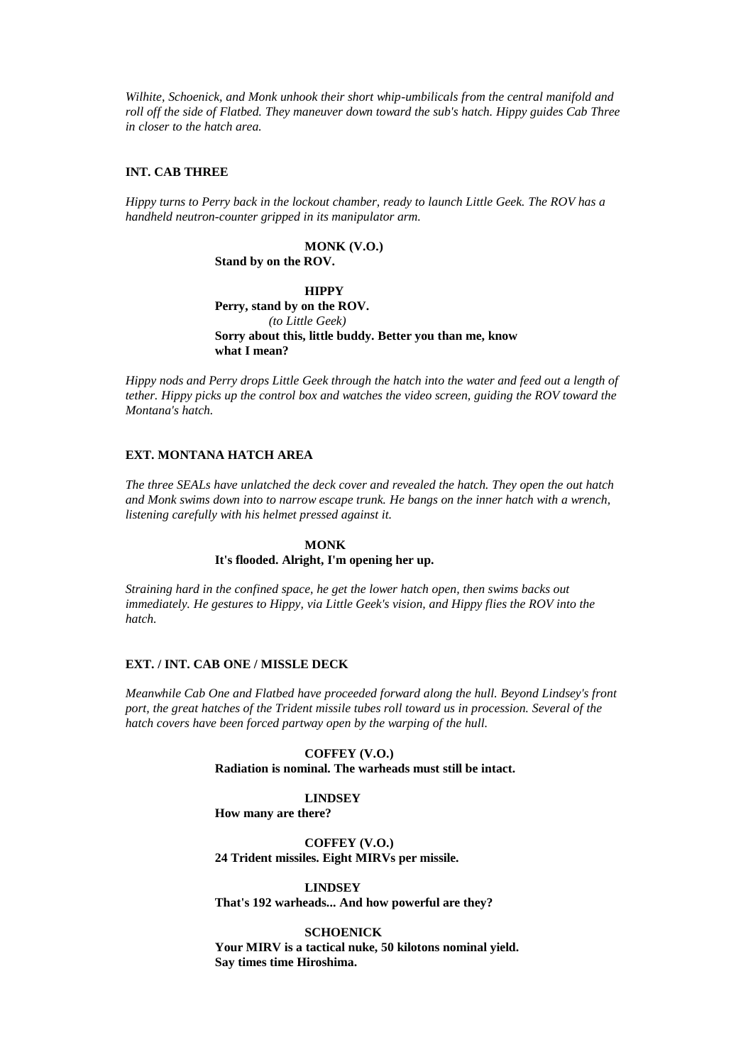*Wilhite, Schoenick, and Monk unhook their short whip-umbilicals from the central manifold and roll off the side of Flatbed. They maneuver down toward the sub's hatch. Hippy guides Cab Three in closer to the hatch area.*

**INT. CAB THREE**

*Hippy turns to Perry back in the lockout chamber, ready to launch Little Geek. The ROV has a handheld neutron-counter gripped in its manipulator arm.*

**MONK (V.O.)**
**Stand by on the ROV.**

**HIPPY**
**Perry, stand by on the ROV.**
*(to Little Geek)*
**Sorry about this, little buddy. Better you than me, know what I mean?**

*Hippy nods and Perry drops Little Geek through the hatch into the water and feed out a length of tether. Hippy picks up the control box and watches the video screen, guiding the ROV toward the Montana's hatch.*

**EXT. MONTANA HATCH AREA**

*The three SEALs have unlatched the deck cover and revealed the hatch. They open the out hatch and Monk swims down into to narrow escape trunk. He bangs on the inner hatch with a wrench, listening carefully with his helmet pressed against it.*

**MONK**
**It's flooded. Alright, I'm opening her up.**

*Straining hard in the confined space, he get the lower hatch open, then swims backs out immediately. He gestures to Hippy, via Little Geek's vision, and Hippy flies the ROV into the hatch.*

**EXT. / INT. CAB ONE / MISSLE DECK**

*Meanwhile Cab One and Flatbed have proceeded forward along the hull. Beyond Lindsey's front port, the great hatches of the Trident missile tubes roll toward us in procession. Several of the hatch covers have been forced partway open by the warping of the hull.*

**COFFEY (V.O.)**
**Radiation is nominal. The warheads must still be intact.**

**LINDSEY**
**How many are there?**

**COFFEY (V.O.)**
**24 Trident missiles. Eight MIRVs per missile.**

**LINDSEY**
**That's 192 warheads... And how powerful are they?**

**SCHOENICK**
**Your MIRV is a tactical nuke, 50 kilotons nominal yield. Say times time Hiroshima.**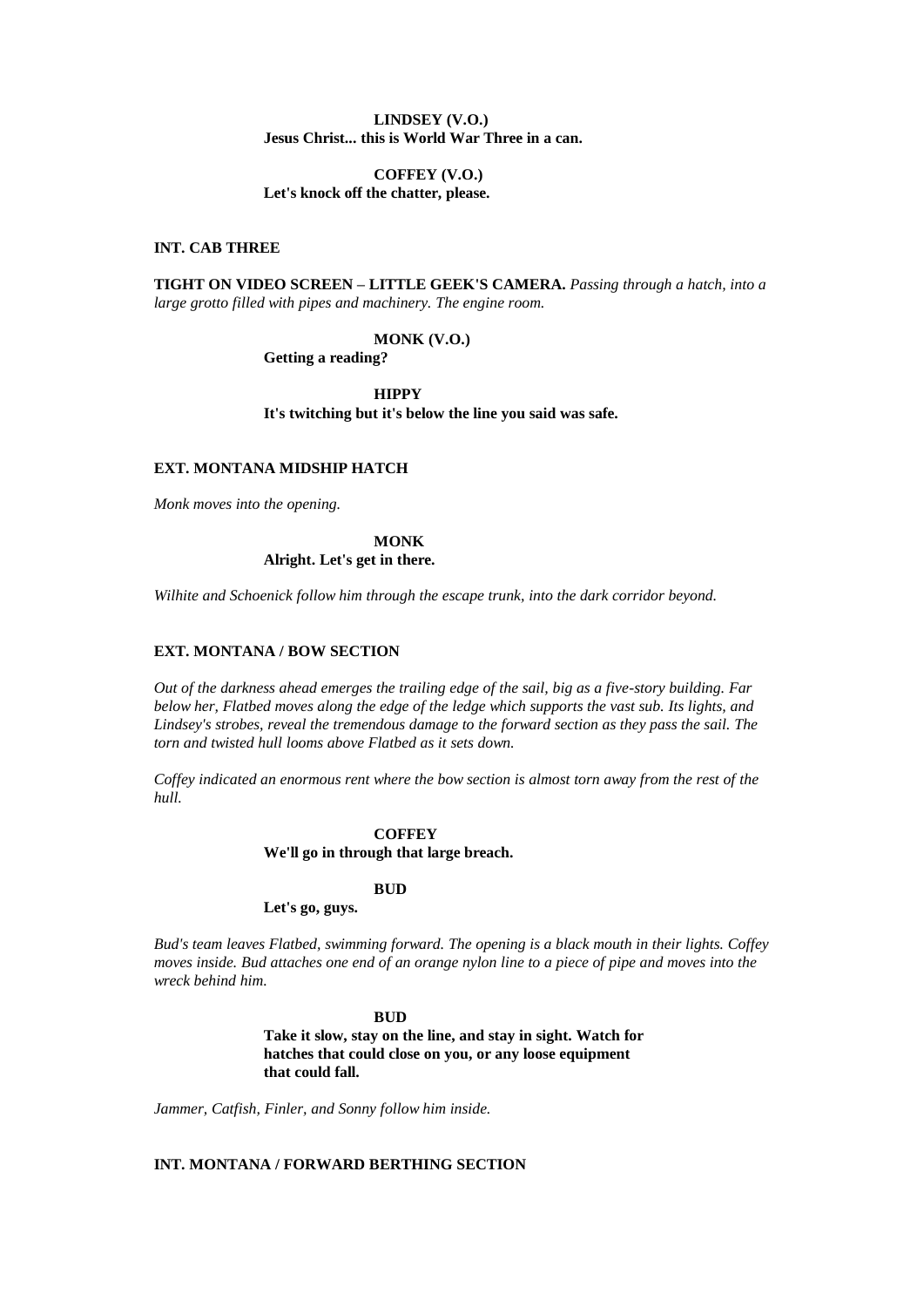**LINDSEY (V.O.)**
**Jesus Christ... this is World War Three in a can.**

**COFFEY (V.O.)**
**Let's knock off the chatter, please.**

**INT. CAB THREE**

**TIGHT ON VIDEO SCREEN – LITTLE GEEK'S CAMERA.** *Passing through a hatch, into a large grotto filled with pipes and machinery. The engine room.*

**MONK (V.O.)**
**Getting a reading?**

**HIPPY**
**It's twitching but it's below the line you said was safe.**

**EXT. MONTANA MIDSHIP HATCH**

*Monk moves into the opening.*

**MONK**
**Alright. Let's get in there.**

*Wilhite and Schoenick follow him through the escape trunk, into the dark corridor beyond.*

**EXT. MONTANA / BOW SECTION**

*Out of the darkness ahead emerges the trailing edge of the sail, big as a five-story building. Far below her, Flatbed moves along the edge of the ledge which supports the vast sub. Its lights, and Lindsey's strobes, reveal the tremendous damage to the forward section as they pass the sail. The torn and twisted hull looms above Flatbed as it sets down.*

*Coffey indicated an enormous rent where the bow section is almost torn away from the rest of the hull.*

**COFFEY**
**We'll go in through that large breach.**

**BUD**
**Let's go, guys.**

*Bud's team leaves Flatbed, swimming forward. The opening is a black mouth in their lights. Coffey moves inside. Bud attaches one end of an orange nylon line to a piece of pipe and moves into the wreck behind him.*

**BUD**
**Take it slow, stay on the line, and stay in sight. Watch for hatches that could close on you, or any loose equipment that could fall.**

*Jammer, Catfish, Finler, and Sonny follow him inside.*

**INT. MONTANA / FORWARD BERTHING SECTION**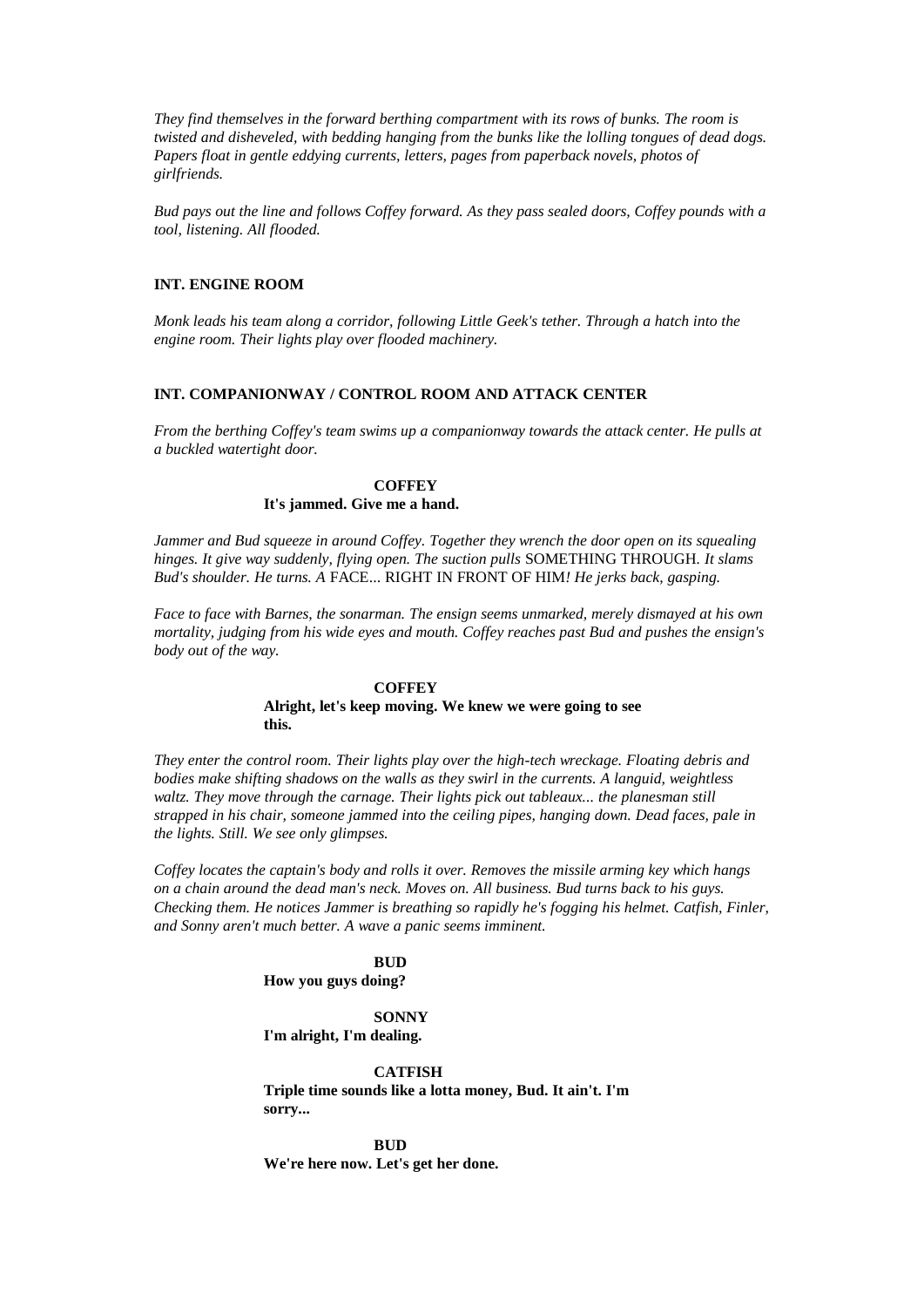*They find themselves in the forward berthing compartment with its rows of bunks. The room is twisted and disheveled, with bedding hanging from the bunks like the lolling tongues of dead dogs. Papers float in gentle eddying currents, letters, pages from paperback novels, photos of girlfriends.*

*Bud pays out the line and follows Coffey forward. As they pass sealed doors, Coffey pounds with a tool, listening. All flooded.*

**INT. ENGINE ROOM**

*Monk leads his team along a corridor, following Little Geek's tether. Through a hatch into the engine room. Their lights play over flooded machinery.*

**INT. COMPANIONWAY / CONTROL ROOM AND ATTACK CENTER**

*From the berthing Coffey's team swims up a companionway towards the attack center. He pulls at a buckled watertight door.*

**COFFEY**
**It's jammed. Give me a hand.**

*Jammer and Bud squeeze in around Coffey. Together they wrench the door open on its squealing hinges. It give way suddenly, flying open. The suction pulls* SOMETHING THROUGH. *It slams Bud's shoulder. He turns. A* FACE... RIGHT IN FRONT OF HIM*! He jerks back, gasping.*

*Face to face with Barnes, the sonarman. The ensign seems unmarked, merely dismayed at his own mortality, judging from his wide eyes and mouth. Coffey reaches past Bud and pushes the ensign's body out of the way.*

**COFFEY**
**Alright, let's keep moving. We knew we were going to see this.**

*They enter the control room. Their lights play over the high-tech wreckage. Floating debris and bodies make shifting shadows on the walls as they swirl in the currents. A languid, weightless waltz. They move through the carnage. Their lights pick out tableaux... the planesman still strapped in his chair, someone jammed into the ceiling pipes, hanging down. Dead faces, pale in the lights. Still. We see only glimpses.*

*Coffey locates the captain's body and rolls it over. Removes the missile arming key which hangs on a chain around the dead man's neck. Moves on. All business. Bud turns back to his guys. Checking them. He notices Jammer is breathing so rapidly he's fogging his helmet. Catfish, Finler, and Sonny aren't much better. A wave a panic seems imminent.*

**BUD**
**How you guys doing?**

**SONNY**
**I'm alright, I'm dealing.**

**CATFISH**
**Triple time sounds like a lotta money, Bud. It ain't. I'm sorry...**

**BUD**
**We're here now. Let's get her done.**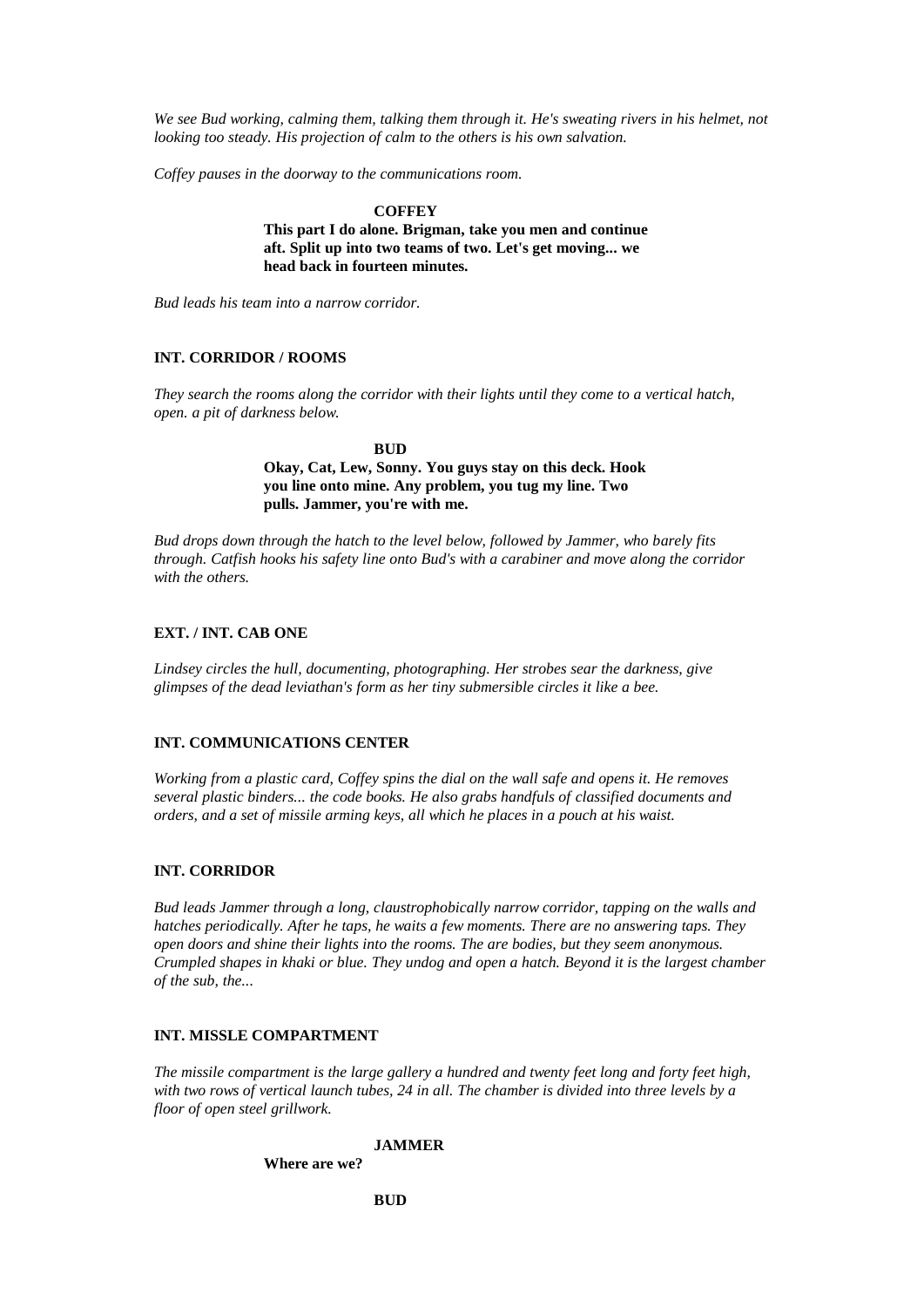*We see Bud working, calming them, talking them through it. He's sweating rivers in his helmet, not looking too steady. His projection of calm to the others is his own salvation.*

*Coffey pauses in the doorway to the communications room.*

**COFFEY**

**This part I do alone. Brigman, take you men and continue aft. Split up into two teams of two. Let's get moving... we head back in fourteen minutes.**

*Bud leads his team into a narrow corridor.*

**INT. CORRIDOR / ROOMS**

*They search the rooms along the corridor with their lights until they come to a vertical hatch, open. a pit of darkness below.*

**BUD**

**Okay, Cat, Lew, Sonny. You guys stay on this deck. Hook you line onto mine. Any problem, you tug my line. Two pulls. Jammer, you're with me.**

*Bud drops down through the hatch to the level below, followed by Jammer, who barely fits through. Catfish hooks his safety line onto Bud's with a carabiner and move along the corridor with the others.*

**EXT. / INT. CAB ONE**

*Lindsey circles the hull, documenting, photographing. Her strobes sear the darkness, give glimpses of the dead leviathan's form as her tiny submersible circles it like a bee.*

**INT. COMMUNICATIONS CENTER**

*Working from a plastic card, Coffey spins the dial on the wall safe and opens it. He removes several plastic binders... the code books. He also grabs handfuls of classified documents and orders, and a set of missile arming keys, all which he places in a pouch at his waist.*

**INT. CORRIDOR**

*Bud leads Jammer through a long, claustrophobically narrow corridor, tapping on the walls and hatches periodically. After he taps, he waits a few moments. There are no answering taps. They open doors and shine their lights into the rooms. The are bodies, but they seem anonymous. Crumpled shapes in khaki or blue. They undog and open a hatch. Beyond it is the largest chamber of the sub, the...*

**INT. MISSLE COMPARTMENT**

*The missile compartment is the large gallery a hundred and twenty feet long and forty feet high, with two rows of vertical launch tubes, 24 in all. The chamber is divided into three levels by a floor of open steel grillwork.*

**JAMMER**

**Where are we?**

**BUD**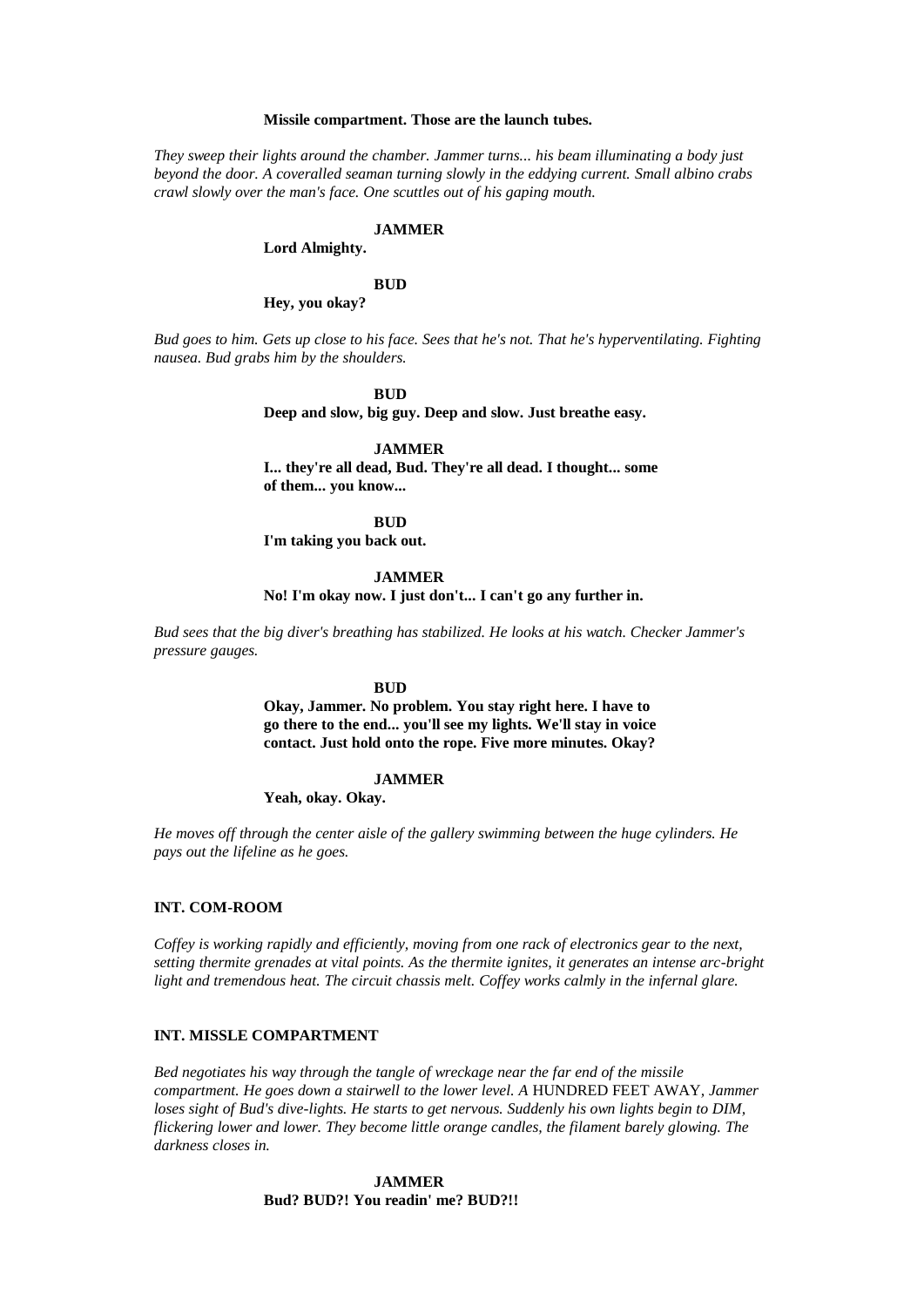**Missile compartment. Those are the launch tubes.**

*They sweep their lights around the chamber. Jammer turns... his beam illuminating a body just beyond the door. A coveralled seaman turning slowly in the eddying current. Small albino crabs crawl slowly over the man's face. One scuttles out of his gaping mouth.*

**JAMMER**

**Lord Almighty.**

**BUD**

**Hey, you okay?**

*Bud goes to him. Gets up close to his face. Sees that he's not. That he's hyperventilating. Fighting nausea. Bud grabs him by the shoulders.*

**BUD**

**Deep and slow, big guy. Deep and slow. Just breathe easy.**

**JAMMER**

**I... they're all dead, Bud. They're all dead. I thought... some of them... you know...**

**BUD**

**I'm taking you back out.**

**JAMMER**

**No! I'm okay now. I just don't... I can't go any further in.**

*Bud sees that the big diver's breathing has stabilized. He looks at his watch. Checker Jammer's pressure gauges.*

**BUD**

**Okay, Jammer. No problem. You stay right here. I have to go there to the end... you'll see my lights. We'll stay in voice contact. Just hold onto the rope. Five more minutes. Okay?**

**JAMMER**

**Yeah, okay. Okay.**

*He moves off through the center aisle of the gallery swimming between the huge cylinders. He pays out the lifeline as he goes.*

**INT. COM-ROOM**

*Coffey is working rapidly and efficiently, moving from one rack of electronics gear to the next, setting thermite grenades at vital points. As the thermite ignites, it generates an intense arc-bright light and tremendous heat. The circuit chassis melt. Coffey works calmly in the infernal glare.*

**INT. MISSLE COMPARTMENT**

*Bed negotiates his way through the tangle of wreckage near the far end of the missile compartment. He goes down a stairwell to the lower level. A* HUNDRED FEET AWAY, *Jammer loses sight of Bud's dive-lights. He starts to get nervous. Suddenly his own lights begin to DIM, flickering lower and lower. They become little orange candles, the filament barely glowing. The darkness closes in.*

**JAMMER**

**Bud? BUD?! You readin' me? BUD?!!**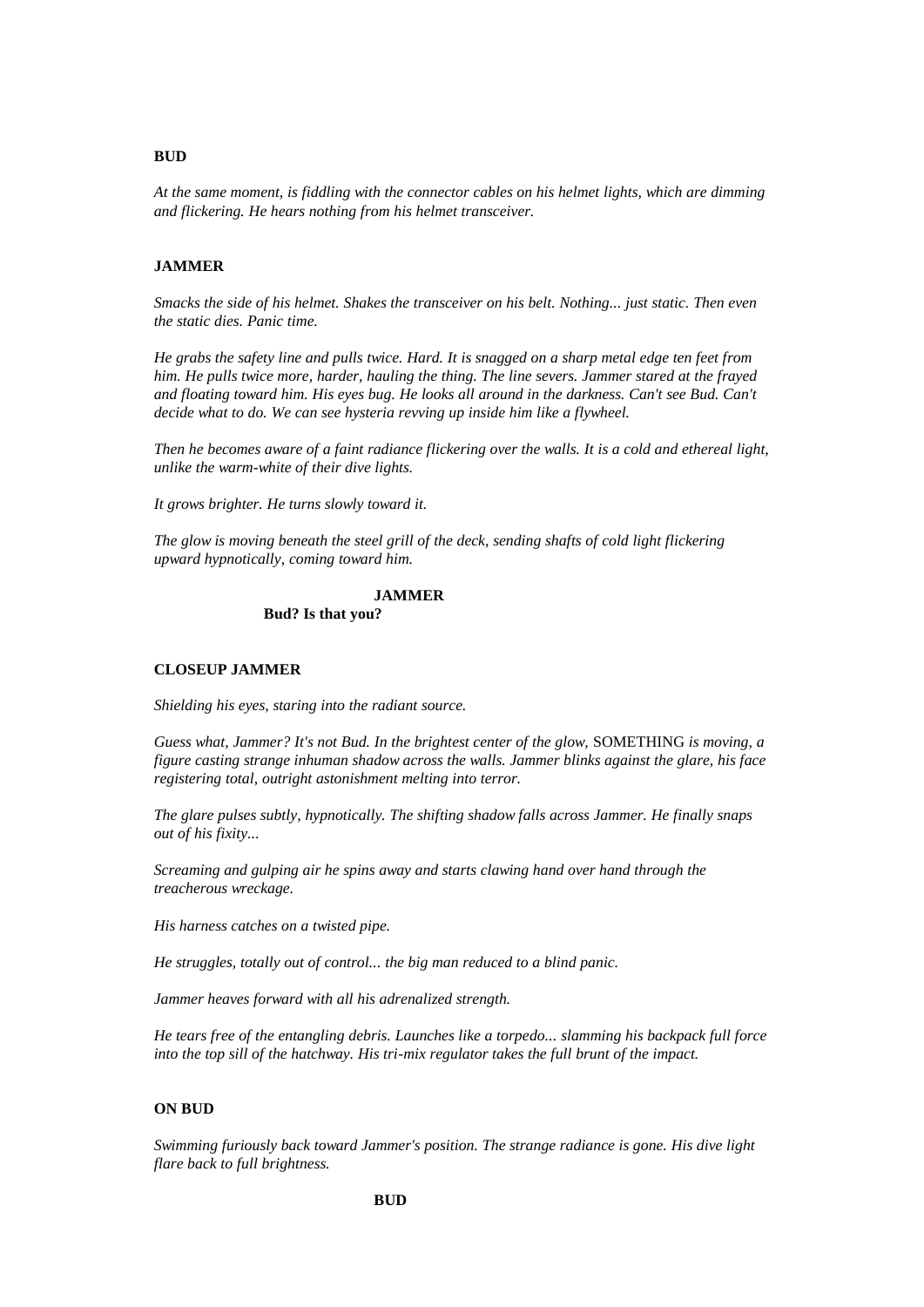**BUD**

*At the same moment, is fiddling with the connector cables on his helmet lights, which are dimming and flickering. He hears nothing from his helmet transceiver.*

**JAMMER**

*Smacks the side of his helmet. Shakes the transceiver on his belt. Nothing... just static. Then even the static dies. Panic time.*

*He grabs the safety line and pulls twice. Hard. It is snagged on a sharp metal edge ten feet from him. He pulls twice more, harder, hauling the thing. The line severs. Jammer stared at the frayed and floating toward him. His eyes bug. He looks all around in the darkness. Can't see Bud. Can't decide what to do. We can see hysteria revving up inside him like a flywheel.*

*Then he becomes aware of a faint radiance flickering over the walls. It is a cold and ethereal light, unlike the warm-white of their dive lights.*

*It grows brighter. He turns slowly toward it.*

*The glow is moving beneath the steel grill of the deck, sending shafts of cold light flickering upward hypnotically, coming toward him.*

**JAMMER**
**Bud? Is that you?**

**CLOSEUP JAMMER**

*Shielding his eyes, staring into the radiant source.*

*Guess what, Jammer? It's not Bud. In the brightest center of the glow,* SOMETHING *is moving, a figure casting strange inhuman shadow across the walls. Jammer blinks against the glare, his face registering total, outright astonishment melting into terror.*

*The glare pulses subtly, hypnotically. The shifting shadow falls across Jammer. He finally snaps out of his fixity...*

*Screaming and gulping air he spins away and starts clawing hand over hand through the treacherous wreckage.*

*His harness catches on a twisted pipe.*

*He struggles, totally out of control... the big man reduced to a blind panic.*

*Jammer heaves forward with all his adrenalized strength.*

*He tears free of the entangling debris. Launches like a torpedo... slamming his backpack full force into the top sill of the hatchway. His tri-mix regulator takes the full brunt of the impact.*

**ON BUD**

*Swimming furiously back toward Jammer's position. The strange radiance is gone. His dive light flare back to full brightness.*

**BUD**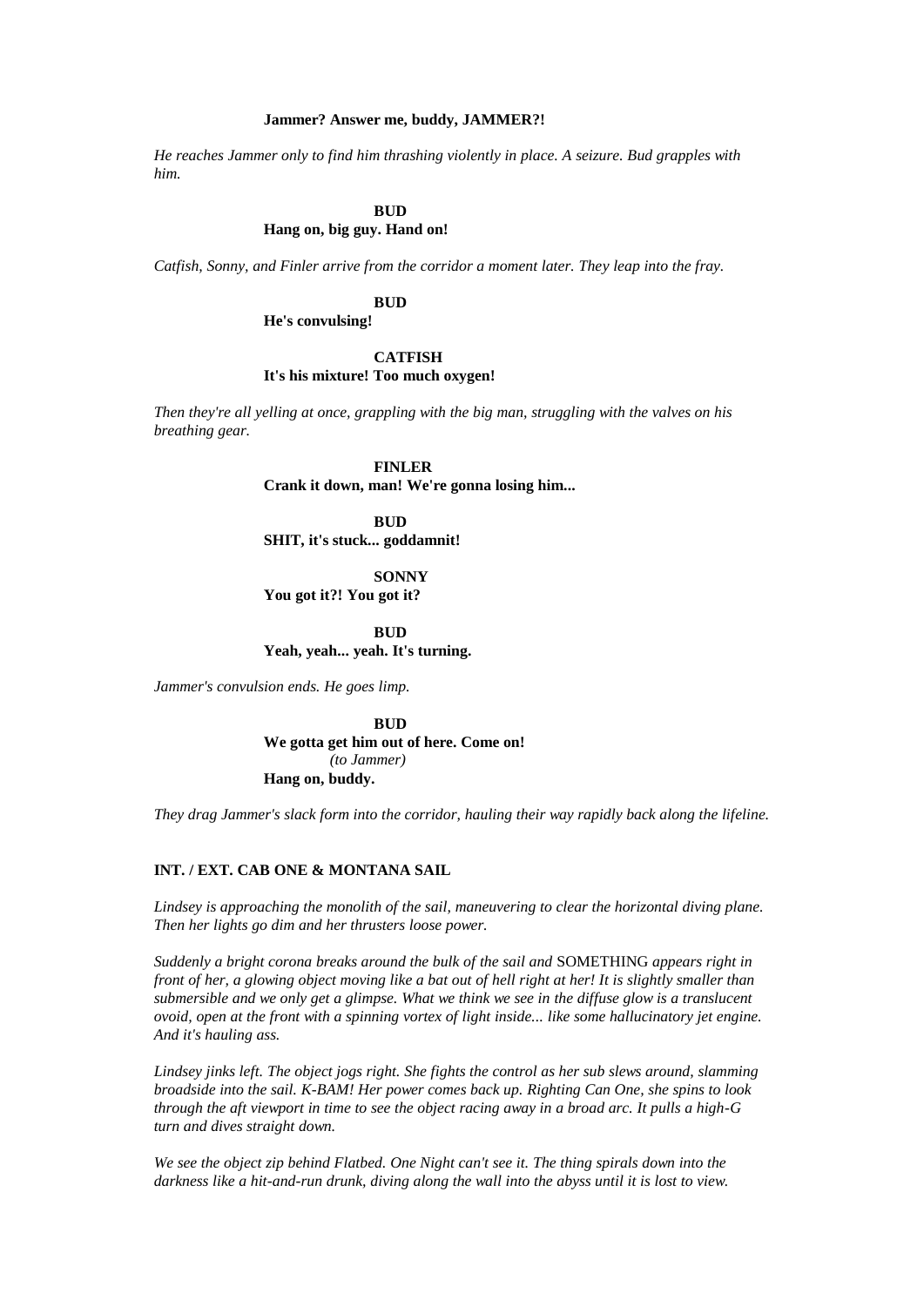**Jammer? Answer me, buddy, JAMMER?!**

*He reaches Jammer only to find him thrashing violently in place. A seizure. Bud grapples with him.*

**BUD**
**Hang on, big guy. Hand on!**

*Catfish, Sonny, and Finler arrive from the corridor a moment later. They leap into the fray.*

**BUD**
**He's convulsing!**

**CATFISH**
**It's his mixture! Too much oxygen!**

*Then they're all yelling at once, grappling with the big man, struggling with the valves on his breathing gear.*

**FINLER**
**Crank it down, man! We're gonna losing him...**

**BUD**
**SHIT, it's stuck... goddamnit!**

**SONNY**
**You got it?! You got it?**

**BUD**
**Yeah, yeah... yeah. It's turning.**

*Jammer's convulsion ends. He goes limp.*

**BUD**
**We gotta get him out of here. Come on!**
*(to Jammer)*
**Hang on, buddy.**

*They drag Jammer's slack form into the corridor, hauling their way rapidly back along the lifeline.*

**INT. / EXT. CAB ONE & MONTANA SAIL**

*Lindsey is approaching the monolith of the sail, maneuvering to clear the horizontal diving plane. Then her lights go dim and her thrusters loose power.*

*Suddenly a bright corona breaks around the bulk of the sail and* SOMETHING *appears right in front of her, a glowing object moving like a bat out of hell right at her! It is slightly smaller than submersible and we only get a glimpse. What we think we see in the diffuse glow is a translucent ovoid, open at the front with a spinning vortex of light inside... like some hallucinatory jet engine. And it's hauling ass.*

*Lindsey jinks left. The object jogs right. She fights the control as her sub slews around, slamming broadside into the sail. K-BAM! Her power comes back up. Righting Can One, she spins to look through the aft viewport in time to see the object racing away in a broad arc. It pulls a high-G turn and dives straight down.*

*We see the object zip behind Flatbed. One Night can't see it. The thing spirals down into the darkness like a hit-and-run drunk, diving along the wall into the abyss until it is lost to view.*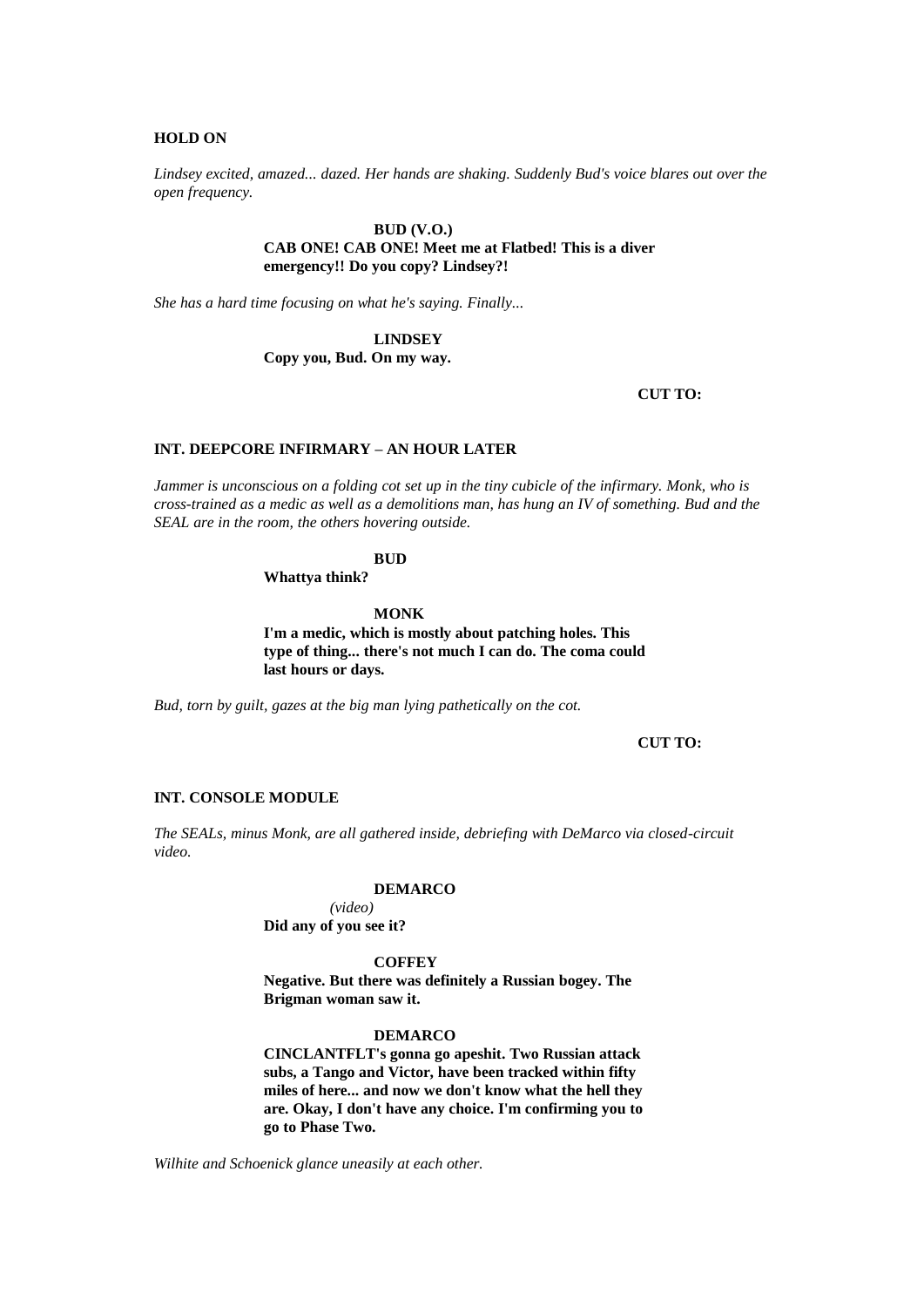**HOLD ON**

*Lindsey excited, amazed... dazed. Her hands are shaking. Suddenly Bud's voice blares out over the open frequency.*

**BUD (V.O.)**
**CAB ONE! CAB ONE! Meet me at Flatbed! This is a diver emergency!! Do you copy? Lindsey?!**

*She has a hard time focusing on what he's saying. Finally...*

**LINDSEY**
**Copy you, Bud. On my way.**

**CUT TO:**

**INT. DEEPCORE INFIRMARY – AN HOUR LATER**

*Jammer is unconscious on a folding cot set up in the tiny cubicle of the infirmary. Monk, who is cross-trained as a medic as well as a demolitions man, has hung an IV of something. Bud and the SEAL are in the room, the others hovering outside.*

**BUD**
**Whattya think?**

**MONK**
**I'm a medic, which is mostly about patching holes. This type of thing... there's not much I can do. The coma could last hours or days.**

*Bud, torn by guilt, gazes at the big man lying pathetically on the cot.*

**CUT TO:**

**INT. CONSOLE MODULE**

*The SEALs, minus Monk, are all gathered inside, debriefing with DeMarco via closed-circuit video.*

**DEMARCO**
*(video)*
**Did any of you see it?**

**COFFEY**
**Negative. But there was definitely a Russian bogey. The Brigman woman saw it.**

**DEMARCO**
**CINCLANTFLT's gonna go apeshit. Two Russian attack subs, a Tango and Victor, have been tracked within fifty miles of here... and now we don't know what the hell they are. Okay, I don't have any choice. I'm confirming you to go to Phase Two.**

*Wilhite and Schoenick glance uneasily at each other.*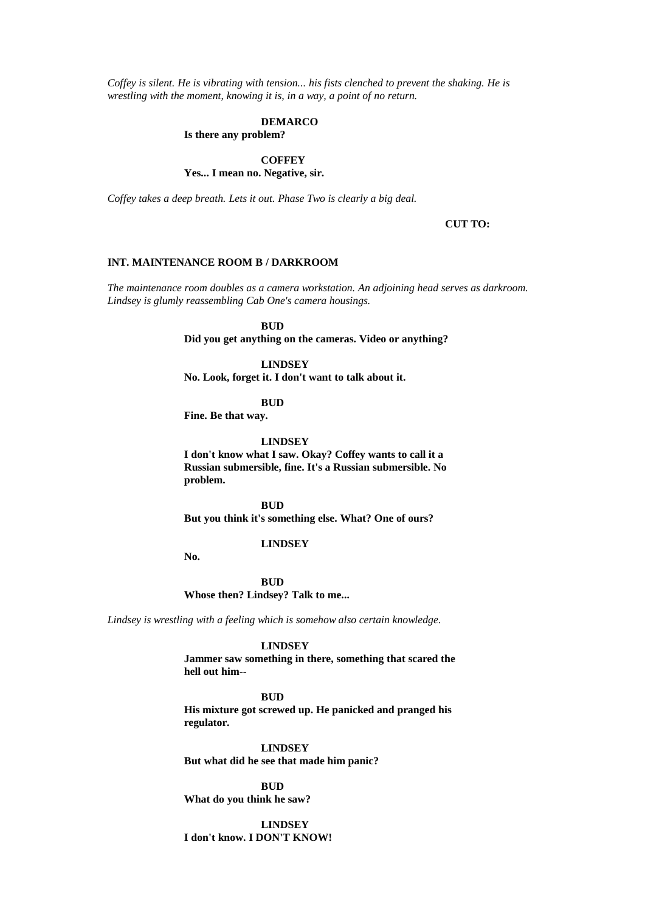*Coffey is silent. He is vibrating with tension... his fists clenched to prevent the shaking. He is wrestling with the moment, knowing it is, in a way, a point of no return.*

**DEMARCO**
**Is there any problem?**

**COFFEY**
**Yes... I mean no. Negative, sir.**

*Coffey takes a deep breath. Lets it out. Phase Two is clearly a big deal.*

**CUT TO:**

**INT. MAINTENANCE ROOM B / DARKROOM**

*The maintenance room doubles as a camera workstation. An adjoining head serves as darkroom. Lindsey is glumly reassembling Cab One's camera housings.*

**BUD**
**Did you get anything on the cameras. Video or anything?**

**LINDSEY**
**No. Look, forget it. I don't want to talk about it.**

**BUD**
**Fine. Be that way.**

**LINDSEY**
**I don't know what I saw. Okay? Coffey wants to call it a Russian submersible, fine. It's a Russian submersible. No problem.**

**BUD**
**But you think it's something else. What? One of ours?**

**LINDSEY**
**No.**

**BUD**
**Whose then? Lindsey? Talk to me...**

*Lindsey is wrestling with a feeling which is somehow also certain knowledge.*

**LINDSEY**
**Jammer saw something in there, something that scared the hell out him--**

**BUD**
**His mixture got screwed up. He panicked and pranged his regulator.**

**LINDSEY**
**But what did he see that made him panic?**

**BUD**
**What do you think he saw?**

**LINDSEY**
**I don't know. I DON'T KNOW!**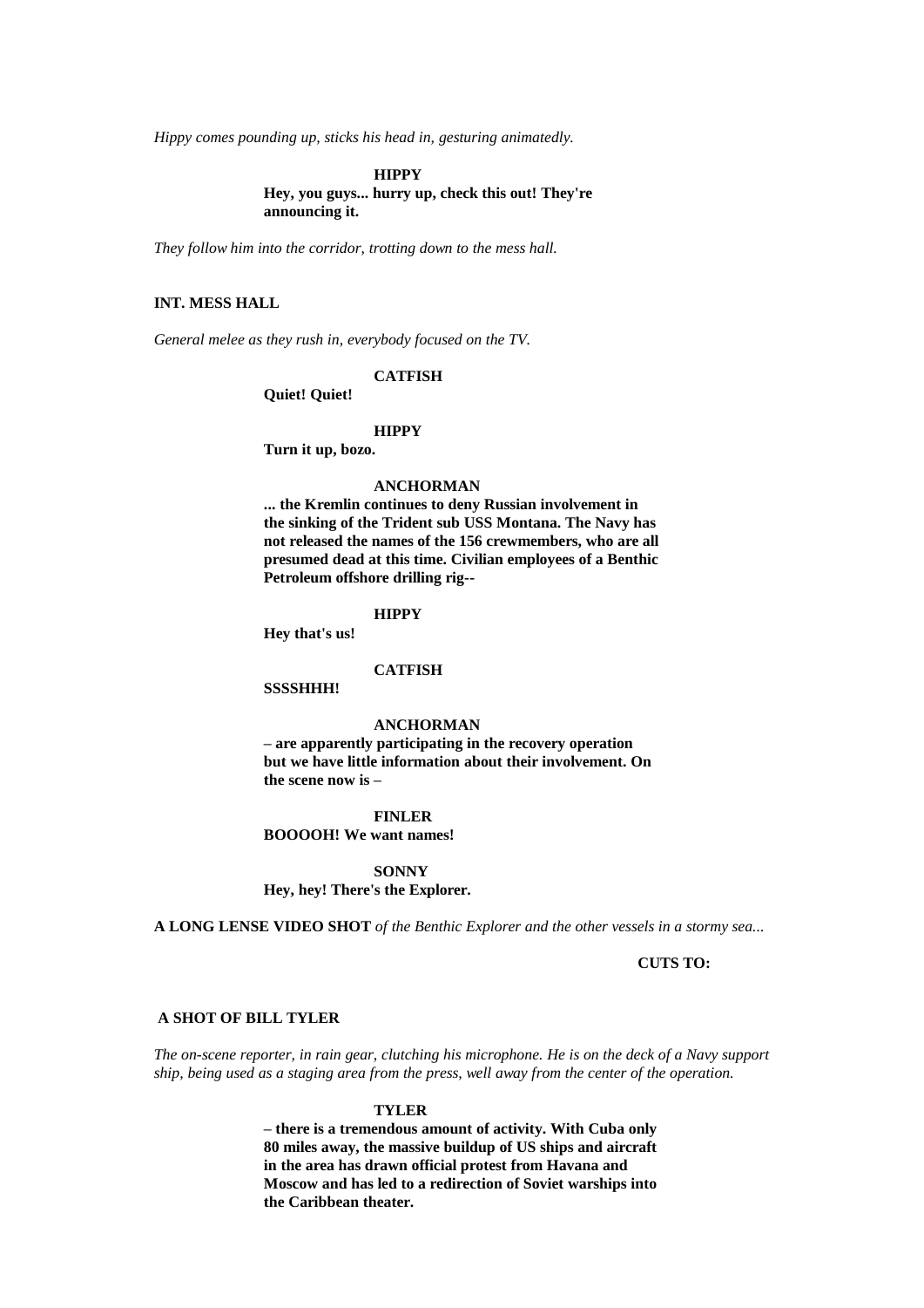*Hippy comes pounding up, sticks his head in, gesturing animatedly.*

**HIPPY**
**Hey, you guys... hurry up, check this out! They're announcing it.**

*They follow him into the corridor, trotting down to the mess hall.*

**INT. MESS HALL**

*General melee as they rush in, everybody focused on the TV.*

**CATFISH**
**Quiet! Quiet!**

**HIPPY**
**Turn it up, bozo.**

**ANCHORMAN**
**... the Kremlin continues to deny Russian involvement in the sinking of the Trident sub USS Montana. The Navy has not released the names of the 156 crewmembers, who are all presumed dead at this time. Civilian employees of a Benthic Petroleum offshore drilling rig--**

**HIPPY**
**Hey that's us!**

**CATFISH**
**SSSSHHH!**

**ANCHORMAN**
**– are apparently participating in the recovery operation but we have little information about their involvement. On the scene now is –**

**FINLER**
**BOOOOH! We want names!**

**SONNY**
**Hey, hey! There's the Explorer.**

**A LONG LENSE VIDEO SHOT** *of the Benthic Explorer and the other vessels in a stormy sea...*

**CUTS TO:**

**A SHOT OF BILL TYLER**

*The on-scene reporter, in rain gear, clutching his microphone. He is on the deck of a Navy support ship, being used as a staging area from the press, well away from the center of the operation.*

**TYLER**
**– there is a tremendous amount of activity. With Cuba only 80 miles away, the massive buildup of US ships and aircraft in the area has drawn official protest from Havana and Moscow and has led to a redirection of Soviet warships into the Caribbean theater.**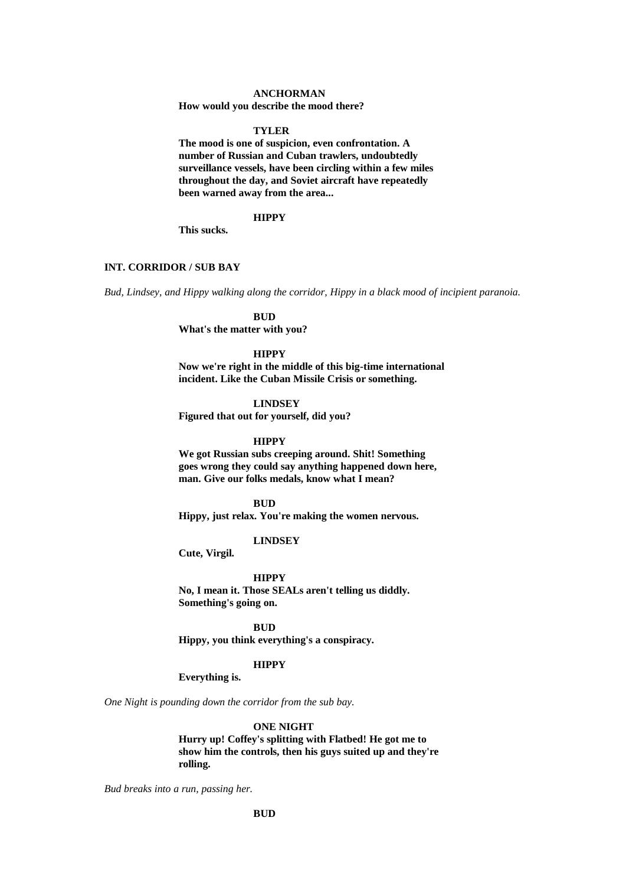**ANCHORMAN**
**How would you describe the mood there?**

**TYLER**
**The mood is one of suspicion, even confrontation. A number of Russian and Cuban trawlers, undoubtedly surveillance vessels, have been circling within a few miles throughout the day, and Soviet aircraft have repeatedly been warned away from the area...**

**HIPPY**
**This sucks.**

**INT. CORRIDOR / SUB BAY**

*Bud, Lindsey, and Hippy walking along the corridor, Hippy in a black mood of incipient paranoia.*

**BUD**
**What's the matter with you?**

**HIPPY**
**Now we're right in the middle of this big-time international incident. Like the Cuban Missile Crisis or something.**

**LINDSEY**
**Figured that out for yourself, did you?**

**HIPPY**
**We got Russian subs creeping around. Shit! Something goes wrong they could say anything happened down here, man. Give our folks medals, know what I mean?**

**BUD**
**Hippy, just relax. You're making the women nervous.**

**LINDSEY**
**Cute, Virgil.**

**HIPPY**
**No, I mean it. Those SEALs aren't telling us diddly. Something's going on.**

**BUD**
**Hippy, you think everything's a conspiracy.**

**HIPPY**
**Everything is.**

*One Night is pounding down the corridor from the sub bay.*

**ONE NIGHT**
**Hurry up! Coffey's splitting with Flatbed! He got me to show him the controls, then his guys suited up and they're rolling.**

*Bud breaks into a run, passing her.*

**BUD**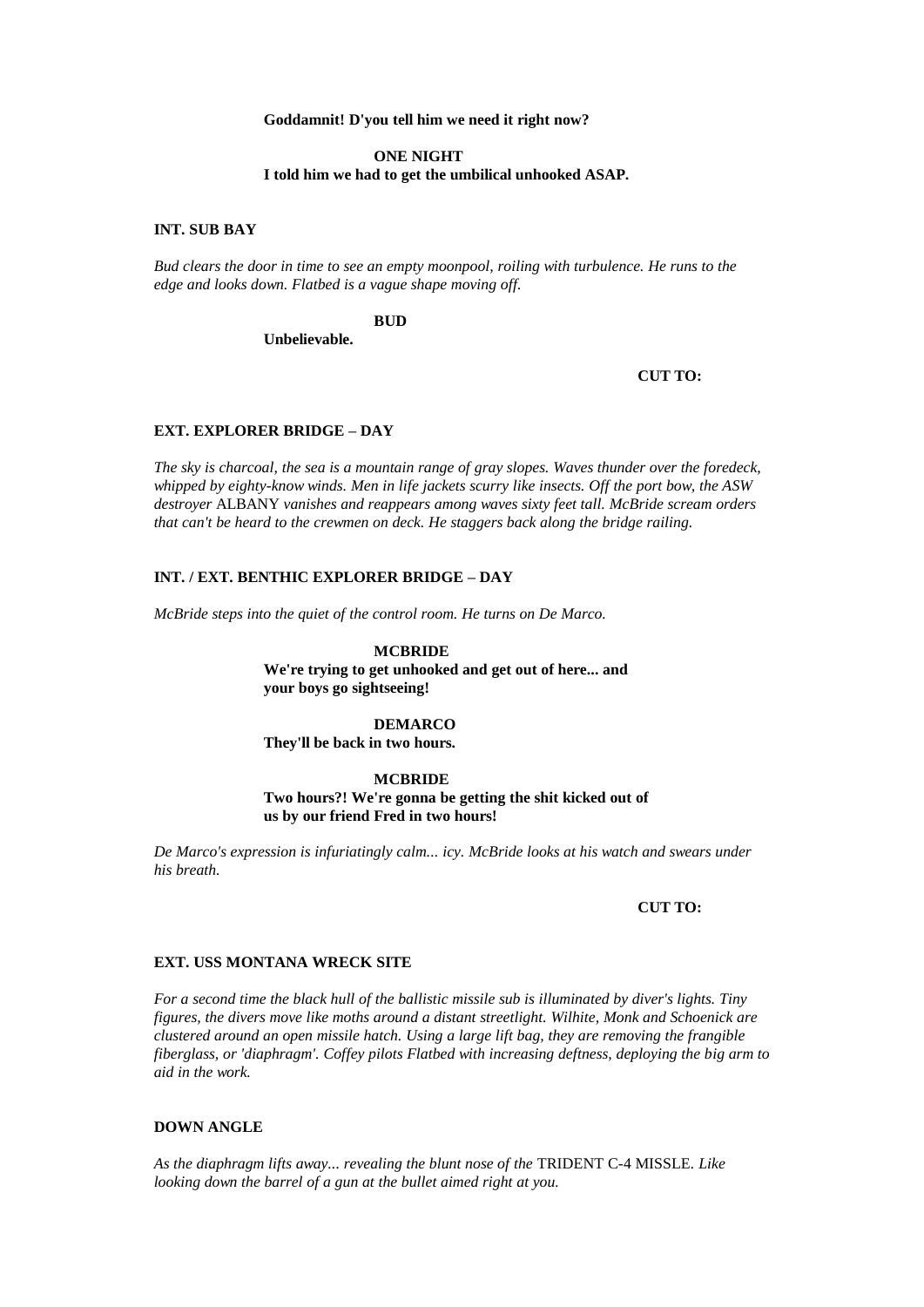**Goddamnit! D'you tell him we need it right now?**

**ONE NIGHT**
**I told him we had to get the umbilical unhooked ASAP.**

**INT. SUB BAY**

*Bud clears the door in time to see an empty moonpool, roiling with turbulence. He runs to the edge and looks down. Flatbed is a vague shape moving off.*

**BUD**
**Unbelievable.**

**CUT TO:**

**EXT. EXPLORER BRIDGE – DAY**

*The sky is charcoal, the sea is a mountain range of gray slopes. Waves thunder over the foredeck, whipped by eighty-know winds. Men in life jackets scurry like insects. Off the port bow, the ASW destroyer* ALBANY *vanishes and reappears among waves sixty feet tall. McBride scream orders that can't be heard to the crewmen on deck. He staggers back along the bridge railing.*

**INT. / EXT. BENTHIC EXPLORER BRIDGE – DAY**

*McBride steps into the quiet of the control room. He turns on De Marco.*

**MCBRIDE**
**We're trying to get unhooked and get out of here... and your boys go sightseeing!**

**DEMARCO**
**They'll be back in two hours.**

**MCBRIDE**
**Two hours?! We're gonna be getting the shit kicked out of us by our friend Fred in two hours!**

*De Marco's expression is infuriatingly calm... icy. McBride looks at his watch and swears under his breath.*

**CUT TO:**

**EXT. USS MONTANA WRECK SITE**

*For a second time the black hull of the ballistic missile sub is illuminated by diver's lights. Tiny figures, the divers move like moths around a distant streetlight. Wilhite, Monk and Schoenick are clustered around an open missile hatch. Using a large lift bag, they are removing the frangible fiberglass, or 'diaphragm'. Coffey pilots Flatbed with increasing deftness, deploying the big arm to aid in the work.*

**DOWN ANGLE**

*As the diaphragm lifts away... revealing the blunt nose of the* TRIDENT C-4 MISSLE. *Like looking down the barrel of a gun at the bullet aimed right at you.*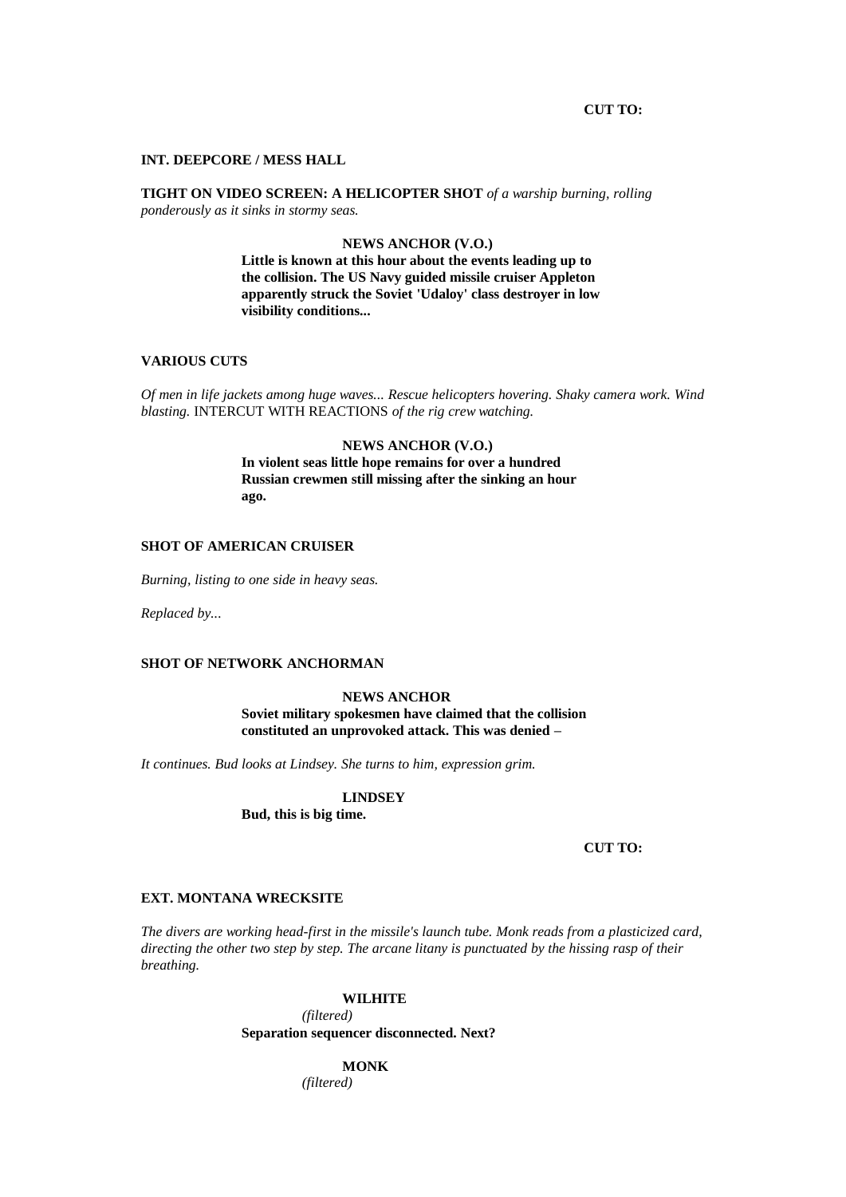**CUT TO:**

**INT. DEEPCORE / MESS HALL**

**TIGHT ON VIDEO SCREEN: A HELICOPTER SHOT** *of a warship burning, rolling ponderously as it sinks in stormy seas.*

**NEWS ANCHOR (V.O.)**
**Little is known at this hour about the events leading up to the collision. The US Navy guided missile cruiser Appleton apparently struck the Soviet 'Udaloy' class destroyer in low visibility conditions...**

**VARIOUS CUTS**

*Of men in life jackets among huge waves... Rescue helicopters hovering. Shaky camera work. Wind blasting.* INTERCUT WITH REACTIONS *of the rig crew watching.*

**NEWS ANCHOR (V.O.)**
**In violent seas little hope remains for over a hundred Russian crewmen still missing after the sinking an hour ago.**

**SHOT OF AMERICAN CRUISER**

*Burning, listing to one side in heavy seas.*

*Replaced by...*

**SHOT OF NETWORK ANCHORMAN**

**NEWS ANCHOR**
**Soviet military spokesmen have claimed that the collision constituted an unprovoked attack. This was denied –**

*It continues. Bud looks at Lindsey. She turns to him, expression grim.*

**LINDSEY**
**Bud, this is big time.**

**CUT TO:**

**EXT. MONTANA WRECKSITE**

*The divers are working head-first in the missile's launch tube. Monk reads from a plasticized card, directing the other two step by step. The arcane litany is punctuated by the hissing rasp of their breathing.*

**WILHITE**
*(filtered)*
**Separation sequencer disconnected. Next?**

**MONK**
*(filtered)*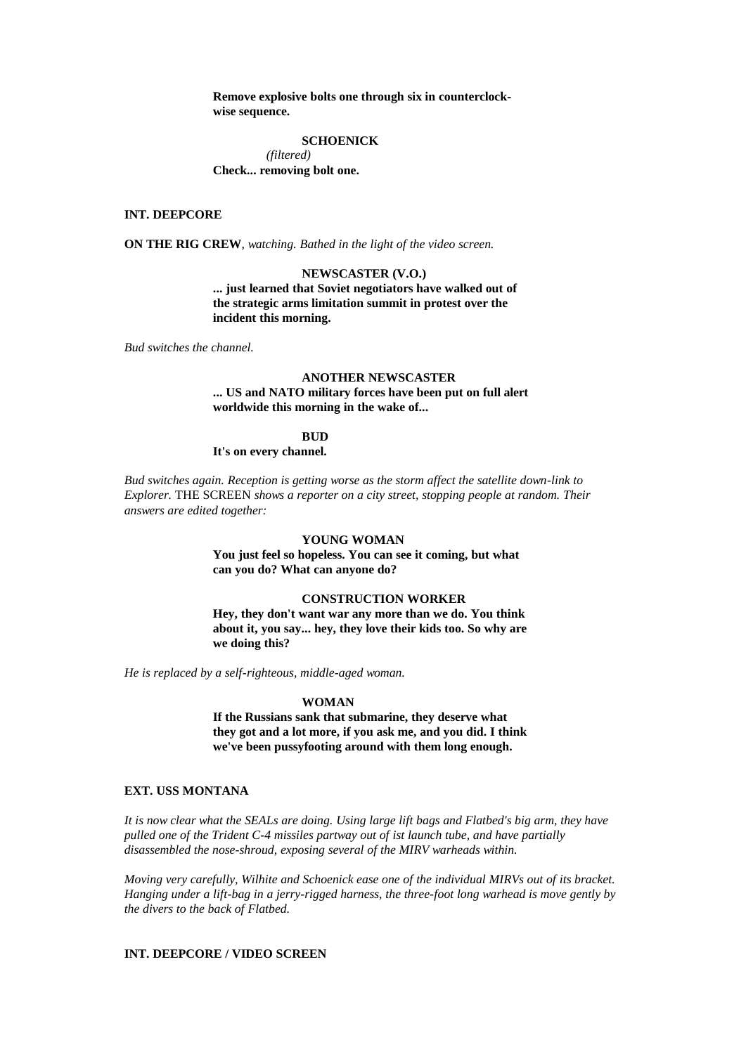**Remove explosive bolts one through six in counterclock-wise sequence.**

**SCHOENICK**
*(filtered)*
**Check... removing bolt one.**

**INT. DEEPCORE**

**ON THE RIG CREW**, *watching. Bathed in the light of the video screen.*

**NEWSCASTER (V.O.)**
**... just learned that Soviet negotiators have walked out of the strategic arms limitation summit in protest over the incident this morning.**

*Bud switches the channel.*

**ANOTHER NEWSCASTER**
**... US and NATO military forces have been put on full alert worldwide this morning in the wake of...**

**BUD**
**It's on every channel.**

*Bud switches again. Reception is getting worse as the storm affect the satellite down-link to Explorer.* THE SCREEN *shows a reporter on a city street, stopping people at random. Their answers are edited together:*

**YOUNG WOMAN**
**You just feel so hopeless. You can see it coming, but what can you do? What can anyone do?**

**CONSTRUCTION WORKER**
**Hey, they don't want war any more than we do. You think about it, you say... hey, they love their kids too. So why are we doing this?**

*He is replaced by a self-righteous, middle-aged woman.*

**WOMAN**
**If the Russians sank that submarine, they deserve what they got and a lot more, if you ask me, and you did. I think we've been pussyfooting around with them long enough.**

**EXT. USS MONTANA**

*It is now clear what the SEALs are doing. Using large lift bags and Flatbed's big arm, they have pulled one of the Trident C-4 missiles partway out of ist launch tube, and have partially disassembled the nose-shroud, exposing several of the MIRV warheads within.*

*Moving very carefully, Wilhite and Schoenick ease one of the individual MIRVs out of its bracket. Hanging under a lift-bag in a jerry-rigged harness, the three-foot long warhead is move gently by the divers to the back of Flatbed.*

**INT. DEEPCORE / VIDEO SCREEN**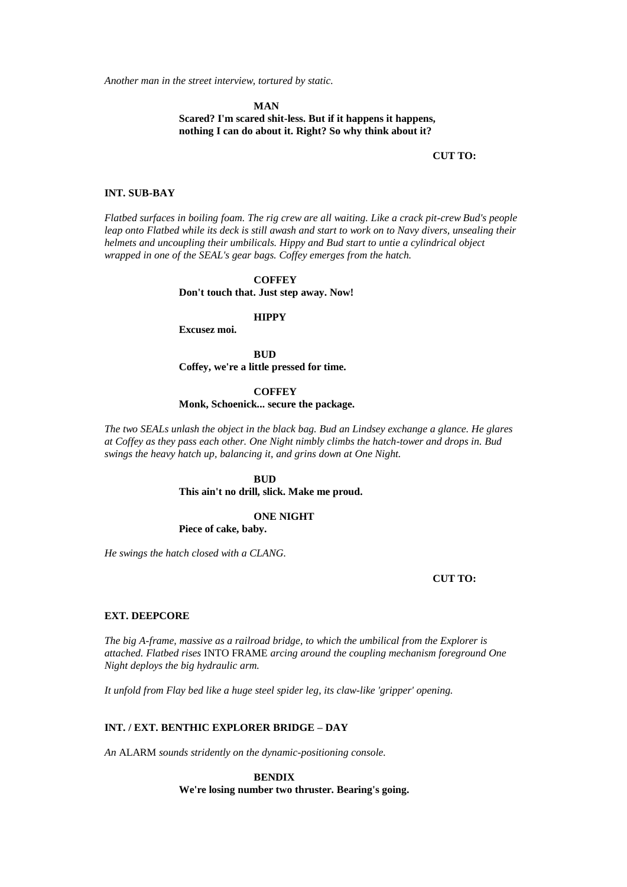*Another man in the street interview, tortured by static.*

**MAN**

**Scared? I'm scared shit-less. But if it happens it happens, nothing I can do about it. Right? So why think about it?**

**CUT TO:**

**INT. SUB-BAY**

*Flatbed surfaces in boiling foam. The rig crew are all waiting. Like a crack pit-crew Bud's people leap onto Flatbed while its deck is still awash and start to work on to Navy divers, unsealing their helmets and uncoupling their umbilicals. Hippy and Bud start to untie a cylindrical object wrapped in one of the SEAL's gear bags. Coffey emerges from the hatch.*

**COFFEY**

**Don't touch that. Just step away. Now!**

**HIPPY**

**Excusez moi.**

**BUD**

**Coffey, we're a little pressed for time.**

**COFFEY**

**Monk, Schoenick... secure the package.**

*The two SEALs unlash the object in the black bag. Bud an Lindsey exchange a glance. He glares at Coffey as they pass each other. One Night nimbly climbs the hatch-tower and drops in. Bud swings the heavy hatch up, balancing it, and grins down at One Night.*

**BUD**

**This ain't no drill, slick. Make me proud.**

**ONE NIGHT**

**Piece of cake, baby.**

*He swings the hatch closed with a CLANG.*

**CUT TO:**

**EXT. DEEPCORE**

*The big A-frame, massive as a railroad bridge, to which the umbilical from the Explorer is attached. Flatbed rises* INTO FRAME *arcing around the coupling mechanism foreground One Night deploys the big hydraulic arm.*

*It unfold from Flay bed like a huge steel spider leg, its claw-like 'gripper' opening.*

**INT. / EXT. BENTHIC EXPLORER BRIDGE – DAY**

*An* ALARM *sounds stridently on the dynamic-positioning console.*

**BENDIX**

**We're losing number two thruster. Bearing's going.**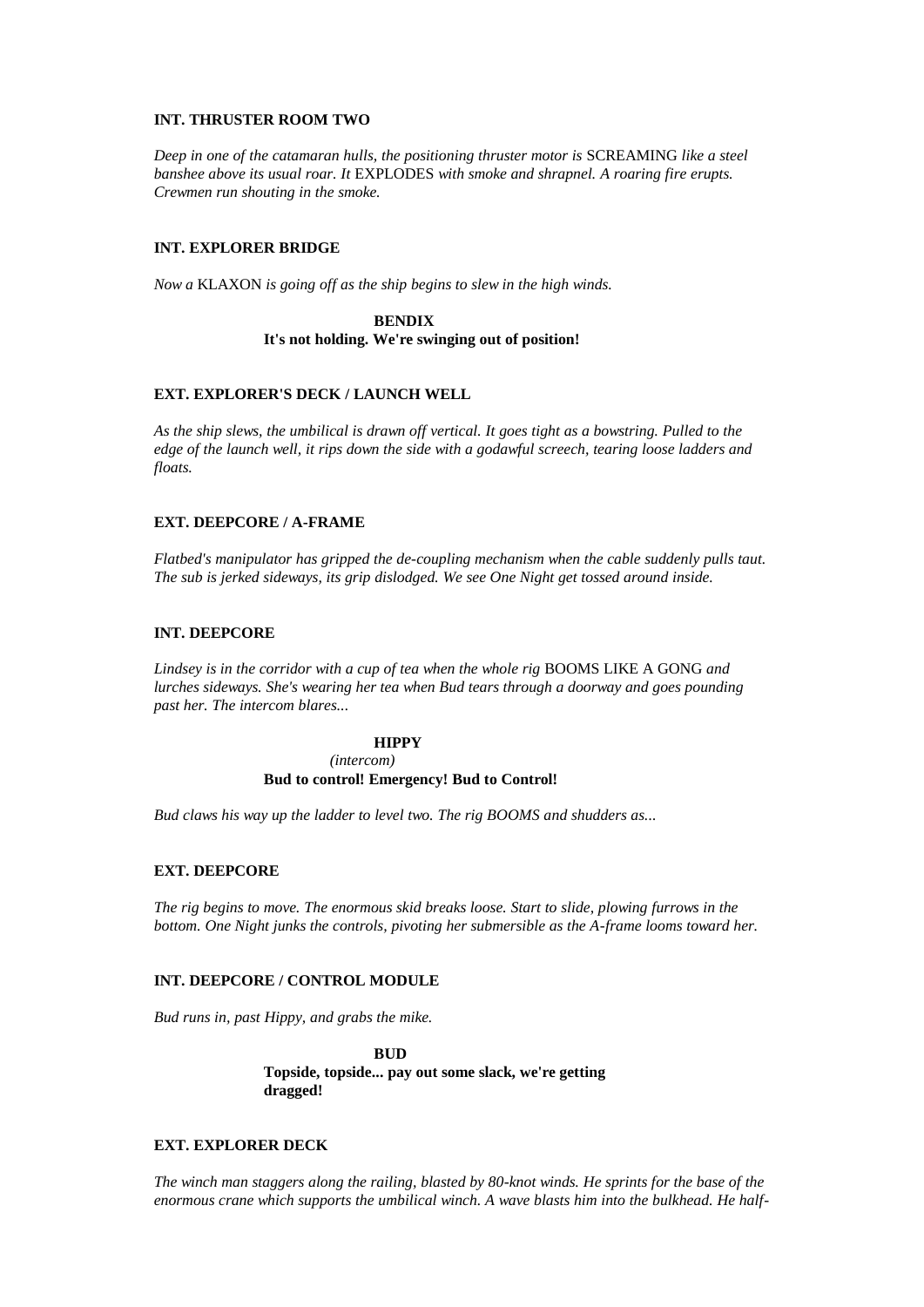**INT. THRUSTER ROOM TWO**

*Deep in one of the catamaran hulls, the positioning thruster motor is* SCREAMING *like a steel banshee above its usual roar. It* EXPLODES *with smoke and shrapnel. A roaring fire erupts. Crewmen run shouting in the smoke.*

**INT. EXPLORER BRIDGE**

*Now a* KLAXON *is going off as the ship begins to slew in the high winds.*

**BENDIX**
**It's not holding. We're swinging out of position!**

**EXT. EXPLORER'S DECK / LAUNCH WELL**

*As the ship slews, the umbilical is drawn off vertical. It goes tight as a bowstring. Pulled to the edge of the launch well, it rips down the side with a godawful screech, tearing loose ladders and floats.*

**EXT. DEEPCORE / A-FRAME**

*Flatbed's manipulator has gripped the de-coupling mechanism when the cable suddenly pulls taut. The sub is jerked sideways, its grip dislodged. We see One Night get tossed around inside.*

**INT. DEEPCORE**

*Lindsey is in the corridor with a cup of tea when the whole rig* BOOMS LIKE A GONG *and lurches sideways. She's wearing her tea when Bud tears through a doorway and goes pounding past her. The intercom blares...*

**HIPPY**
*(intercom)*
**Bud to control! Emergency! Bud to Control!**

*Bud claws his way up the ladder to level two. The rig BOOMS and shudders as...*

**EXT. DEEPCORE**

*The rig begins to move. The enormous skid breaks loose. Start to slide, plowing furrows in the bottom. One Night junks the controls, pivoting her submersible as the A-frame looms toward her.*

**INT. DEEPCORE / CONTROL MODULE**

*Bud runs in, past Hippy, and grabs the mike.*

**BUD**
**Topside, topside... pay out some slack, we're getting dragged!**

**EXT. EXPLORER DECK**

*The winch man staggers along the railing, blasted by 80-knot winds. He sprints for the base of the enormous crane which supports the umbilical winch. A wave blasts him into the bulkhead. He half-*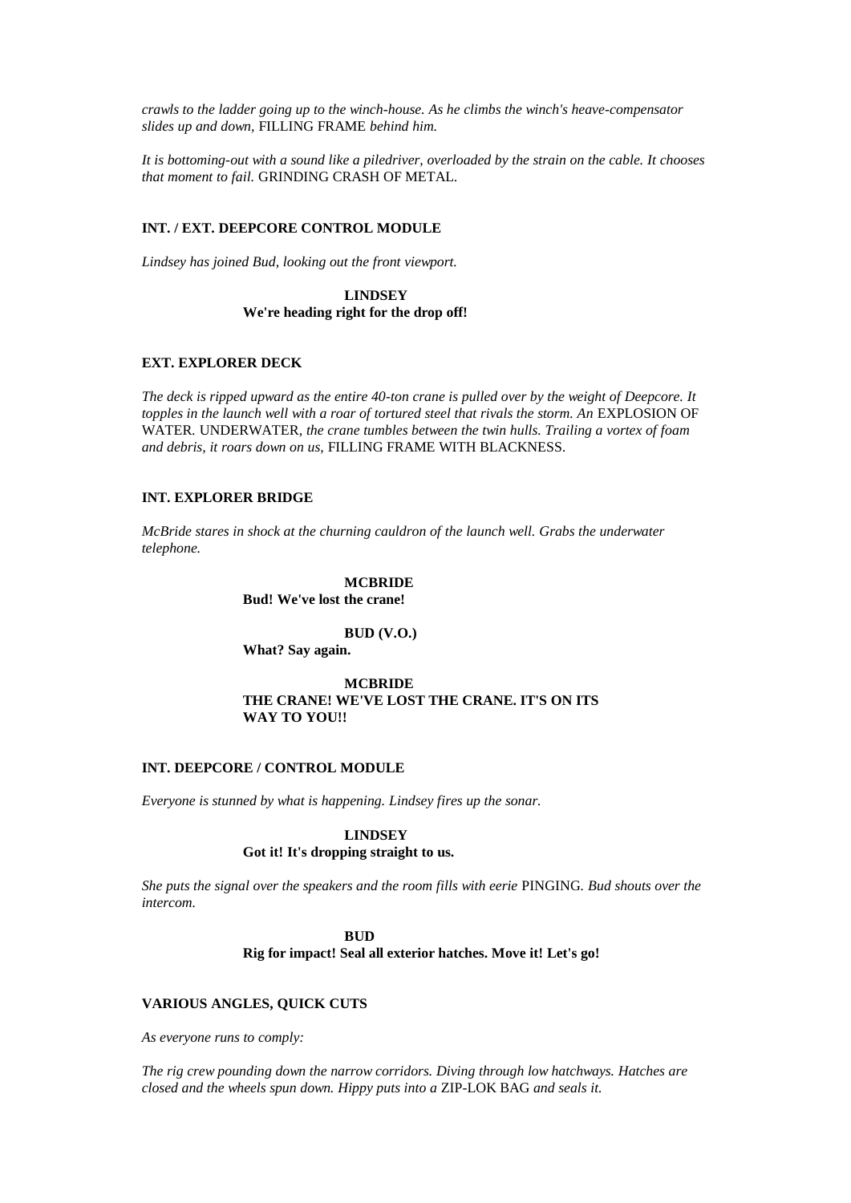*crawls to the ladder going up to the winch-house. As he climbs the winch's heave-compensator slides up and down,* FILLING FRAME *behind him.*

*It is bottoming-out with a sound like a piledriver, overloaded by the strain on the cable. It chooses that moment to fail.* GRINDING CRASH OF METAL.

**INT. / EXT. DEEPCORE CONTROL MODULE**

*Lindsey has joined Bud, looking out the front viewport.*

**LINDSEY**
**We're heading right for the drop off!**

**EXT. EXPLORER DECK**

*The deck is ripped upward as the entire 40-ton crane is pulled over by the weight of Deepcore. It topples in the launch well with a roar of tortured steel that rivals the storm. An* EXPLOSION OF WATER. UNDERWATER, *the crane tumbles between the twin hulls. Trailing a vortex of foam and debris, it roars down on us,* FILLING FRAME WITH BLACKNESS.

**INT. EXPLORER BRIDGE**

*McBride stares in shock at the churning cauldron of the launch well. Grabs the underwater telephone.*

**MCBRIDE**
**Bud! We've lost the crane!**

**BUD (V.O.)**
**What? Say again.**

**MCBRIDE**
**THE CRANE! WE'VE LOST THE CRANE. IT'S ON ITS WAY TO YOU!!**

**INT. DEEPCORE / CONTROL MODULE**

*Everyone is stunned by what is happening. Lindsey fires up the sonar.*

**LINDSEY**
**Got it! It's dropping straight to us.**

*She puts the signal over the speakers and the room fills with eerie* PINGING. *Bud shouts over the intercom.*

**BUD**
**Rig for impact! Seal all exterior hatches. Move it! Let's go!**

**VARIOUS ANGLES, QUICK CUTS**

*As everyone runs to comply:*

*The rig crew pounding down the narrow corridors. Diving through low hatchways. Hatches are closed and the wheels spun down. Hippy puts into a* ZIP-LOK BAG *and seals it.*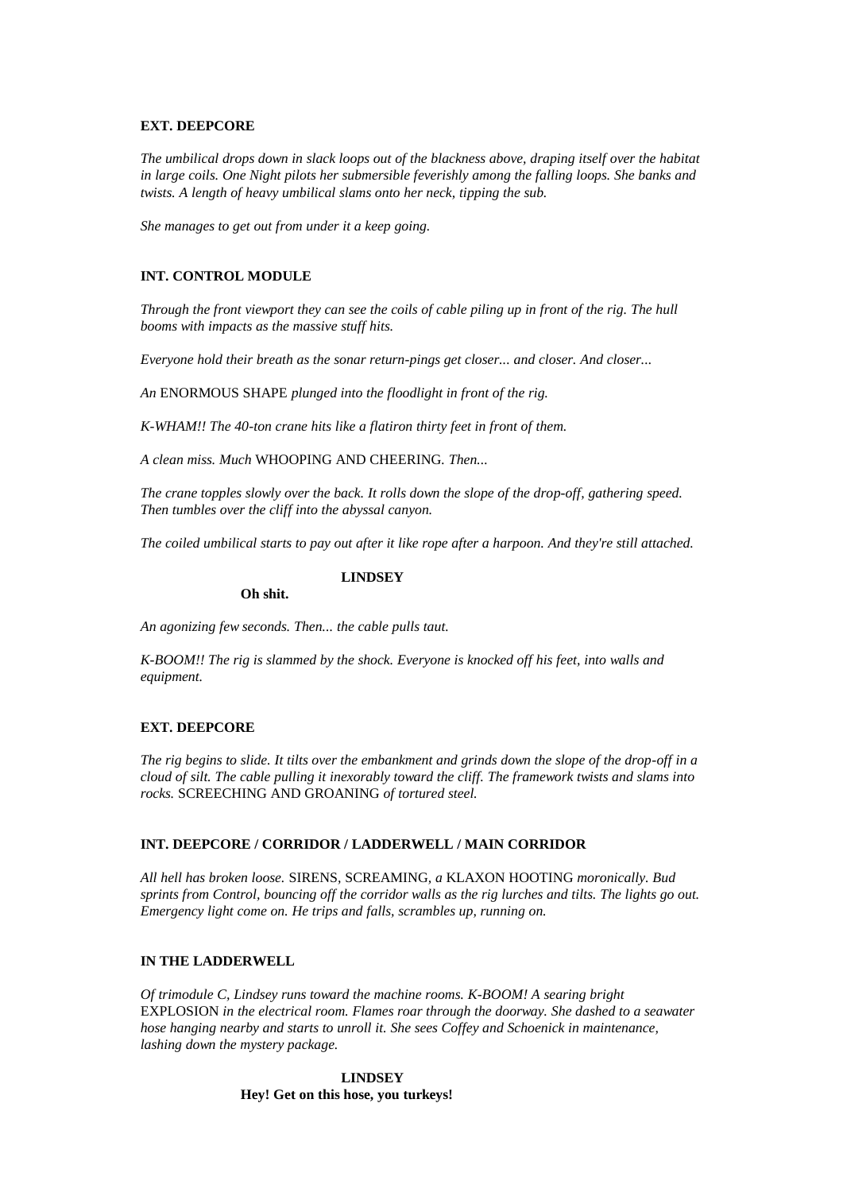**EXT. DEEPCORE**

*The umbilical drops down in slack loops out of the blackness above, draping itself over the habitat in large coils. One Night pilots her submersible feverishly among the falling loops. She banks and twists. A length of heavy umbilical slams onto her neck, tipping the sub.*

*She manages to get out from under it a keep going.*

**INT. CONTROL MODULE**

*Through the front viewport they can see the coils of cable piling up in front of the rig. The hull booms with impacts as the massive stuff hits.*

*Everyone hold their breath as the sonar return-pings get closer... and closer. And closer...*

*An* ENORMOUS SHAPE *plunged into the floodlight in front of the rig.*

*K-WHAM!! The 40-ton crane hits like a flatiron thirty feet in front of them.*

*A clean miss. Much* WHOOPING AND CHEERING. *Then...*

*The crane topples slowly over the back. It rolls down the slope of the drop-off, gathering speed. Then tumbles over the cliff into the abyssal canyon.*

*The coiled umbilical starts to pay out after it like rope after a harpoon. And they're still attached.*

**LINDSEY**

**Oh shit.**

*An agonizing few seconds. Then... the cable pulls taut.*

*K-BOOM!! The rig is slammed by the shock. Everyone is knocked off his feet, into walls and equipment.*

**EXT. DEEPCORE**

*The rig begins to slide. It tilts over the embankment and grinds down the slope of the drop-off in a cloud of silt. The cable pulling it inexorably toward the cliff. The framework twists and slams into rocks.* SCREECHING AND GROANING *of tortured steel.*

**INT. DEEPCORE / CORRIDOR / LADDERWELL / MAIN CORRIDOR**

*All hell has broken loose.* SIRENS, SCREAMING, *a* KLAXON HOOTING *moronically. Bud sprints from Control, bouncing off the corridor walls as the rig lurches and tilts. The lights go out. Emergency light come on. He trips and falls, scrambles up, running on.*

**IN THE LADDERWELL**

*Of trimodule C, Lindsey runs toward the machine rooms. K-BOOM! A searing bright* EXPLOSION *in the electrical room. Flames roar through the doorway. She dashed to a seawater hose hanging nearby and starts to unroll it. She sees Coffey and Schoenick in maintenance, lashing down the mystery package.*

**LINDSEY**

**Hey! Get on this hose, you turkeys!**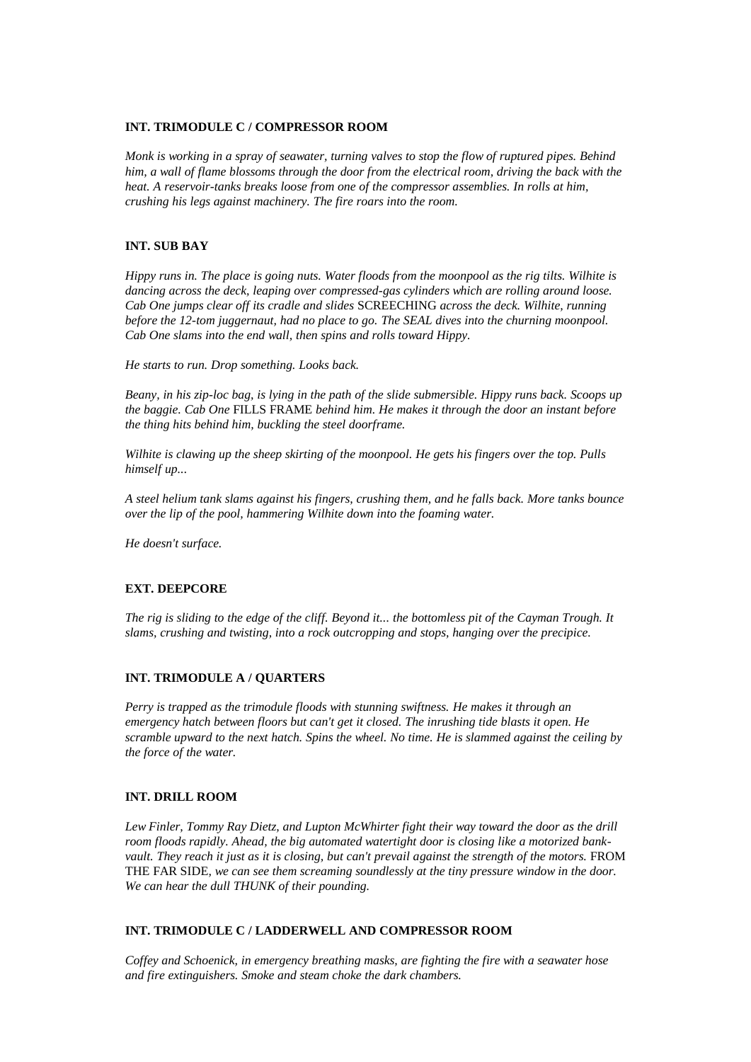**INT. TRIMODULE C / COMPRESSOR ROOM**

*Monk is working in a spray of seawater, turning valves to stop the flow of ruptured pipes. Behind him, a wall of flame blossoms through the door from the electrical room, driving the back with the heat. A reservoir-tanks breaks loose from one of the compressor assemblies. In rolls at him, crushing his legs against machinery. The fire roars into the room.*

**INT. SUB BAY**

*Hippy runs in. The place is going nuts. Water floods from the moonpool as the rig tilts. Wilhite is dancing across the deck, leaping over compressed-gas cylinders which are rolling around loose. Cab One jumps clear off its cradle and slides* SCREECHING *across the deck. Wilhite, running before the 12-tom juggernaut, had no place to go. The SEAL dives into the churning moonpool. Cab One slams into the end wall, then spins and rolls toward Hippy.*

*He starts to run. Drop something. Looks back.*

*Beany, in his zip-loc bag, is lying in the path of the slide submersible. Hippy runs back. Scoops up the baggie. Cab One* FILLS FRAME *behind him. He makes it through the door an instant before the thing hits behind him, buckling the steel doorframe.*

*Wilhite is clawing up the sheep skirting of the moonpool. He gets his fingers over the top. Pulls himself up...*

*A steel helium tank slams against his fingers, crushing them, and he falls back. More tanks bounce over the lip of the pool, hammering Wilhite down into the foaming water.*

*He doesn't surface.*

**EXT. DEEPCORE**

*The rig is sliding to the edge of the cliff. Beyond it... the bottomless pit of the Cayman Trough. It slams, crushing and twisting, into a rock outcropping and stops, hanging over the precipice.*

**INT. TRIMODULE A / QUARTERS**

*Perry is trapped as the trimodule floods with stunning swiftness. He makes it through an emergency hatch between floors but can't get it closed. The inrushing tide blasts it open. He scramble upward to the next hatch. Spins the wheel. No time. He is slammed against the ceiling by the force of the water.*

**INT. DRILL ROOM**

*Lew Finler, Tommy Ray Dietz, and Lupton McWhirter fight their way toward the door as the drill room floods rapidly. Ahead, the big automated watertight door is closing like a motorized bank-vault. They reach it just as it is closing, but can't prevail against the strength of the motors.* FROM THE FAR SIDE*, we can see them screaming soundlessly at the tiny pressure window in the door. We can hear the dull THUNK of their pounding.*

**INT. TRIMODULE C / LADDERWELL AND COMPRESSOR ROOM**

*Coffey and Schoenick, in emergency breathing masks, are fighting the fire with a seawater hose and fire extinguishers. Smoke and steam choke the dark chambers.*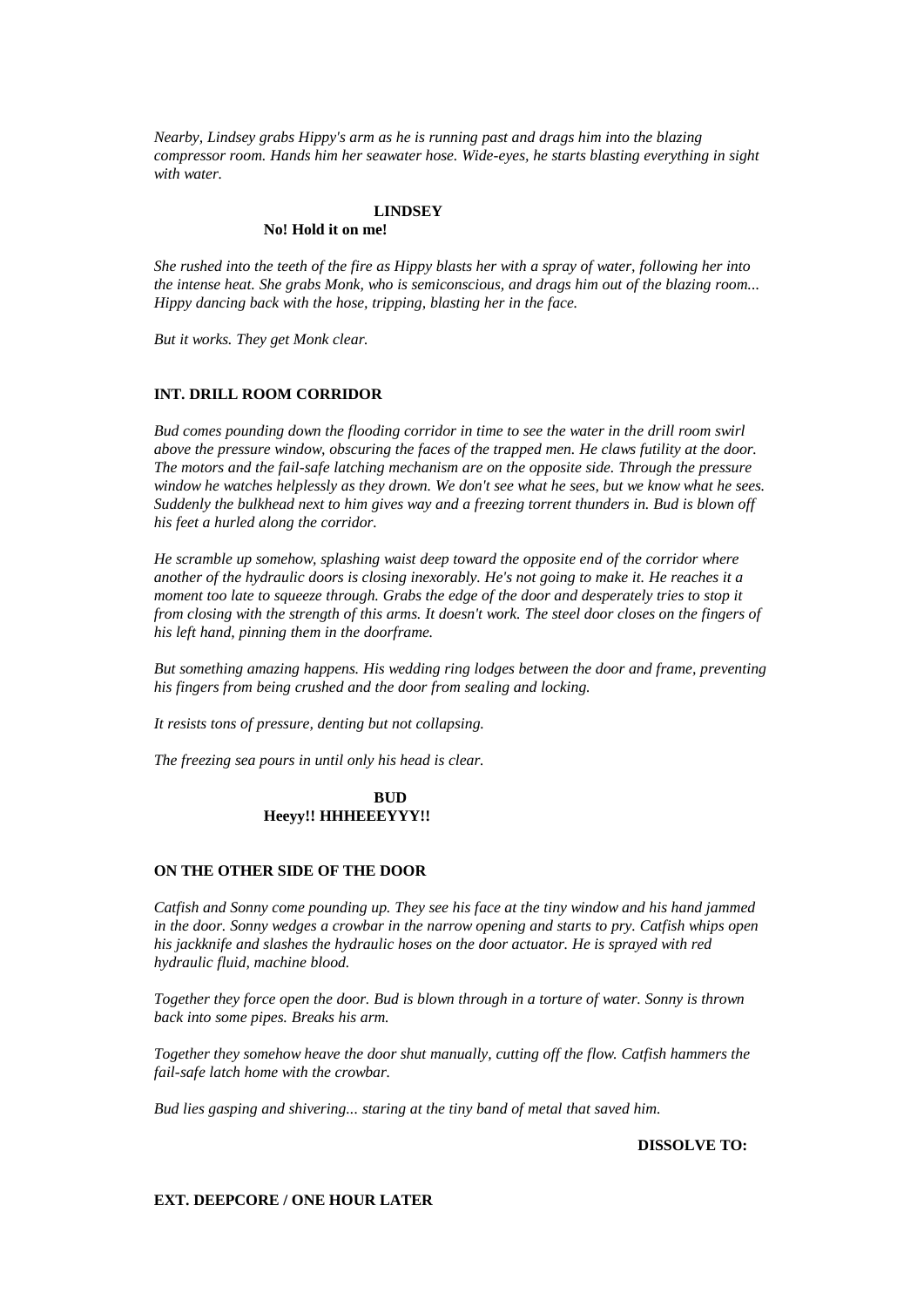*Nearby, Lindsey grabs Hippy's arm as he is running past and drags him into the blazing compressor room. Hands him her seawater hose. Wide-eyes, he starts blasting everything in sight with water.*

**LINDSEY**
**No! Hold it on me!**

*She rushed into the teeth of the fire as Hippy blasts her with a spray of water, following her into the intense heat. She grabs Monk, who is semiconscious, and drags him out of the blazing room... Hippy dancing back with the hose, tripping, blasting her in the face.*

*But it works. They get Monk clear.*

**INT. DRILL ROOM CORRIDOR**

*Bud comes pounding down the flooding corridor in time to see the water in the drill room swirl above the pressure window, obscuring the faces of the trapped men. He claws futility at the door. The motors and the fail-safe latching mechanism are on the opposite side. Through the pressure window he watches helplessly as they drown. We don't see what he sees, but we know what he sees. Suddenly the bulkhead next to him gives way and a freezing torrent thunders in. Bud is blown off his feet a hurled along the corridor.*

*He scramble up somehow, splashing waist deep toward the opposite end of the corridor where another of the hydraulic doors is closing inexorably. He's not going to make it. He reaches it a moment too late to squeeze through. Grabs the edge of the door and desperately tries to stop it from closing with the strength of this arms. It doesn't work. The steel door closes on the fingers of his left hand, pinning them in the doorframe.*

*But something amazing happens. His wedding ring lodges between the door and frame, preventing his fingers from being crushed and the door from sealing and locking.*

*It resists tons of pressure, denting but not collapsing.*

*The freezing sea pours in until only his head is clear.*

**BUD**
**Heeyy!! HHHEEEYYY!!**

**ON THE OTHER SIDE OF THE DOOR**

*Catfish and Sonny come pounding up. They see his face at the tiny window and his hand jammed in the door. Sonny wedges a crowbar in the narrow opening and starts to pry. Catfish whips open his jackknife and slashes the hydraulic hoses on the door actuator. He is sprayed with red hydraulic fluid, machine blood.*

*Together they force open the door. Bud is blown through in a torture of water. Sonny is thrown back into some pipes. Breaks his arm.*

*Together they somehow heave the door shut manually, cutting off the flow. Catfish hammers the fail-safe latch home with the crowbar.*

*Bud lies gasping and shivering... staring at the tiny band of metal that saved him.*

**DISSOLVE TO:**

**EXT. DEEPCORE / ONE HOUR LATER**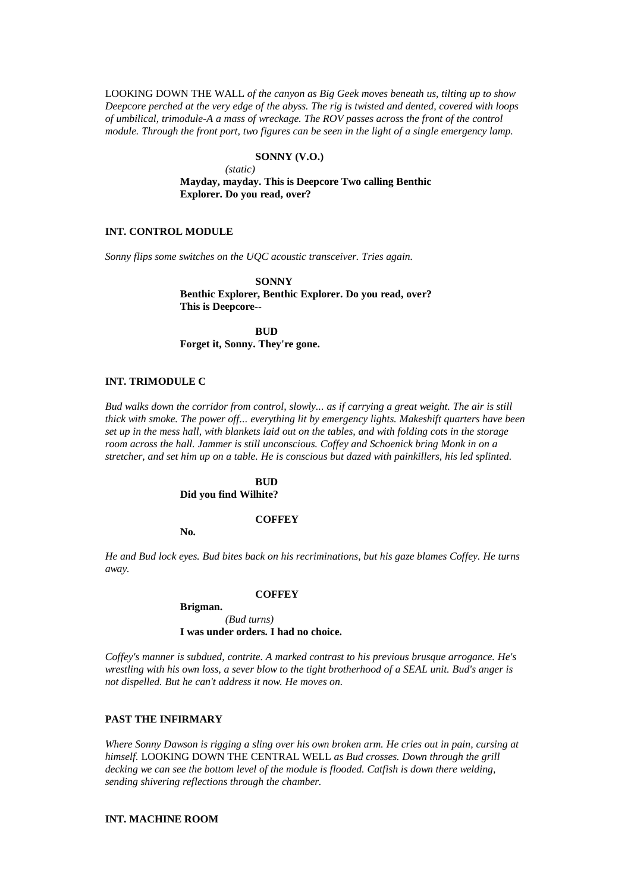LOOKING DOWN THE WALL *of the canyon as Big Geek moves beneath us, tilting up to show Deepcore perched at the very edge of the abyss. The rig is twisted and dented, covered with loops of umbilical, trimodule-A a mass of wreckage. The ROV passes across the front of the control module. Through the front port, two figures can be seen in the light of a single emergency lamp.*

**SONNY (V.O.)**

*(static)*

**Mayday, mayday. This is Deepcore Two calling Benthic Explorer. Do you read, over?**

**INT. CONTROL MODULE**

*Sonny flips some switches on the UQC acoustic transceiver. Tries again.*

**SONNY**

**Benthic Explorer, Benthic Explorer. Do you read, over? This is Deepcore--**

**BUD**

**Forget it, Sonny. They're gone.**

**INT. TRIMODULE C**

*Bud walks down the corridor from control, slowly... as if carrying a great weight. The air is still thick with smoke. The power off... everything lit by emergency lights. Makeshift quarters have been set up in the mess hall, with blankets laid out on the tables, and with folding cots in the storage room across the hall. Jammer is still unconscious. Coffey and Schoenick bring Monk in on a stretcher, and set him up on a table. He is conscious but dazed with painkillers, his led splinted.*

**BUD**

**Did you find Wilhite?**

**COFFEY**

**No.**

*He and Bud lock eyes. Bud bites back on his recriminations, but his gaze blames Coffey. He turns away.*

**COFFEY**

**Brigman.**

*(Bud turns)*

**I was under orders. I had no choice.**

*Coffey's manner is subdued, contrite. A marked contrast to his previous brusque arrogance. He's wrestling with his own loss, a sever blow to the tight brotherhood of a SEAL unit. Bud's anger is not dispelled. But he can't address it now. He moves on.*

**PAST THE INFIRMARY**

*Where Sonny Dawson is rigging a sling over his own broken arm. He cries out in pain, cursing at himself.* LOOKING DOWN THE CENTRAL WELL *as Bud crosses. Down through the grill decking we can see the bottom level of the module is flooded. Catfish is down there welding, sending shivering reflections through the chamber.*

**INT. MACHINE ROOM**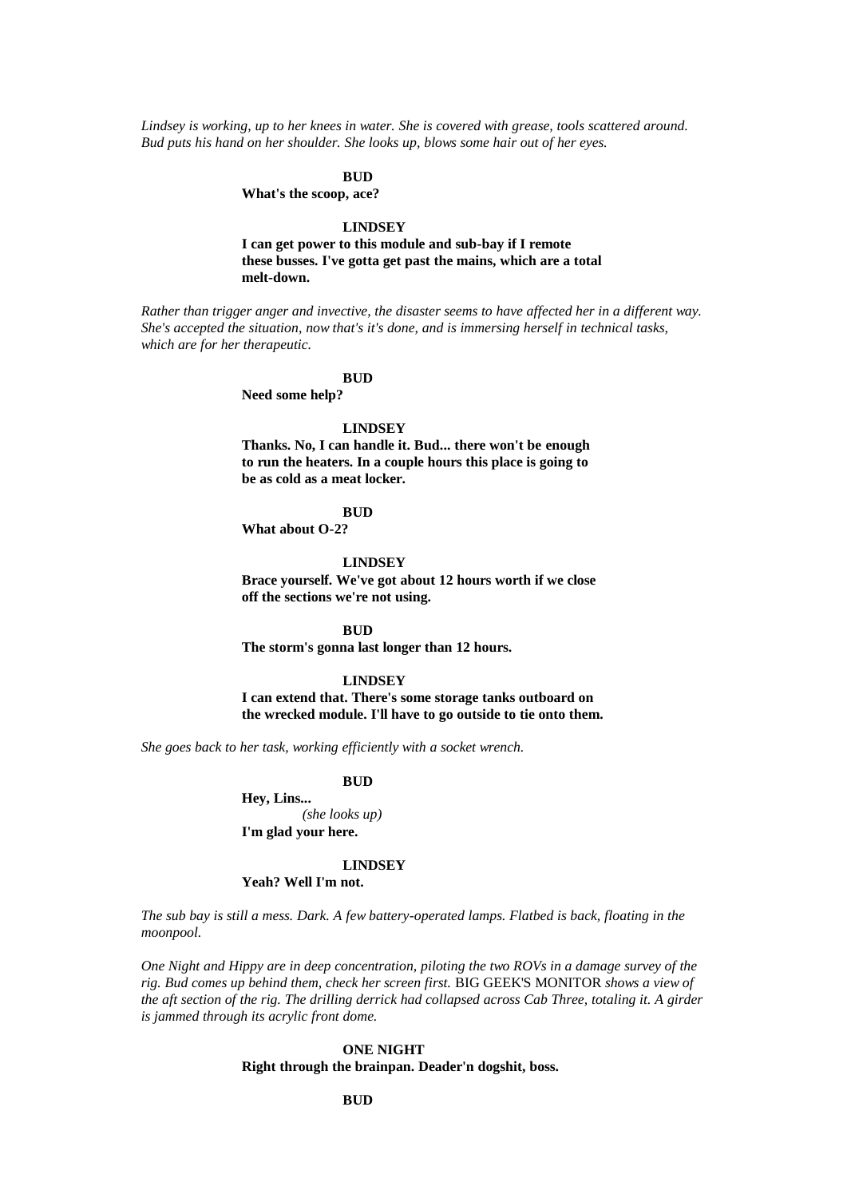*Lindsey is working, up to her knees in water. She is covered with grease, tools scattered around. Bud puts his hand on her shoulder. She looks up, blows some hair out of her eyes.*

**BUD**
**What's the scoop, ace?**

**LINDSEY**
**I can get power to this module and sub-bay if I remote these busses. I've gotta get past the mains, which are a total melt-down.**

*Rather than trigger anger and invective, the disaster seems to have affected her in a different way. She's accepted the situation, now that's it's done, and is immersing herself in technical tasks, which are for her therapeutic.*

**BUD**
**Need some help?**

**LINDSEY**
**Thanks. No, I can handle it. Bud... there won't be enough to run the heaters. In a couple hours this place is going to be as cold as a meat locker.**

**BUD**
**What about O-2?**

**LINDSEY**
**Brace yourself. We've got about 12 hours worth if we close off the sections we're not using.**

**BUD**
**The storm's gonna last longer than 12 hours.**

**LINDSEY**
**I can extend that. There's some storage tanks outboard on the wrecked module. I'll have to go outside to tie onto them.**

*She goes back to her task, working efficiently with a socket wrench.*

**BUD**
**Hey, Lins...**
*(she looks up)*
**I'm glad your here.**

**LINDSEY**
**Yeah? Well I'm not.**

*The sub bay is still a mess. Dark. A few battery-operated lamps. Flatbed is back, floating in the moonpool.*

*One Night and Hippy are in deep concentration, piloting the two ROVs in a damage survey of the rig. Bud comes up behind them, check her screen first.* BIG GEEK'S MONITOR *shows a view of the aft section of the rig. The drilling derrick had collapsed across Cab Three, totaling it. A girder is jammed through its acrylic front dome.*

**ONE NIGHT**
**Right through the brainpan. Deader'n dogshit, boss.**

**BUD**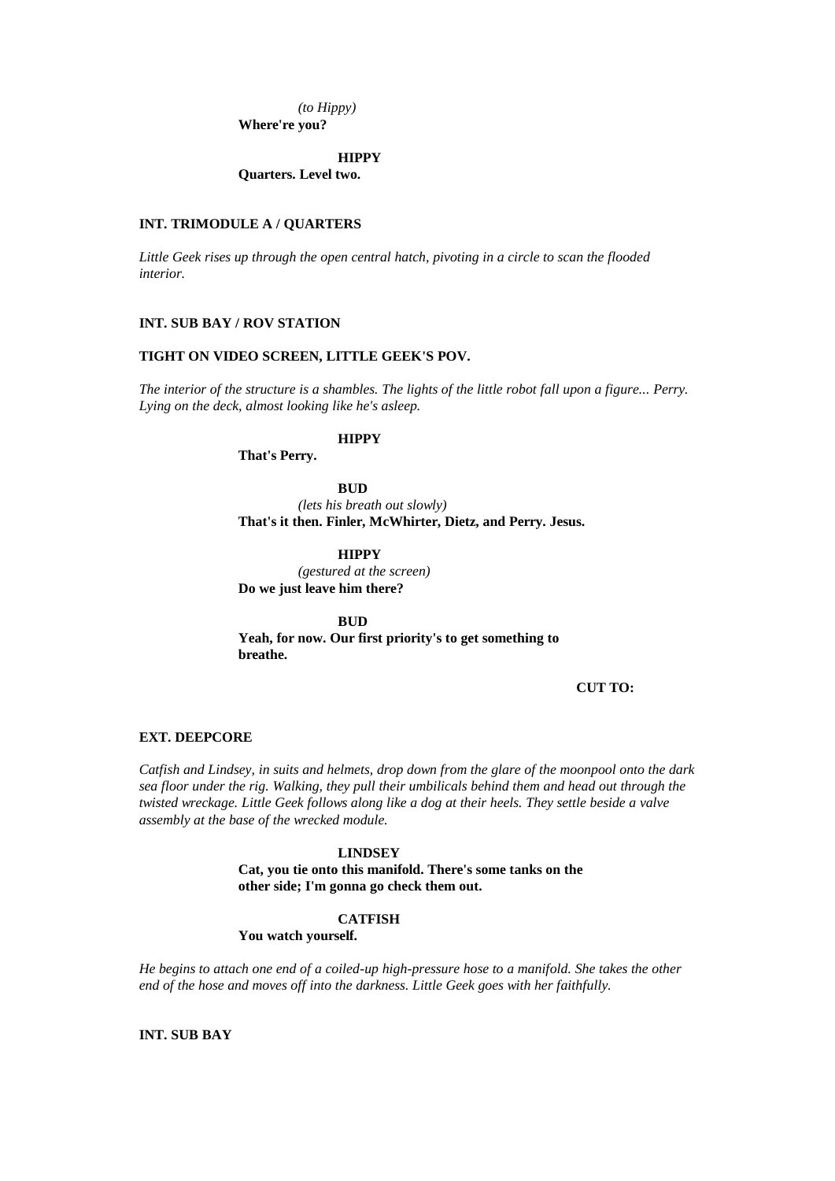*(to Hippy)*
**Where're you?**

**HIPPY**
**Quarters. Level two.**

**INT. TRIMODULE A / QUARTERS**

*Little Geek rises up through the open central hatch, pivoting in a circle to scan the flooded interior.*

**INT. SUB BAY / ROV STATION**

**TIGHT ON VIDEO SCREEN, LITTLE GEEK'S POV.**

*The interior of the structure is a shambles. The lights of the little robot fall upon a figure... Perry. Lying on the deck, almost looking like he's asleep.*

**HIPPY**
**That's Perry.**

**BUD**
*(lets his breath out slowly)*
**That's it then. Finler, McWhirter, Dietz, and Perry. Jesus.**

**HIPPY**
*(gestured at the screen)*
**Do we just leave him there?**

**BUD**
**Yeah, for now. Our first priority's to get something to breathe.**

**CUT TO:**

**EXT. DEEPCORE**

*Catfish and Lindsey, in suits and helmets, drop down from the glare of the moonpool onto the dark sea floor under the rig. Walking, they pull their umbilicals behind them and head out through the twisted wreckage. Little Geek follows along like a dog at their heels. They settle beside a valve assembly at the base of the wrecked module.*

**LINDSEY**
**Cat, you tie onto this manifold. There's some tanks on the other side; I'm gonna go check them out.**

**CATFISH**
**You watch yourself.**

*He begins to attach one end of a coiled-up high-pressure hose to a manifold. She takes the other end of the hose and moves off into the darkness. Little Geek goes with her faithfully.*

**INT. SUB BAY**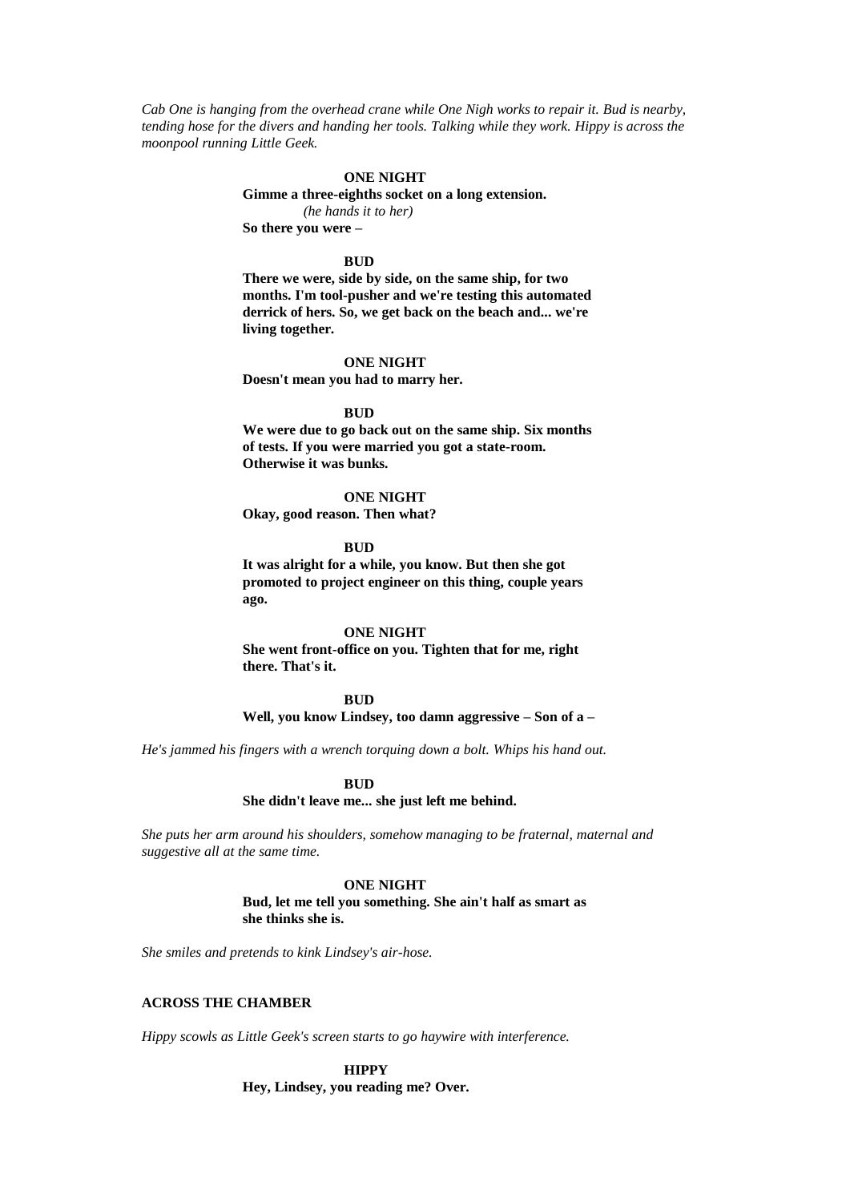*Cab One is hanging from the overhead crane while One Nigh works to repair it. Bud is nearby, tending hose for the divers and handing her tools. Talking while they work. Hippy is across the moonpool running Little Geek.*

**ONE NIGHT**

**Gimme a three-eighths socket on a long extension.**

*(he hands it to her)*

**So there you were –**

**BUD**

**There we were, side by side, on the same ship, for two months. I'm tool-pusher and we're testing this automated derrick of hers. So, we get back on the beach and... we're living together.**

**ONE NIGHT**

**Doesn't mean you had to marry her.**

**BUD**

**We were due to go back out on the same ship. Six months of tests. If you were married you got a state-room. Otherwise it was bunks.**

**ONE NIGHT**

**Okay, good reason. Then what?**

**BUD**

**It was alright for a while, you know. But then she got promoted to project engineer on this thing, couple years ago.**

**ONE NIGHT**

**She went front-office on you. Tighten that for me, right there. That's it.**

**BUD**

**Well, you know Lindsey, too damn aggressive – Son of a –**

*He's jammed his fingers with a wrench torquing down a bolt. Whips his hand out.*

**BUD**

**She didn't leave me... she just left me behind.**

*She puts her arm around his shoulders, somehow managing to be fraternal, maternal and suggestive all at the same time.*

**ONE NIGHT**

**Bud, let me tell you something. She ain't half as smart as she thinks she is.**

*She smiles and pretends to kink Lindsey's air-hose.*

**ACROSS THE CHAMBER**

*Hippy scowls as Little Geek's screen starts to go haywire with interference.*

**HIPPY**

**Hey, Lindsey, you reading me? Over.**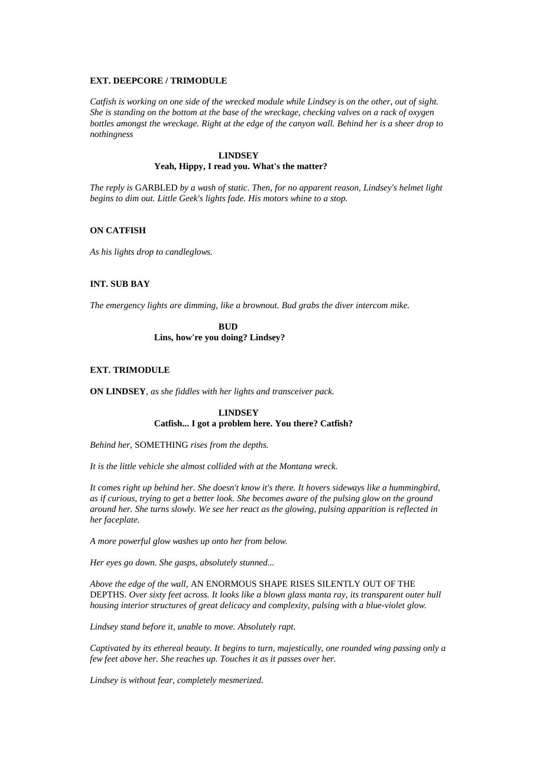**EXT. DEEPCORE / TRIMODULE**

*Catfish is working on one side of the wrecked module while Lindsey is on the other, out of sight. She is standing on the bottom at the base of the wreckage, checking valves on a rack of oxygen bottles amongst the wreckage. Right at the edge of the canyon wall. Behind her is a sheer drop to nothingness*

**LINDSEY**
**Yeah, Hippy, I read you. What's the matter?**

*The reply is* GARBLED *by a wash of static. Then, for no apparent reason, Lindsey's helmet light begins to dim out. Little Geek's lights fade. His motors whine to a stop.*

**ON CATFISH**

*As his lights drop to candleglows.*

**INT. SUB BAY**

*The emergency lights are dimming, like a brownout. Bud grabs the diver intercom mike.*

**BUD**
**Lins, how're you doing? Lindsey?**

**EXT. TRIMODULE**

**ON LINDSEY**, *as she fiddles with her lights and transceiver pack.*

**LINDSEY**
**Catfish... I got a problem here. You there? Catfish?**

*Behind her,* SOMETHING *rises from the depths.*

*It is the little vehicle she almost collided with at the Montana wreck.*

*It comes right up behind her. She doesn't know it's there. It hovers sideways like a hummingbird, as if curious, trying to get a better look. She becomes aware of the pulsing glow on the ground around her. She turns slowly. We see her react as the glowing, pulsing apparition is reflected in her faceplate.*

*A more powerful glow washes up onto her from below.*

*Her eyes go down. She gasps, absolutely stunned...*

*Above the edge of the wall,* AN ENORMOUS SHAPE RISES SILENTLY OUT OF THE DEPTHS. *Over sixty feet across. It looks like a blown glass manta ray, its transparent outer hull housing interior structures of great delicacy and complexity, pulsing with a blue-violet glow.*

*Lindsey stand before it, unable to move. Absolutely rapt.*

*Captivated by its ethereal beauty. It begins to turn, majestically, one rounded wing passing only a few feet above her. She reaches up. Touches it as it passes over her.*

*Lindsey is without fear, completely mesmerized.*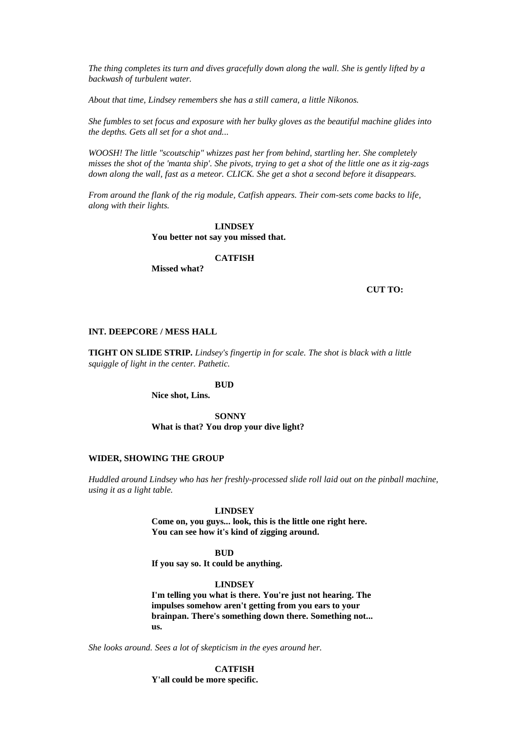*The thing completes its turn and dives gracefully down along the wall. She is gently lifted by a backwash of turbulent water.*

*About that time, Lindsey remembers she has a still camera, a little Nikonos.*

*She fumbles to set focus and exposure with her bulky gloves as the beautiful machine glides into the depths. Gets all set for a shot and...*

*WOOSH! The little "scoutschip" whizzes past her from behind, startling her. She completely misses the shot of the 'manta ship'. She pivots, trying to get a shot of the little one as it zig-zags down along the wall, fast as a meteor. CLICK. She get a shot a second before it disappears.*

*From around the flank of the rig module, Catfish appears. Their com-sets come backs to life, along with their lights.*

**LINDSEY**
**You better not say you missed that.**

**CATFISH**
**Missed what?**

**CUT TO:**

**INT. DEEPCORE / MESS HALL**

**TIGHT ON SLIDE STRIP.** *Lindsey's fingertip in for scale. The shot is black with a little squiggle of light in the center. Pathetic.*

**BUD**
**Nice shot, Lins.**

**SONNY**
**What is that? You drop your dive light?**

**WIDER, SHOWING THE GROUP**

*Huddled around Lindsey who has her freshly-processed slide roll laid out on the pinball machine, using it as a light table.*

**LINDSEY**
**Come on, you guys... look, this is the little one right here. You can see how it's kind of zigging around.**

**BUD**
**If you say so. It could be anything.**

**LINDSEY**
**I'm telling you what is there. You're just not hearing. The impulses somehow aren't getting from you ears to your brainpan. There's something down there. Something not... us.**

*She looks around. Sees a lot of skepticism in the eyes around her.*

**CATFISH**
**Y'all could be more specific.**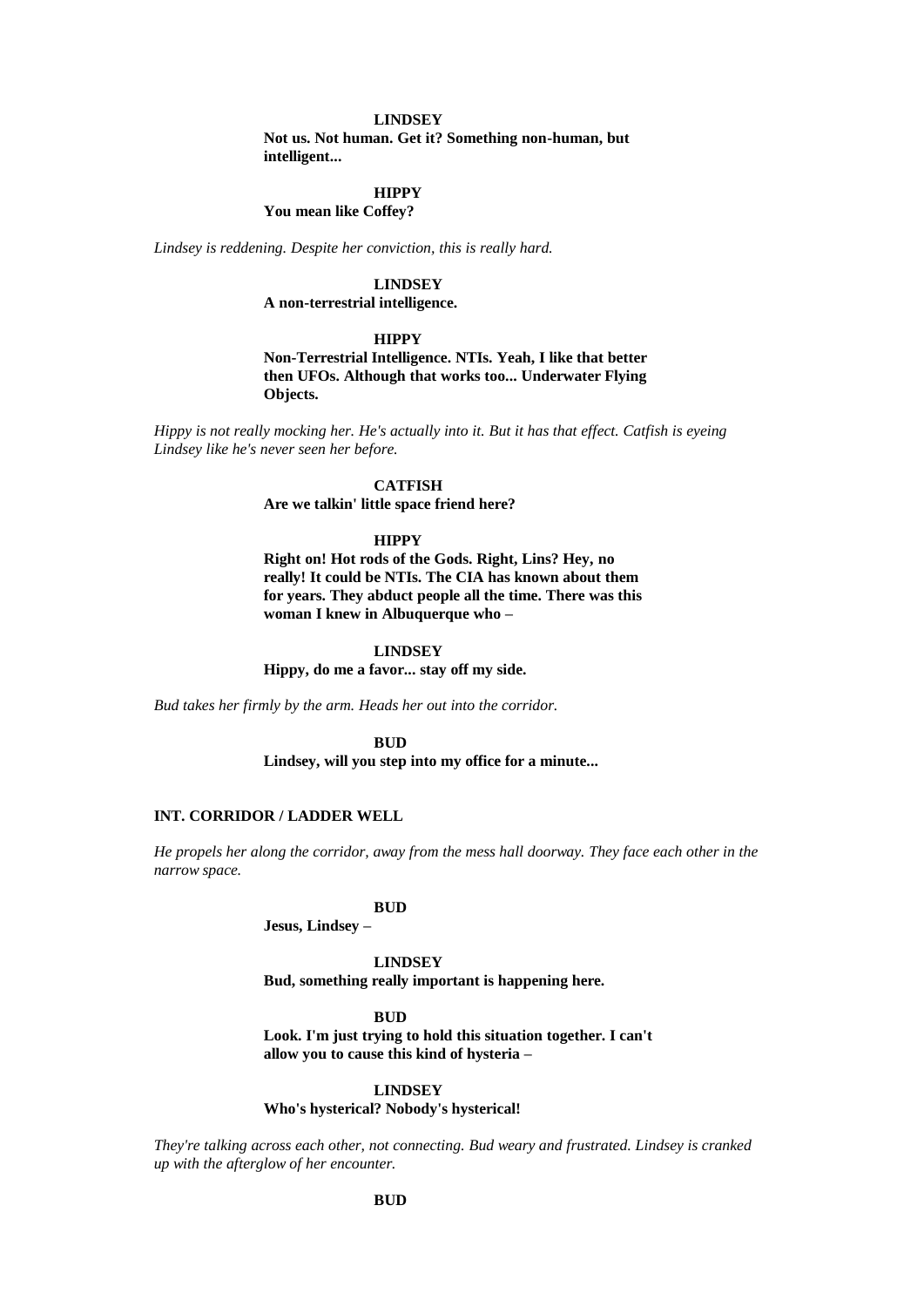**LINDSEY**

**Not us. Not human. Get it? Something non-human, but intelligent...**

**HIPPY**

**You mean like Coffey?**

*Lindsey is reddening. Despite her conviction, this is really hard.*

**LINDSEY**

**A non-terrestrial intelligence.**

**HIPPY**

**Non-Terrestrial Intelligence. NTIs. Yeah, I like that better then UFOs. Although that works too... Underwater Flying Objects.**

*Hippy is not really mocking her. He's actually into it. But it has that effect. Catfish is eyeing Lindsey like he's never seen her before.*

**CATFISH**

**Are we talkin' little space friend here?**

**HIPPY**

**Right on! Hot rods of the Gods. Right, Lins? Hey, no really! It could be NTIs. The CIA has known about them for years. They abduct people all the time. There was this woman I knew in Albuquerque who –**

**LINDSEY**

**Hippy, do me a favor... stay off my side.**

*Bud takes her firmly by the arm. Heads her out into the corridor.*

**BUD**

**Lindsey, will you step into my office for a minute...**

**INT. CORRIDOR / LADDER WELL**

*He propels her along the corridor, away from the mess hall doorway. They face each other in the narrow space.*

**BUD**

**Jesus, Lindsey –**

**LINDSEY**

**Bud, something really important is happening here.**

**BUD**

**Look. I'm just trying to hold this situation together. I can't allow you to cause this kind of hysteria –**

**LINDSEY**

**Who's hysterical? Nobody's hysterical!**

*They're talking across each other, not connecting. Bud weary and frustrated. Lindsey is cranked up with the afterglow of her encounter.*

**BUD**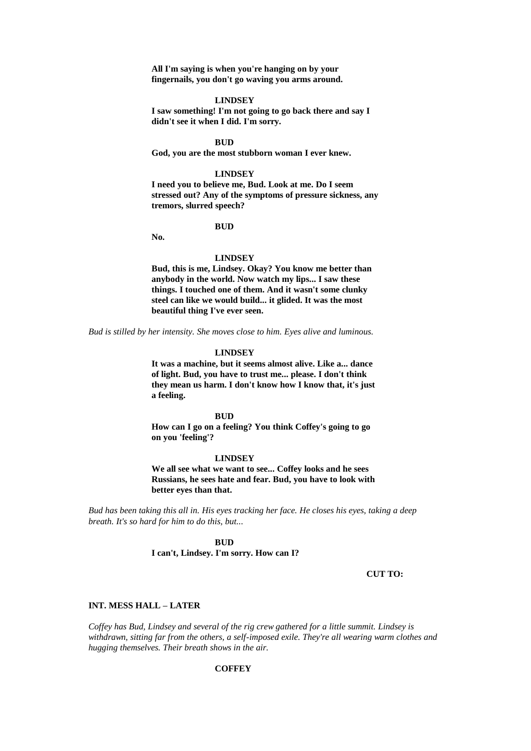**All I'm saying is when you're hanging on by your fingernails, you don't go waving you arms around.**

**LINDSEY**

**I saw something! I'm not going to go back there and say I didn't see it when I did. I'm sorry.**

**BUD**

**God, you are the most stubborn woman I ever knew.**

**LINDSEY**

**I need you to believe me, Bud. Look at me. Do I seem stressed out? Any of the symptoms of pressure sickness, any tremors, slurred speech?**

**BUD**

**No.**

**LINDSEY**

**Bud, this is me, Lindsey. Okay? You know me better than anybody in the world. Now watch my lips... I saw these things. I touched one of them. And it wasn't some clunky steel can like we would build... it glided. It was the most beautiful thing I've ever seen.**

*Bud is stilled by her intensity. She moves close to him. Eyes alive and luminous.*

**LINDSEY**

**It was a machine, but it seems almost alive. Like a... dance of light. Bud, you have to trust me... please. I don't think they mean us harm. I don't know how I know that, it's just a feeling.**

**BUD**

**How can I go on a feeling? You think Coffey's going to go on you 'feeling'?**

**LINDSEY**

**We all see what we want to see... Coffey looks and he sees Russians, he sees hate and fear. Bud, you have to look with better eyes than that.**

*Bud has been taking this all in. His eyes tracking her face. He closes his eyes, taking a deep breath. It's so hard for him to do this, but...*

**BUD**

**I can't, Lindsey. I'm sorry. How can I?**

**CUT TO:**

**INT. MESS HALL – LATER**

*Coffey has Bud, Lindsey and several of the rig crew gathered for a little summit. Lindsey is withdrawn, sitting far from the others, a self-imposed exile. They're all wearing warm clothes and hugging themselves. Their breath shows in the air.*

**COFFEY**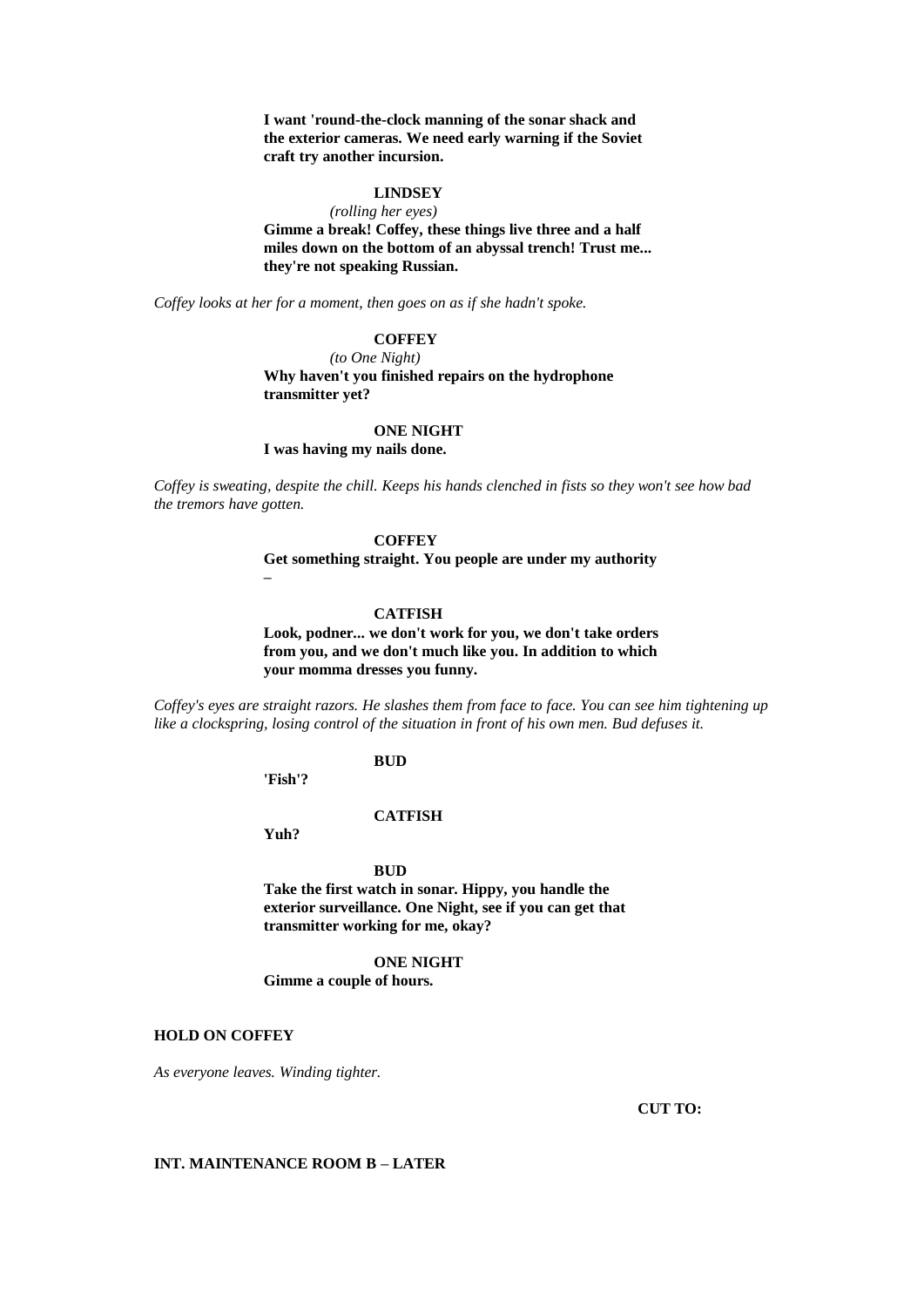**I want 'round-the-clock manning of the sonar shack and the exterior cameras. We need early warning if the Soviet craft try another incursion.**

**LINDSEY**

*(rolling her eyes)*

**Gimme a break! Coffey, these things live three and a half miles down on the bottom of an abyssal trench! Trust me... they're not speaking Russian.**

*Coffey looks at her for a moment, then goes on as if she hadn't spoke.*

**COFFEY**

*(to One Night)*

**Why haven't you finished repairs on the hydrophone transmitter yet?**

**ONE NIGHT**

**I was having my nails done.**

*Coffey is sweating, despite the chill. Keeps his hands clenched in fists so they won't see how bad the tremors have gotten.*

**COFFEY**

**Get something straight. You people are under my authority –**

**CATFISH**

**Look, podner... we don't work for you, we don't take orders from you, and we don't much like you. In addition to which your momma dresses you funny.**

*Coffey's eyes are straight razors. He slashes them from face to face. You can see him tightening up like a clockspring, losing control of the situation in front of his own men. Bud defuses it.*

**BUD**

**'Fish'?**

**CATFISH**

**Yuh?**

**BUD**

**Take the first watch in sonar. Hippy, you handle the exterior surveillance. One Night, see if you can get that transmitter working for me, okay?**

**ONE NIGHT**

**Gimme a couple of hours.**

**HOLD ON COFFEY**

*As everyone leaves. Winding tighter.*

**CUT TO:**

**INT. MAINTENANCE ROOM B – LATER**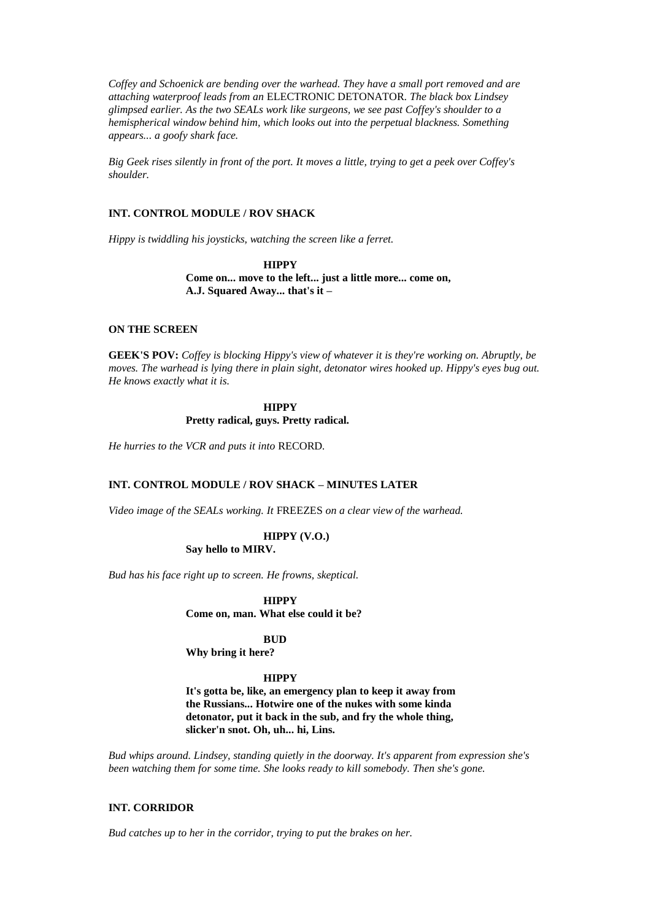*Coffey and Schoenick are bending over the warhead. They have a small port removed and are attaching waterproof leads from an* ELECTRONIC DETONATOR*. The black box Lindsey glimpsed earlier. As the two SEALs work like surgeons, we see past Coffey's shoulder to a hemispherical window behind him, which looks out into the perpetual blackness. Something appears... a goofy shark face.*

*Big Geek rises silently in front of the port. It moves a little, trying to get a peek over Coffey's shoulder.*

**INT. CONTROL MODULE / ROV SHACK**

*Hippy is twiddling his joysticks, watching the screen like a ferret.*

**HIPPY**
**Come on... move to the left... just a little more... come on, A.J. Squared Away... that's it –**

**ON THE SCREEN**

**GEEK'S POV:** *Coffey is blocking Hippy's view of whatever it is they're working on. Abruptly, be moves. The warhead is lying there in plain sight, detonator wires hooked up. Hippy's eyes bug out. He knows exactly what it is.*

**HIPPY**
**Pretty radical, guys. Pretty radical.**

*He hurries to the VCR and puts it into* RECORD*.*

**INT. CONTROL MODULE / ROV SHACK – MINUTES LATER**

*Video image of the SEALs working. It* FREEZES *on a clear view of the warhead.*

**HIPPY (V.O.)**
**Say hello to MIRV.**

*Bud has his face right up to screen. He frowns, skeptical.*

**HIPPY**
**Come on, man. What else could it be?**

**BUD**
**Why bring it here?**

**HIPPY**
**It's gotta be, like, an emergency plan to keep it away from the Russians... Hotwire one of the nukes with some kinda detonator, put it back in the sub, and fry the whole thing, slicker'n snot. Oh, uh... hi, Lins.**

*Bud whips around. Lindsey, standing quietly in the doorway. It's apparent from expression she's been watching them for some time. She looks ready to kill somebody. Then she's gone.*

**INT. CORRIDOR**

*Bud catches up to her in the corridor, trying to put the brakes on her.*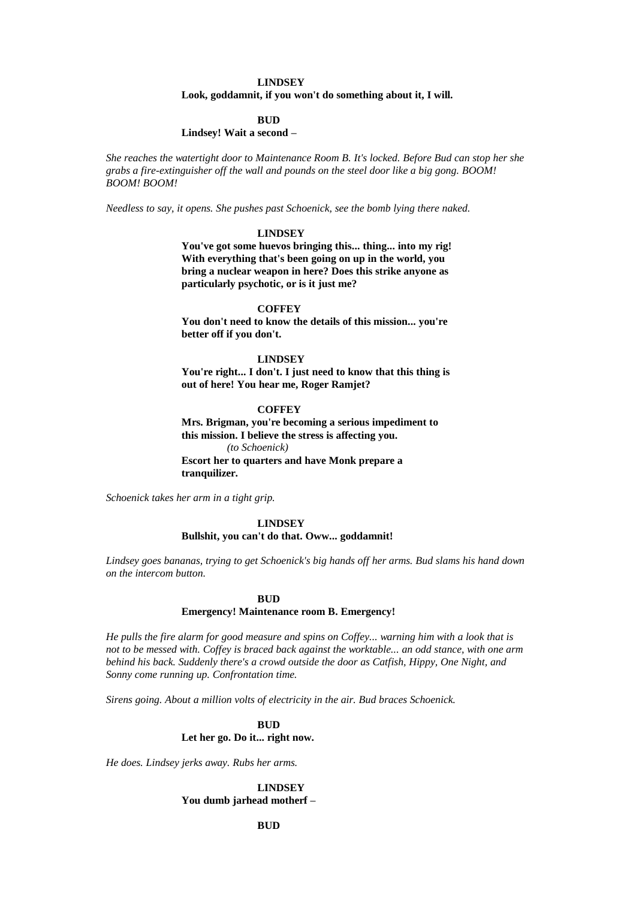**LINDSEY**

**Look, goddamnit, if you won't do something about it, I will.**

**BUD**

**Lindsey! Wait a second –**

*She reaches the watertight door to Maintenance Room B. It's locked. Before Bud can stop her she grabs a fire-extinguisher off the wall and pounds on the steel door like a big gong. BOOM! BOOM! BOOM!*

*Needless to say, it opens. She pushes past Schoenick, see the bomb lying there naked.*

**LINDSEY**

**You've got some huevos bringing this... thing... into my rig! With everything that's been going on up in the world, you bring a nuclear weapon in here? Does this strike anyone as particularly psychotic, or is it just me?**

**COFFEY**

**You don't need to know the details of this mission... you're better off if you don't.**

**LINDSEY**

**You're right... I don't. I just need to know that this thing is out of here! You hear me, Roger Ramjet?**

**COFFEY**

**Mrs. Brigman, you're becoming a serious impediment to this mission. I believe the stress is affecting you.**

*(to Schoenick)*

**Escort her to quarters and have Monk prepare a tranquilizer.**

*Schoenick takes her arm in a tight grip.*

**LINDSEY**

**Bullshit, you can't do that. Oww... goddamnit!**

*Lindsey goes bananas, trying to get Schoenick's big hands off her arms. Bud slams his hand down on the intercom button.*

**BUD**

**Emergency! Maintenance room B. Emergency!**

*He pulls the fire alarm for good measure and spins on Coffey... warning him with a look that is not to be messed with. Coffey is braced back against the worktable... an odd stance, with one arm behind his back. Suddenly there's a crowd outside the door as Catfish, Hippy, One Night, and Sonny come running up. Confrontation time.*

*Sirens going. About a million volts of electricity in the air. Bud braces Schoenick.*

**BUD**

**Let her go. Do it... right now.**

*He does. Lindsey jerks away. Rubs her arms.*

**LINDSEY**

**You dumb jarhead motherf –**

**BUD**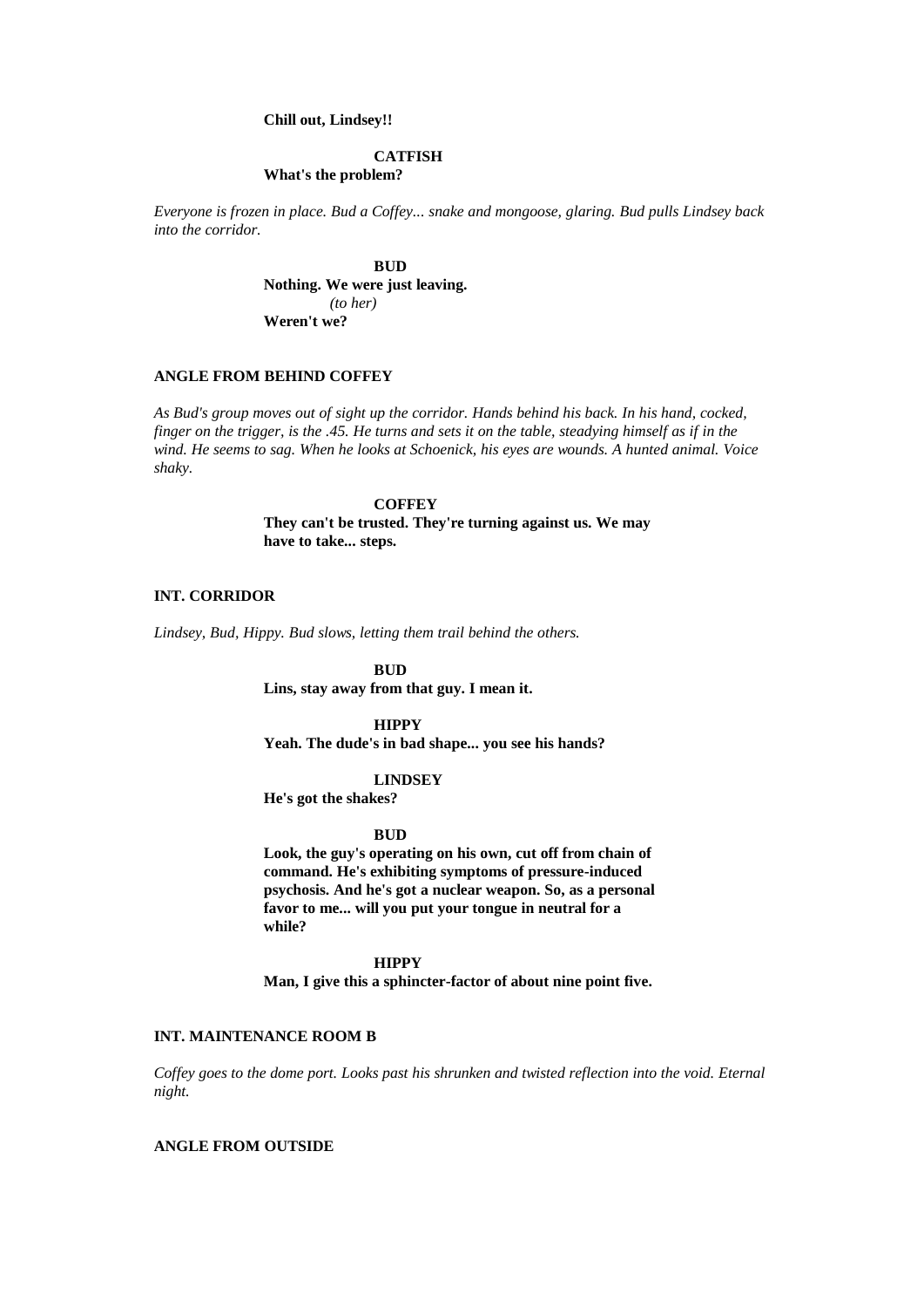**Chill out, Lindsey!!**

**CATFISH**
**What's the problem?**

*Everyone is frozen in place. Bud a Coffey... snake and mongoose, glaring. Bud pulls Lindsey back into the corridor.*

**BUD**
**Nothing. We were just leaving.**
*(to her)*
**Weren't we?**

**ANGLE FROM BEHIND COFFEY**

*As Bud's group moves out of sight up the corridor. Hands behind his back. In his hand, cocked, finger on the trigger, is the .45. He turns and sets it on the table, steadying himself as if in the wind. He seems to sag. When he looks at Schoenick, his eyes are wounds. A hunted animal. Voice shaky.*

**COFFEY**
**They can't be trusted. They're turning against us. We may have to take... steps.**

**INT. CORRIDOR**

*Lindsey, Bud, Hippy. Bud slows, letting them trail behind the others.*

**BUD**
**Lins, stay away from that guy. I mean it.**

**HIPPY**
**Yeah. The dude's in bad shape... you see his hands?**

**LINDSEY**
**He's got the shakes?**

**BUD**
**Look, the guy's operating on his own, cut off from chain of command. He's exhibiting symptoms of pressure-induced psychosis. And he's got a nuclear weapon. So, as a personal favor to me... will you put your tongue in neutral for a while?**

**HIPPY**
**Man, I give this a sphincter-factor of about nine point five.**

**INT. MAINTENANCE ROOM B**

*Coffey goes to the dome port. Looks past his shrunken and twisted reflection into the void. Eternal night.*

**ANGLE FROM OUTSIDE**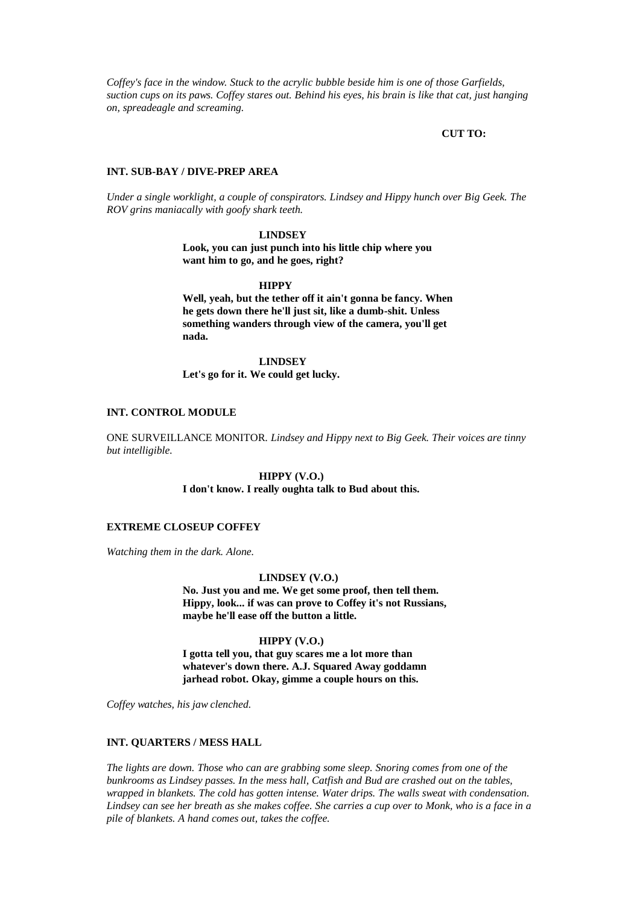*Coffey's face in the window. Stuck to the acrylic bubble beside him is one of those Garfields, suction cups on its paws. Coffey stares out. Behind his eyes, his brain is like that cat, just hanging on, spreadeagle and screaming.*

**CUT TO:**

**INT. SUB-BAY / DIVE-PREP AREA**

*Under a single worklight, a couple of conspirators. Lindsey and Hippy hunch over Big Geek. The ROV grins maniacally with goofy shark teeth.*

**LINDSEY**
**Look, you can just punch into his little chip where you want him to go, and he goes, right?**

**HIPPY**
**Well, yeah, but the tether off it ain't gonna be fancy. When he gets down there he'll just sit, like a dumb-shit. Unless something wanders through view of the camera, you'll get nada.**

**LINDSEY**
**Let's go for it. We could get lucky.**

**INT. CONTROL MODULE**

ONE SURVEILLANCE MONITOR. *Lindsey and Hippy next to Big Geek. Their voices are tinny but intelligible.*

**HIPPY (V.O.)**
**I don't know. I really oughta talk to Bud about this.**

**EXTREME CLOSEUP COFFEY**

*Watching them in the dark. Alone.*

**LINDSEY (V.O.)**
**No. Just you and me. We get some proof, then tell them. Hippy, look... if was can prove to Coffey it's not Russians, maybe he'll ease off the button a little.**

**HIPPY (V.O.)**
**I gotta tell you, that guy scares me a lot more than whatever's down there. A.J. Squared Away goddamn jarhead robot. Okay, gimme a couple hours on this.**

*Coffey watches, his jaw clenched.*

**INT. QUARTERS / MESS HALL**

*The lights are down. Those who can are grabbing some sleep. Snoring comes from one of the bunkrooms as Lindsey passes. In the mess hall, Catfish and Bud are crashed out on the tables, wrapped in blankets. The cold has gotten intense. Water drips. The walls sweat with condensation. Lindsey can see her breath as she makes coffee. She carries a cup over to Monk, who is a face in a pile of blankets. A hand comes out, takes the coffee.*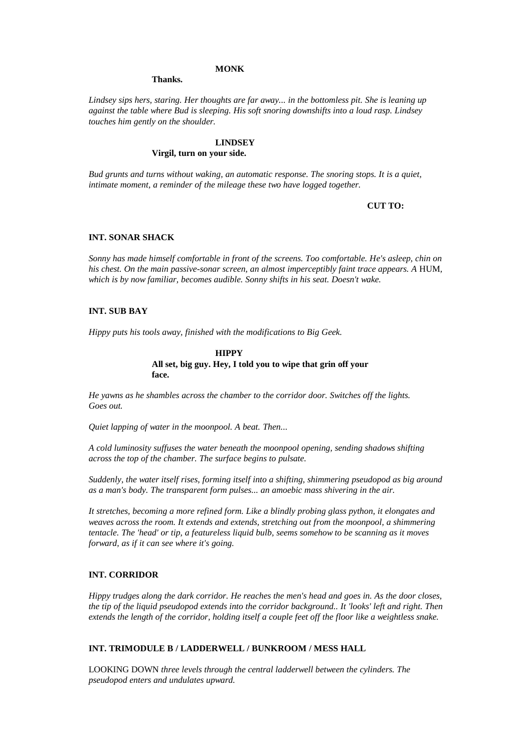**MONK**

**Thanks.**

*Lindsey sips hers, staring. Her thoughts are far away... in the bottomless pit. She is leaning up against the table where Bud is sleeping. His soft snoring downshifts into a loud rasp. Lindsey touches him gently on the shoulder.*

**LINDSEY**

**Virgil, turn on your side.**

*Bud grunts and turns without waking, an automatic response. The snoring stops. It is a quiet, intimate moment, a reminder of the mileage these two have logged together.*

**CUT TO:**

**INT. SONAR SHACK**

*Sonny has made himself comfortable in front of the screens. Too comfortable. He's asleep, chin on his chest. On the main passive-sonar screen, an almost imperceptibly faint trace appears. A* HUM, *which is by now familiar, becomes audible. Sonny shifts in his seat. Doesn't wake.*

**INT. SUB BAY**

*Hippy puts his tools away, finished with the modifications to Big Geek.*

**HIPPY**

**All set, big guy. Hey, I told you to wipe that grin off your face.**

*He yawns as he shambles across the chamber to the corridor door. Switches off the lights. Goes out.*

*Quiet lapping of water in the moonpool. A beat. Then...*

*A cold luminosity suffuses the water beneath the moonpool opening, sending shadows shifting across the top of the chamber. The surface begins to pulsate.*

*Suddenly, the water itself rises, forming itself into a shifting, shimmering pseudopod as big around as a man's body. The transparent form pulses... an amoebic mass shivering in the air.*

*It stretches, becoming a more refined form. Like a blindly probing glass python, it elongates and weaves across the room. It extends and extends, stretching out from the moonpool, a shimmering tentacle. The 'head' or tip, a featureless liquid bulb, seems somehow to be scanning as it moves forward, as if it can see where it's going.*

**INT. CORRIDOR**

*Hippy trudges along the dark corridor. He reaches the men's head and goes in. As the door closes, the tip of the liquid pseudopod extends into the corridor background.. It 'looks' left and right. Then extends the length of the corridor, holding itself a couple feet off the floor like a weightless snake.*

**INT. TRIMODULE B / LADDERWELL / BUNKROOM / MESS HALL**

LOOKING DOWN *three levels through the central ladderwell between the cylinders. The pseudopod enters and undulates upward.*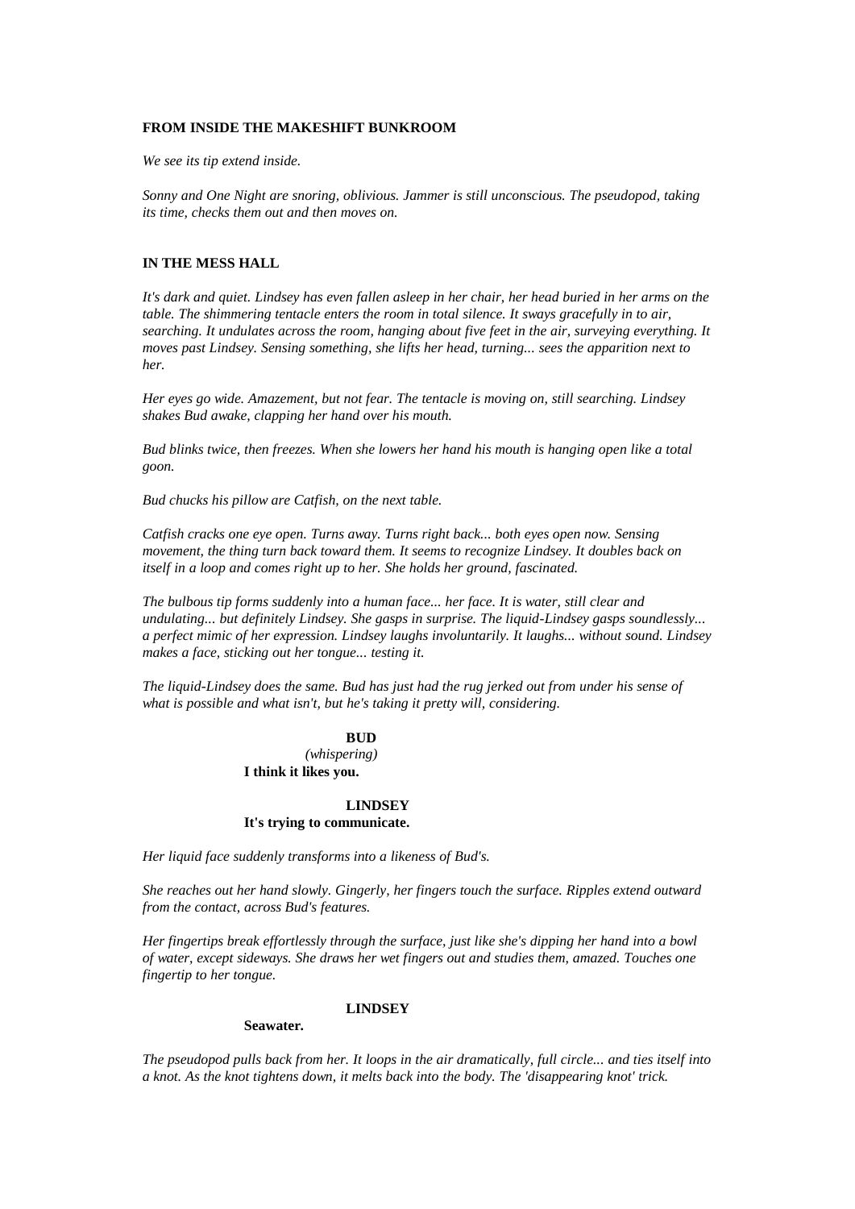**FROM INSIDE THE MAKESHIFT BUNKROOM**

*We see its tip extend inside.*

*Sonny and One Night are snoring, oblivious. Jammer is still unconscious. The pseudopod, taking its time, checks them out and then moves on.*

**IN THE MESS HALL**

*It's dark and quiet. Lindsey has even fallen asleep in her chair, her head buried in her arms on the table. The shimmering tentacle enters the room in total silence. It sways gracefully in to air, searching. It undulates across the room, hanging about five feet in the air, surveying everything. It moves past Lindsey. Sensing something, she lifts her head, turning... sees the apparition next to her.*

*Her eyes go wide. Amazement, but not fear. The tentacle is moving on, still searching. Lindsey shakes Bud awake, clapping her hand over his mouth.*

*Bud blinks twice, then freezes. When she lowers her hand his mouth is hanging open like a total goon.*

*Bud chucks his pillow are Catfish, on the next table.*

*Catfish cracks one eye open. Turns away. Turns right back... both eyes open now. Sensing movement, the thing turn back toward them. It seems to recognize Lindsey. It doubles back on itself in a loop and comes right up to her. She holds her ground, fascinated.*

*The bulbous tip forms suddenly into a human face... her face. It is water, still clear and undulating... but definitely Lindsey. She gasps in surprise. The liquid-Lindsey gasps soundlessly... a perfect mimic of her expression. Lindsey laughs involuntarily. It laughs... without sound. Lindsey makes a face, sticking out her tongue... testing it.*

*The liquid-Lindsey does the same. Bud has just had the rug jerked out from under his sense of what is possible and what isn't, but he's taking it pretty will, considering.*

**BUD**
*(whispering)*
**I think it likes you.**

**LINDSEY**
**It's trying to communicate.**

*Her liquid face suddenly transforms into a likeness of Bud's.*

*She reaches out her hand slowly. Gingerly, her fingers touch the surface. Ripples extend outward from the contact, across Bud's features.*

*Her fingertips break effortlessly through the surface, just like she's dipping her hand into a bowl of water, except sideways. She draws her wet fingers out and studies them, amazed. Touches one fingertip to her tongue.*

**LINDSEY**
**Seawater.**

*The pseudopod pulls back from her. It loops in the air dramatically, full circle... and ties itself into a knot. As the knot tightens down, it melts back into the body. The 'disappearing knot' trick.*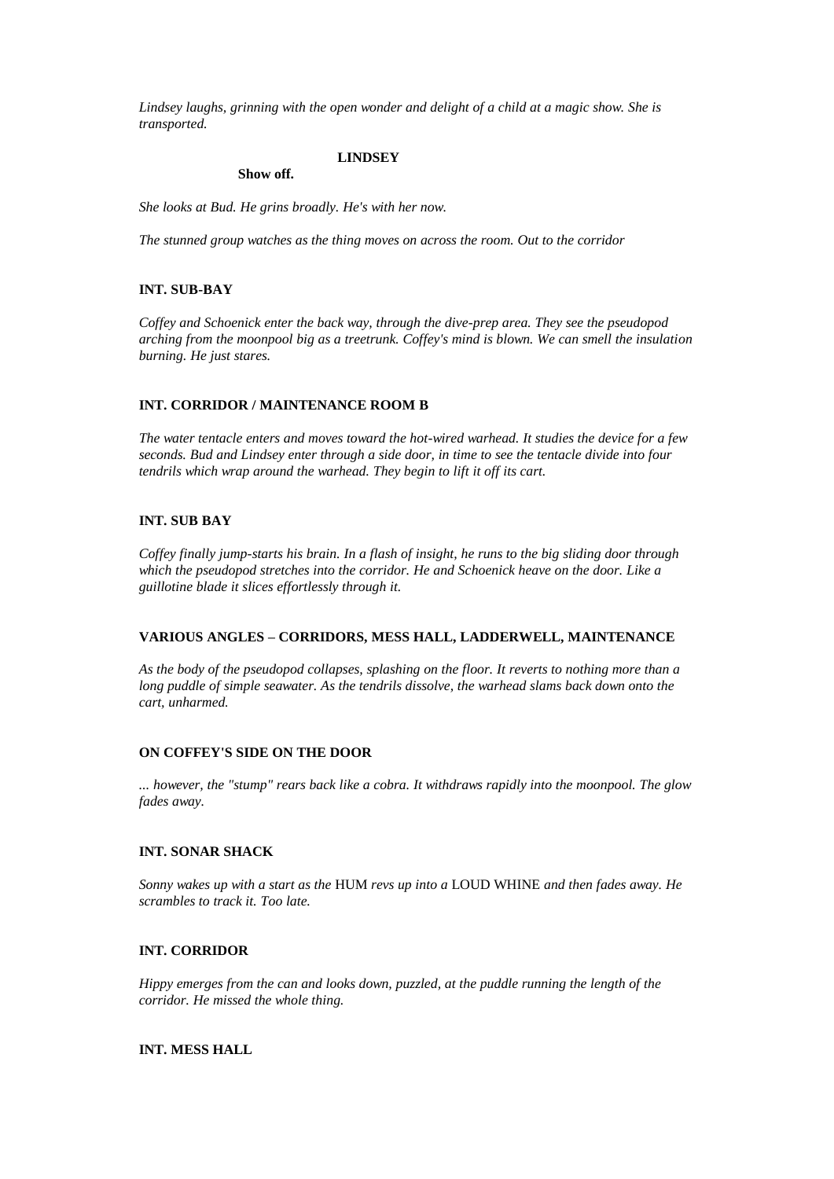*Lindsey laughs, grinning with the open wonder and delight of a child at a magic show. She is transported.*

**LINDSEY**

**Show off.**

*She looks at Bud. He grins broadly. He's with her now.*

*The stunned group watches as the thing moves on across the room. Out to the corridor*

**INT. SUB-BAY**

*Coffey and Schoenick enter the back way, through the dive-prep area. They see the pseudopod arching from the moonpool big as a treetrunk. Coffey's mind is blown. We can smell the insulation burning. He just stares.*

**INT. CORRIDOR / MAINTENANCE ROOM B**

*The water tentacle enters and moves toward the hot-wired warhead. It studies the device for a few seconds. Bud and Lindsey enter through a side door, in time to see the tentacle divide into four tendrils which wrap around the warhead. They begin to lift it off its cart.*

**INT. SUB BAY**

*Coffey finally jump-starts his brain. In a flash of insight, he runs to the big sliding door through which the pseudopod stretches into the corridor. He and Schoenick heave on the door. Like a guillotine blade it slices effortlessly through it.*

**VARIOUS ANGLES – CORRIDORS, MESS HALL, LADDERWELL, MAINTENANCE**

*As the body of the pseudopod collapses, splashing on the floor. It reverts to nothing more than a long puddle of simple seawater. As the tendrils dissolve, the warhead slams back down onto the cart, unharmed.*

**ON COFFEY'S SIDE ON THE DOOR**

*... however, the "stump" rears back like a cobra. It withdraws rapidly into the moonpool. The glow fades away.*

**INT. SONAR SHACK**

*Sonny wakes up with a start as the* HUM *revs up into a* LOUD WHINE *and then fades away. He scrambles to track it. Too late.*

**INT. CORRIDOR**

*Hippy emerges from the can and looks down, puzzled, at the puddle running the length of the corridor. He missed the whole thing.*

**INT. MESS HALL**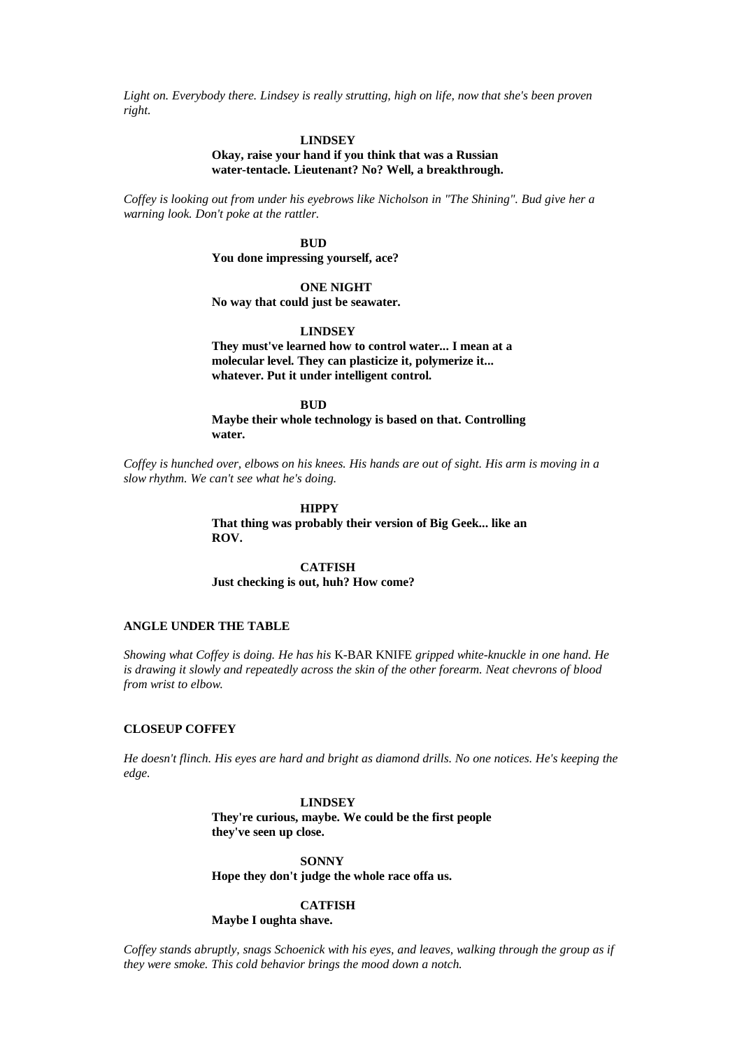*Light on. Everybody there. Lindsey is really strutting, high on life, now that she's been proven right.*

**LINDSEY**
**Okay, raise your hand if you think that was a Russian water-tentacle. Lieutenant? No? Well, a breakthrough.**

*Coffey is looking out from under his eyebrows like Nicholson in "The Shining". Bud give her a warning look. Don't poke at the rattler.*

**BUD**
**You done impressing yourself, ace?**

**ONE NIGHT**
**No way that could just be seawater.**

**LINDSEY**
**They must've learned how to control water... I mean at a molecular level. They can plasticize it, polymerize it... whatever. Put it under intelligent control.**

**BUD**
**Maybe their whole technology is based on that. Controlling water.**

*Coffey is hunched over, elbows on his knees. His hands are out of sight. His arm is moving in a slow rhythm. We can't see what he's doing.*

**HIPPY**
**That thing was probably their version of Big Geek... like an ROV.**

**CATFISH**
**Just checking is out, huh? How come?**

**ANGLE UNDER THE TABLE**

*Showing what Coffey is doing. He has his* K-BAR KNIFE *gripped white-knuckle in one hand. He is drawing it slowly and repeatedly across the skin of the other forearm. Neat chevrons of blood from wrist to elbow.*

**CLOSEUP COFFEY**

*He doesn't flinch. His eyes are hard and bright as diamond drills. No one notices. He's keeping the edge.*

**LINDSEY**
**They're curious, maybe. We could be the first people they've seen up close.**

**SONNY**
**Hope they don't judge the whole race offa us.**

**CATFISH**
**Maybe I oughta shave.**

*Coffey stands abruptly, snags Schoenick with his eyes, and leaves, walking through the group as if they were smoke. This cold behavior brings the mood down a notch.*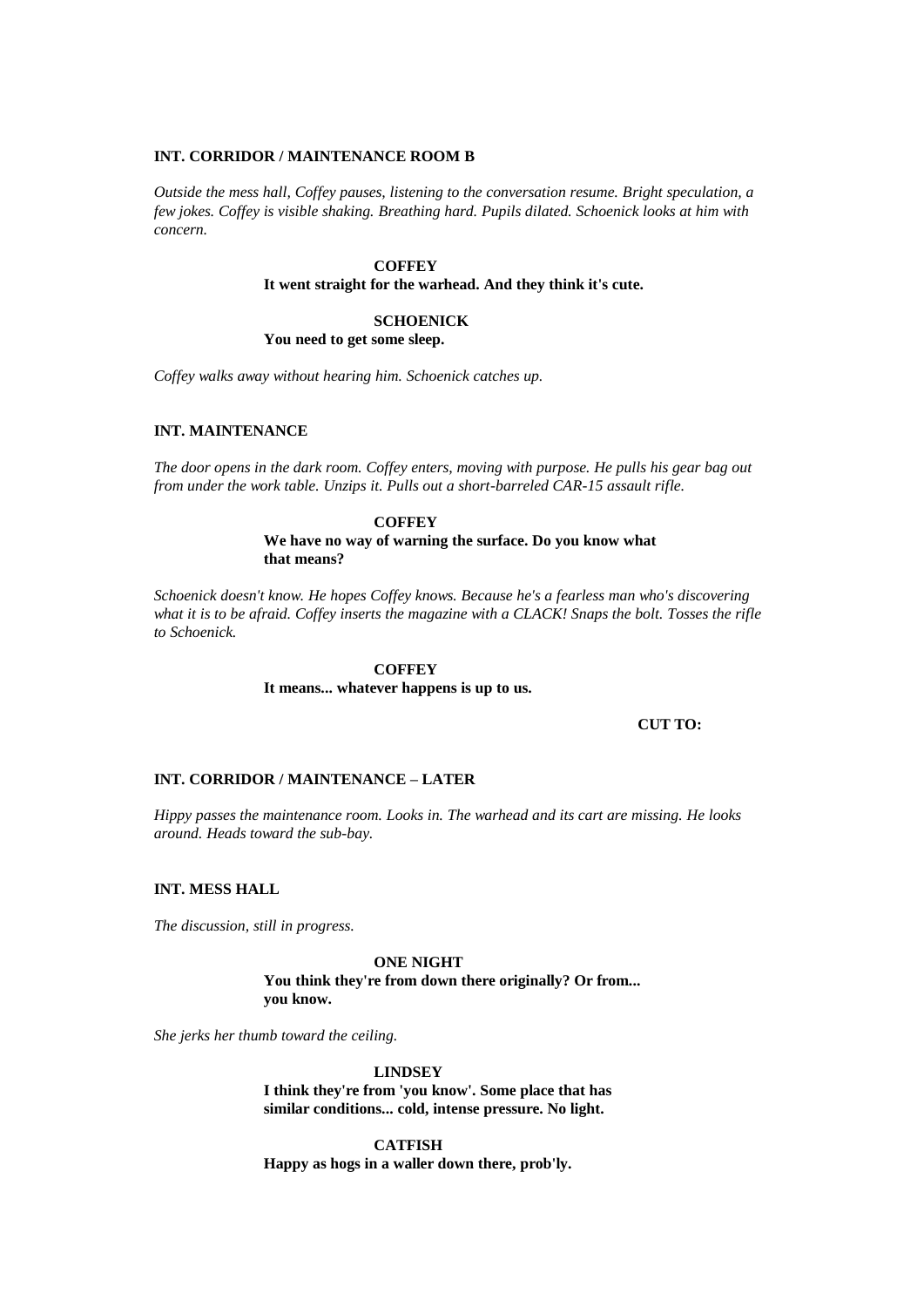**INT. CORRIDOR / MAINTENANCE ROOM B**

*Outside the mess hall, Coffey pauses, listening to the conversation resume. Bright speculation, a few jokes. Coffey is visible shaking. Breathing hard. Pupils dilated. Schoenick looks at him with concern.*

**COFFEY**
**It went straight for the warhead. And they think it's cute.**

**SCHOENICK**
**You need to get some sleep.**

*Coffey walks away without hearing him. Schoenick catches up.*

**INT. MAINTENANCE**

*The door opens in the dark room. Coffey enters, moving with purpose. He pulls his gear bag out from under the work table. Unzips it. Pulls out a short-barreled CAR-15 assault rifle.*

**COFFEY**
**We have no way of warning the surface. Do you know what that means?**

*Schoenick doesn't know. He hopes Coffey knows. Because he's a fearless man who's discovering what it is to be afraid. Coffey inserts the magazine with a CLACK! Snaps the bolt. Tosses the rifle to Schoenick.*

**COFFEY**
**It means... whatever happens is up to us.**

**CUT TO:**

**INT. CORRIDOR / MAINTENANCE – LATER**

*Hippy passes the maintenance room. Looks in. The warhead and its cart are missing. He looks around. Heads toward the sub-bay.*

**INT. MESS HALL**

*The discussion, still in progress.*

**ONE NIGHT**
**You think they're from down there originally? Or from... you know.**

*She jerks her thumb toward the ceiling.*

**LINDSEY**
**I think they're from 'you know'. Some place that has similar conditions... cold, intense pressure. No light.**

**CATFISH**
**Happy as hogs in a waller down there, prob'ly.**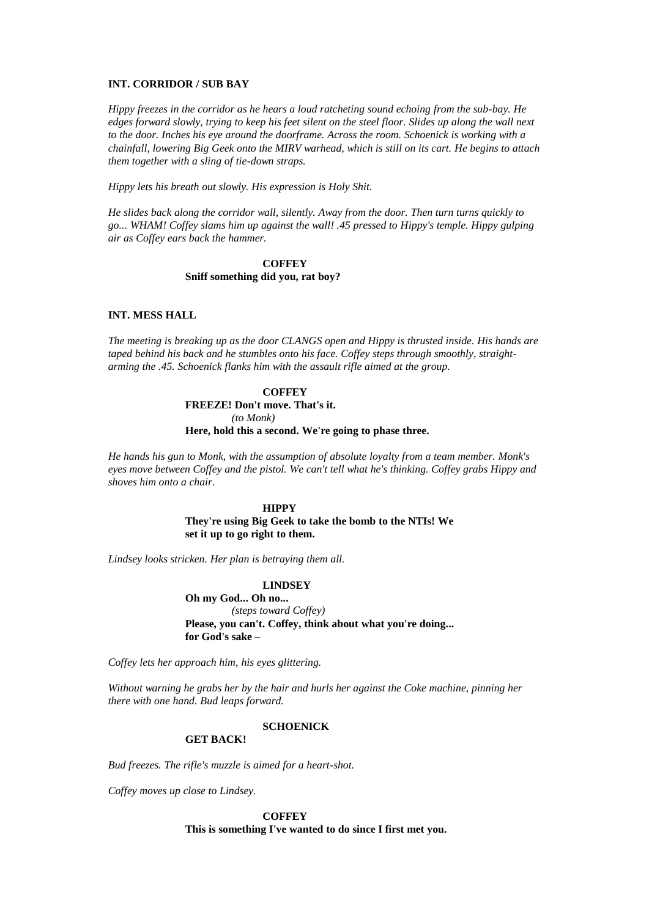**INT. CORRIDOR / SUB BAY**

*Hippy freezes in the corridor as he hears a loud ratcheting sound echoing from the sub-bay. He edges forward slowly, trying to keep his feet silent on the steel floor. Slides up along the wall next to the door. Inches his eye around the doorframe. Across the room. Schoenick is working with a chainfall, lowering Big Geek onto the MIRV warhead, which is still on its cart. He begins to attach them together with a sling of tie-down straps.*

*Hippy lets his breath out slowly. His expression is Holy Shit.*

*He slides back along the corridor wall, silently. Away from the door. Then turn turns quickly to go... WHAM! Coffey slams him up against the wall! .45 pressed to Hippy's temple. Hippy gulping air as Coffey ears back the hammer.*

**COFFEY**
**Sniff something did you, rat boy?**

**INT. MESS HALL**

*The meeting is breaking up as the door CLANGS open and Hippy is thrusted inside. His hands are taped behind his back and he stumbles onto his face. Coffey steps through smoothly, straight-arming the .45. Schoenick flanks him with the assault rifle aimed at the group.*

**COFFEY**
**FREEZE! Don't move. That's it.**
*(to Monk)*
**Here, hold this a second. We're going to phase three.**

*He hands his gun to Monk, with the assumption of absolute loyalty from a team member. Monk's eyes move between Coffey and the pistol. We can't tell what he's thinking. Coffey grabs Hippy and shoves him onto a chair.*

**HIPPY**
**They're using Big Geek to take the bomb to the NTIs! We set it up to go right to them.**

*Lindsey looks stricken. Her plan is betraying them all.*

**LINDSEY**
**Oh my God... Oh no...**
*(steps toward Coffey)*
**Please, you can't. Coffey, think about what you're doing... for God's sake –**

*Coffey lets her approach him, his eyes glittering.*

*Without warning he grabs her by the hair and hurls her against the Coke machine, pinning her there with one hand. Bud leaps forward.*

**SCHOENICK**
**GET BACK!**

*Bud freezes. The rifle's muzzle is aimed for a heart-shot.*

*Coffey moves up close to Lindsey.*

**COFFEY**
**This is something I've wanted to do since I first met you.**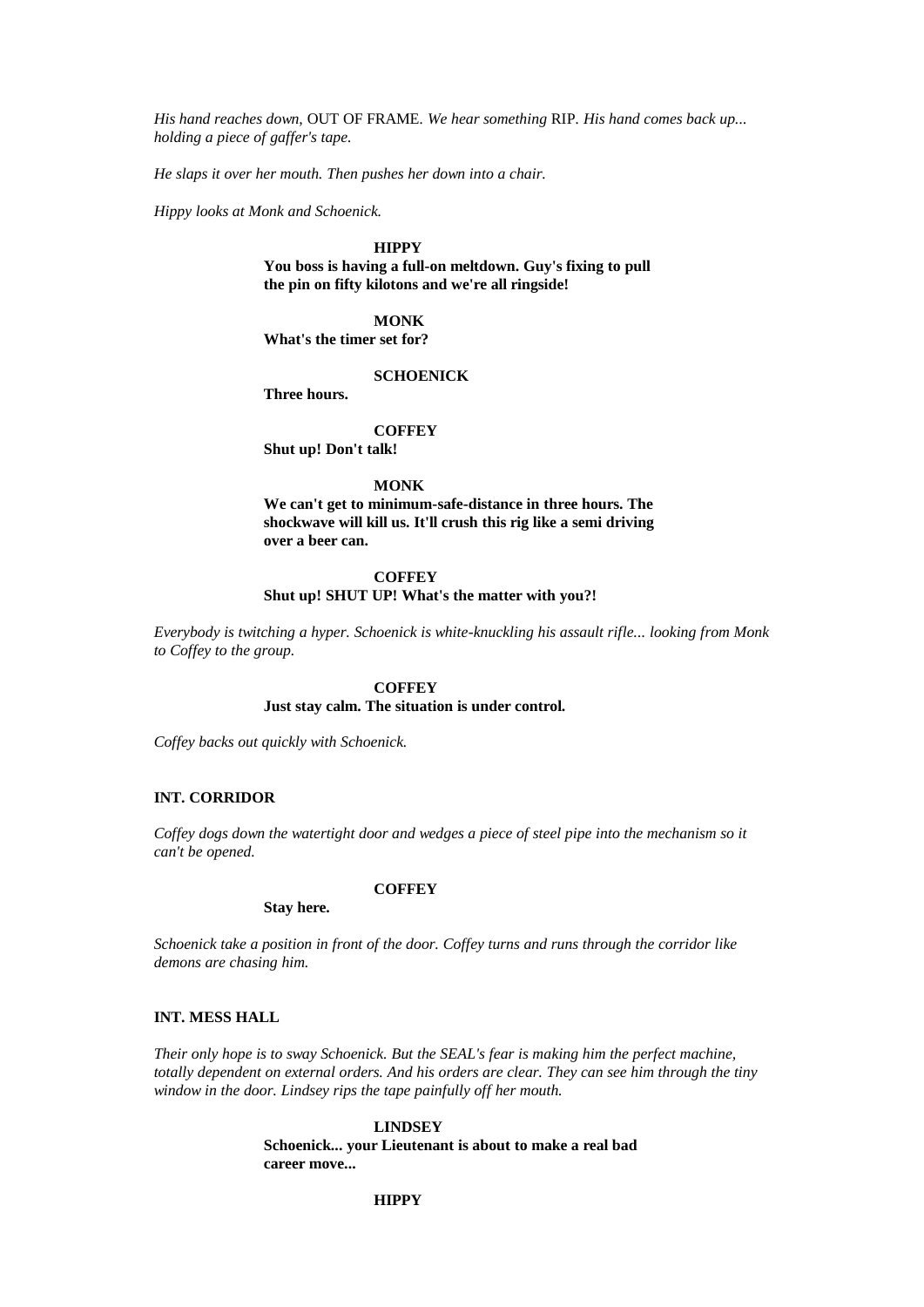*His hand reaches down,* OUT OF FRAME. *We hear something* RIP. *His hand comes back up... holding a piece of gaffer's tape.*

*He slaps it over her mouth. Then pushes her down into a chair.*

*Hippy looks at Monk and Schoenick.*

**HIPPY**
**You boss is having a full-on meltdown. Guy's fixing to pull the pin on fifty kilotons and we're all ringside!**

**MONK**
**What's the timer set for?**

**SCHOENICK**
**Three hours.**

**COFFEY**
**Shut up! Don't talk!**

**MONK**
**We can't get to minimum-safe-distance in three hours. The shockwave will kill us. It'll crush this rig like a semi driving over a beer can.**

**COFFEY**
**Shut up! SHUT UP! What's the matter with you?!**

*Everybody is twitching a hyper. Schoenick is white-knuckling his assault rifle... looking from Monk to Coffey to the group.*

**COFFEY**
**Just stay calm. The situation is under control.**

*Coffey backs out quickly with Schoenick.*

**INT. CORRIDOR**

*Coffey dogs down the watertight door and wedges a piece of steel pipe into the mechanism so it can't be opened.*

**COFFEY**
**Stay here.**

*Schoenick take a position in front of the door. Coffey turns and runs through the corridor like demons are chasing him.*

**INT. MESS HALL**

*Their only hope is to sway Schoenick. But the SEAL's fear is making him the perfect machine, totally dependent on external orders. And his orders are clear. They can see him through the tiny window in the door. Lindsey rips the tape painfully off her mouth.*

**LINDSEY**
**Schoenick... your Lieutenant is about to make a real bad career move...**

**HIPPY**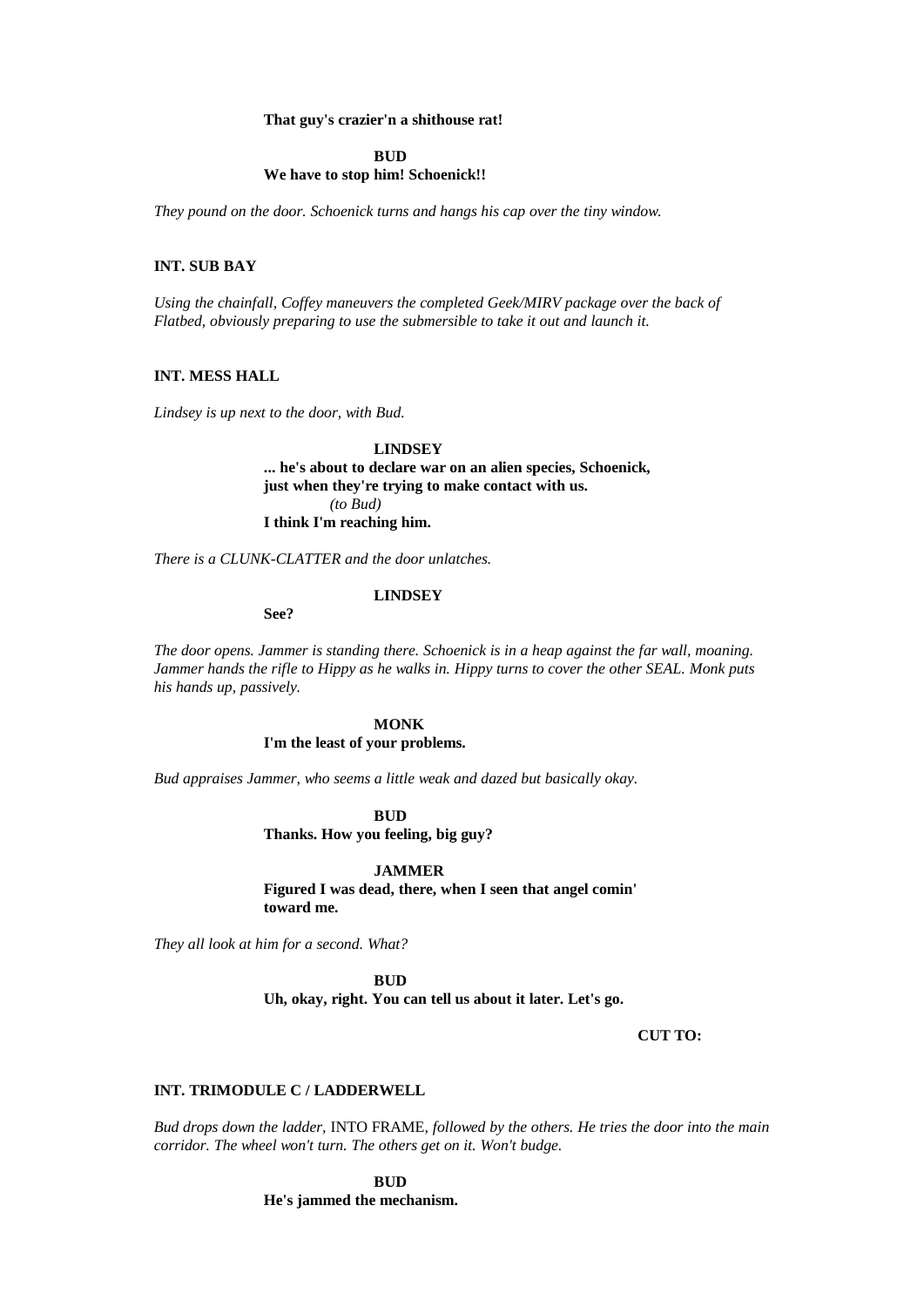**That guy's crazier'n a shithouse rat!**

**BUD**
**We have to stop him! Schoenick!!**

*They pound on the door. Schoenick turns and hangs his cap over the tiny window.*

**INT. SUB BAY**

*Using the chainfall, Coffey maneuvers the completed Geek/MIRV package over the back of Flatbed, obviously preparing to use the submersible to take it out and launch it.*

**INT. MESS HALL**

*Lindsey is up next to the door, with Bud.*

**LINDSEY**
**... he's about to declare war on an alien species, Schoenick, just when they're trying to make contact with us.**
*(to Bud)*
**I think I'm reaching him.**

*There is a CLUNK-CLATTER and the door unlatches.*

**LINDSEY**
**See?**

*The door opens. Jammer is standing there. Schoenick is in a heap against the far wall, moaning. Jammer hands the rifle to Hippy as he walks in. Hippy turns to cover the other SEAL. Monk puts his hands up, passively.*

**MONK**
**I'm the least of your problems.**

*Bud appraises Jammer, who seems a little weak and dazed but basically okay.*

**BUD**
**Thanks. How you feeling, big guy?**

**JAMMER**
**Figured I was dead, there, when I seen that angel comin' toward me.**

*They all look at him for a second. What?*

**BUD**
**Uh, okay, right. You can tell us about it later. Let's go.**

**CUT TO:**

**INT. TRIMODULE C / LADDERWELL**

*Bud drops down the ladder,* INTO FRAME, *followed by the others. He tries the door into the main corridor. The wheel won't turn. The others get on it. Won't budge.*

**BUD**
**He's jammed the mechanism.**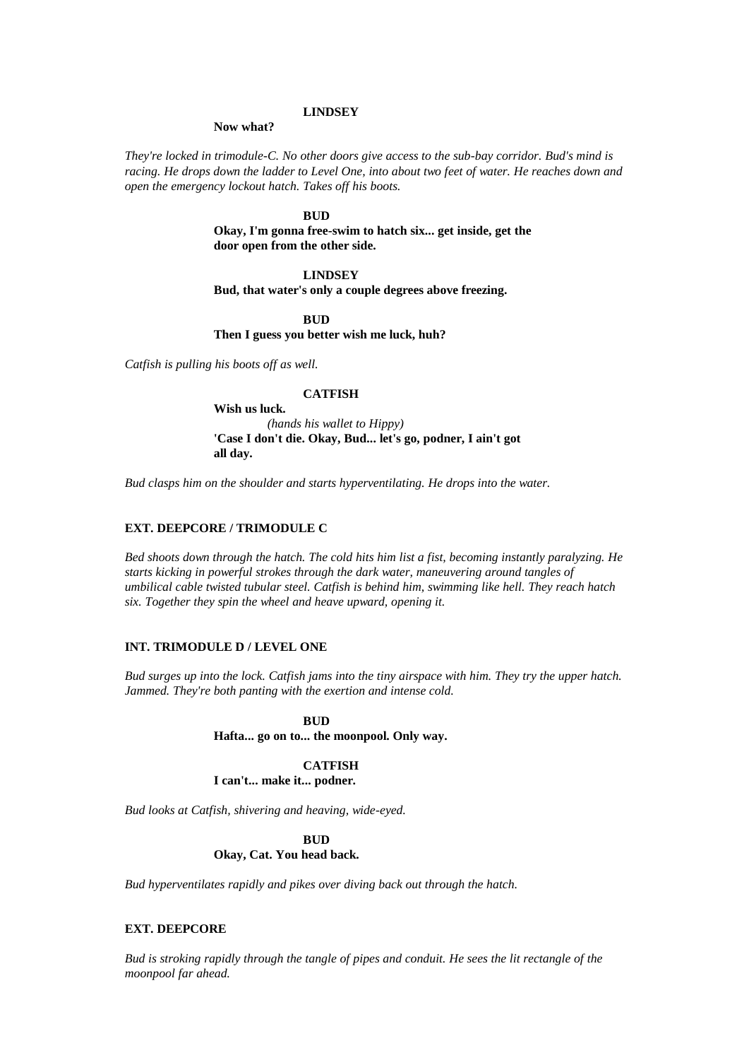**LINDSEY**

**Now what?**

*They're locked in trimodule-C. No other doors give access to the sub-bay corridor. Bud's mind is racing. He drops down the ladder to Level One, into about two feet of water. He reaches down and open the emergency lockout hatch. Takes off his boots.*

**BUD**

**Okay, I'm gonna free-swim to hatch six... get inside, get the door open from the other side.**

**LINDSEY**

**Bud, that water's only a couple degrees above freezing.**

**BUD**

**Then I guess you better wish me luck, huh?**

*Catfish is pulling his boots off as well.*

**CATFISH**

**Wish us luck.**

*(hands his wallet to Hippy)*

**'Case I don't die. Okay, Bud... let's go, podner, I ain't got all day.**

*Bud clasps him on the shoulder and starts hyperventilating. He drops into the water.*

**EXT. DEEPCORE / TRIMODULE C**

*Bed shoots down through the hatch. The cold hits him list a fist, becoming instantly paralyzing. He starts kicking in powerful strokes through the dark water, maneuvering around tangles of umbilical cable twisted tubular steel. Catfish is behind him, swimming like hell. They reach hatch six. Together they spin the wheel and heave upward, opening it.*

**INT. TRIMODULE D / LEVEL ONE**

*Bud surges up into the lock. Catfish jams into the tiny airspace with him. They try the upper hatch. Jammed. They're both panting with the exertion and intense cold.*

**BUD**

**Hafta... go on to... the moonpool. Only way.**

**CATFISH**

**I can't... make it... podner.**

*Bud looks at Catfish, shivering and heaving, wide-eyed.*

**BUD**

**Okay, Cat. You head back.**

*Bud hyperventilates rapidly and pikes over diving back out through the hatch.*

**EXT. DEEPCORE**

*Bud is stroking rapidly through the tangle of pipes and conduit. He sees the lit rectangle of the moonpool far ahead.*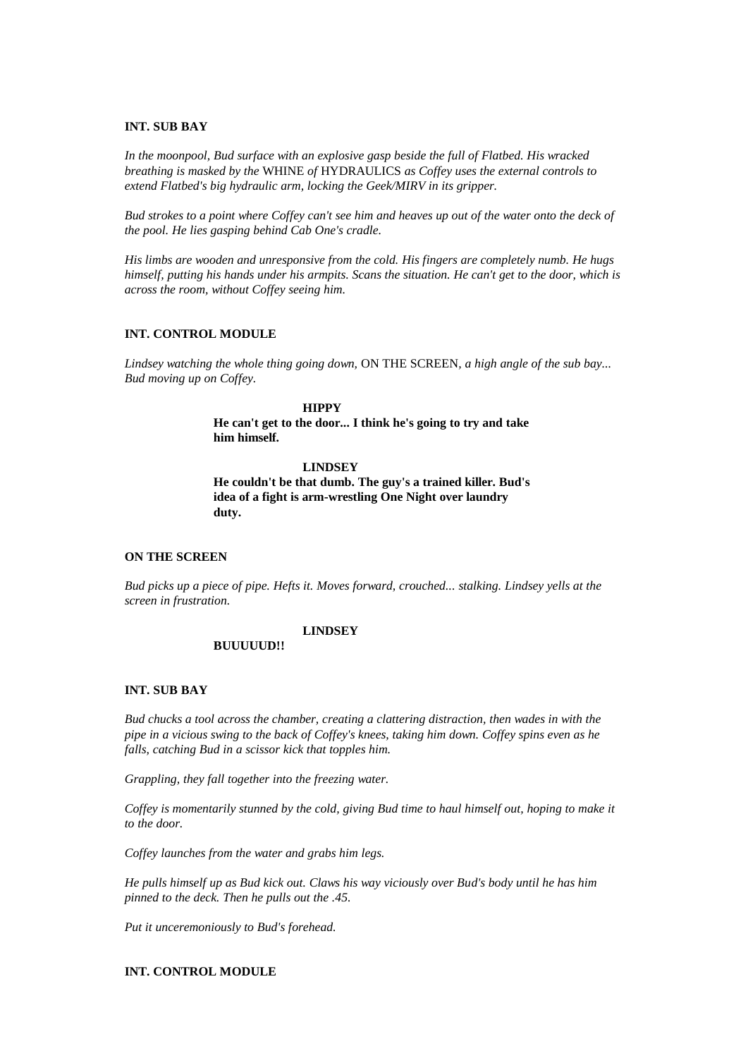**INT. SUB BAY**

*In the moonpool, Bud surface with an explosive gasp beside the full of Flatbed. His wracked breathing is masked by the* WHINE *of* HYDRAULICS *as Coffey uses the external controls to extend Flatbed's big hydraulic arm, locking the Geek/MIRV in its gripper.*

*Bud strokes to a point where Coffey can't see him and heaves up out of the water onto the deck of the pool. He lies gasping behind Cab One's cradle.*

*His limbs are wooden and unresponsive from the cold. His fingers are completely numb. He hugs himself, putting his hands under his armpits. Scans the situation. He can't get to the door, which is across the room, without Coffey seeing him.*

**INT. CONTROL MODULE**

*Lindsey watching the whole thing going down,* ON THE SCREEN*, a high angle of the sub bay... Bud moving up on Coffey.*

**HIPPY**
**He can't get to the door... I think he's going to try and take him himself.**

**LINDSEY**
**He couldn't be that dumb. The guy's a trained killer. Bud's idea of a fight is arm-wrestling One Night over laundry duty.**

**ON THE SCREEN**

*Bud picks up a piece of pipe. Hefts it. Moves forward, crouched... stalking. Lindsey yells at the screen in frustration.*

**LINDSEY**
**BUUUUUD!!**

**INT. SUB BAY**

*Bud chucks a tool across the chamber, creating a clattering distraction, then wades in with the pipe in a vicious swing to the back of Coffey's knees, taking him down. Coffey spins even as he falls, catching Bud in a scissor kick that topples him.*

*Grappling, they fall together into the freezing water.*

*Coffey is momentarily stunned by the cold, giving Bud time to haul himself out, hoping to make it to the door.*

*Coffey launches from the water and grabs him legs.*

*He pulls himself up as Bud kick out. Claws his way viciously over Bud's body until he has him pinned to the deck. Then he pulls out the .45.*

*Put it unceremoniously to Bud's forehead.*

**INT. CONTROL MODULE**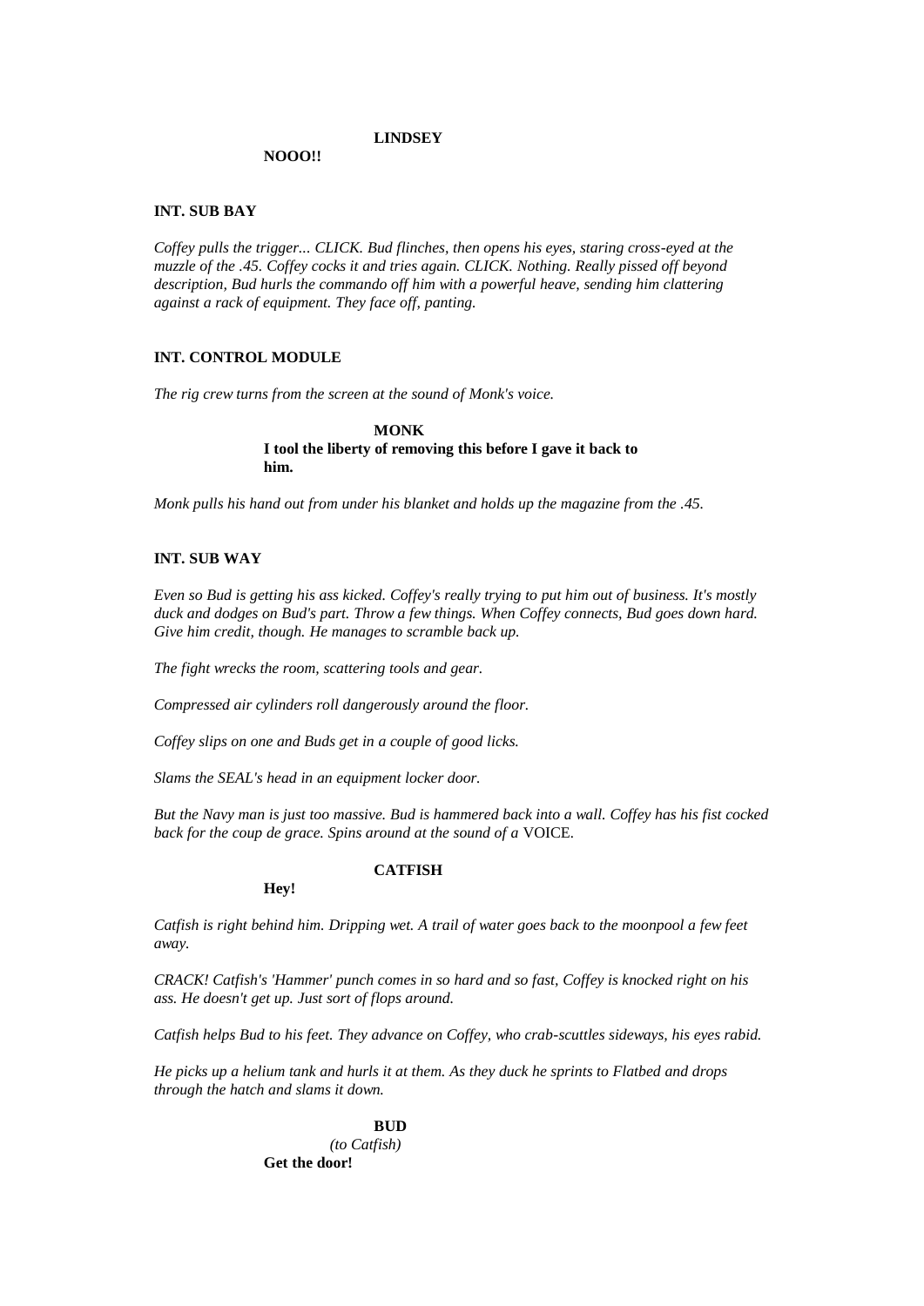**LINDSEY**

**NOOO!!**

**INT. SUB BAY**

*Coffey pulls the trigger... CLICK. Bud flinches, then opens his eyes, staring cross-eyed at the muzzle of the .45. Coffey cocks it and tries again. CLICK. Nothing. Really pissed off beyond description, Bud hurls the commando off him with a powerful heave, sending him clattering against a rack of equipment. They face off, panting.*

**INT. CONTROL MODULE**

*The rig crew turns from the screen at the sound of Monk's voice.*

**MONK**

**I tool the liberty of removing this before I gave it back to him.**

*Monk pulls his hand out from under his blanket and holds up the magazine from the .45.*

**INT. SUB WAY**

*Even so Bud is getting his ass kicked. Coffey's really trying to put him out of business. It's mostly duck and dodges on Bud's part. Throw a few things. When Coffey connects, Bud goes down hard. Give him credit, though. He manages to scramble back up.*

*The fight wrecks the room, scattering tools and gear.*

*Compressed air cylinders roll dangerously around the floor.*

*Coffey slips on one and Buds get in a couple of good licks.*

*Slams the SEAL's head in an equipment locker door.*

*But the Navy man is just too massive. Bud is hammered back into a wall. Coffey has his fist cocked back for the coup de grace. Spins around at the sound of a* VOICE.

**CATFISH**

**Hey!**

*Catfish is right behind him. Dripping wet. A trail of water goes back to the moonpool a few feet away.*

*CRACK! Catfish's 'Hammer' punch comes in so hard and so fast, Coffey is knocked right on his ass. He doesn't get up. Just sort of flops around.*

*Catfish helps Bud to his feet. They advance on Coffey, who crab-scuttles sideways, his eyes rabid.*

*He picks up a helium tank and hurls it at them. As they duck he sprints to Flatbed and drops through the hatch and slams it down.*

**BUD**

*(to Catfish)*

**Get the door!**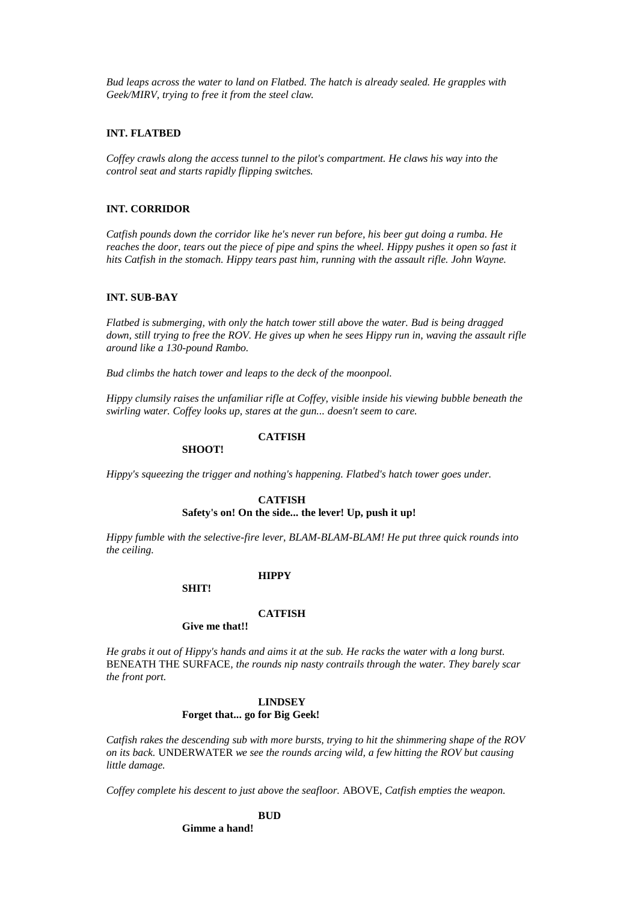*Bud leaps across the water to land on Flatbed. The hatch is already sealed. He grapples with Geek/MIRV, trying to free it from the steel claw.*

**INT. FLATBED**

*Coffey crawls along the access tunnel to the pilot's compartment. He claws his way into the control seat and starts rapidly flipping switches.*

**INT. CORRIDOR**

*Catfish pounds down the corridor like he's never run before, his beer gut doing a rumba. He reaches the door, tears out the piece of pipe and spins the wheel. Hippy pushes it open so fast it hits Catfish in the stomach. Hippy tears past him, running with the assault rifle. John Wayne.*

**INT. SUB-BAY**

*Flatbed is submerging, with only the hatch tower still above the water. Bud is being dragged down, still trying to free the ROV. He gives up when he sees Hippy run in, waving the assault rifle around like a 130-pound Rambo.*

*Bud climbs the hatch tower and leaps to the deck of the moonpool.*

*Hippy clumsily raises the unfamiliar rifle at Coffey, visible inside his viewing bubble beneath the swirling water. Coffey looks up, stares at the gun... doesn't seem to care.*

**CATFISH**
**SHOOT!**

*Hippy's squeezing the trigger and nothing's happening. Flatbed's hatch tower goes under.*

**CATFISH**
**Safety's on! On the side... the lever! Up, push it up!**

*Hippy fumble with the selective-fire lever, BLAM-BLAM-BLAM! He put three quick rounds into the ceiling.*

**HIPPY**
**SHIT!**

**CATFISH**
**Give me that!!**

*He grabs it out of Hippy's hands and aims it at the sub. He racks the water with a long burst.* BENEATH THE SURFACE, *the rounds nip nasty contrails through the water. They barely scar the front port.*

**LINDSEY**
**Forget that... go for Big Geek!**

*Catfish rakes the descending sub with more bursts, trying to hit the shimmering shape of the ROV on its back.* UNDERWATER *we see the rounds arcing wild, a few hitting the ROV but causing little damage.*

*Coffey complete his descent to just above the seafloor.* ABOVE, *Catfish empties the weapon.*

**BUD**
**Gimme a hand!**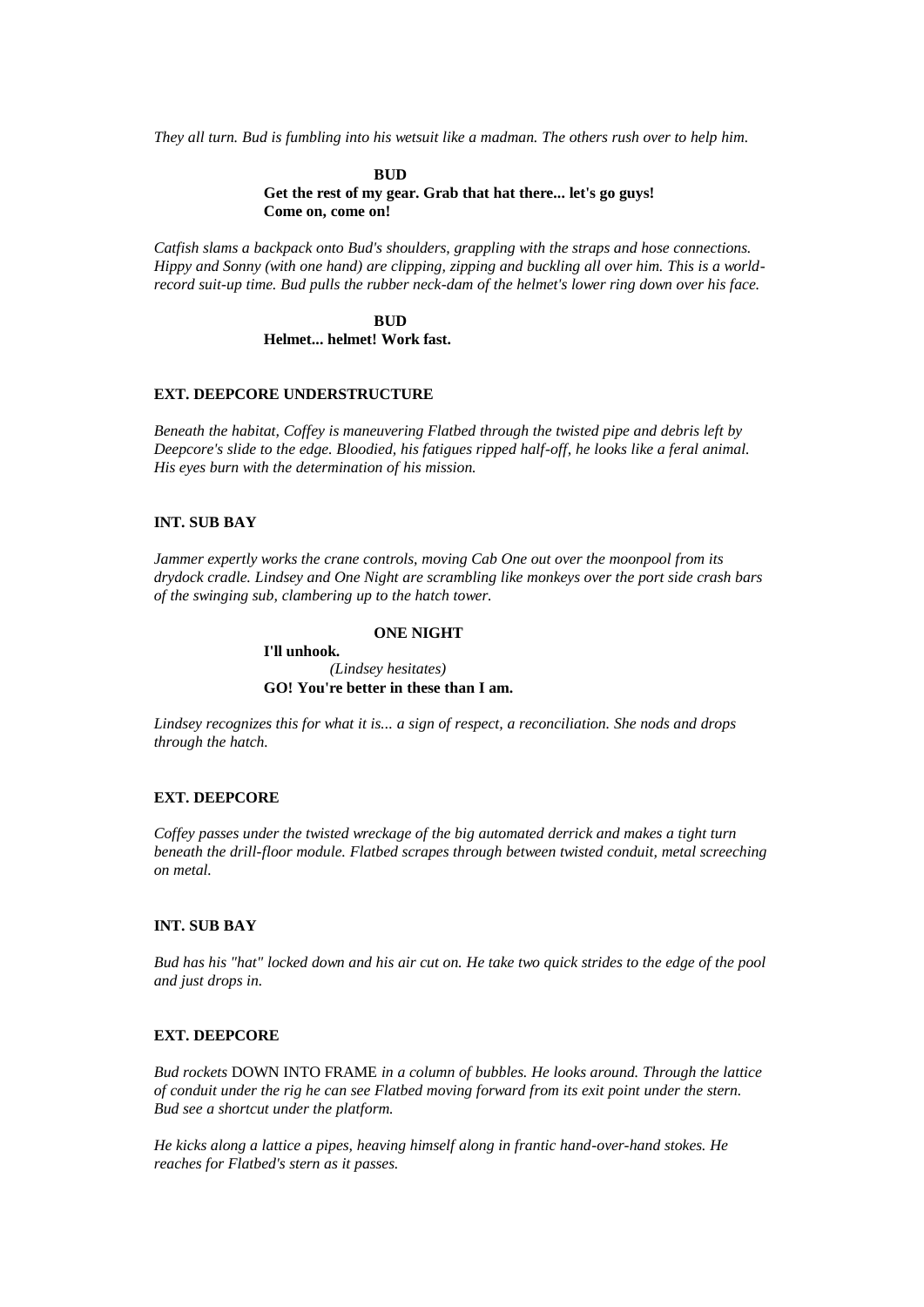*They all turn. Bud is fumbling into his wetsuit like a madman. The others rush over to help him.*

**BUD**
**Get the rest of my gear. Grab that hat there... let's go guys! Come on, come on!**

*Catfish slams a backpack onto Bud's shoulders, grappling with the straps and hose connections. Hippy and Sonny (with one hand) are clipping, zipping and buckling all over him. This is a world-record suit-up time. Bud pulls the rubber neck-dam of the helmet's lower ring down over his face.*

**BUD**
**Helmet... helmet! Work fast.**

**EXT. DEEPCORE UNDERSTRUCTURE**

*Beneath the habitat, Coffey is maneuvering Flatbed through the twisted pipe and debris left by Deepcore's slide to the edge. Bloodied, his fatigues ripped half-off, he looks like a feral animal. His eyes burn with the determination of his mission.*

**INT. SUB BAY**

*Jammer expertly works the crane controls, moving Cab One out over the moonpool from its drydock cradle. Lindsey and One Night are scrambling like monkeys over the port side crash bars of the swinging sub, clambering up to the hatch tower.*

**ONE NIGHT**
**I'll unhook.**
*(Lindsey hesitates)*
**GO! You're better in these than I am.**

*Lindsey recognizes this for what it is... a sign of respect, a reconciliation. She nods and drops through the hatch.*

**EXT. DEEPCORE**

*Coffey passes under the twisted wreckage of the big automated derrick and makes a tight turn beneath the drill-floor module. Flatbed scrapes through between twisted conduit, metal screeching on metal.*

**INT. SUB BAY**

*Bud has his "hat" locked down and his air cut on. He take two quick strides to the edge of the pool and just drops in.*

**EXT. DEEPCORE**

*Bud rockets* DOWN INTO FRAME *in a column of bubbles. He looks around. Through the lattice of conduit under the rig he can see Flatbed moving forward from its exit point under the stern. Bud see a shortcut under the platform.*

*He kicks along a lattice a pipes, heaving himself along in frantic hand-over-hand stokes. He reaches for Flatbed's stern as it passes.*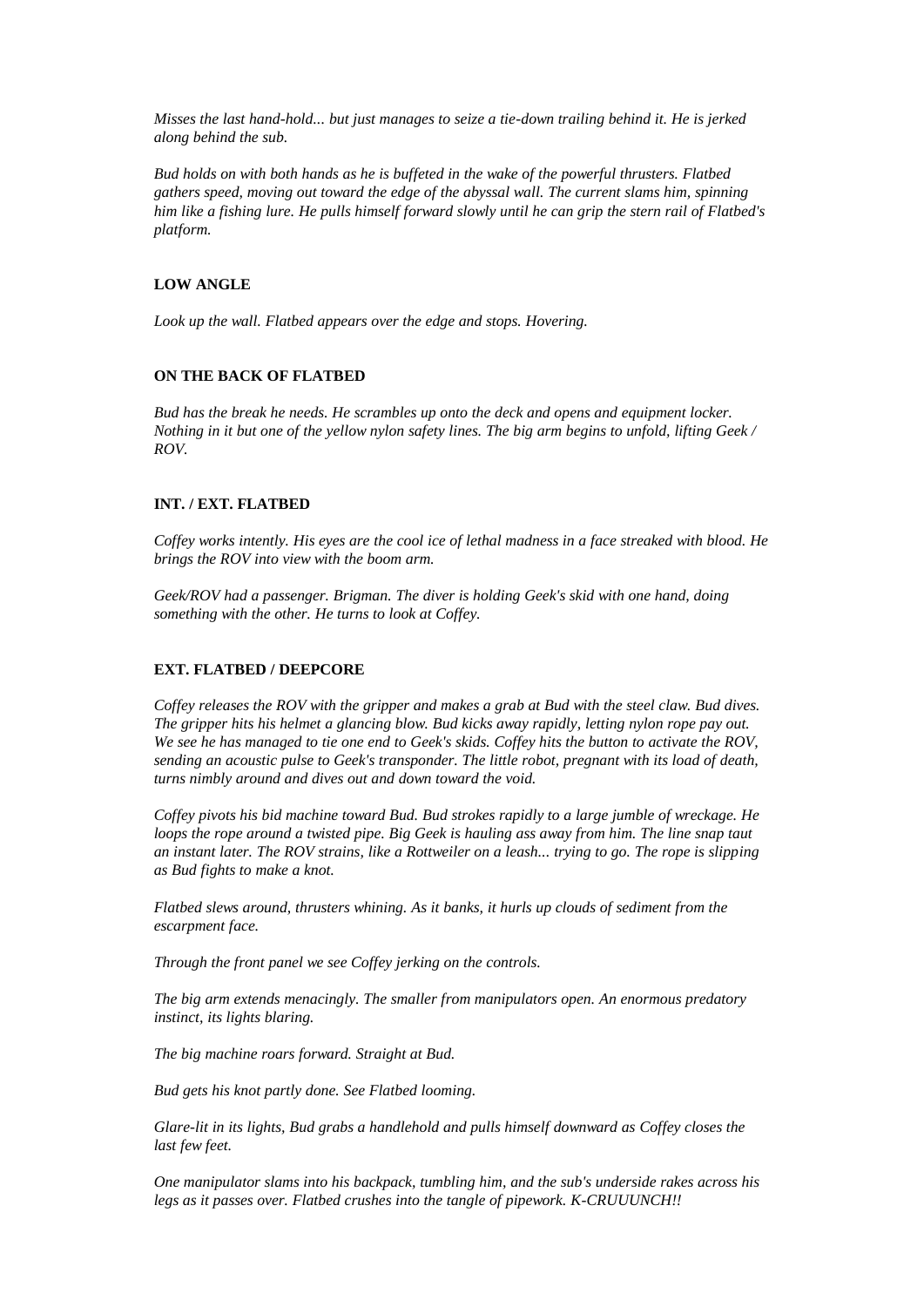*Misses the last hand-hold... but just manages to seize a tie-down trailing behind it. He is jerked along behind the sub.*

*Bud holds on with both hands as he is buffeted in the wake of the powerful thrusters. Flatbed gathers speed, moving out toward the edge of the abyssal wall. The current slams him, spinning him like a fishing lure. He pulls himself forward slowly until he can grip the stern rail of Flatbed's platform.*

**LOW ANGLE**

*Look up the wall. Flatbed appears over the edge and stops. Hovering.*

**ON THE BACK OF FLATBED**

*Bud has the break he needs. He scrambles up onto the deck and opens and equipment locker. Nothing in it but one of the yellow nylon safety lines. The big arm begins to unfold, lifting Geek / ROV.*

**INT. / EXT. FLATBED**

*Coffey works intently. His eyes are the cool ice of lethal madness in a face streaked with blood. He brings the ROV into view with the boom arm.*

*Geek/ROV had a passenger. Brigman. The diver is holding Geek's skid with one hand, doing something with the other. He turns to look at Coffey.*

**EXT. FLATBED / DEEPCORE**

*Coffey releases the ROV with the gripper and makes a grab at Bud with the steel claw. Bud dives. The gripper hits his helmet a glancing blow. Bud kicks away rapidly, letting nylon rope pay out. We see he has managed to tie one end to Geek's skids. Coffey hits the button to activate the ROV, sending an acoustic pulse to Geek's transponder. The little robot, pregnant with its load of death, turns nimbly around and dives out and down toward the void.*

*Coffey pivots his bid machine toward Bud. Bud strokes rapidly to a large jumble of wreckage. He loops the rope around a twisted pipe. Big Geek is hauling ass away from him. The line snap taut an instant later. The ROV strains, like a Rottweiler on a leash... trying to go. The rope is slipping as Bud fights to make a knot.*

*Flatbed slews around, thrusters whining. As it banks, it hurls up clouds of sediment from the escarpment face.*

*Through the front panel we see Coffey jerking on the controls.*

*The big arm extends menacingly. The smaller from manipulators open. An enormous predatory instinct, its lights blaring.*

*The big machine roars forward. Straight at Bud.*

*Bud gets his knot partly done. See Flatbed looming.*

*Glare-lit in its lights, Bud grabs a handlehold and pulls himself downward as Coffey closes the last few feet.*

*One manipulator slams into his backpack, tumbling him, and the sub's underside rakes across his legs as it passes over. Flatbed crushes into the tangle of pipework. K-CRUUUNCH!!*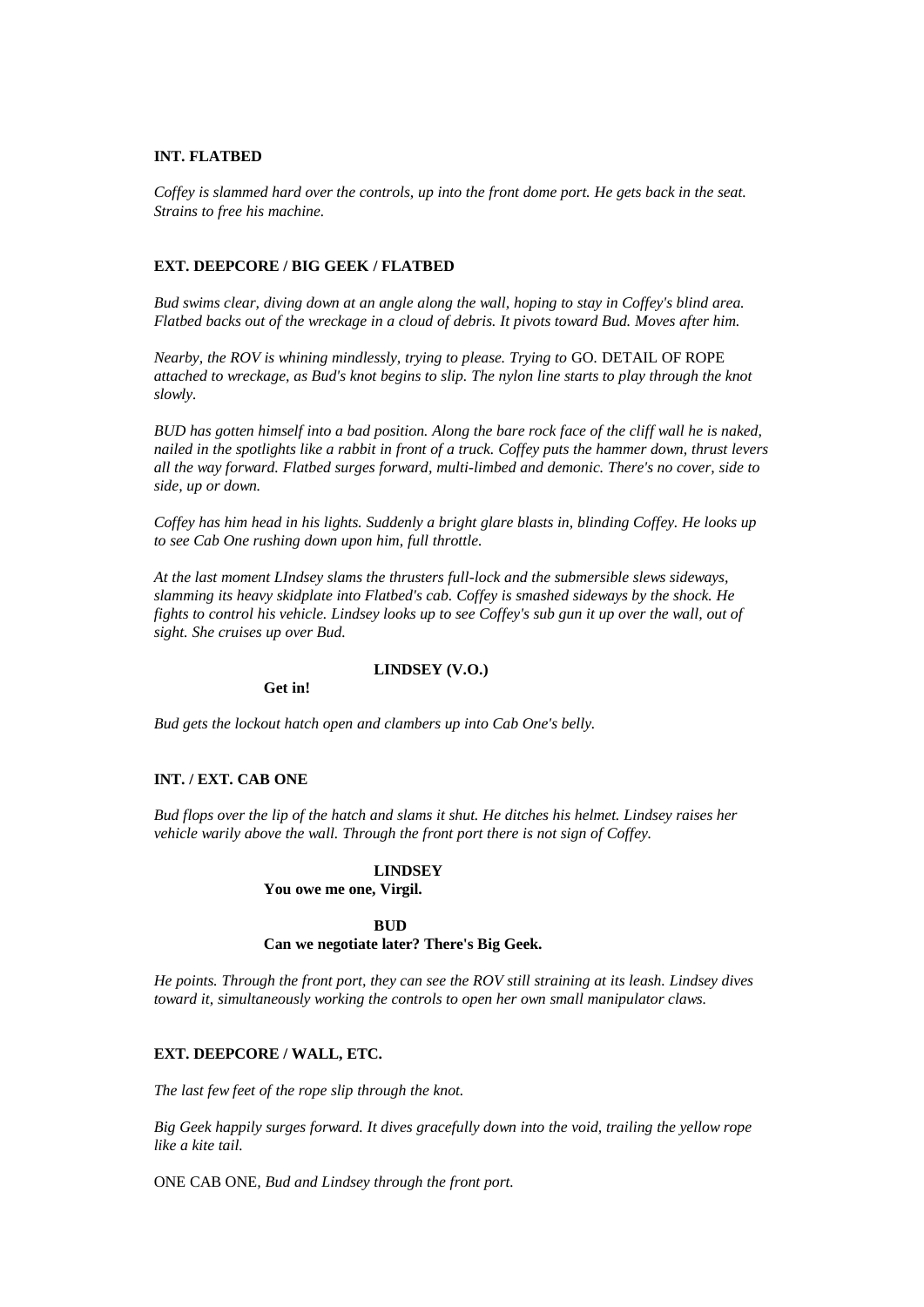**INT. FLATBED**

*Coffey is slammed hard over the controls, up into the front dome port. He gets back in the seat. Strains to free his machine.*

**EXT. DEEPCORE / BIG GEEK / FLATBED**

*Bud swims clear, diving down at an angle along the wall, hoping to stay in Coffey's blind area. Flatbed backs out of the wreckage in a cloud of debris. It pivots toward Bud. Moves after him.*

*Nearby, the ROV is whining mindlessly, trying to please. Trying to* GO. DETAIL OF ROPE *attached to wreckage, as Bud's knot begins to slip. The nylon line starts to play through the knot slowly.*

*BUD has gotten himself into a bad position. Along the bare rock face of the cliff wall he is naked, nailed in the spotlights like a rabbit in front of a truck. Coffey puts the hammer down, thrust levers all the way forward. Flatbed surges forward, multi-limbed and demonic. There's no cover, side to side, up or down.*

*Coffey has him head in his lights. Suddenly a bright glare blasts in, blinding Coffey. He looks up to see Cab One rushing down upon him, full throttle.*

*At the last moment LIndsey slams the thrusters full-lock and the submersible slews sideways, slamming its heavy skidplate into Flatbed's cab. Coffey is smashed sideways by the shock. He fights to control his vehicle. Lindsey looks up to see Coffey's sub gun it up over the wall, out of sight. She cruises up over Bud.*

**LINDSEY (V.O.)**

**Get in!**

*Bud gets the lockout hatch open and clambers up into Cab One's belly.*

**INT. / EXT. CAB ONE**

*Bud flops over the lip of the hatch and slams it shut. He ditches his helmet. Lindsey raises her vehicle warily above the wall. Through the front port there is not sign of Coffey.*

**LINDSEY**

**You owe me one, Virgil.**

**BUD**

**Can we negotiate later? There's Big Geek.**

*He points. Through the front port, they can see the ROV still straining at its leash. Lindsey dives toward it, simultaneously working the controls to open her own small manipulator claws.*

**EXT. DEEPCORE / WALL, ETC.**

*The last few feet of the rope slip through the knot.*

*Big Geek happily surges forward. It dives gracefully down into the void, trailing the yellow rope like a kite tail.*

ONE CAB ONE, *Bud and Lindsey through the front port.*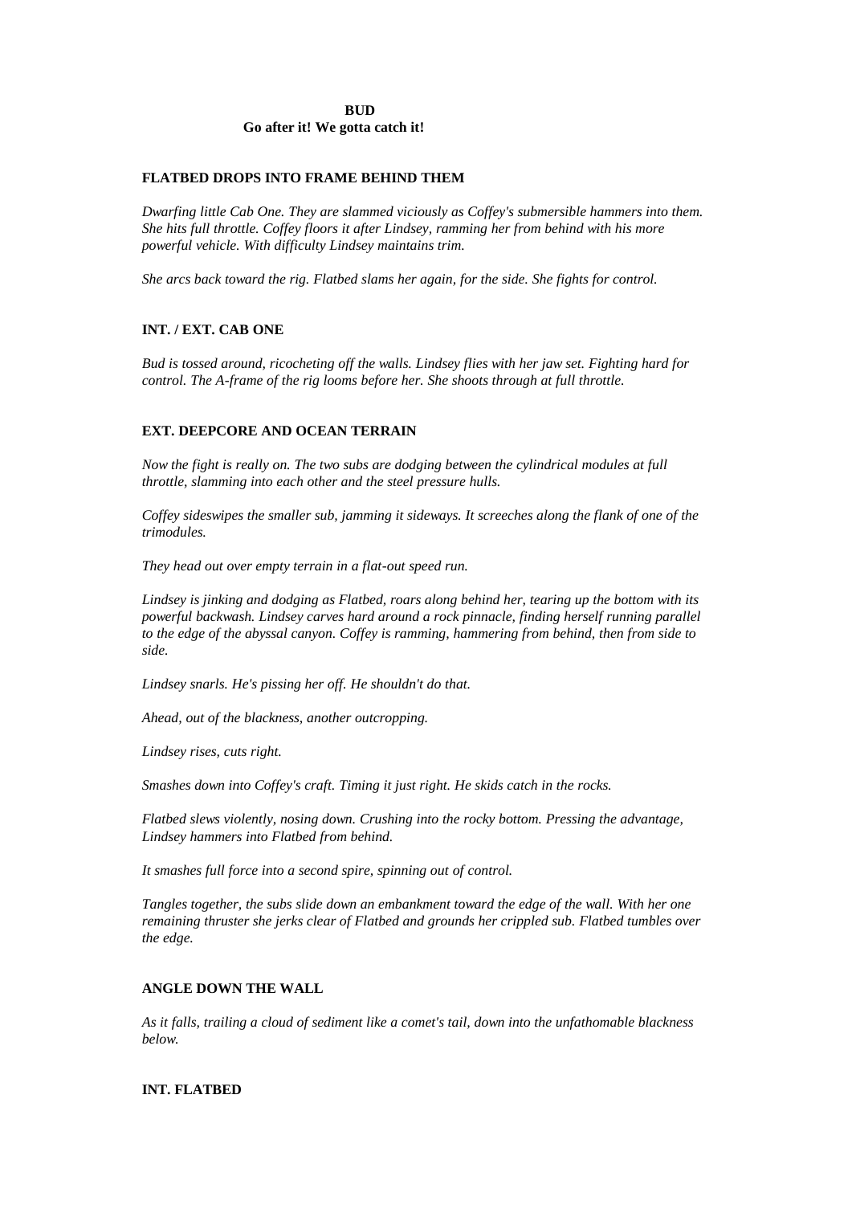**BUD**
**Go after it! We gotta catch it!**

**FLATBED DROPS INTO FRAME BEHIND THEM**

*Dwarfing little Cab One. They are slammed viciously as Coffey's submersible hammers into them. She hits full throttle. Coffey floors it after Lindsey, ramming her from behind with his more powerful vehicle. With difficulty Lindsey maintains trim.*

*She arcs back toward the rig. Flatbed slams her again, for the side. She fights for control.*

**INT. / EXT. CAB ONE**

*Bud is tossed around, ricocheting off the walls. Lindsey flies with her jaw set. Fighting hard for control. The A-frame of the rig looms before her. She shoots through at full throttle.*

**EXT. DEEPCORE AND OCEAN TERRAIN**

*Now the fight is really on. The two subs are dodging between the cylindrical modules at full throttle, slamming into each other and the steel pressure hulls.*

*Coffey sideswipes the smaller sub, jamming it sideways. It screeches along the flank of one of the trimodules.*

*They head out over empty terrain in a flat-out speed run.*

*Lindsey is jinking and dodging as Flatbed, roars along behind her, tearing up the bottom with its powerful backwash. Lindsey carves hard around a rock pinnacle, finding herself running parallel to the edge of the abyssal canyon. Coffey is ramming, hammering from behind, then from side to side.*

*Lindsey snarls. He's pissing her off. He shouldn't do that.*

*Ahead, out of the blackness, another outcropping.*

*Lindsey rises, cuts right.*

*Smashes down into Coffey's craft. Timing it just right. He skids catch in the rocks.*

*Flatbed slews violently, nosing down. Crushing into the rocky bottom. Pressing the advantage, Lindsey hammers into Flatbed from behind.*

*It smashes full force into a second spire, spinning out of control.*

*Tangles together, the subs slide down an embankment toward the edge of the wall. With her one remaining thruster she jerks clear of Flatbed and grounds her crippled sub. Flatbed tumbles over the edge.*

**ANGLE DOWN THE WALL**

*As it falls, trailing a cloud of sediment like a comet's tail, down into the unfathomable blackness below.*

**INT. FLATBED**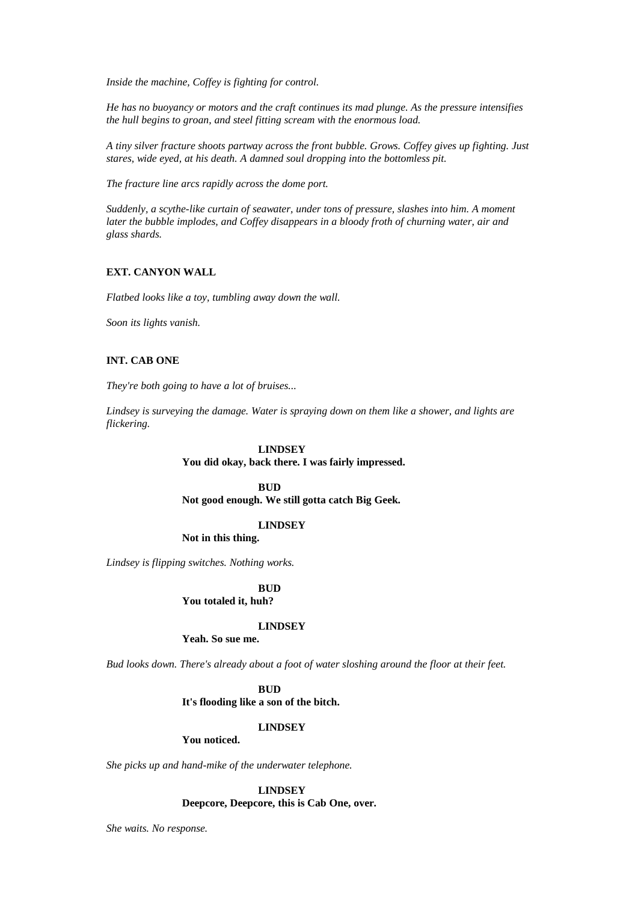*Inside the machine, Coffey is fighting for control.*

*He has no buoyancy or motors and the craft continues its mad plunge. As the pressure intensifies the hull begins to groan, and steel fitting scream with the enormous load.*

*A tiny silver fracture shoots partway across the front bubble. Grows. Coffey gives up fighting. Just stares, wide eyed, at his death. A damned soul dropping into the bottomless pit.*

*The fracture line arcs rapidly across the dome port.*

*Suddenly, a scythe-like curtain of seawater, under tons of pressure, slashes into him. A moment later the bubble implodes, and Coffey disappears in a bloody froth of churning water, air and glass shards.*

**EXT. CANYON WALL**

*Flatbed looks like a toy, tumbling away down the wall.*

*Soon its lights vanish.*

**INT. CAB ONE**

*They're both going to have a lot of bruises...*

*Lindsey is surveying the damage. Water is spraying down on them like a shower, and lights are flickering.*

**LINDSEY**
**You did okay, back there. I was fairly impressed.**

**BUD**
**Not good enough. We still gotta catch Big Geek.**

**LINDSEY**
**Not in this thing.**

*Lindsey is flipping switches. Nothing works.*

**BUD**
**You totaled it, huh?**

**LINDSEY**
**Yeah. So sue me.**

*Bud looks down. There's already about a foot of water sloshing around the floor at their feet.*

**BUD**
**It's flooding like a son of the bitch.**

**LINDSEY**
**You noticed.**

*She picks up and hand-mike of the underwater telephone.*

**LINDSEY**
**Deepcore, Deepcore, this is Cab One, over.**

*She waits. No response.*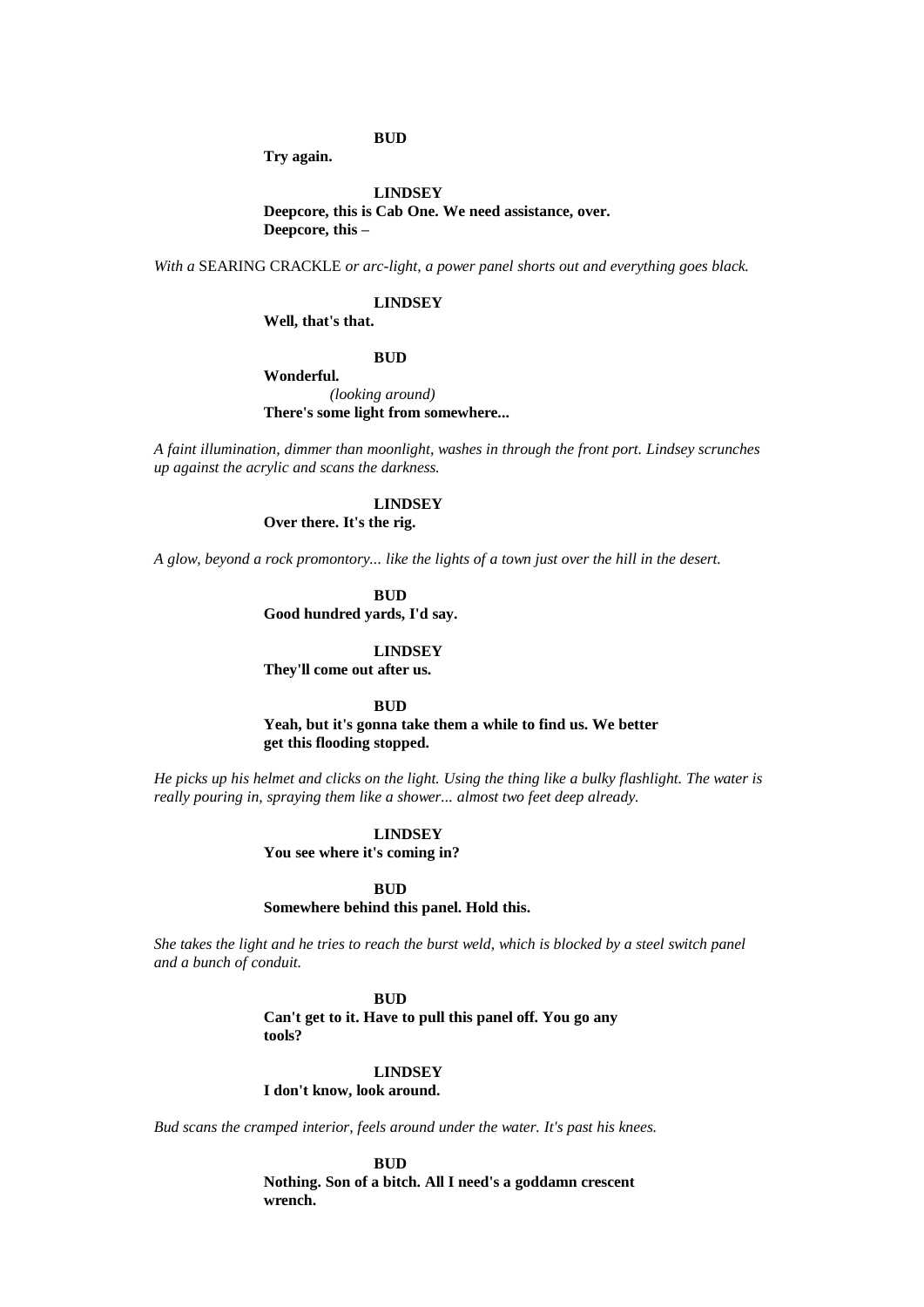**BUD**

**Try again.**

**LINDSEY**

**Deepcore, this is Cab One. We need assistance, over. Deepcore, this –**

*With a* SEARING CRACKLE *or arc-light, a power panel shorts out and everything goes black.*

**LINDSEY**

**Well, that's that.**

**BUD**

**Wonderful.**

*(looking around)*

**There's some light from somewhere...**

*A faint illumination, dimmer than moonlight, washes in through the front port. Lindsey scrunches up against the acrylic and scans the darkness.*

**LINDSEY**

**Over there. It's the rig.**

*A glow, beyond a rock promontory... like the lights of a town just over the hill in the desert.*

**BUD**

**Good hundred yards, I'd say.**

**LINDSEY**

**They'll come out after us.**

**BUD**

**Yeah, but it's gonna take them a while to find us. We better get this flooding stopped.**

*He picks up his helmet and clicks on the light. Using the thing like a bulky flashlight. The water is really pouring in, spraying them like a shower... almost two feet deep already.*

**LINDSEY**

**You see where it's coming in?**

**BUD**

**Somewhere behind this panel. Hold this.**

*She takes the light and he tries to reach the burst weld, which is blocked by a steel switch panel and a bunch of conduit.*

**BUD**

**Can't get to it. Have to pull this panel off. You go any tools?**

**LINDSEY**

**I don't know, look around.**

*Bud scans the cramped interior, feels around under the water. It's past his knees.*

**BUD**

**Nothing. Son of a bitch. All I need's a goddamn crescent wrench.**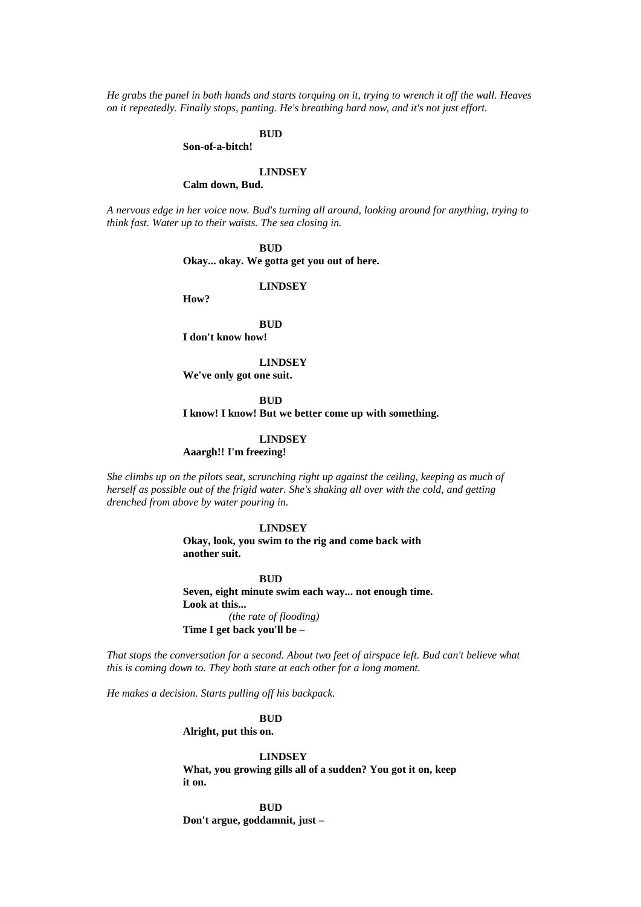*He grabs the panel in both hands and starts torquing on it, trying to wrench it off the wall. Heaves on it repeatedly. Finally stops, panting. He's breathing hard now, and it's not just effort.*

**BUD**
**Son-of-a-bitch!**

**LINDSEY**
**Calm down, Bud.**

*A nervous edge in her voice now. Bud's turning all around, looking around for anything, trying to think fast. Water up to their waists. The sea closing in.*

**BUD**
**Okay... okay. We gotta get you out of here.**

**LINDSEY**
**How?**

**BUD**
**I don't know how!**

**LINDSEY**
**We've only got one suit.**

**BUD**
**I know! I know! But we better come up with something.**

**LINDSEY**
**Aaargh!! I'm freezing!**

*She climbs up on the pilots seat, scrunching right up against the ceiling, keeping as much of herself as possible out of the frigid water. She's shaking all over with the cold, and getting drenched from above by water pouring in.*

**LINDSEY**
**Okay, look, you swim to the rig and come back with another suit.**

**BUD**
**Seven, eight minute swim each way... not enough time. Look at this...**
*(the rate of flooding)*
**Time I get back you'll be –**

*That stops the conversation for a second. About two feet of airspace left. Bud can't believe what this is coming down to. They both stare at each other for a long moment.*

*He makes a decision. Starts pulling off his backpack.*

**BUD**
**Alright, put this on.**

**LINDSEY**
**What, you growing gills all of a sudden? You got it on, keep it on.**

**BUD**
**Don't argue, goddamnit, just –**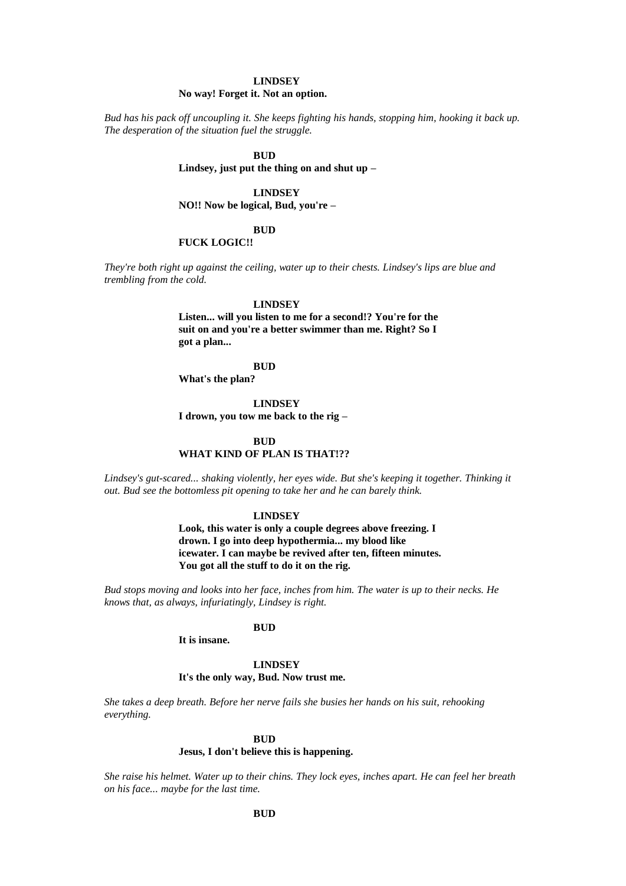**LINDSEY**
**No way! Forget it. Not an option.**

*Bud has his pack off uncoupling it. She keeps fighting his hands, stopping him, hooking it back up. The desperation of the situation fuel the struggle.*

**BUD**
**Lindsey, just put the thing on and shut up –**

**LINDSEY**
**NO!! Now be logical, Bud, you're –**

**BUD**
**FUCK LOGIC!!**

*They're both right up against the ceiling, water up to their chests. Lindsey's lips are blue and trembling from the cold.*

**LINDSEY**
**Listen... will you listen to me for a second!? You're for the suit on and you're a better swimmer than me. Right? So I got a plan...**

**BUD**
**What's the plan?**

**LINDSEY**
**I drown, you tow me back to the rig –**

**BUD**
**WHAT KIND OF PLAN IS THAT!??**

*Lindsey's gut-scared... shaking violently, her eyes wide. But she's keeping it together. Thinking it out. Bud see the bottomless pit opening to take her and he can barely think.*

**LINDSEY**
**Look, this water is only a couple degrees above freezing. I drown. I go into deep hypothermia... my blood like icewater. I can maybe be revived after ten, fifteen minutes. You got all the stuff to do it on the rig.**

*Bud stops moving and looks into her face, inches from him. The water is up to their necks. He knows that, as always, infuriatingly, Lindsey is right.*

**BUD**
**It is insane.**

**LINDSEY**
**It's the only way, Bud. Now trust me.**

*She takes a deep breath. Before her nerve fails she busies her hands on his suit, rehooking everything.*

**BUD**
**Jesus, I don't believe this is happening.**

*She raise his helmet. Water up to their chins. They lock eyes, inches apart. He can feel her breath on his face... maybe for the last time.*

**BUD**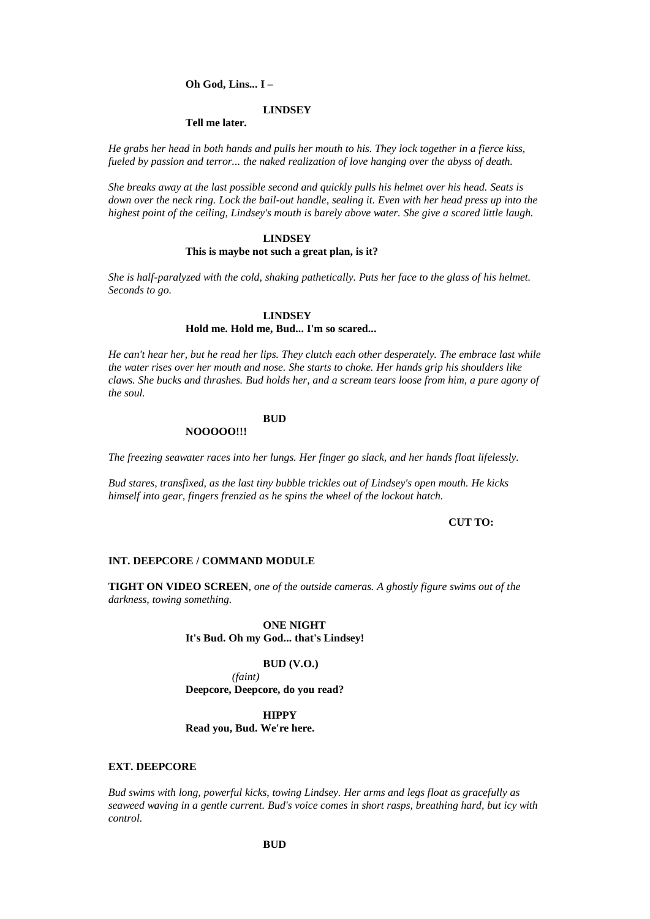**Oh God, Lins... I –**

**LINDSEY**

**Tell me later.**

*He grabs her head in both hands and pulls her mouth to his. They lock together in a fierce kiss, fueled by passion and terror... the naked realization of love hanging over the abyss of death.*

*She breaks away at the last possible second and quickly pulls his helmet over his head. Seats is down over the neck ring. Lock the bail-out handle, sealing it. Even with her head press up into the highest point of the ceiling, Lindsey's mouth is barely above water. She give a scared little laugh.*

**LINDSEY**

**This is maybe not such a great plan, is it?**

*She is half-paralyzed with the cold, shaking pathetically. Puts her face to the glass of his helmet. Seconds to go.*

**LINDSEY**

**Hold me. Hold me, Bud... I'm so scared...**

*He can't hear her, but he read her lips. They clutch each other desperately. The embrace last while the water rises over her mouth and nose. She starts to choke. Her hands grip his shoulders like claws. She bucks and thrashes. Bud holds her, and a scream tears loose from him, a pure agony of the soul.*

**BUD**

**NOOOOO!!!**

*The freezing seawater races into her lungs. Her finger go slack, and her hands float lifelessly.*

*Bud stares, transfixed, as the last tiny bubble trickles out of Lindsey's open mouth. He kicks himself into gear, fingers frenzied as he spins the wheel of the lockout hatch.*

**CUT TO:**

**INT. DEEPCORE / COMMAND MODULE**

**TIGHT ON VIDEO SCREEN**, *one of the outside cameras. A ghostly figure swims out of the darkness, towing something.*

**ONE NIGHT**

**It's Bud. Oh my God... that's Lindsey!**

**BUD (V.O.)**

*(faint)*

**Deepcore, Deepcore, do you read?**

**HIPPY**

**Read you, Bud. We're here.**

**EXT. DEEPCORE**

*Bud swims with long, powerful kicks, towing Lindsey. Her arms and legs float as gracefully as seaweed waving in a gentle current. Bud's voice comes in short rasps, breathing hard, but icy with control.*

**BUD**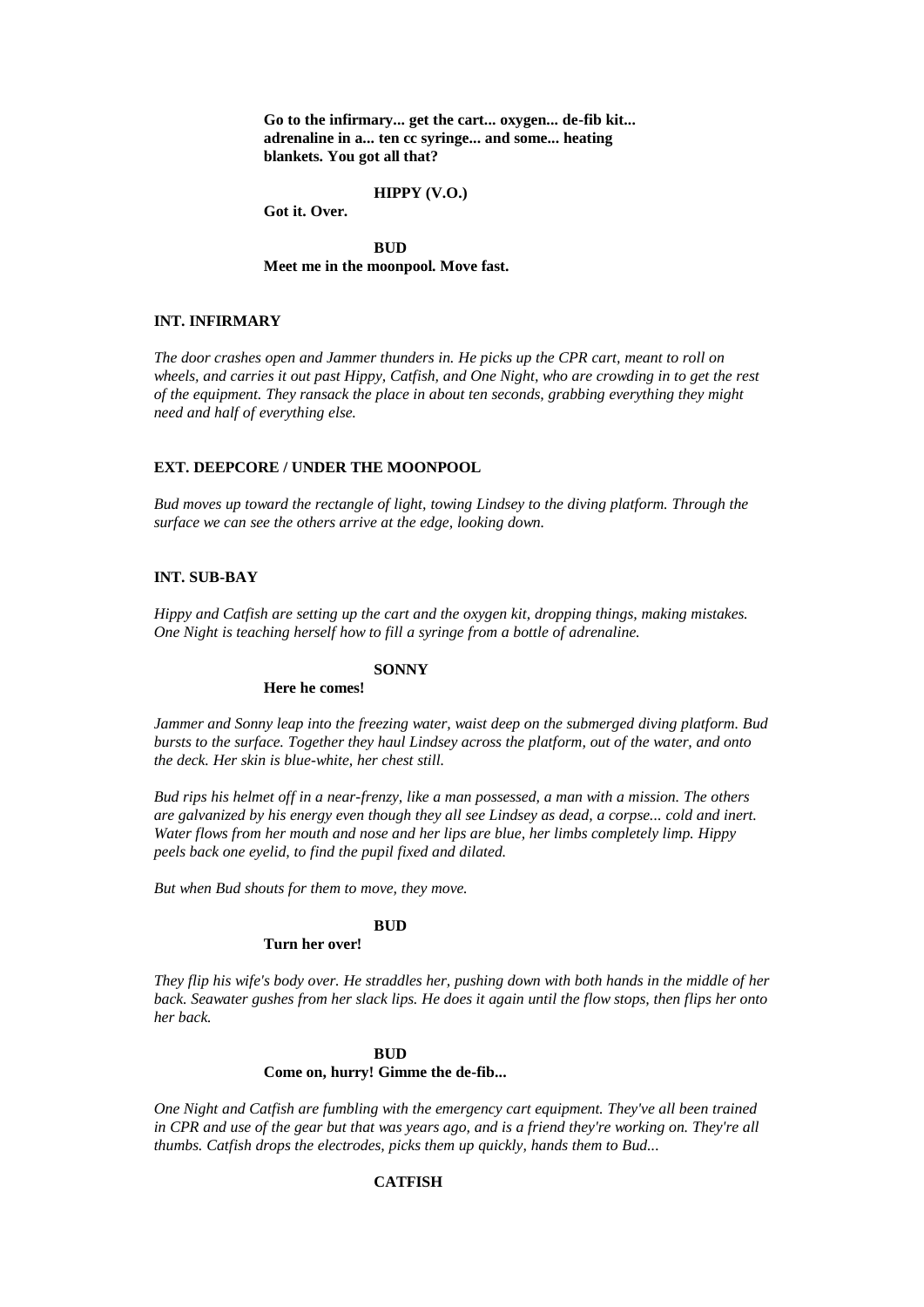**Go to the infirmary... get the cart... oxygen... de-fib kit... adrenaline in a... ten cc syringe... and some... heating blankets. You got all that?**

**HIPPY (V.O.)**

**Got it. Over.**

**BUD**

**Meet me in the moonpool. Move fast.**

**INT. INFIRMARY**

*The door crashes open and Jammer thunders in. He picks up the CPR cart, meant to roll on wheels, and carries it out past Hippy, Catfish, and One Night, who are crowding in to get the rest of the equipment. They ransack the place in about ten seconds, grabbing everything they might need and half of everything else.*

**EXT. DEEPCORE / UNDER THE MOONPOOL**

*Bud moves up toward the rectangle of light, towing Lindsey to the diving platform. Through the surface we can see the others arrive at the edge, looking down.*

**INT. SUB-BAY**

*Hippy and Catfish are setting up the cart and the oxygen kit, dropping things, making mistakes. One Night is teaching herself how to fill a syringe from a bottle of adrenaline.*

**SONNY**

**Here he comes!**

*Jammer and Sonny leap into the freezing water, waist deep on the submerged diving platform. Bud bursts to the surface. Together they haul Lindsey across the platform, out of the water, and onto the deck. Her skin is blue-white, her chest still.*

*Bud rips his helmet off in a near-frenzy, like a man possessed, a man with a mission. The others are galvanized by his energy even though they all see Lindsey as dead, a corpse... cold and inert. Water flows from her mouth and nose and her lips are blue, her limbs completely limp. Hippy peels back one eyelid, to find the pupil fixed and dilated.*

*But when Bud shouts for them to move, they move.*

**BUD**

**Turn her over!**

*They flip his wife's body over. He straddles her, pushing down with both hands in the middle of her back. Seawater gushes from her slack lips. He does it again until the flow stops, then flips her onto her back.*

**BUD**

**Come on, hurry! Gimme the de-fib...**

*One Night and Catfish are fumbling with the emergency cart equipment. They've all been trained in CPR and use of the gear but that was years ago, and is a friend they're working on. They're all thumbs. Catfish drops the electrodes, picks them up quickly, hands them to Bud...*

**CATFISH**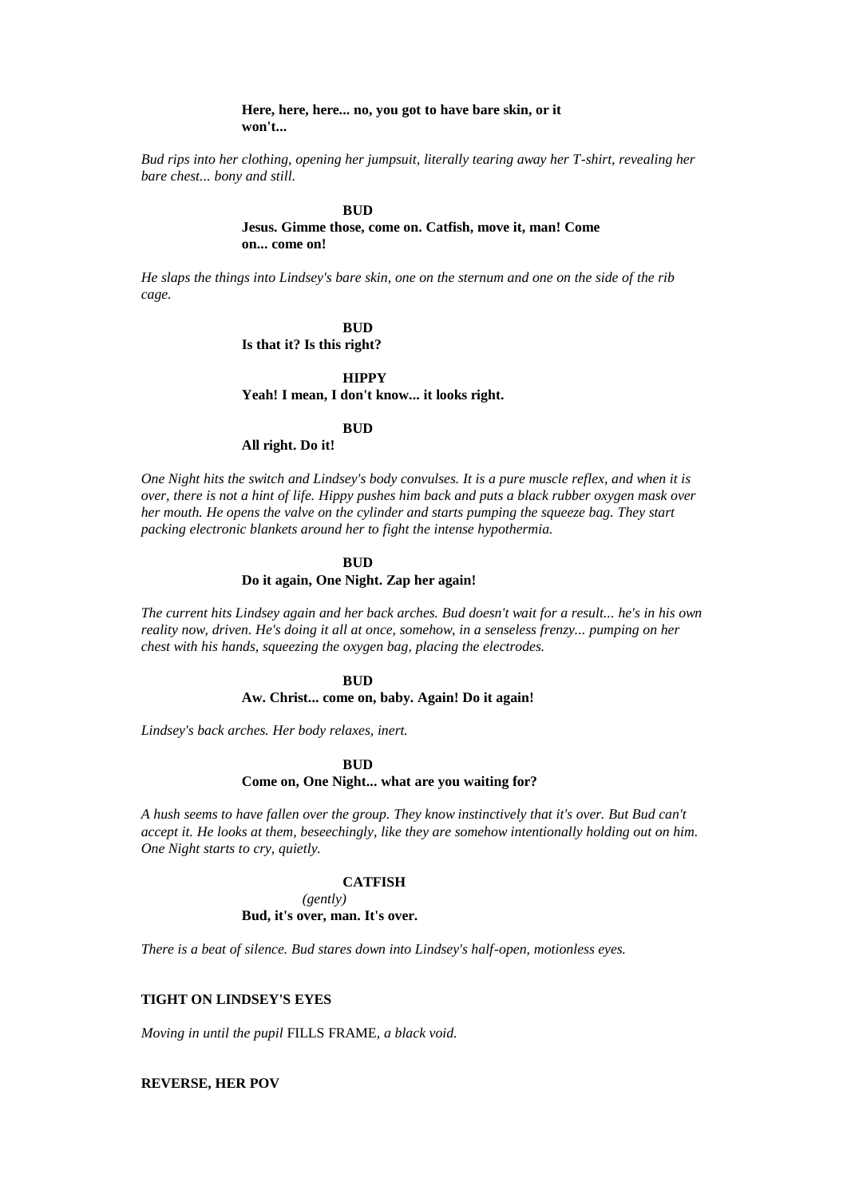**Here, here, here... no, you got to have bare skin, or it won't...**

*Bud rips into her clothing, opening her jumpsuit, literally tearing away her T-shirt, revealing her bare chest... bony and still.*

**BUD**

**Jesus. Gimme those, come on. Catfish, move it, man! Come on... come on!**

*He slaps the things into Lindsey's bare skin, one on the sternum and one on the side of the rib cage.*

**BUD**

**Is that it? Is this right?**

**HIPPY**

**Yeah! I mean, I don't know... it looks right.**

**BUD**

**All right. Do it!**

*One Night hits the switch and Lindsey's body convulses. It is a pure muscle reflex, and when it is over, there is not a hint of life. Hippy pushes him back and puts a black rubber oxygen mask over her mouth. He opens the valve on the cylinder and starts pumping the squeeze bag. They start packing electronic blankets around her to fight the intense hypothermia.*

**BUD**

**Do it again, One Night. Zap her again!**

*The current hits Lindsey again and her back arches. Bud doesn't wait for a result... he's in his own reality now, driven. He's doing it all at once, somehow, in a senseless frenzy... pumping on her chest with his hands, squeezing the oxygen bag, placing the electrodes.*

**BUD**

**Aw. Christ... come on, baby. Again! Do it again!**

*Lindsey's back arches. Her body relaxes, inert.*

**BUD**

**Come on, One Night... what are you waiting for?**

*A hush seems to have fallen over the group. They know instinctively that it's over. But Bud can't accept it. He looks at them, beseechingly, like they are somehow intentionally holding out on him. One Night starts to cry, quietly.*

**CATFISH**

*(gently)*

**Bud, it's over, man. It's over.**

*There is a beat of silence. Bud stares down into Lindsey's half-open, motionless eyes.*

**TIGHT ON LINDSEY'S EYES**

*Moving in until the pupil* FILLS FRAME, *a black void.*

**REVERSE, HER POV**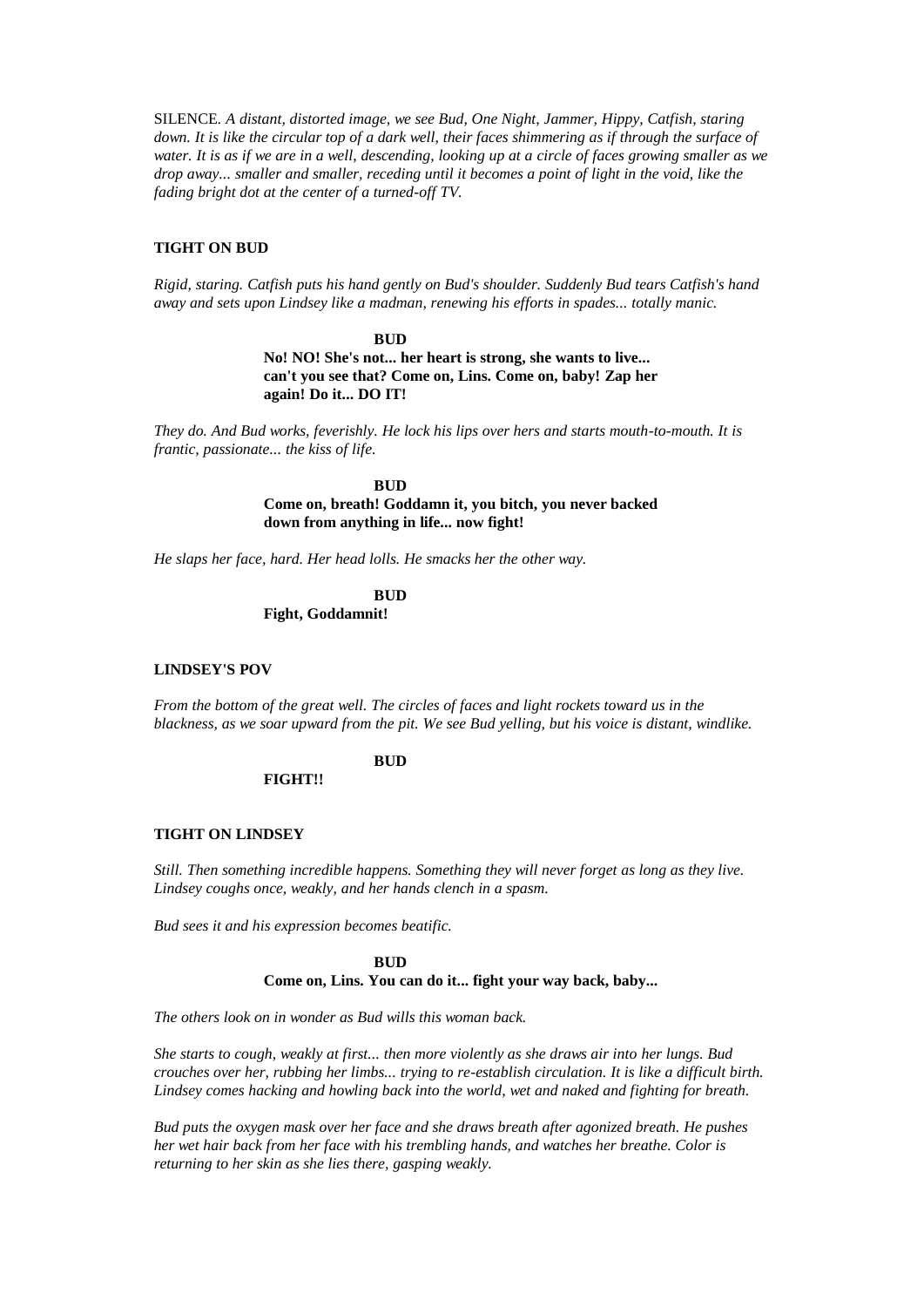SILENCE. *A distant, distorted image, we see Bud, One Night, Jammer, Hippy, Catfish, staring down. It is like the circular top of a dark well, their faces shimmering as if through the surface of water. It is as if we are in a well, descending, looking up at a circle of faces growing smaller as we drop away... smaller and smaller, receding until it becomes a point of light in the void, like the fading bright dot at the center of a turned-off TV.*

**TIGHT ON BUD**

*Rigid, staring. Catfish puts his hand gently on Bud's shoulder. Suddenly Bud tears Catfish's hand away and sets upon Lindsey like a madman, renewing his efforts in spades... totally manic.*

**BUD**
**No! NO! She's not... her heart is strong, she wants to live... can't you see that? Come on, Lins. Come on, baby! Zap her again! Do it... DO IT!**

*They do. And Bud works, feverishly. He lock his lips over hers and starts mouth-to-mouth. It is frantic, passionate... the kiss of life.*

**BUD**
**Come on, breath! Goddamn it, you bitch, you never backed down from anything in life... now fight!**

*He slaps her face, hard. Her head lolls. He smacks her the other way.*

**BUD**
**Fight, Goddamnit!**

**LINDSEY'S POV**

*From the bottom of the great well. The circles of faces and light rockets toward us in the blackness, as we soar upward from the pit. We see Bud yelling, but his voice is distant, windlike.*

**BUD**
**FIGHT!!**

**TIGHT ON LINDSEY**

*Still. Then something incredible happens. Something they will never forget as long as they live. Lindsey coughs once, weakly, and her hands clench in a spasm.*

*Bud sees it and his expression becomes beatific.*

**BUD**
**Come on, Lins. You can do it... fight your way back, baby...**

*The others look on in wonder as Bud wills this woman back.*

*She starts to cough, weakly at first... then more violently as she draws air into her lungs. Bud crouches over her, rubbing her limbs... trying to re-establish circulation. It is like a difficult birth. Lindsey comes hacking and howling back into the world, wet and naked and fighting for breath.*

*Bud puts the oxygen mask over her face and she draws breath after agonized breath. He pushes her wet hair back from her face with his trembling hands, and watches her breathe. Color is returning to her skin as she lies there, gasping weakly.*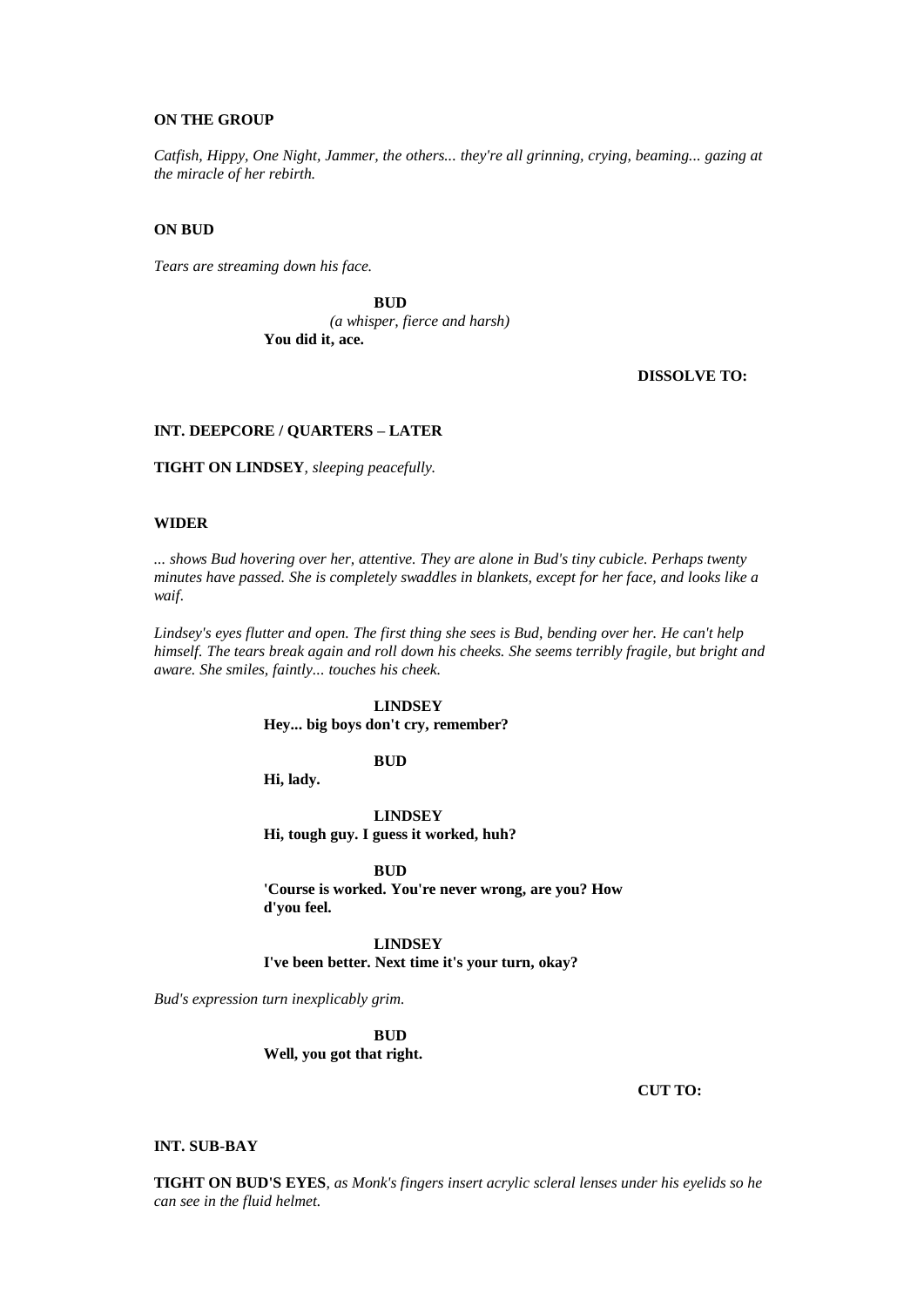**ON THE GROUP**

*Catfish, Hippy, One Night, Jammer, the others... they're all grinning, crying, beaming... gazing at the miracle of her rebirth.*

**ON BUD**

*Tears are streaming down his face.*

**BUD**
*(a whisper, fierce and harsh)*
**You did it, ace.**

**DISSOLVE TO:**

**INT. DEEPCORE / QUARTERS – LATER**

**TIGHT ON LINDSEY**, *sleeping peacefully.*

**WIDER**

*... shows Bud hovering over her, attentive. They are alone in Bud's tiny cubicle. Perhaps twenty minutes have passed. She is completely swaddles in blankets, except for her face, and looks like a waif.*

*Lindsey's eyes flutter and open. The first thing she sees is Bud, bending over her. He can't help himself. The tears break again and roll down his cheeks. She seems terribly fragile, but bright and aware. She smiles, faintly... touches his cheek.*

**LINDSEY**
**Hey... big boys don't cry, remember?**

**BUD**
**Hi, lady.**

**LINDSEY**
**Hi, tough guy. I guess it worked, huh?**

**BUD**
**'Course is worked. You're never wrong, are you? How d'you feel.**

**LINDSEY**
**I've been better. Next time it's your turn, okay?**

*Bud's expression turn inexplicably grim.*

**BUD**
**Well, you got that right.**

**CUT TO:**

**INT. SUB-BAY**

**TIGHT ON BUD'S EYES**, *as Monk's fingers insert acrylic scleral lenses under his eyelids so he can see in the fluid helmet.*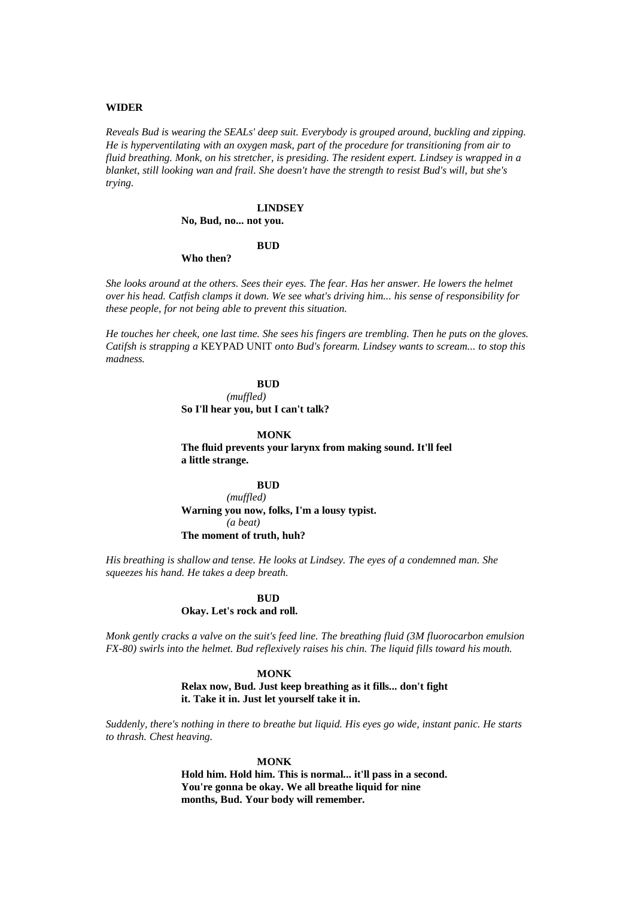**WIDER**

*Reveals Bud is wearing the SEALs' deep suit. Everybody is grouped around, buckling and zipping. He is hyperventilating with an oxygen mask, part of the procedure for transitioning from air to fluid breathing. Monk, on his stretcher, is presiding. The resident expert. Lindsey is wrapped in a blanket, still looking wan and frail. She doesn't have the strength to resist Bud's will, but she's trying.*

**LINDSEY**

**No, Bud, no... not you.**

**BUD**

**Who then?**

*She looks around at the others. Sees their eyes. The fear. Has her answer. He lowers the helmet over his head. Catfish clamps it down. We see what's driving him... his sense of responsibility for these people, for not being able to prevent this situation.*

*He touches her cheek, one last time. She sees his fingers are trembling. Then he puts on the gloves. Catifsh is strapping a* KEYPAD UNIT *onto Bud's forearm. Lindsey wants to scream... to stop this madness.*

**BUD**

*(muffled)*

**So I'll hear you, but I can't talk?**

**MONK**

**The fluid prevents your larynx from making sound. It'll feel a little strange.**

**BUD**

*(muffled)*

**Warning you now, folks, I'm a lousy typist.**

*(a beat)*

**The moment of truth, huh?**

*His breathing is shallow and tense. He looks at Lindsey. The eyes of a condemned man. She squeezes his hand. He takes a deep breath.*

**BUD**

**Okay. Let's rock and roll.**

*Monk gently cracks a valve on the suit's feed line. The breathing fluid (3M fluorocarbon emulsion FX-80) swirls into the helmet. Bud reflexively raises his chin. The liquid fills toward his mouth.*

**MONK**

**Relax now, Bud. Just keep breathing as it fills... don't fight it. Take it in. Just let yourself take it in.**

*Suddenly, there's nothing in there to breathe but liquid. His eyes go wide, instant panic. He starts to thrash. Chest heaving.*

**MONK**

**Hold him. Hold him. This is normal... it'll pass in a second. You're gonna be okay. We all breathe liquid for nine months, Bud. Your body will remember.**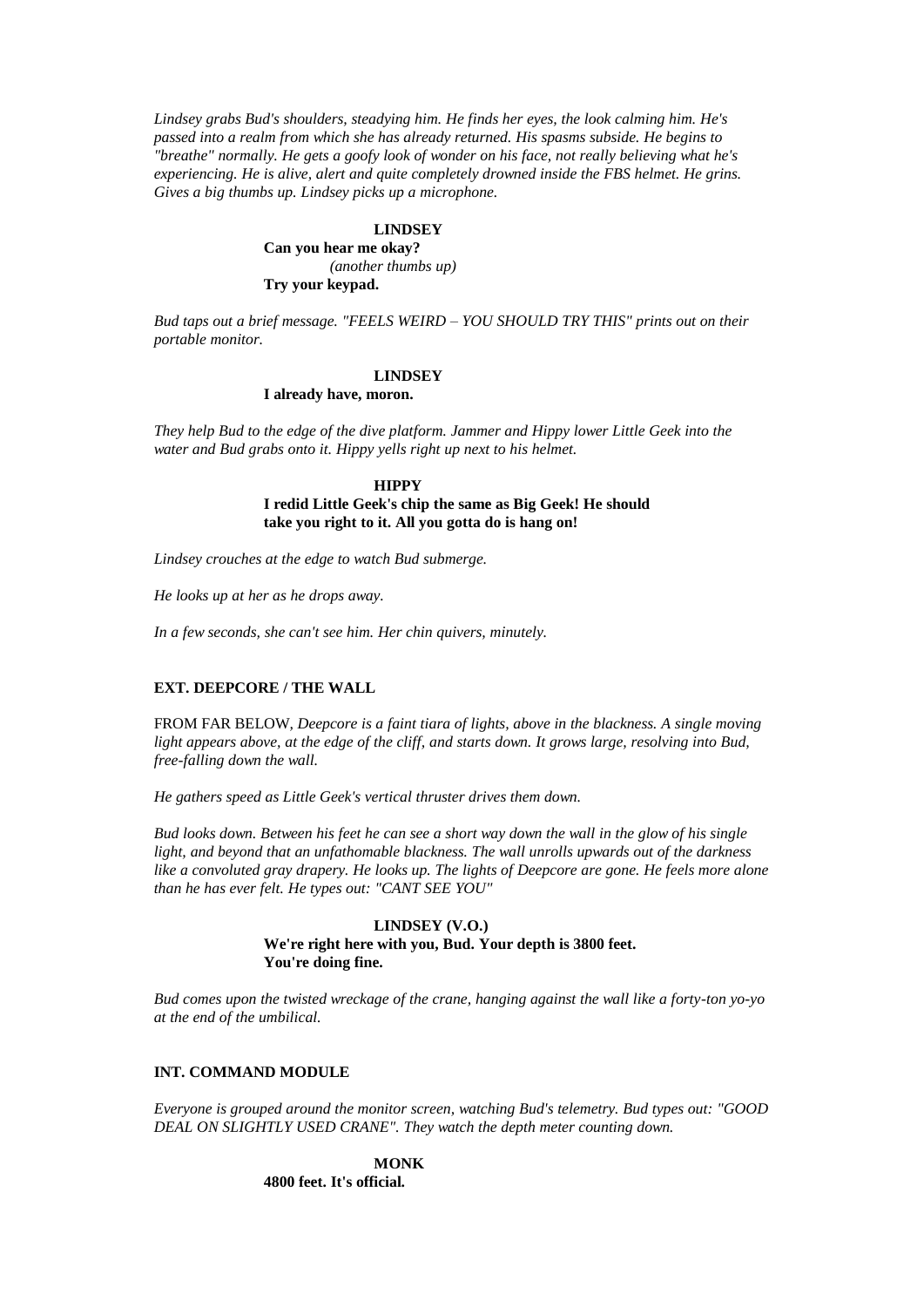*Lindsey grabs Bud's shoulders, steadying him. He finds her eyes, the look calming him. He's passed into a realm from which she has already returned. His spasms subside. He begins to "breathe" normally. He gets a goofy look of wonder on his face, not really believing what he's experiencing. He is alive, alert and quite completely drowned inside the FBS helmet. He grins. Gives a big thumbs up. Lindsey picks up a microphone.*

**LINDSEY**
**Can you hear me okay?**
*(another thumbs up)*
**Try your keypad.**

*Bud taps out a brief message. "FEELS WEIRD – YOU SHOULD TRY THIS" prints out on their portable monitor.*

**LINDSEY**
**I already have, moron.**

*They help Bud to the edge of the dive platform. Jammer and Hippy lower Little Geek into the water and Bud grabs onto it. Hippy yells right up next to his helmet.*

**HIPPY**
**I redid Little Geek's chip the same as Big Geek! He should take you right to it. All you gotta do is hang on!**

*Lindsey crouches at the edge to watch Bud submerge.*

*He looks up at her as he drops away.*

*In a few seconds, she can't see him. Her chin quivers, minutely.*

**EXT. DEEPCORE / THE WALL**

FROM FAR BELOW, *Deepcore is a faint tiara of lights, above in the blackness. A single moving light appears above, at the edge of the cliff, and starts down. It grows large, resolving into Bud, free-falling down the wall.*

*He gathers speed as Little Geek's vertical thruster drives them down.*

*Bud looks down. Between his feet he can see a short way down the wall in the glow of his single light, and beyond that an unfathomable blackness. The wall unrolls upwards out of the darkness like a convoluted gray drapery. He looks up. The lights of Deepcore are gone. He feels more alone than he has ever felt. He types out: "CANT SEE YOU"*

**LINDSEY (V.O.)**
**We're right here with you, Bud. Your depth is 3800 feet. You're doing fine.**

*Bud comes upon the twisted wreckage of the crane, hanging against the wall like a forty-ton yo-yo at the end of the umbilical.*

**INT. COMMAND MODULE**

*Everyone is grouped around the monitor screen, watching Bud's telemetry. Bud types out: "GOOD DEAL ON SLIGHTLY USED CRANE". They watch the depth meter counting down.*

**MONK**
**4800 feet. It's official.**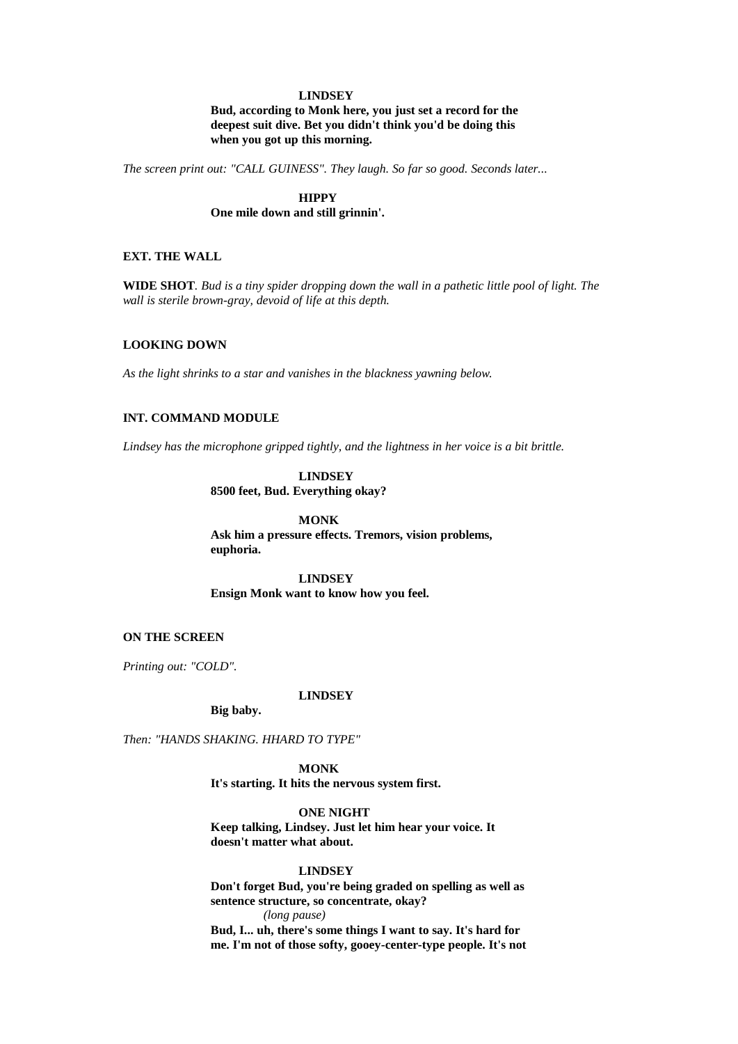**LINDSEY**
**Bud, according to Monk here, you just set a record for the deepest suit dive. Bet you didn't think you'd be doing this when you got up this morning.**

*The screen print out: "CALL GUINESS". They laugh. So far so good. Seconds later...*

**HIPPY**
**One mile down and still grinnin'.**

**EXT. THE WALL**

**WIDE SHOT**. *Bud is a tiny spider dropping down the wall in a pathetic little pool of light. The wall is sterile brown-gray, devoid of life at this depth.*

**LOOKING DOWN**

*As the light shrinks to a star and vanishes in the blackness yawning below.*

**INT. COMMAND MODULE**

*Lindsey has the microphone gripped tightly, and the lightness in her voice is a bit brittle.*

**LINDSEY**
**8500 feet, Bud. Everything okay?**

**MONK**
**Ask him a pressure effects. Tremors, vision problems, euphoria.**

**LINDSEY**
**Ensign Monk want to know how you feel.**

**ON THE SCREEN**

*Printing out: "COLD".*

**LINDSEY**
**Big baby.**

*Then: "HANDS SHAKING. HHARD TO TYPE"*

**MONK**
**It's starting. It hits the nervous system first.**

**ONE NIGHT**
**Keep talking, Lindsey. Just let him hear your voice. It doesn't matter what about.**

**LINDSEY**
**Don't forget Bud, you're being graded on spelling as well as sentence structure, so concentrate, okay?**
*(long pause)*
**Bud, I... uh, there's some things I want to say. It's hard for me. I'm not of those softy, gooey-center-type people. It's not**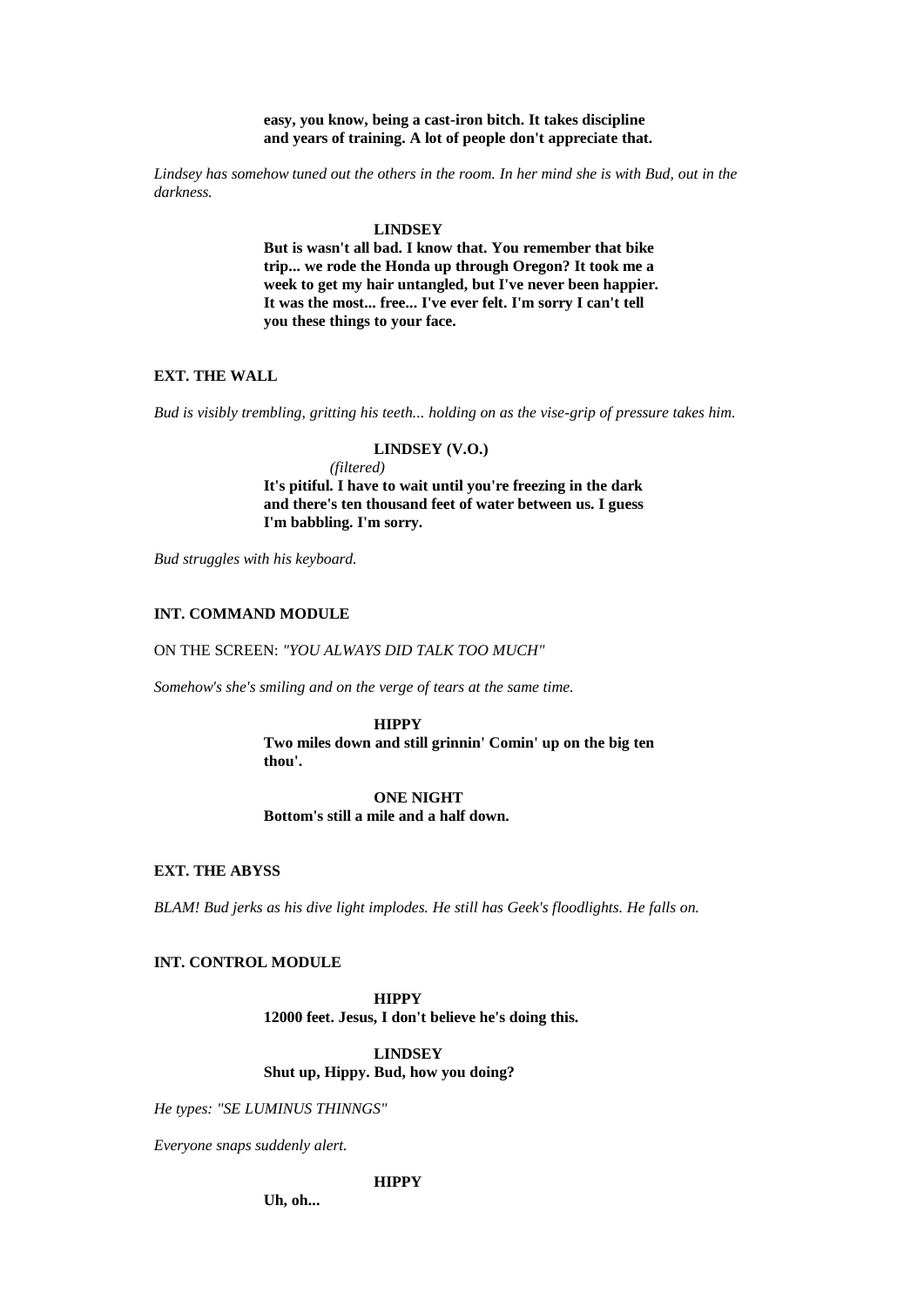**easy, you know, being a cast-iron bitch. It takes discipline and years of training. A lot of people don't appreciate that.**

*Lindsey has somehow tuned out the others in the room. In her mind she is with Bud, out in the darkness.*

**LINDSEY**

**But is wasn't all bad. I know that. You remember that bike trip... we rode the Honda up through Oregon? It took me a week to get my hair untangled, but I've never been happier. It was the most... free... I've ever felt. I'm sorry I can't tell you these things to your face.**

**EXT. THE WALL**

*Bud is visibly trembling, gritting his teeth... holding on as the vise-grip of pressure takes him.*

**LINDSEY (V.O.)**

*(filtered)*

**It's pitiful. I have to wait until you're freezing in the dark and there's ten thousand feet of water between us. I guess I'm babbling. I'm sorry.**

*Bud struggles with his keyboard.*

**INT. COMMAND MODULE**

ON THE SCREEN: *"YOU ALWAYS DID TALK TOO MUCH"*

*Somehow's she's smiling and on the verge of tears at the same time.*

**HIPPY**

**Two miles down and still grinnin' Comin' up on the big ten thou'.**

**ONE NIGHT**

**Bottom's still a mile and a half down.**

**EXT. THE ABYSS**

*BLAM! Bud jerks as his dive light implodes. He still has Geek's floodlights. He falls on.*

**INT. CONTROL MODULE**

**HIPPY**

**12000 feet. Jesus, I don't believe he's doing this.**

**LINDSEY**

**Shut up, Hippy. Bud, how you doing?**

*He types: "SE LUMINUS THINNGS"*

*Everyone snaps suddenly alert.*

**HIPPY**

**Uh, oh...**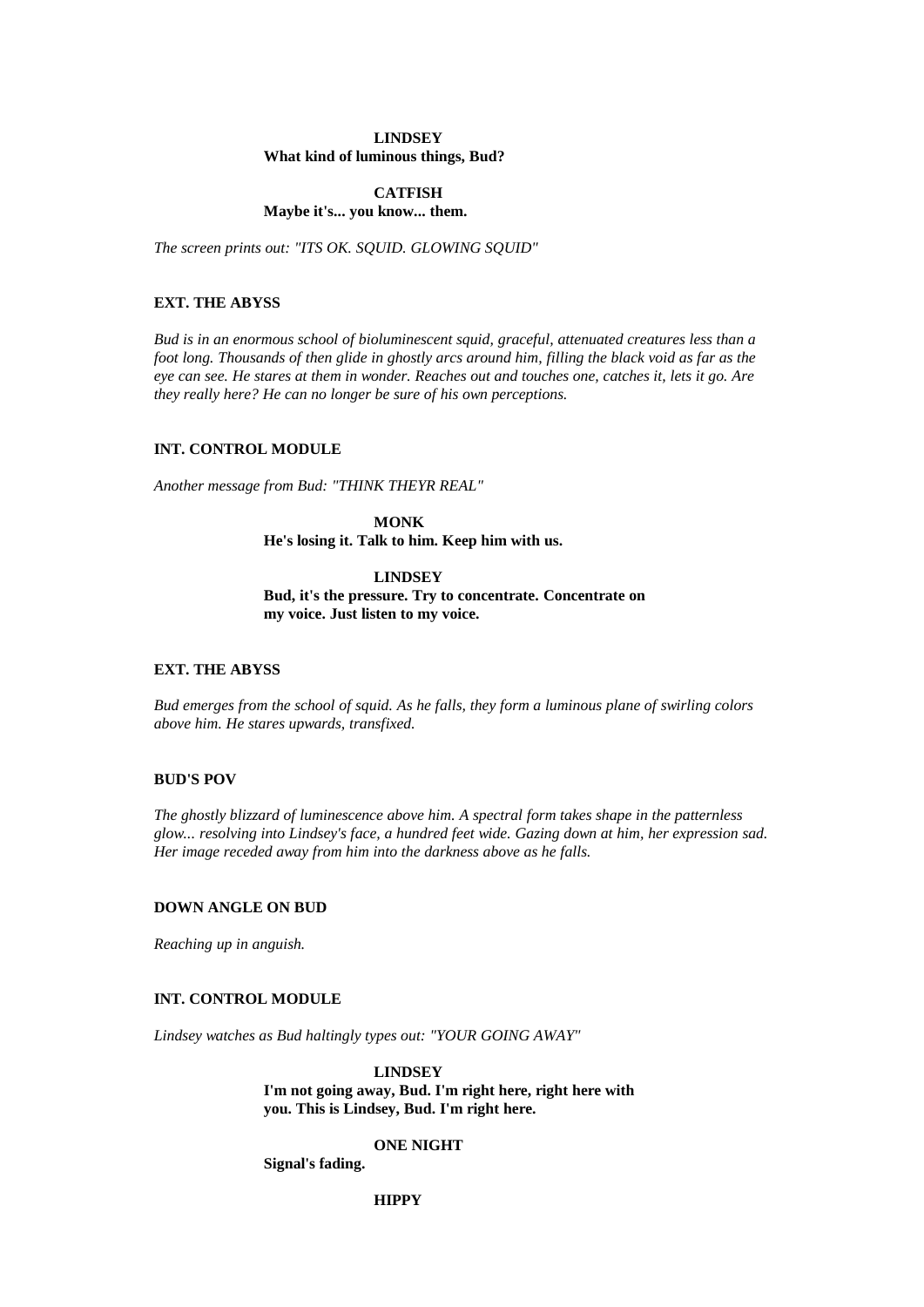**LINDSEY**
**What kind of luminous things, Bud?**

**CATFISH**
**Maybe it's... you know... them.**

*The screen prints out: "ITS OK. SQUID. GLOWING SQUID"*

**EXT. THE ABYSS**

*Bud is in an enormous school of bioluminescent squid, graceful, attenuated creatures less than a foot long. Thousands of then glide in ghostly arcs around him, filling the black void as far as the eye can see. He stares at them in wonder. Reaches out and touches one, catches it, lets it go. Are they really here? He can no longer be sure of his own perceptions.*

**INT. CONTROL MODULE**

*Another message from Bud: "THINK THEYR REAL"*

**MONK**
**He's losing it. Talk to him. Keep him with us.**

**LINDSEY**
**Bud, it's the pressure. Try to concentrate. Concentrate on my voice. Just listen to my voice.**

**EXT. THE ABYSS**

*Bud emerges from the school of squid. As he falls, they form a luminous plane of swirling colors above him. He stares upwards, transfixed.*

**BUD'S POV**

*The ghostly blizzard of luminescence above him. A spectral form takes shape in the patternless glow... resolving into Lindsey's face, a hundred feet wide. Gazing down at him, her expression sad. Her image receded away from him into the darkness above as he falls.*

**DOWN ANGLE ON BUD**

*Reaching up in anguish.*

**INT. CONTROL MODULE**

*Lindsey watches as Bud haltingly types out: "YOUR GOING AWAY"*

**LINDSEY**
**I'm not going away, Bud. I'm right here, right here with you. This is Lindsey, Bud. I'm right here.**

**ONE NIGHT**
**Signal's fading.**

**HIPPY**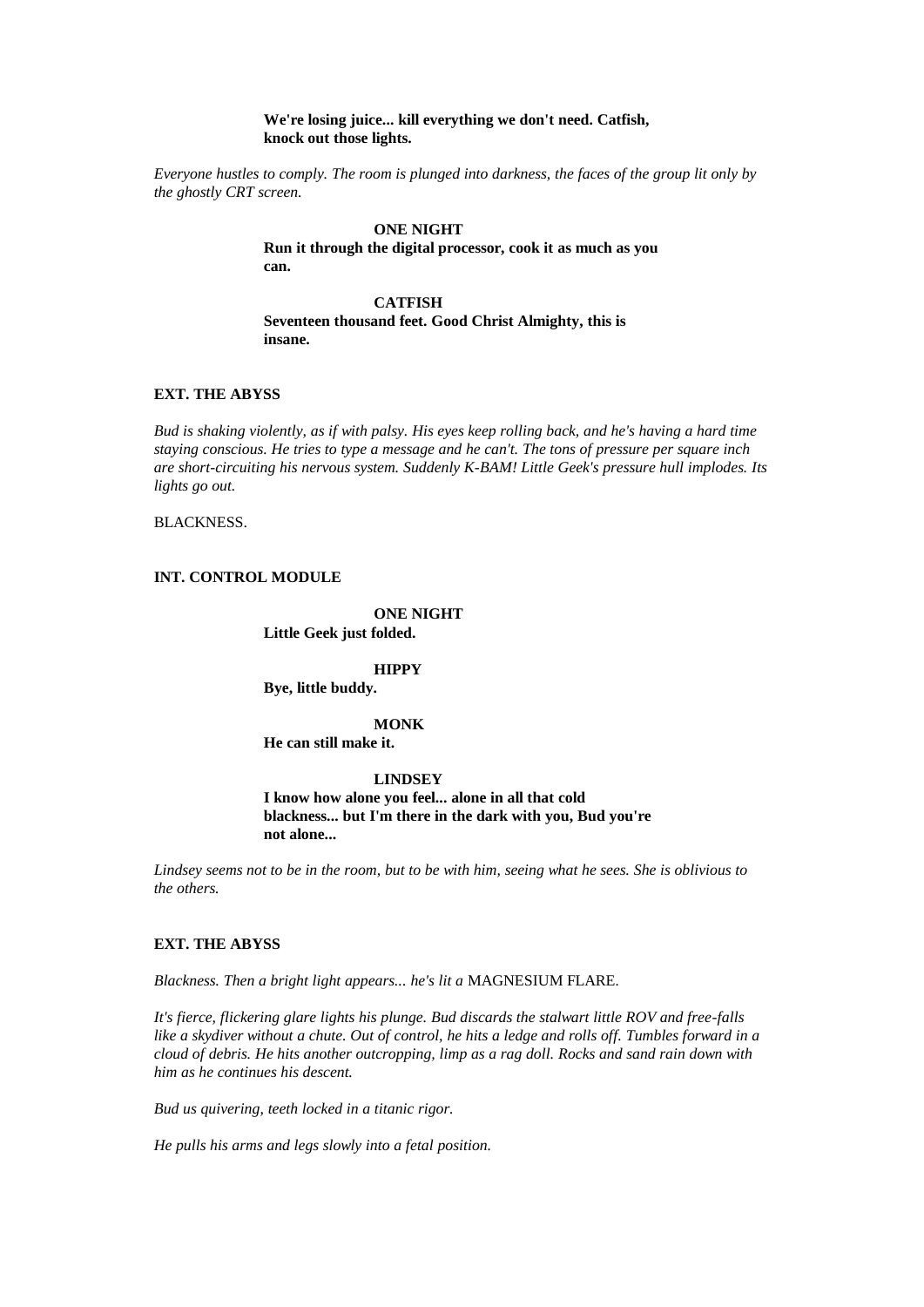**We're losing juice... kill everything we don't need. Catfish, knock out those lights.**

*Everyone hustles to comply. The room is plunged into darkness, the faces of the group lit only by the ghostly CRT screen.*

**ONE NIGHT**
**Run it through the digital processor, cook it as much as you can.**

**CATFISH**
**Seventeen thousand feet. Good Christ Almighty, this is insane.**

**EXT. THE ABYSS**

*Bud is shaking violently, as if with palsy. His eyes keep rolling back, and he's having a hard time staying conscious. He tries to type a message and he can't. The tons of pressure per square inch are short-circuiting his nervous system. Suddenly K-BAM! Little Geek's pressure hull implodes. Its lights go out.*

BLACKNESS.

**INT. CONTROL MODULE**

**ONE NIGHT**
**Little Geek just folded.**

**HIPPY**
**Bye, little buddy.**

**MONK**
**He can still make it.**

**LINDSEY**
**I know how alone you feel... alone in all that cold blackness... but I'm there in the dark with you, Bud you're not alone...**

*Lindsey seems not to be in the room, but to be with him, seeing what he sees. She is oblivious to the others.*

**EXT. THE ABYSS**

*Blackness. Then a bright light appears... he's lit a* MAGNESIUM FLARE.

*It's fierce, flickering glare lights his plunge. Bud discards the stalwart little ROV and free-falls like a skydiver without a chute. Out of control, he hits a ledge and rolls off. Tumbles forward in a cloud of debris. He hits another outcropping, limp as a rag doll. Rocks and sand rain down with him as he continues his descent.*

*Bud us quivering, teeth locked in a titanic rigor.*

*He pulls his arms and legs slowly into a fetal position.*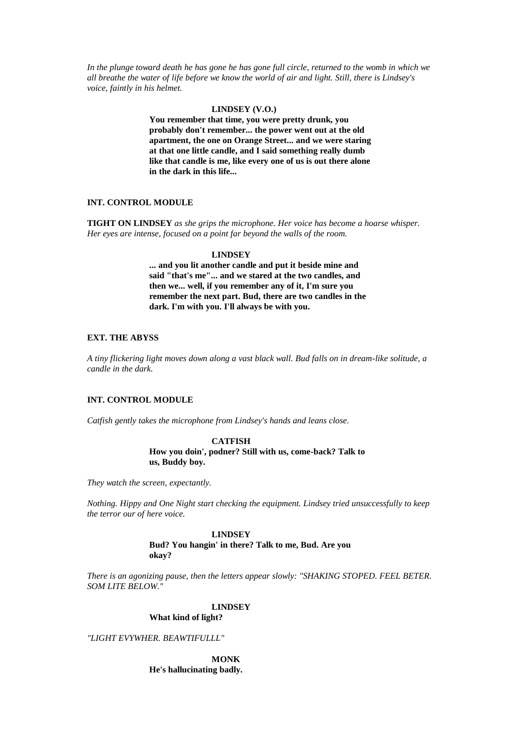*In the plunge toward death he has gone he has gone full circle, returned to the womb in which we all breathe the water of life before we know the world of air and light. Still, there is Lindsey's voice, faintly in his helmet.*

**LINDSEY (V.O.)**

**You remember that time, you were pretty drunk, you probably don't remember... the power went out at the old apartment, the one on Orange Street... and we were staring at that one little candle, and I said something really dumb like that candle is me, like every one of us is out there alone in the dark in this life...**

**INT. CONTROL MODULE**

**TIGHT ON LINDSEY** *as she grips the microphone. Her voice has become a hoarse whisper. Her eyes are intense, focused on a point far beyond the walls of the room.*

**LINDSEY**

**... and you lit another candle and put it beside mine and said "that's me"... and we stared at the two candles, and then we... well, if you remember any of it, I'm sure you remember the next part. Bud, there are two candles in the dark. I'm with you. I'll always be with you.**

**EXT. THE ABYSS**

*A tiny flickering light moves down along a vast black wall. Bud falls on in dream-like solitude, a candle in the dark.*

**INT. CONTROL MODULE**

*Catfish gently takes the microphone from Lindsey's hands and leans close.*

**CATFISH**

**How you doin', podner? Still with us, come-back? Talk to us, Buddy boy.**

*They watch the screen, expectantly.*

*Nothing. Hippy and One Night start checking the equipment. Lindsey tried unsuccessfully to keep the terror our of here voice.*

**LINDSEY**

**Bud? You hangin' in there? Talk to me, Bud. Are you okay?**

*There is an agonizing pause, then the letters appear slowly: "SHAKING STOPED. FEEL BETER. SOM LITE BELOW."*

**LINDSEY**

**What kind of light?**

*"LIGHT EVYWHER. BEAWTIFULLL"*

**MONK**

**He's hallucinating badly.**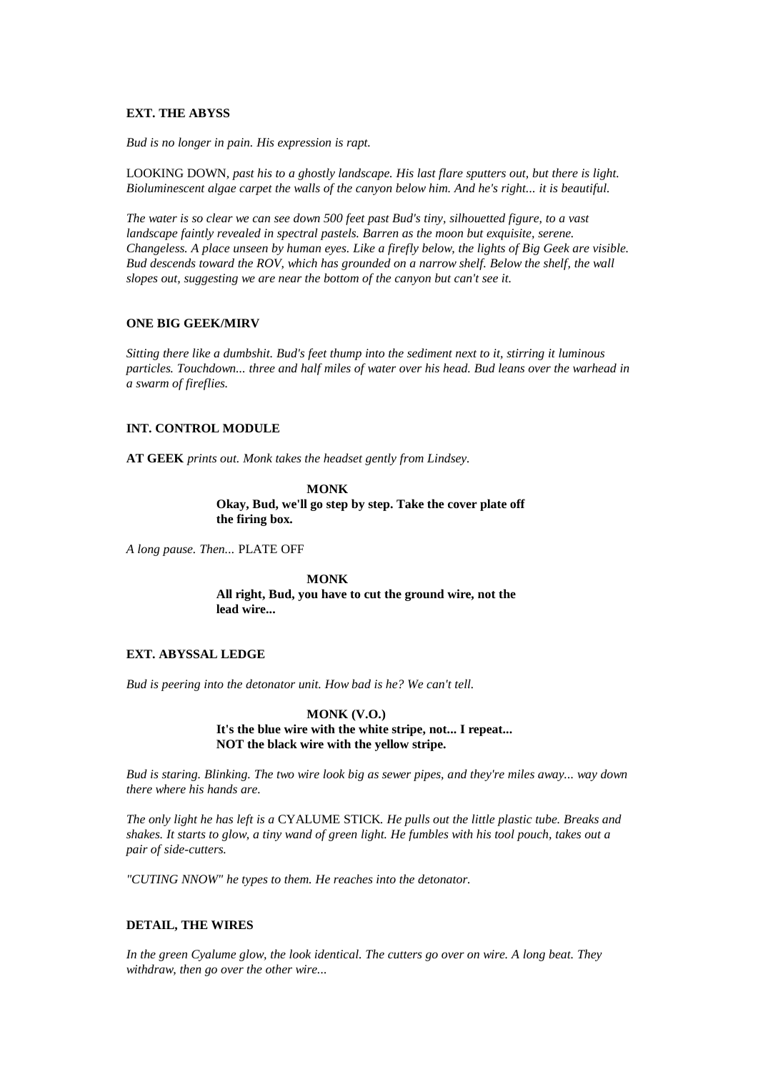**EXT. THE ABYSS**

*Bud is no longer in pain. His expression is rapt.*

LOOKING DOWN, *past his to a ghostly landscape. His last flare sputters out, but there is light. Bioluminescent algae carpet the walls of the canyon below him. And he's right... it is beautiful.*

*The water is so clear we can see down 500 feet past Bud's tiny, silhouetted figure, to a vast landscape faintly revealed in spectral pastels. Barren as the moon but exquisite, serene. Changeless. A place unseen by human eyes. Like a firefly below, the lights of Big Geek are visible. Bud descends toward the ROV, which has grounded on a narrow shelf. Below the shelf, the wall slopes out, suggesting we are near the bottom of the canyon but can't see it.*

**ONE BIG GEEK/MIRV**

*Sitting there like a dumbshit. Bud's feet thump into the sediment next to it, stirring it luminous particles. Touchdown... three and half miles of water over his head. Bud leans over the warhead in a swarm of fireflies.*

**INT. CONTROL MODULE**

**AT GEEK** *prints out. Monk takes the headset gently from Lindsey.*

**MONK**
**Okay, Bud, we'll go step by step. Take the cover plate off the firing box.**

*A long pause. Then...* PLATE OFF

**MONK**
**All right, Bud, you have to cut the ground wire, not the lead wire...**

**EXT. ABYSSAL LEDGE**

*Bud is peering into the detonator unit. How bad is he? We can't tell.*

**MONK (V.O.)**
**It's the blue wire with the white stripe, not... I repeat... NOT the black wire with the yellow stripe.**

*Bud is staring. Blinking. The two wire look big as sewer pipes, and they're miles away... way down there where his hands are.*

*The only light he has left is a* CYALUME STICK*. He pulls out the little plastic tube. Breaks and shakes. It starts to glow, a tiny wand of green light. He fumbles with his tool pouch, takes out a pair of side-cutters.*

*"CUTING NNOW" he types to them. He reaches into the detonator.*

**DETAIL, THE WIRES**

*In the green Cyalume glow, the look identical. The cutters go over on wire. A long beat. They withdraw, then go over the other wire...*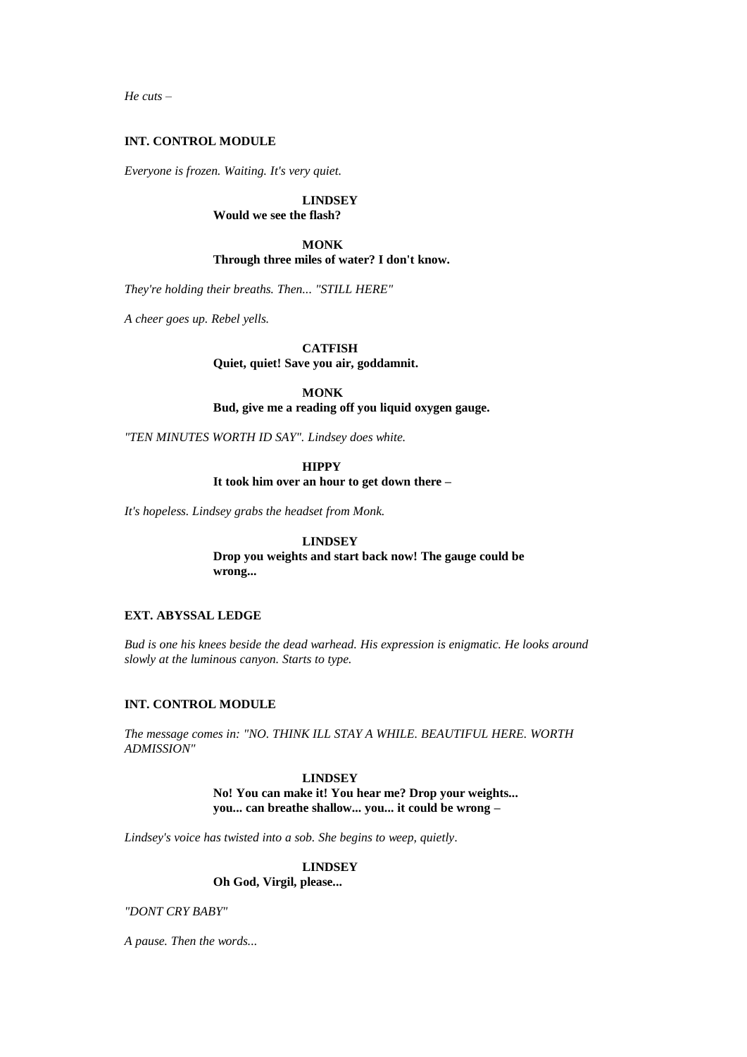*He cuts –*

**INT. CONTROL MODULE**

*Everyone is frozen. Waiting. It's very quiet.*

**LINDSEY**
**Would we see the flash?**

**MONK**
**Through three miles of water? I don't know.**

*They're holding their breaths. Then... "STILL HERE"*

*A cheer goes up. Rebel yells.*

**CATFISH**
**Quiet, quiet! Save you air, goddamnit.**

**MONK**
**Bud, give me a reading off you liquid oxygen gauge.**

*"TEN MINUTES WORTH ID SAY". Lindsey does white.*

**HIPPY**
**It took him over an hour to get down there –**

*It's hopeless. Lindsey grabs the headset from Monk.*

**LINDSEY**
**Drop you weights and start back now! The gauge could be wrong...**

**EXT. ABYSSAL LEDGE**

*Bud is one his knees beside the dead warhead. His expression is enigmatic. He looks around slowly at the luminous canyon. Starts to type.*

**INT. CONTROL MODULE**

*The message comes in: "NO. THINK ILL STAY A WHILE. BEAUTIFUL HERE. WORTH ADMISSION"*

**LINDSEY**
**No! You can make it! You hear me? Drop your weights... you... can breathe shallow... you... it could be wrong –**

*Lindsey's voice has twisted into a sob. She begins to weep, quietly.*

**LINDSEY**
**Oh God, Virgil, please...**

*"DONT CRY BABY"*

*A pause. Then the words...*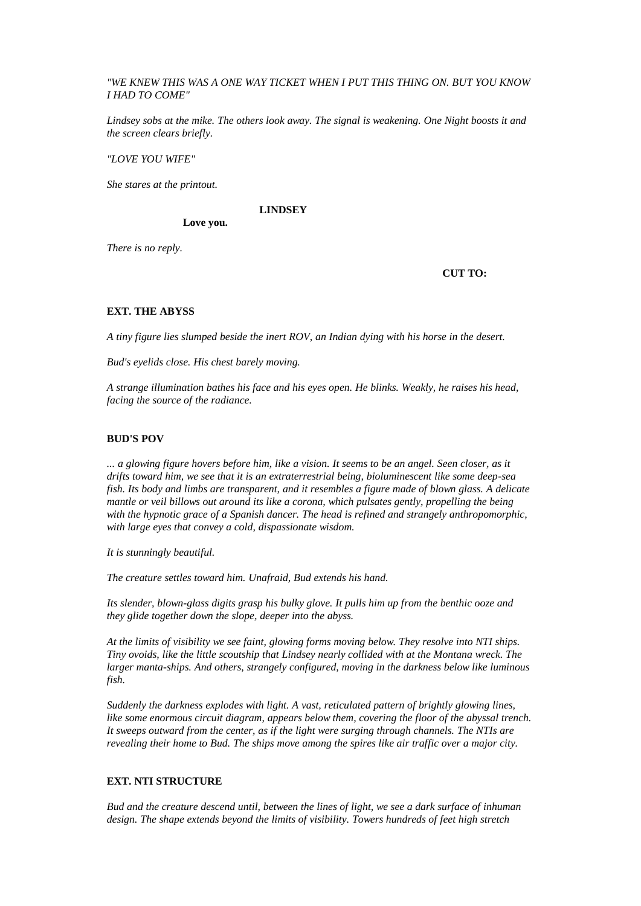*"WE KNEW THIS WAS A ONE WAY TICKET WHEN I PUT THIS THING ON. BUT YOU KNOW I HAD TO COME"*

*Lindsey sobs at the mike. The others look away. The signal is weakening. One Night boosts it and the screen clears briefly.*

*"LOVE YOU WIFE"*

*She stares at the printout.*

**LINDSEY**

**Love you.**

*There is no reply.*

**CUT TO:**

**EXT. THE ABYSS**

*A tiny figure lies slumped beside the inert ROV, an Indian dying with his horse in the desert.*

*Bud's eyelids close. His chest barely moving.*

*A strange illumination bathes his face and his eyes open. He blinks. Weakly, he raises his head, facing the source of the radiance.*

**BUD'S POV**

*... a glowing figure hovers before him, like a vision. It seems to be an angel. Seen closer, as it drifts toward him, we see that it is an extraterrestrial being, bioluminescent like some deep-sea fish. Its body and limbs are transparent, and it resembles a figure made of blown glass. A delicate mantle or veil billows out around its like a corona, which pulsates gently, propelling the being with the hypnotic grace of a Spanish dancer. The head is refined and strangely anthropomorphic, with large eyes that convey a cold, dispassionate wisdom.*

*It is stunningly beautiful.*

*The creature settles toward him. Unafraid, Bud extends his hand.*

*Its slender, blown-glass digits grasp his bulky glove. It pulls him up from the benthic ooze and they glide together down the slope, deeper into the abyss.*

*At the limits of visibility we see faint, glowing forms moving below. They resolve into NTI ships. Tiny ovoids, like the little scoutship that Lindsey nearly collided with at the Montana wreck. The larger manta-ships. And others, strangely configured, moving in the darkness below like luminous fish.*

*Suddenly the darkness explodes with light. A vast, reticulated pattern of brightly glowing lines, like some enormous circuit diagram, appears below them, covering the floor of the abyssal trench. It sweeps outward from the center, as if the light were surging through channels. The NTIs are revealing their home to Bud. The ships move among the spires like air traffic over a major city.*

**EXT. NTI STRUCTURE**

*Bud and the creature descend until, between the lines of light, we see a dark surface of inhuman design. The shape extends beyond the limits of visibility. Towers hundreds of feet high stretch*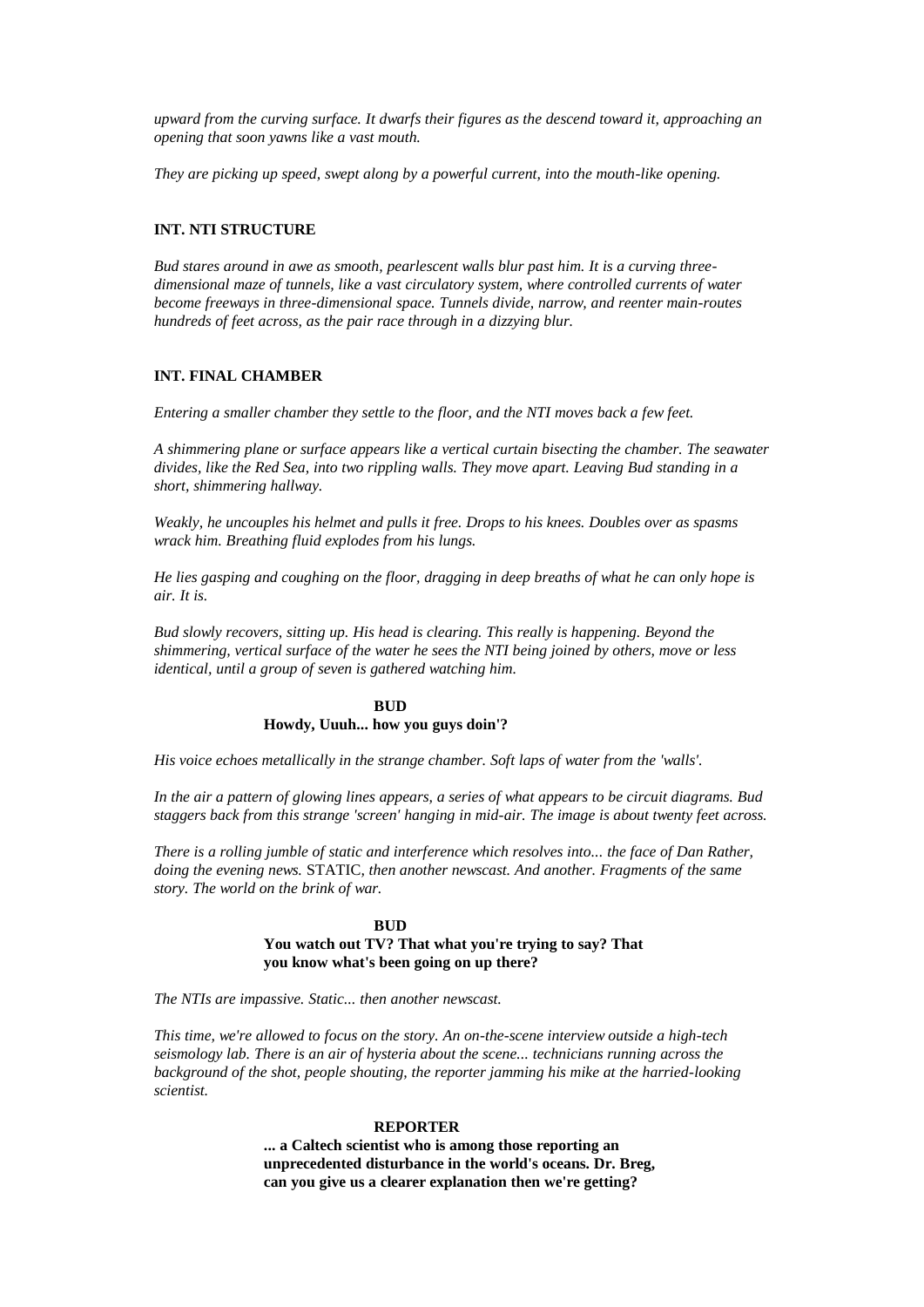*upward from the curving surface. It dwarfs their figures as the descend toward it, approaching an opening that soon yawns like a vast mouth.*

*They are picking up speed, swept along by a powerful current, into the mouth-like opening.*

**INT. NTI STRUCTURE**

*Bud stares around in awe as smooth, pearlescent walls blur past him. It is a curving three-dimensional maze of tunnels, like a vast circulatory system, where controlled currents of water become freeways in three-dimensional space. Tunnels divide, narrow, and reenter main-routes hundreds of feet across, as the pair race through in a dizzying blur.*

**INT. FINAL CHAMBER**

*Entering a smaller chamber they settle to the floor, and the NTI moves back a few feet.*

*A shimmering plane or surface appears like a vertical curtain bisecting the chamber. The seawater divides, like the Red Sea, into two rippling walls. They move apart. Leaving Bud standing in a short, shimmering hallway.*

*Weakly, he uncouples his helmet and pulls it free. Drops to his knees. Doubles over as spasms wrack him. Breathing fluid explodes from his lungs.*

*He lies gasping and coughing on the floor, dragging in deep breaths of what he can only hope is air. It is.*

*Bud slowly recovers, sitting up. His head is clearing. This really is happening. Beyond the shimmering, vertical surface of the water he sees the NTI being joined by others, move or less identical, until a group of seven is gathered watching him.*

**BUD**
**Howdy, Uuuh... how you guys doin'?**

*His voice echoes metallically in the strange chamber. Soft laps of water from the 'walls'.*

*In the air a pattern of glowing lines appears, a series of what appears to be circuit diagrams. Bud staggers back from this strange 'screen' hanging in mid-air. The image is about twenty feet across.*

*There is a rolling jumble of static and interference which resolves into... the face of Dan Rather, doing the evening news.* STATIC, *then another newscast. And another. Fragments of the same story. The world on the brink of war.*

**BUD**
**You watch out TV? That what you're trying to say? That you know what's been going on up there?**

*The NTIs are impassive. Static... then another newscast.*

*This time, we're allowed to focus on the story. An on-the-scene interview outside a high-tech seismology lab. There is an air of hysteria about the scene... technicians running across the background of the shot, people shouting, the reporter jamming his mike at the harried-looking scientist.*

**REPORTER**
**... a Caltech scientist who is among those reporting an unprecedented disturbance in the world's oceans. Dr. Breg, can you give us a clearer explanation then we're getting?**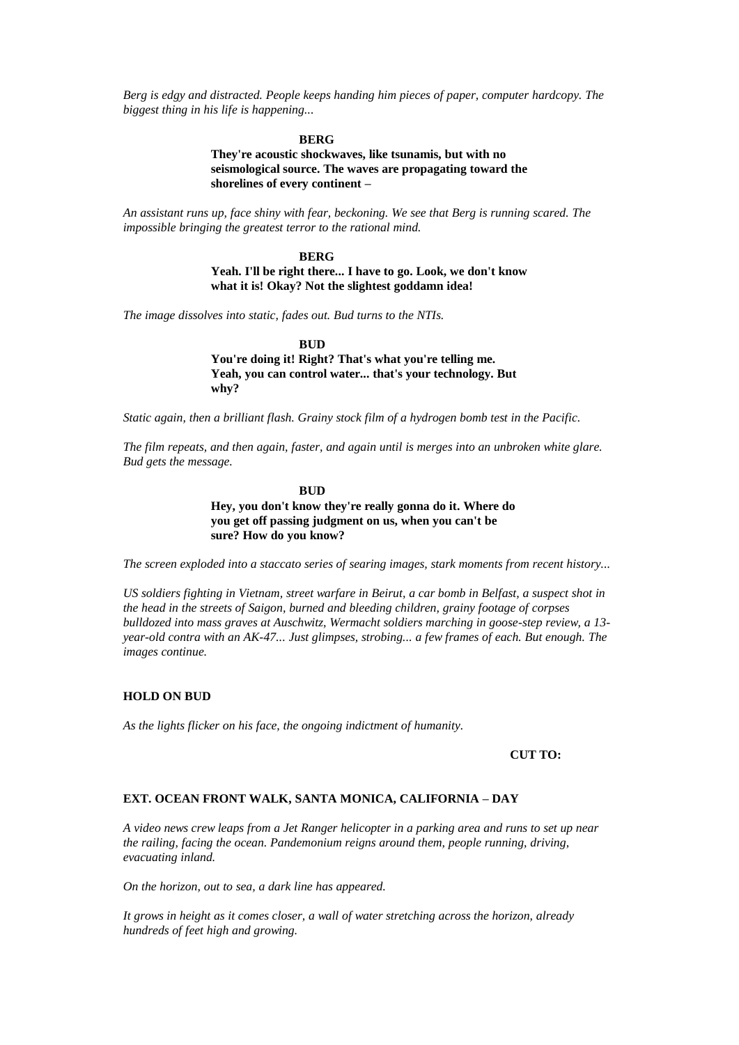*Berg is edgy and distracted. People keeps handing him pieces of paper, computer hardcopy. The biggest thing in his life is happening...*

**BERG**

**They're acoustic shockwaves, like tsunamis, but with no seismological source. The waves are propagating toward the shorelines of every continent –**

*An assistant runs up, face shiny with fear, beckoning. We see that Berg is running scared. The impossible bringing the greatest terror to the rational mind.*

**BERG**

**Yeah. I'll be right there... I have to go. Look, we don't know what it is! Okay? Not the slightest goddamn idea!**

*The image dissolves into static, fades out. Bud turns to the NTIs.*

**BUD**

**You're doing it! Right? That's what you're telling me. Yeah, you can control water... that's your technology. But why?**

*Static again, then a brilliant flash. Grainy stock film of a hydrogen bomb test in the Pacific.*

*The film repeats, and then again, faster, and again until is merges into an unbroken white glare. Bud gets the message.*

**BUD**

**Hey, you don't know they're really gonna do it. Where do you get off passing judgment on us, when you can't be sure? How do you know?**

*The screen exploded into a staccato series of searing images, stark moments from recent history...*

*US soldiers fighting in Vietnam, street warfare in Beirut, a car bomb in Belfast, a suspect shot in the head in the streets of Saigon, burned and bleeding children, grainy footage of corpses bulldozed into mass graves at Auschwitz, Wermacht soldiers marching in goose-step review, a 13-year-old contra with an AK-47... Just glimpses, strobing... a few frames of each. But enough. The images continue.*

**HOLD ON BUD**

*As the lights flicker on his face, the ongoing indictment of humanity.*

**CUT TO:**

**EXT. OCEAN FRONT WALK, SANTA MONICA, CALIFORNIA – DAY**

*A video news crew leaps from a Jet Ranger helicopter in a parking area and runs to set up near the railing, facing the ocean. Pandemonium reigns around them, people running, driving, evacuating inland.*

*On the horizon, out to sea, a dark line has appeared.*

*It grows in height as it comes closer, a wall of water stretching across the horizon, already hundreds of feet high and growing.*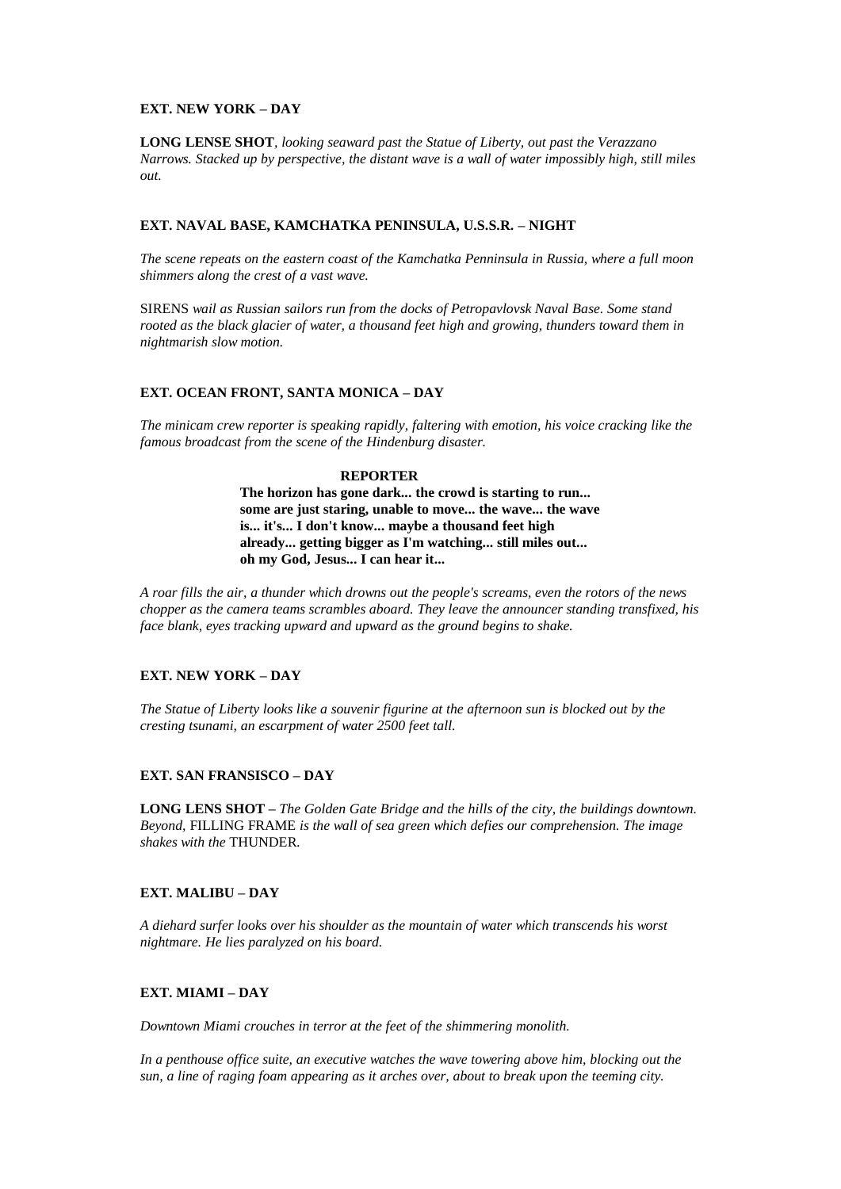**EXT. NEW YORK – DAY**

**LONG LENSE SHOT**, *looking seaward past the Statue of Liberty, out past the Verazzano Narrows. Stacked up by perspective, the distant wave is a wall of water impossibly high, still miles out.*

**EXT. NAVAL BASE, KAMCHATKA PENINSULA, U.S.S.R. – NIGHT**

*The scene repeats on the eastern coast of the Kamchatka Penninsula in Russia, where a full moon shimmers along the crest of a vast wave.*

SIRENS *wail as Russian sailors run from the docks of Petropavlovsk Naval Base. Some stand rooted as the black glacier of water, a thousand feet high and growing, thunders toward them in nightmarish slow motion.*

**EXT. OCEAN FRONT, SANTA MONICA – DAY**

*The minicam crew reporter is speaking rapidly, faltering with emotion, his voice cracking like the famous broadcast from the scene of the Hindenburg disaster.*

**REPORTER**

**The horizon has gone dark... the crowd is starting to run... some are just staring, unable to move... the wave... the wave is... it's... I don't know... maybe a thousand feet high already... getting bigger as I'm watching... still miles out... oh my God, Jesus... I can hear it...**

*A roar fills the air, a thunder which drowns out the people's screams, even the rotors of the news chopper as the camera teams scrambles aboard. They leave the announcer standing transfixed, his face blank, eyes tracking upward and upward as the ground begins to shake.*

**EXT. NEW YORK – DAY**

*The Statue of Liberty looks like a souvenir figurine at the afternoon sun is blocked out by the cresting tsunami, an escarpment of water 2500 feet tall.*

**EXT. SAN FRANSISCO – DAY**

**LONG LENS SHOT –** *The Golden Gate Bridge and the hills of the city, the buildings downtown. Beyond,* FILLING FRAME *is the wall of sea green which defies our comprehension. The image shakes with the* THUNDER.

**EXT. MALIBU – DAY**

*A diehard surfer looks over his shoulder as the mountain of water which transcends his worst nightmare. He lies paralyzed on his board.*

**EXT. MIAMI – DAY**

*Downtown Miami crouches in terror at the feet of the shimmering monolith.*

*In a penthouse office suite, an executive watches the wave towering above him, blocking out the sun, a line of raging foam appearing as it arches over, about to break upon the teeming city.*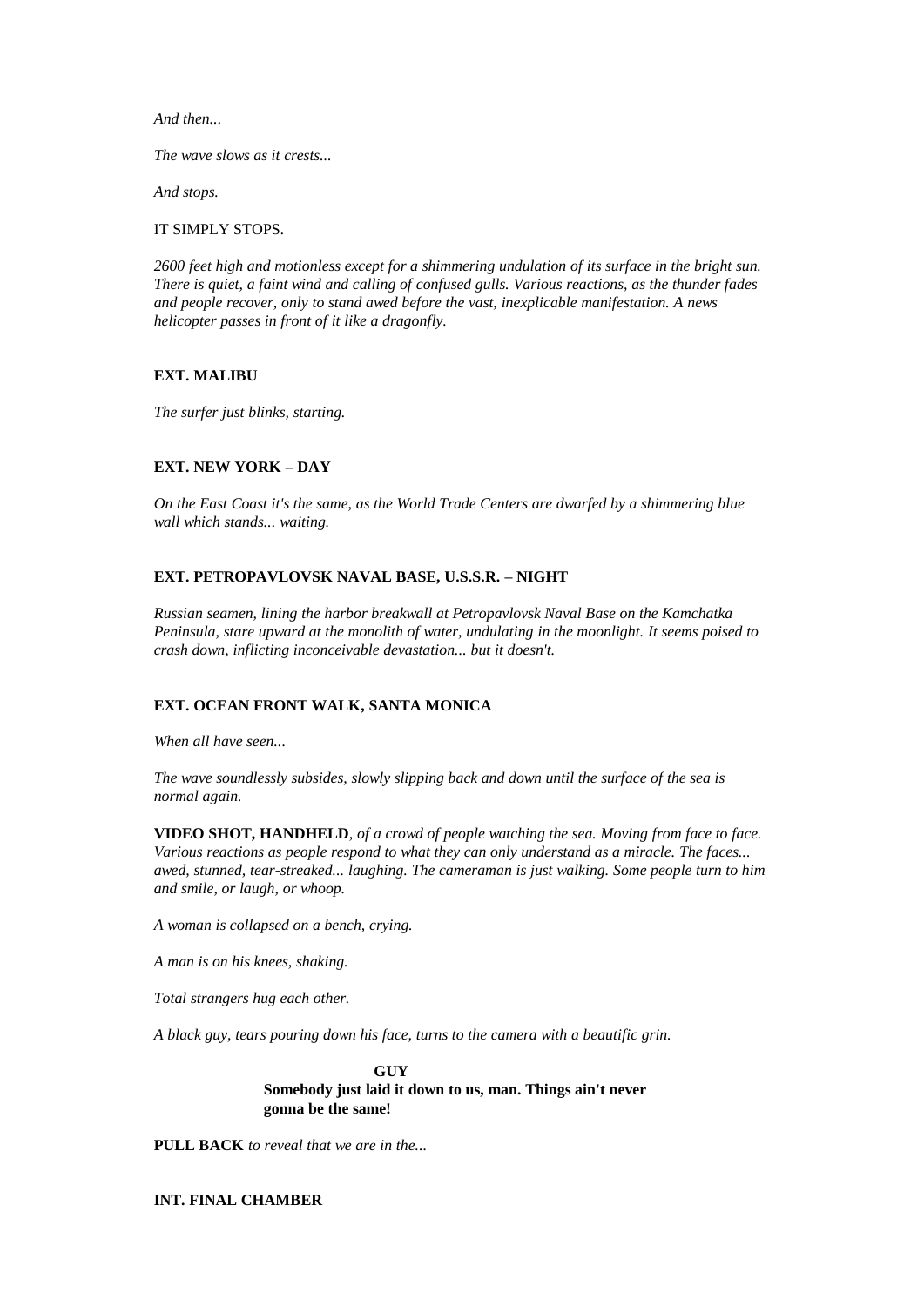*And then...*

*The wave slows as it crests...*

*And stops.*

IT SIMPLY STOPS.

*2600 feet high and motionless except for a shimmering undulation of its surface in the bright sun. There is quiet, a faint wind and calling of confused gulls. Various reactions, as the thunder fades and people recover, only to stand awed before the vast, inexplicable manifestation. A news helicopter passes in front of it like a dragonfly.*

**EXT. MALIBU**

*The surfer just blinks, starting.*

**EXT. NEW YORK – DAY**

*On the East Coast it's the same, as the World Trade Centers are dwarfed by a shimmering blue wall which stands... waiting.*

**EXT. PETROPAVLOVSK NAVAL BASE, U.S.S.R. – NIGHT**

*Russian seamen, lining the harbor breakwall at Petropavlovsk Naval Base on the Kamchatka Peninsula, stare upward at the monolith of water, undulating in the moonlight. It seems poised to crash down, inflicting inconceivable devastation... but it doesn't.*

**EXT. OCEAN FRONT WALK, SANTA MONICA**

*When all have seen...*

*The wave soundlessly subsides, slowly slipping back and down until the surface of the sea is normal again.*

**VIDEO SHOT, HANDHELD***, of a crowd of people watching the sea. Moving from face to face. Various reactions as people respond to what they can only understand as a miracle. The faces... awed, stunned, tear-streaked... laughing. The cameraman is just walking. Some people turn to him and smile, or laugh, or whoop.*

*A woman is collapsed on a bench, crying.*

*A man is on his knees, shaking.*

*Total strangers hug each other.*

*A black guy, tears pouring down his face, turns to the camera with a beautific grin.*

**GUY**
**Somebody just laid it down to us, man. Things ain't never gonna be the same!**

**PULL BACK** *to reveal that we are in the...*

**INT. FINAL CHAMBER**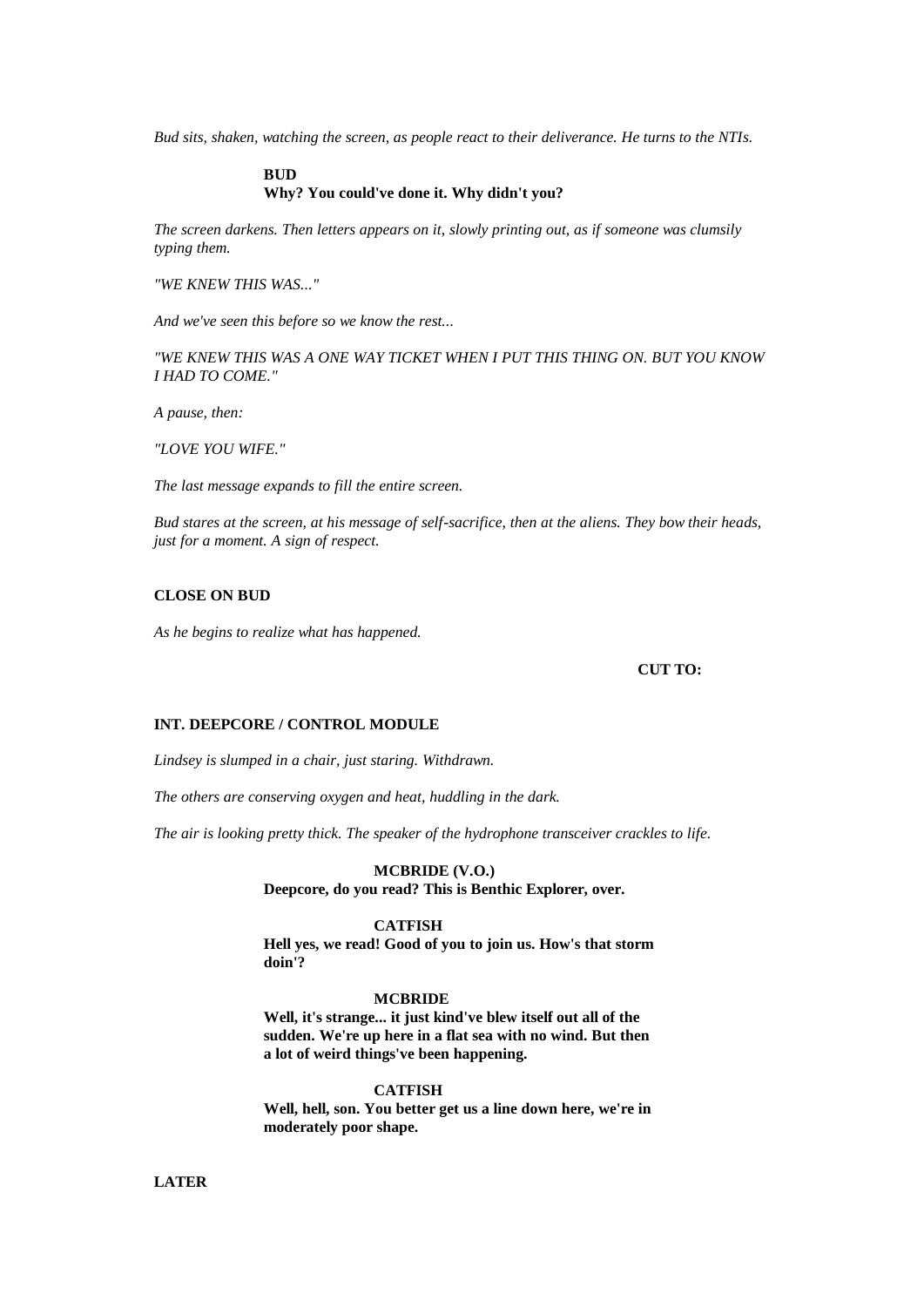*Bud sits, shaken, watching the screen, as people react to their deliverance. He turns to the NTIs.*

**BUD**
**Why? You could've done it. Why didn't you?**

*The screen darkens. Then letters appears on it, slowly printing out, as if someone was clumsily typing them.*

*"WE KNEW THIS WAS..."*

*And we've seen this before so we know the rest...*

*"WE KNEW THIS WAS A ONE WAY TICKET WHEN I PUT THIS THING ON. BUT YOU KNOW I HAD TO COME."*

*A pause, then:*

*"LOVE YOU WIFE."*

*The last message expands to fill the entire screen.*

*Bud stares at the screen, at his message of self-sacrifice, then at the aliens. They bow their heads, just for a moment. A sign of respect.*

**CLOSE ON BUD**

*As he begins to realize what has happened.*

**CUT TO:**

**INT. DEEPCORE / CONTROL MODULE**

*Lindsey is slumped in a chair, just staring. Withdrawn.*

*The others are conserving oxygen and heat, huddling in the dark.*

*The air is looking pretty thick. The speaker of the hydrophone transceiver crackles to life.*

**MCBRIDE (V.O.)**
**Deepcore, do you read? This is Benthic Explorer, over.**

**CATFISH**
**Hell yes, we read! Good of you to join us. How's that storm doin'?**

**MCBRIDE**
**Well, it's strange... it just kind've blew itself out all of the sudden. We're up here in a flat sea with no wind. But then a lot of weird things've been happening.**

**CATFISH**
**Well, hell, son. You better get us a line down here, we're in moderately poor shape.**

**LATER**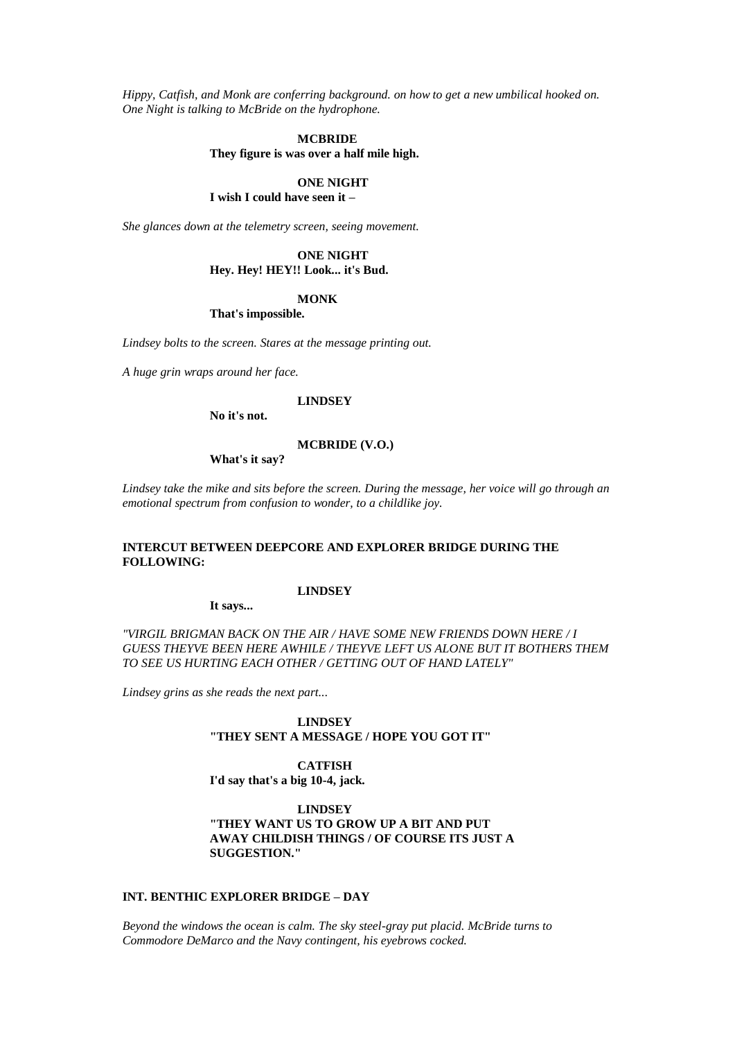*Hippy, Catfish, and Monk are conferring background. on how to get a new umbilical hooked on. One Night is talking to McBride on the hydrophone.*

**MCBRIDE**
**They figure is was over a half mile high.**

**ONE NIGHT**
**I wish I could have seen it –**

*She glances down at the telemetry screen, seeing movement.*

**ONE NIGHT**
**Hey. Hey! HEY!! Look... it's Bud.**

**MONK**
**That's impossible.**

*Lindsey bolts to the screen. Stares at the message printing out.*

*A huge grin wraps around her face.*

**LINDSEY**
**No it's not.**

**MCBRIDE (V.O.)**
**What's it say?**

*Lindsey take the mike and sits before the screen. During the message, her voice will go through an emotional spectrum from confusion to wonder, to a childlike joy.*

**INTERCUT BETWEEN DEEPCORE AND EXPLORER BRIDGE DURING THE FOLLOWING:**

**LINDSEY**
**It says...**

*"VIRGIL BRIGMAN BACK ON THE AIR / HAVE SOME NEW FRIENDS DOWN HERE / I GUESS THEYVE BEEN HERE AWHILE / THEYVE LEFT US ALONE BUT IT BOTHERS THEM TO SEE US HURTING EACH OTHER / GETTING OUT OF HAND LATELY"*

*Lindsey grins as she reads the next part...*

**LINDSEY**
**"THEY SENT A MESSAGE / HOPE YOU GOT IT"**

**CATFISH**
**I'd say that's a big 10-4, jack.**

**LINDSEY**
**"THEY WANT US TO GROW UP A BIT AND PUT AWAY CHILDISH THINGS / OF COURSE ITS JUST A SUGGESTION."**

**INT. BENTHIC EXPLORER BRIDGE – DAY**

*Beyond the windows the ocean is calm. The sky steel-gray put placid. McBride turns to Commodore DeMarco and the Navy contingent, his eyebrows cocked.*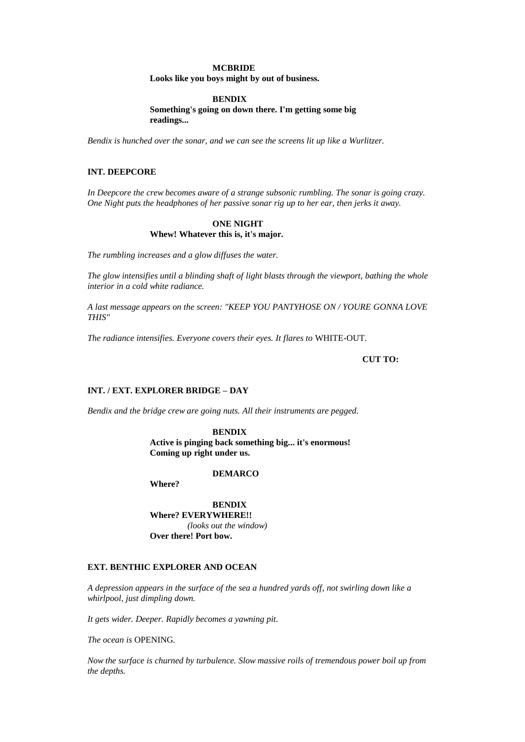**MCBRIDE**
**Looks like you boys might by out of business.**

**BENDIX**
**Something's going on down there. I'm getting some big readings...**

*Bendix is hunched over the sonar, and we can see the screens lit up like a Wurlitzer.*

**INT. DEEPCORE**

*In Deepcore the crew becomes aware of a strange subsonic rumbling. The sonar is going crazy. One Night puts the headphones of her passive sonar rig up to her ear, then jerks it away.*

**ONE NIGHT**
**Whew! Whatever this is, it's major.**

*The rumbling increases and a glow diffuses the water.*

*The glow intensifies until a blinding shaft of light blasts through the viewport, bathing the whole interior in a cold white radiance.*

*A last message appears on the screen: "KEEP YOU PANTYHOSE ON / YOURE GONNA LOVE THIS"*

*The radiance intensifies. Everyone covers their eyes. It flares to* WHITE-OUT.

**CUT TO:**

**INT. / EXT. EXPLORER BRIDGE – DAY**

*Bendix and the bridge crew are going nuts. All their instruments are pegged.*

**BENDIX**
**Active is pinging back something big... it's enormous! Coming up right under us.**

**DEMARCO**
**Where?**

**BENDIX**
**Where? EVERYWHERE!!**
*(looks out the window)*
**Over there! Port bow.**

**EXT. BENTHIC EXPLORER AND OCEAN**

*A depression appears in the surface of the sea a hundred yards off, not swirling down like a whirlpool, just dimpling down.*

*It gets wider. Deeper. Rapidly becomes a yawning pit.*

*The ocean is* OPENING.

*Now the surface is churned by turbulence. Slow massive roils of tremendous power boil up from the depths.*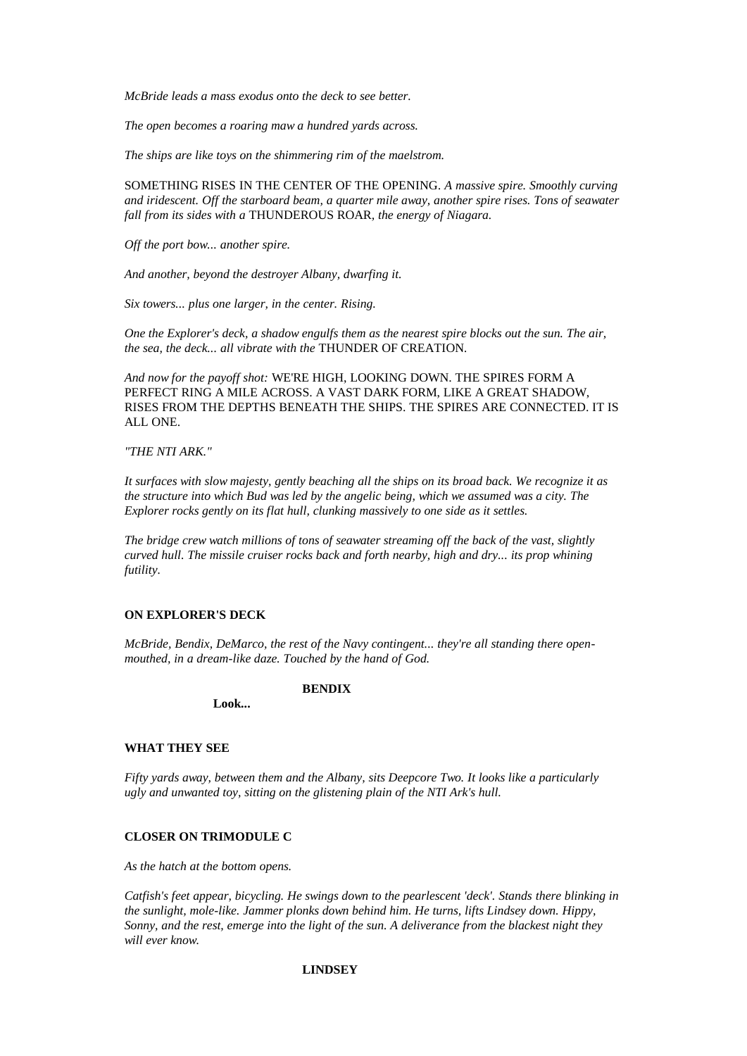*McBride leads a mass exodus onto the deck to see better.*

*The open becomes a roaring maw a hundred yards across.*

*The ships are like toys on the shimmering rim of the maelstrom.*

SOMETHING RISES IN THE CENTER OF THE OPENING. *A massive spire. Smoothly curving and iridescent. Off the starboard beam, a quarter mile away, another spire rises. Tons of seawater fall from its sides with a* THUNDEROUS ROAR, *the energy of Niagara.*

*Off the port bow... another spire.*

*And another, beyond the destroyer Albany, dwarfing it.*

*Six towers... plus one larger, in the center. Rising.*

*One the Explorer's deck, a shadow engulfs them as the nearest spire blocks out the sun. The air, the sea, the deck... all vibrate with the* THUNDER OF CREATION.

*And now for the payoff shot:* WE'RE HIGH, LOOKING DOWN. THE SPIRES FORM A PERFECT RING A MILE ACROSS. A VAST DARK FORM, LIKE A GREAT SHADOW, RISES FROM THE DEPTHS BENEATH THE SHIPS. THE SPIRES ARE CONNECTED. IT IS ALL ONE.

*"THE NTI ARK."*

*It surfaces with slow majesty, gently beaching all the ships on its broad back. We recognize it as the structure into which Bud was led by the angelic being, which we assumed was a city. The Explorer rocks gently on its flat hull, clunking massively to one side as it settles.*

*The bridge crew watch millions of tons of seawater streaming off the back of the vast, slightly curved hull. The missile cruiser rocks back and forth nearby, high and dry... its prop whining futility.*

**ON EXPLORER'S DECK**

*McBride, Bendix, DeMarco, the rest of the Navy contingent... they're all standing there open-mouthed, in a dream-like daze. Touched by the hand of God.*

**BENDIX**

**Look...**

**WHAT THEY SEE**

*Fifty yards away, between them and the Albany, sits Deepcore Two. It looks like a particularly ugly and unwanted toy, sitting on the glistening plain of the NTI Ark's hull.*

**CLOSER ON TRIMODULE C**

*As the hatch at the bottom opens.*

*Catfish's feet appear, bicycling. He swings down to the pearlescent 'deck'. Stands there blinking in the sunlight, mole-like. Jammer plonks down behind him. He turns, lifts Lindsey down. Hippy, Sonny, and the rest, emerge into the light of the sun. A deliverance from the blackest night they will ever know.*

**LINDSEY**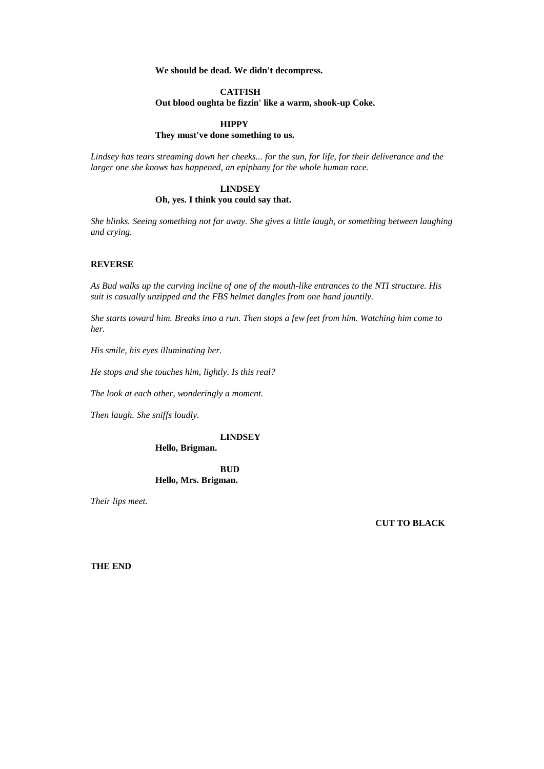**We should be dead. We didn't decompress.**

**CATFISH**

**Out blood oughta be fizzin' like a warm, shook-up Coke.**

**HIPPY**

**They must've done something to us.**

*Lindsey has tears streaming down her cheeks... for the sun, for life, for their deliverance and the larger one she knows has happened, an epiphany for the whole human race.*

**LINDSEY**

**Oh, yes. I think you could say that.**

*She blinks. Seeing something not far away. She gives a little laugh, or something between laughing and crying.*

**REVERSE**

*As Bud walks up the curving incline of one of the mouth-like entrances to the NTI structure. His suit is casually unzipped and the FBS helmet dangles from one hand jauntily.*

*She starts toward him. Breaks into a run. Then stops a few feet from him. Watching him come to her.*

*His smile, his eyes illuminating her.*

*He stops and she touches him, lightly. Is this real?*

*The look at each other, wonderingly a moment.*

*Then laugh. She sniffs loudly.*

**LINDSEY**

**Hello, Brigman.**

**BUD**

**Hello, Mrs. Brigman.**

*Their lips meet.*

**CUT TO BLACK**

**THE END**